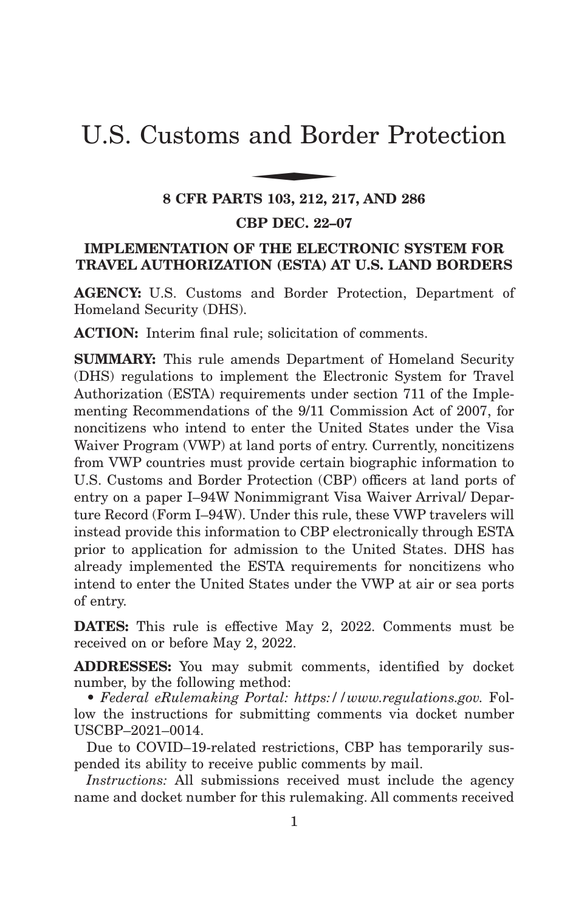# U.S. Customs and Border Protection

## 8 CFR PARTS 103, 212, 217, AND 286

## CBP DEC. 22–07

## IMPLEMENTATION OF THE ELECTRONIC SYSTEM FOR TRAVEL AUTHORIZATION (ESTA) AT U.S. LAND BORDERS

**AGENCY:** U.S. Customs and Border Protection, Department of Homeland Security (DHS).

**ACTION:** Interim final rule; solicitation of comments.

**SUMMARY:** This rule amends Department of Homeland Security (DHS) regulations to implement the Electronic System for Travel Authorization (ESTA) requirements under section 711 of the Implementing Recommendations of the 9/11 Commission Act of 2007, for noncitizens who intend to enter the United States under the Visa Waiver Program (VWP) at land ports of entry. Currently, noncitizens from VWP countries must provide certain biographic information to U.S. Customs and Border Protection (CBP) officers at land ports of entry on a paper I–94W Nonimmigrant Visa Waiver Arrival/ Departure Record (Form I–94W). Under this rule, these VWP travelers will instead provide this information to CBP electronically through ESTA prior to application for admission to the United States. DHS has already implemented the ESTA requirements for noncitizens who intend to enter the United States under the VWP at air or sea ports of entry.

**DATES:** This rule is effective May 2, 2022. Comments must be received on or before May 2, 2022.

**ADDRESSES:** You may submit comments, identified by docket number, by the following method:

- *Federal eRulemaking Portal: https://www.regulations.gov.* Follow the instructions for submitting comments via docket number USCBP–2021–0014.

Due to COVID–19-related restrictions, CBP has temporarily suspended its ability to receive public comments by mail.

*Instructions:* All submissions received must include the agency name and docket number for this rulemaking. All comments received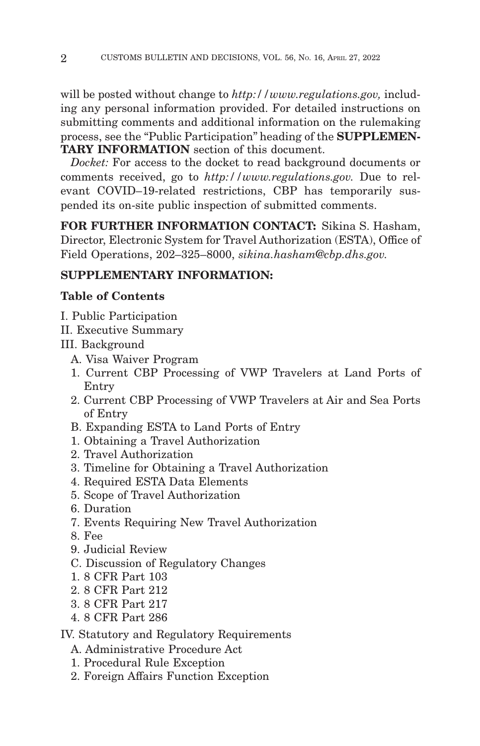will be posted without change to *http://www.regulations.gov,* including any personal information provided. For detailed instructions on submitting comments and additional information on the rulemaking process, see the "Public Participation" heading of the **SUPPLEMENTARY INFORMATION** section of this document.

*Docket:* For access to the docket to read background documents or comments received, go to *http://www.regulations.gov.* Due to relevant COVID–19-related restrictions, CBP has temporarily suspended its on-site public inspection of submitted comments.

**FOR FURTHER INFORMATION CONTACT:** Sikina S. Hasham, Director, Electronic System for Travel Authorization (ESTA), Office of Field Operations, 202–325–8000, *sikina.hasham@cbp.dhs.gov.*

**SUPPLEMENTARY INFORMATION:**

**Table of Contents**

I. Public Participation

II. Executive Summary

III. Background

- A. Visa Waiver Program
- 1. Current CBP Processing of VWP Travelers at Land Ports of Entry
- 2. Current CBP Processing of VWP Travelers at Air and Sea Ports of Entry
- B. Expanding ESTA to Land Ports of Entry
- 1. Obtaining a Travel Authorization
- 2. Travel Authorization
- 3. Timeline for Obtaining a Travel Authorization
- 4. Required ESTA Data Elements
- 5. Scope of Travel Authorization
- 6. Duration
- 7. Events Requiring New Travel Authorization
- 8. Fee
- 9. Judicial Review
- C. Discussion of Regulatory Changes
- 1. 8 CFR Part 103
- 2. 8 CFR Part 212
- 3. 8 CFR Part 217
- 4. 8 CFR Part 286

IV. Statutory and Regulatory Requirements

- A. Administrative Procedure Act
- 1. Procedural Rule Exception
- 2. Foreign Affairs Function Exception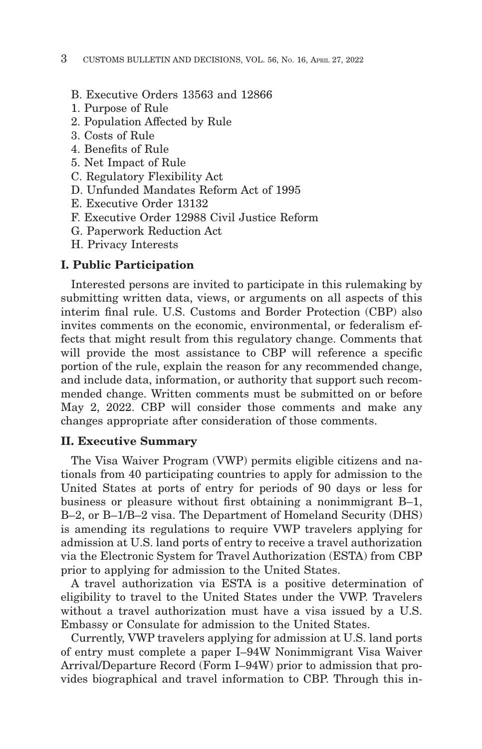B. Executive Orders 13563 and 12866
1. Purpose of Rule
2. Population Affected by Rule
3. Costs of Rule
4. Benefits of Rule
5. Net Impact of Rule
C. Regulatory Flexibility Act
D. Unfunded Mandates Reform Act of 1995
E. Executive Order 13132
F. Executive Order 12988 Civil Justice Reform
G. Paperwork Reduction Act
H. Privacy Interests

## I. Public Participation

Interested persons are invited to participate in this rulemaking by submitting written data, views, or arguments on all aspects of this interim final rule. U.S. Customs and Border Protection (CBP) also invites comments on the economic, environmental, or federalism effects that might result from this regulatory change. Comments that will provide the most assistance to CBP will reference a specific portion of the rule, explain the reason for any recommended change, and include data, information, or authority that support such recommended change. Written comments must be submitted on or before May 2, 2022. CBP will consider those comments and make any changes appropriate after consideration of those comments.

## II. Executive Summary

The Visa Waiver Program (VWP) permits eligible citizens and nationals from 40 participating countries to apply for admission to the United States at ports of entry for periods of 90 days or less for business or pleasure without first obtaining a nonimmigrant B–1, B–2, or B–1/B–2 visa. The Department of Homeland Security (DHS) is amending its regulations to require VWP travelers applying for admission at U.S. land ports of entry to receive a travel authorization via the Electronic System for Travel Authorization (ESTA) from CBP prior to applying for admission to the United States.

A travel authorization via ESTA is a positive determination of eligibility to travel to the United States under the VWP. Travelers without a travel authorization must have a visa issued by a U.S. Embassy or Consulate for admission to the United States.

Currently, VWP travelers applying for admission at U.S. land ports of entry must complete a paper I–94W Nonimmigrant Visa Waiver Arrival/Departure Record (Form I–94W) prior to admission that provides biographical and travel information to CBP. Through this in-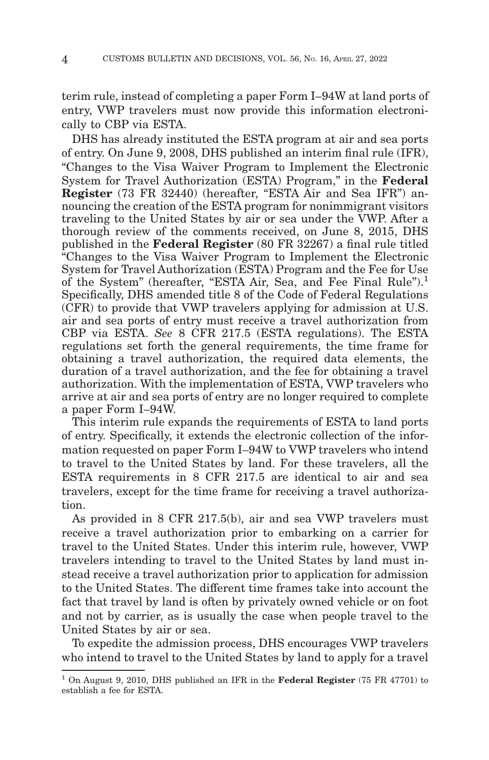terim rule, instead of completing a paper Form I–94W at land ports of entry, VWP travelers must now provide this information electronically to CBP via ESTA.

DHS has already instituted the ESTA program at air and sea ports of entry. On June 9, 2008, DHS published an interim final rule (IFR), "Changes to the Visa Waiver Program to Implement the Electronic System for Travel Authorization (ESTA) Program," in the **Federal Register** (73 FR 32440) (hereafter, "ESTA Air and Sea IFR") announcing the creation of the ESTA program for nonimmigrant visitors traveling to the United States by air or sea under the VWP. After a thorough review of the comments received, on June 8, 2015, DHS published in the **Federal Register** (80 FR 32267) a final rule titled "Changes to the Visa Waiver Program to Implement the Electronic System for Travel Authorization (ESTA) Program and the Fee for Use of the System" (hereafter, "ESTA Air, Sea, and Fee Final Rule").[1] Specifically, DHS amended title 8 of the Code of Federal Regulations (CFR) to provide that VWP travelers applying for admission at U.S. air and sea ports of entry must receive a travel authorization from CBP via ESTA. *See* 8 CFR 217.5 (ESTA regulations). The ESTA regulations set forth the general requirements, the time frame for obtaining a travel authorization, the required data elements, the duration of a travel authorization, and the fee for obtaining a travel authorization. With the implementation of ESTA, VWP travelers who arrive at air and sea ports of entry are no longer required to complete a paper Form I–94W.

This interim rule expands the requirements of ESTA to land ports of entry. Specifically, it extends the electronic collection of the information requested on paper Form I–94W to VWP travelers who intend to travel to the United States by land. For these travelers, all the ESTA requirements in 8 CFR 217.5 are identical to air and sea travelers, except for the time frame for receiving a travel authorization.

As provided in 8 CFR 217.5(b), air and sea VWP travelers must receive a travel authorization prior to embarking on a carrier for travel to the United States. Under this interim rule, however, VWP travelers intending to travel to the United States by land must instead receive a travel authorization prior to application for admission to the United States. The different time frames take into account the fact that travel by land is often by privately owned vehicle or on foot and not by carrier, as is usually the case when people travel to the United States by air or sea.

To expedite the admission process, DHS encourages VWP travelers who intend to travel to the United States by land to apply for a travel

[1] On August 9, 2010, DHS published an IFR in the **Federal Register** (75 FR 47701) to establish a fee for ESTA.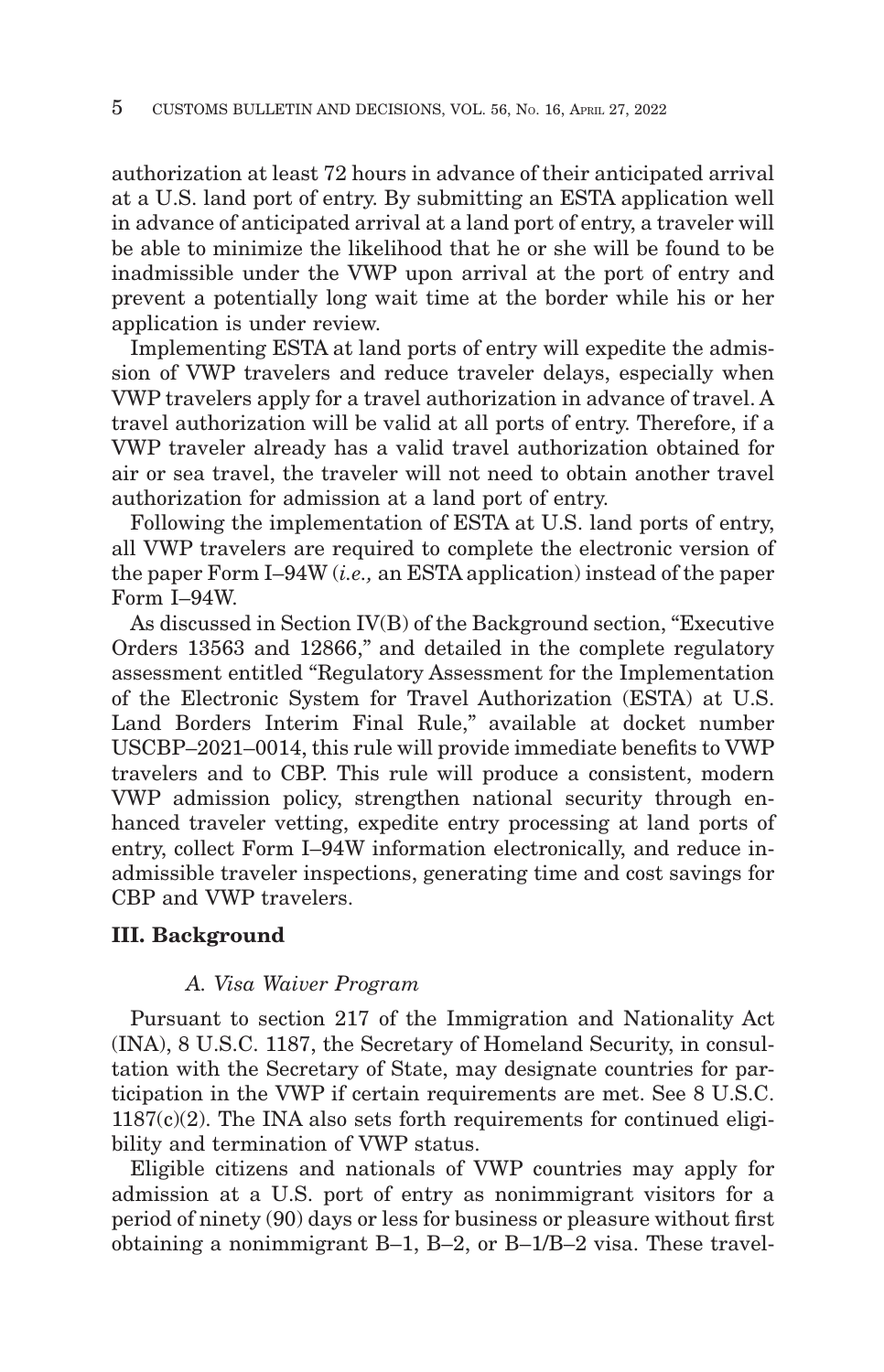authorization at least 72 hours in advance of their anticipated arrival at a U.S. land port of entry. By submitting an ESTA application well in advance of anticipated arrival at a land port of entry, a traveler will be able to minimize the likelihood that he or she will be found to be inadmissible under the VWP upon arrival at the port of entry and prevent a potentially long wait time at the border while his or her application is under review.

Implementing ESTA at land ports of entry will expedite the admission of VWP travelers and reduce traveler delays, especially when VWP travelers apply for a travel authorization in advance of travel. A travel authorization will be valid at all ports of entry. Therefore, if a VWP traveler already has a valid travel authorization obtained for air or sea travel, the traveler will not need to obtain another travel authorization for admission at a land port of entry.

Following the implementation of ESTA at U.S. land ports of entry, all VWP travelers are required to complete the electronic version of the paper Form I–94W (*i.e.,* an ESTA application) instead of the paper Form I–94W.

As discussed in Section IV(B) of the Background section, "Executive Orders 13563 and 12866," and detailed in the complete regulatory assessment entitled "Regulatory Assessment for the Implementation of the Electronic System for Travel Authorization (ESTA) at U.S. Land Borders Interim Final Rule," available at docket number USCBP–2021–0014, this rule will provide immediate benefits to VWP travelers and to CBP. This rule will produce a consistent, modern VWP admission policy, strengthen national security through enhanced traveler vetting, expedite entry processing at land ports of entry, collect Form I–94W information electronically, and reduce inadmissible traveler inspections, generating time and cost savings for CBP and VWP travelers.

## III. Background

### *A. Visa Waiver Program*

Pursuant to section 217 of the Immigration and Nationality Act (INA), 8 U.S.C. 1187, the Secretary of Homeland Security, in consultation with the Secretary of State, may designate countries for participation in the VWP if certain requirements are met. See 8 U.S.C. 1187(c)(2). The INA also sets forth requirements for continued eligibility and termination of VWP status.

Eligible citizens and nationals of VWP countries may apply for admission at a U.S. port of entry as nonimmigrant visitors for a period of ninety (90) days or less for business or pleasure without first obtaining a nonimmigrant B–1, B–2, or B–1/B–2 visa. These travel-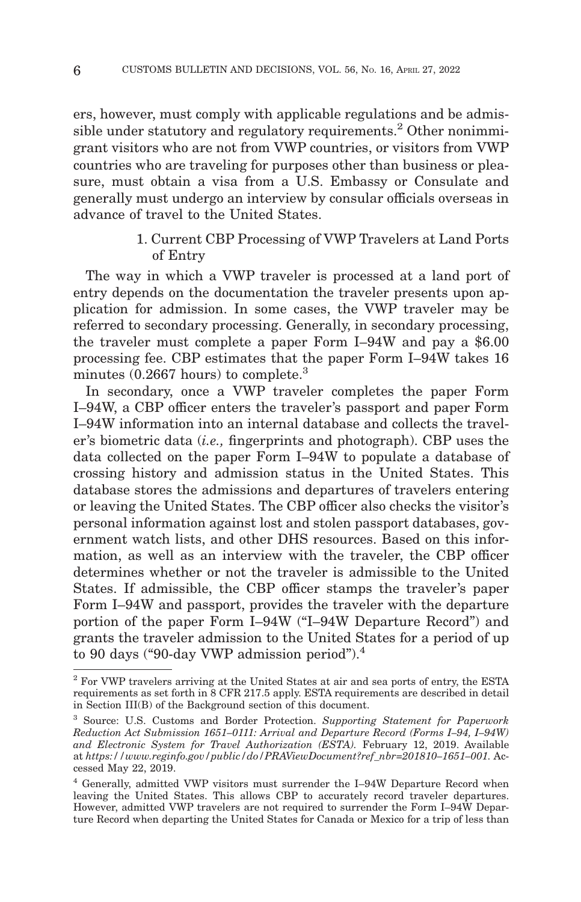ers, however, must comply with applicable regulations and be admissible under statutory and regulatory requirements.[2] Other nonimmigrant visitors who are not from VWP countries, or visitors from VWP countries who are traveling for purposes other than business or pleasure, must obtain a visa from a U.S. Embassy or Consulate and generally must undergo an interview by consular officials overseas in advance of travel to the United States.

### 1. Current CBP Processing of VWP Travelers at Land Ports of Entry

The way in which a VWP traveler is processed at a land port of entry depends on the documentation the traveler presents upon application for admission. In some cases, the VWP traveler may be referred to secondary processing. Generally, in secondary processing, the traveler must complete a paper Form I–94W and pay a $6.00 processing fee. CBP estimates that the paper Form I–94W takes 16 minutes (0.2667 hours) to complete.[3]

In secondary, once a VWP traveler completes the paper Form I–94W, a CBP officer enters the traveler's passport and paper Form I–94W information into an internal database and collects the traveler's biometric data (*i.e.,* fingerprints and photograph). CBP uses the data collected on the paper Form I–94W to populate a database of crossing history and admission status in the United States. This database stores the admissions and departures of travelers entering or leaving the United States. The CBP officer also checks the visitor's personal information against lost and stolen passport databases, government watch lists, and other DHS resources. Based on this information, as well as an interview with the traveler, the CBP officer determines whether or not the traveler is admissible to the United States. If admissible, the CBP officer stamps the traveler's paper Form I–94W and passport, provides the traveler with the departure portion of the paper Form I–94W ("I–94W Departure Record") and grants the traveler admission to the United States for a period of up to 90 days ("90-day VWP admission period").[4]

---

[2] For VWP travelers arriving at the United States at air and sea ports of entry, the ESTA requirements as set forth in 8 CFR 217.5 apply. ESTA requirements are described in detail in Section III(B) of the Background section of this document.

[3] Source: U.S. Customs and Border Protection. *Supporting Statement for Paperwork Reduction Act Submission 1651–0111: Arrival and Departure Record (Forms I–94, I–94W) and Electronic System for Travel Authorization (ESTA).* February 12, 2019. Available at *https://www.reginfo.gov/public/do/PRAViewDocument?ref_nbr=201810–1651–001.* Accessed May 22, 2019.

[4] Generally, admitted VWP visitors must surrender the I–94W Departure Record when leaving the United States. This allows CBP to accurately record traveler departures. However, admitted VWP travelers are not required to surrender the Form I–94W Departure Record when departing the United States for Canada or Mexico for a trip of less than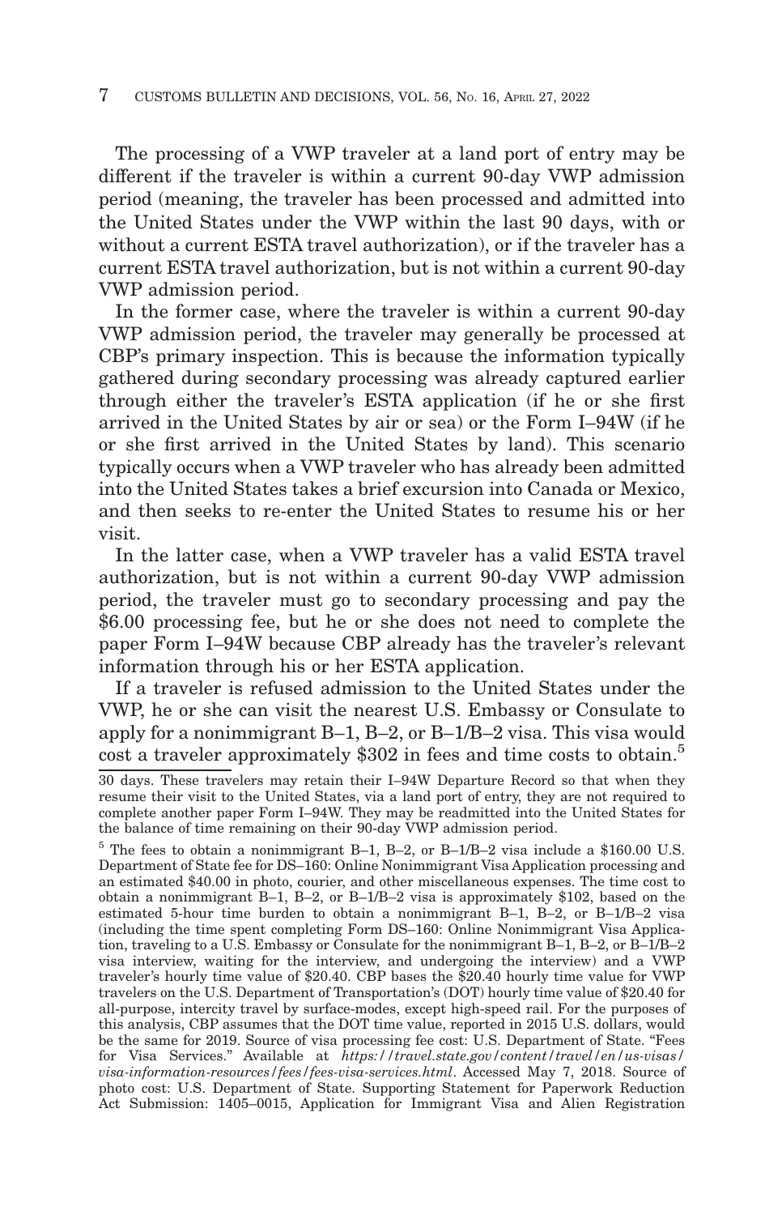The processing of a VWP traveler at a land port of entry may be different if the traveler is within a current 90-day VWP admission period (meaning, the traveler has been processed and admitted into the United States under the VWP within the last 90 days, with or without a current ESTA travel authorization), or if the traveler has a current ESTA travel authorization, but is not within a current 90-day VWP admission period.

In the former case, where the traveler is within a current 90-day VWP admission period, the traveler may generally be processed at CBP's primary inspection. This is because the information typically gathered during secondary processing was already captured earlier through either the traveler's ESTA application (if he or she first arrived in the United States by air or sea) or the Form I–94W (if he or she first arrived in the United States by land). This scenario typically occurs when a VWP traveler who has already been admitted into the United States takes a brief excursion into Canada or Mexico, and then seeks to re-enter the United States to resume his or her visit.

In the latter case, when a VWP traveler has a valid ESTA travel authorization, but is not within a current 90-day VWP admission period, the traveler must go to secondary processing and pay the $6.00 processing fee, but he or she does not need to complete the paper Form I–94W because CBP already has the traveler's relevant information through his or her ESTA application.

If a traveler is refused admission to the United States under the VWP, he or she can visit the nearest U.S. Embassy or Consulate to apply for a nonimmigrant B–1, B–2, or B–1/B–2 visa. This visa would cost a traveler approximately $302 in fees and time costs to obtain.[5]

---

30 days. These travelers may retain their I–94W Departure Record so that when they resume their visit to the United States, via a land port of entry, they are not required to complete another paper Form I–94W. They may be readmitted into the United States for the balance of time remaining on their 90-day VWP admission period.

[5] The fees to obtain a nonimmigrant B–1, B–2, or B–1/B–2 visa include a $160.00 U.S. Department of State fee for DS–160: Online Nonimmigrant Visa Application processing and an estimated $40.00 in photo, courier, and other miscellaneous expenses. The time cost to obtain a nonimmigrant B–1, B–2, or B–1/B–2 visa is approximately $102, based on the estimated 5-hour time burden to obtain a nonimmigrant B–1, B–2, or B–1/B–2 visa (including the time spent completing Form DS–160: Online Nonimmigrant Visa Application, traveling to a U.S. Embassy or Consulate for the nonimmigrant B–1, B–2, or B–1/B–2 visa interview, waiting for the interview, and undergoing the interview) and a VWP traveler's hourly time value of $20.40. CBP bases the $20.40 hourly time value for VWP travelers on the U.S. Department of Transportation's (DOT) hourly time value of $20.40 for all-purpose, intercity travel by surface-modes, except high-speed rail. For the purposes of this analysis, CBP assumes that the DOT time value, reported in 2015 U.S. dollars, would be the same for 2019. Source of visa processing fee cost: U.S. Department of State. "Fees for Visa Services." Available at *https://travel.state.gov/content/travel/en/us-visas/visa-information-resources/fees/fees-visa-services.html*. Accessed May 7, 2018. Source of photo cost: U.S. Department of State. Supporting Statement for Paperwork Reduction Act Submission: 1405–0015, Application for Immigrant Visa and Alien Registration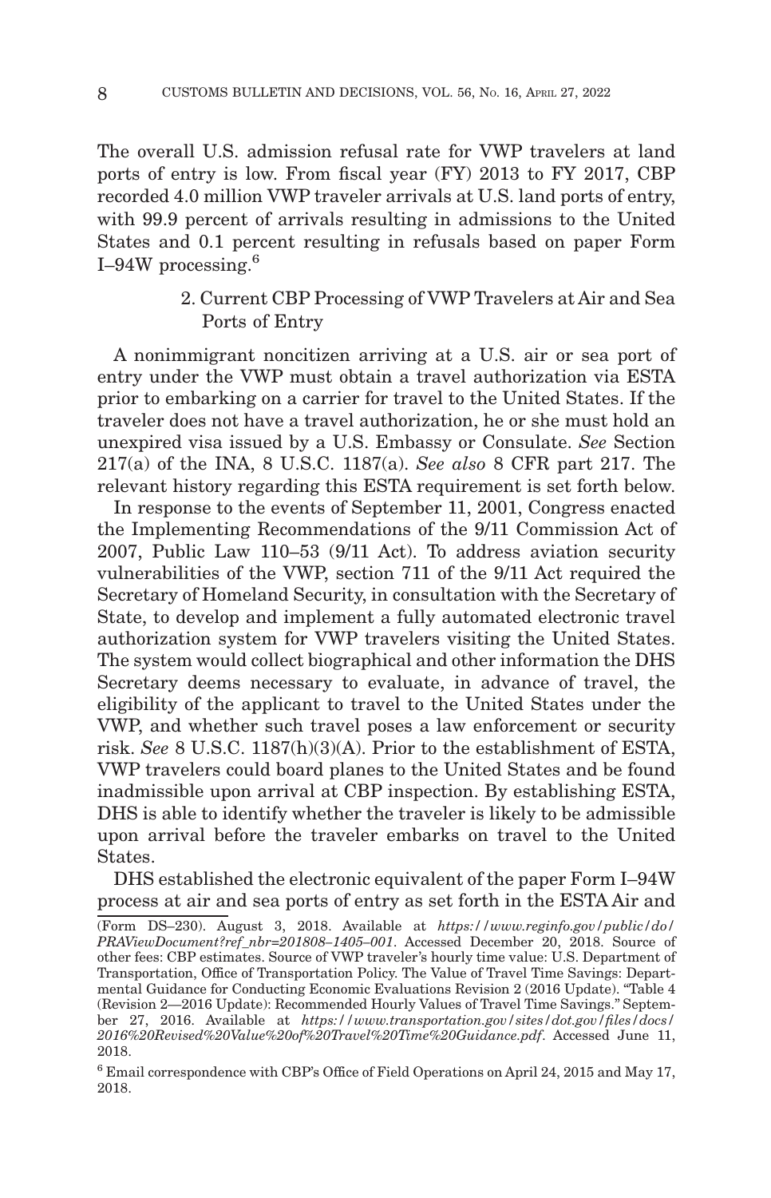The overall U.S. admission refusal rate for VWP travelers at land ports of entry is low. From fiscal year (FY) 2013 to FY 2017, CBP recorded 4.0 million VWP traveler arrivals at U.S. land ports of entry, with 99.9 percent of arrivals resulting in admissions to the United States and 0.1 percent resulting in refusals based on paper Form I–94W processing.[6]

### 2. Current CBP Processing of VWP Travelers at Air and Sea Ports of Entry

A nonimmigrant noncitizen arriving at a U.S. air or sea port of entry under the VWP must obtain a travel authorization via ESTA prior to embarking on a carrier for travel to the United States. If the traveler does not have a travel authorization, he or she must hold an unexpired visa issued by a U.S. Embassy or Consulate. *See* Section 217(a) of the INA, 8 U.S.C. 1187(a). *See also* 8 CFR part 217. The relevant history regarding this ESTA requirement is set forth below.

In response to the events of September 11, 2001, Congress enacted the Implementing Recommendations of the 9/11 Commission Act of 2007, Public Law 110–53 (9/11 Act). To address aviation security vulnerabilities of the VWP, section 711 of the 9/11 Act required the Secretary of Homeland Security, in consultation with the Secretary of State, to develop and implement a fully automated electronic travel authorization system for VWP travelers visiting the United States. The system would collect biographical and other information the DHS Secretary deems necessary to evaluate, in advance of travel, the eligibility of the applicant to travel to the United States under the VWP, and whether such travel poses a law enforcement or security risk. *See* 8 U.S.C. 1187(h)(3)(A). Prior to the establishment of ESTA, VWP travelers could board planes to the United States and be found inadmissible upon arrival at CBP inspection. By establishing ESTA, DHS is able to identify whether the traveler is likely to be admissible upon arrival before the traveler embarks on travel to the United States.

DHS established the electronic equivalent of the paper Form I–94W process at air and sea ports of entry as set forth in the ESTA Air and

---

(Form DS–230). August 3, 2018. Available at *https://www.reginfo.gov/public/do/PRAViewDocument?ref_nbr=201808–1405–001*. Accessed December 20, 2018. Source of other fees: CBP estimates. Source of VWP traveler's hourly time value: U.S. Department of Transportation, Office of Transportation Policy. The Value of Travel Time Savings: Departmental Guidance for Conducting Economic Evaluations Revision 2 (2016 Update). "Table 4 (Revision 2—2016 Update): Recommended Hourly Values of Travel Time Savings." September 27, 2016. Available at *https://www.transportation.gov/sites/dot.gov/files/docs/2016%20Revised%20Value%20of%20Travel%20Time%20Guidance.pdf*. Accessed June 11, 2018.

[6] Email correspondence with CBP's Office of Field Operations on April 24, 2015 and May 17, 2018.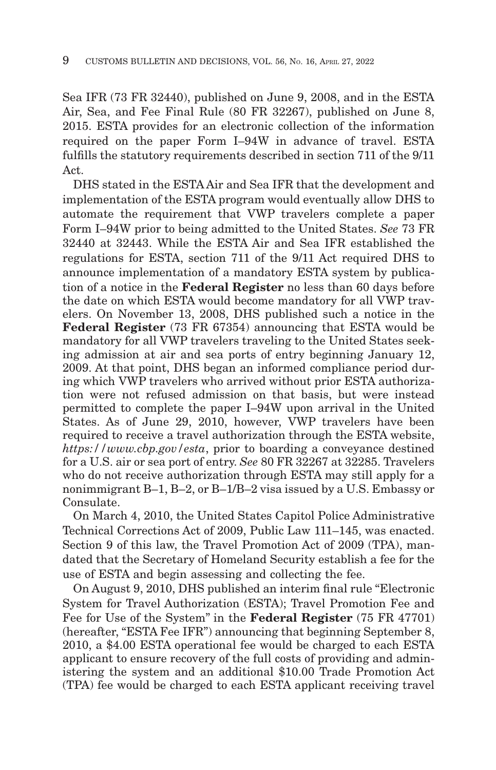Sea IFR (73 FR 32440), published on June 9, 2008, and in the ESTA Air, Sea, and Fee Final Rule (80 FR 32267), published on June 8, 2015. ESTA provides for an electronic collection of the information required on the paper Form I–94W in advance of travel. ESTA fulfills the statutory requirements described in section 711 of the 9/11 Act.

DHS stated in the ESTA Air and Sea IFR that the development and implementation of the ESTA program would eventually allow DHS to automate the requirement that VWP travelers complete a paper Form I–94W prior to being admitted to the United States. *See* 73 FR 32440 at 32443. While the ESTA Air and Sea IFR established the regulations for ESTA, section 711 of the 9/11 Act required DHS to announce implementation of a mandatory ESTA system by publication of a notice in the **Federal Register** no less than 60 days before the date on which ESTA would become mandatory for all VWP travelers. On November 13, 2008, DHS published such a notice in the **Federal Register** (73 FR 67354) announcing that ESTA would be mandatory for all VWP travelers traveling to the United States seeking admission at air and sea ports of entry beginning January 12, 2009. At that point, DHS began an informed compliance period during which VWP travelers who arrived without prior ESTA authorization were not refused admission on that basis, but were instead permitted to complete the paper I–94W upon arrival in the United States. As of June 29, 2010, however, VWP travelers have been required to receive a travel authorization through the ESTA website, *https://www.cbp.gov/esta*, prior to boarding a conveyance destined for a U.S. air or sea port of entry. *See* 80 FR 32267 at 32285. Travelers who do not receive authorization through ESTA may still apply for a nonimmigrant B–1, B–2, or B–1/B–2 visa issued by a U.S. Embassy or Consulate.

On March 4, 2010, the United States Capitol Police Administrative Technical Corrections Act of 2009, Public Law 111–145, was enacted. Section 9 of this law, the Travel Promotion Act of 2009 (TPA), mandated that the Secretary of Homeland Security establish a fee for the use of ESTA and begin assessing and collecting the fee.

On August 9, 2010, DHS published an interim final rule "Electronic System for Travel Authorization (ESTA); Travel Promotion Fee and Fee for Use of the System" in the **Federal Register** (75 FR 47701) (hereafter, "ESTA Fee IFR") announcing that beginning September 8, 2010, a $4.00 ESTA operational fee would be charged to each ESTA applicant to ensure recovery of the full costs of providing and administering the system and an additional $10.00 Trade Promotion Act (TPA) fee would be charged to each ESTA applicant receiving travel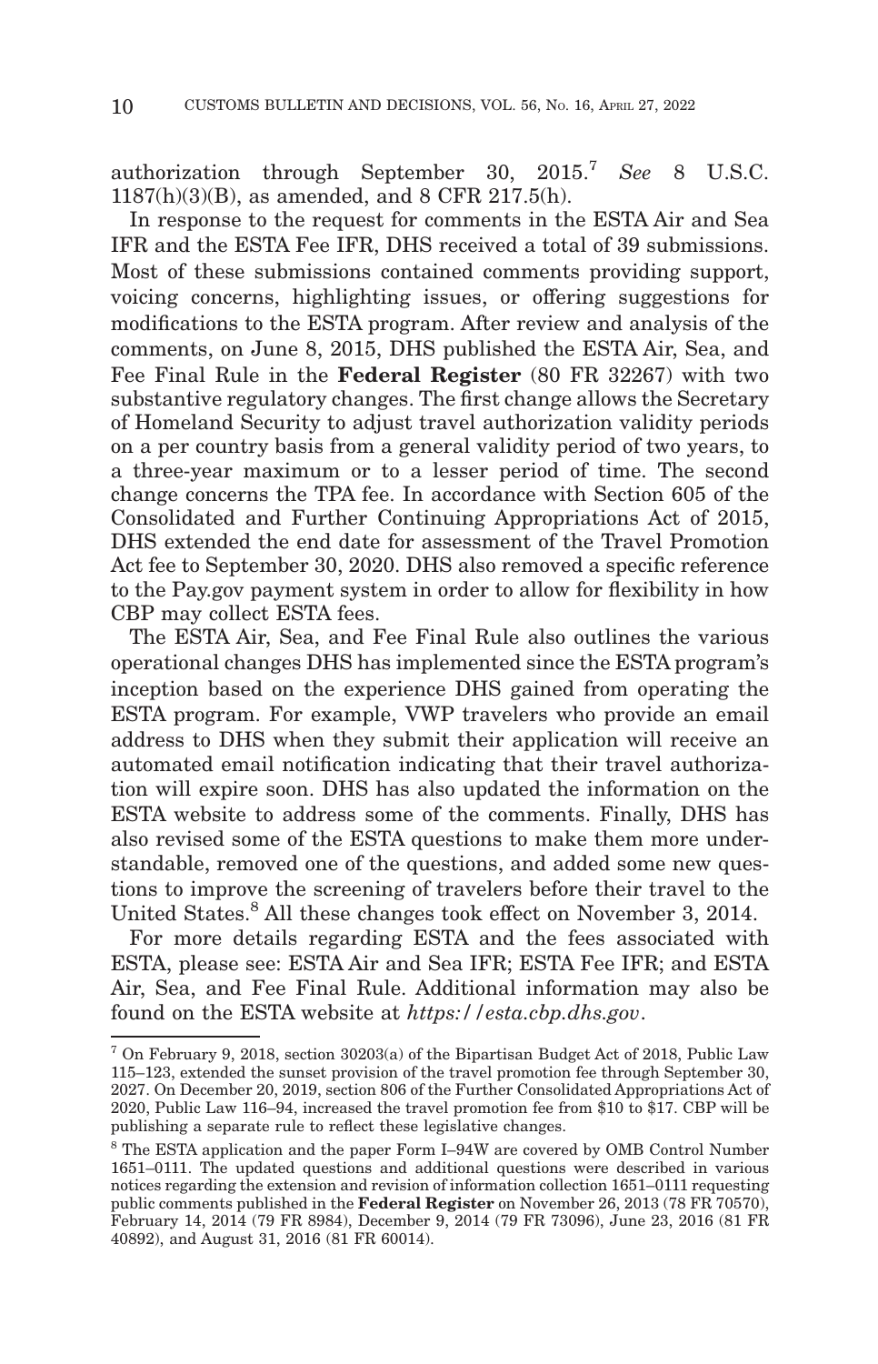authorization through September 30, 2015.[7] *See* 8 U.S.C. 1187(h)(3)(B), as amended, and 8 CFR 217.5(h).

In response to the request for comments in the ESTA Air and Sea IFR and the ESTA Fee IFR, DHS received a total of 39 submissions. Most of these submissions contained comments providing support, voicing concerns, highlighting issues, or offering suggestions for modifications to the ESTA program. After review and analysis of the comments, on June 8, 2015, DHS published the ESTA Air, Sea, and Fee Final Rule in the **Federal Register** (80 FR 32267) with two substantive regulatory changes. The first change allows the Secretary of Homeland Security to adjust travel authorization validity periods on a per country basis from a general validity period of two years, to a three-year maximum or to a lesser period of time. The second change concerns the TPA fee. In accordance with Section 605 of the Consolidated and Further Continuing Appropriations Act of 2015, DHS extended the end date for assessment of the Travel Promotion Act fee to September 30, 2020. DHS also removed a specific reference to the Pay.gov payment system in order to allow for flexibility in how CBP may collect ESTA fees.

The ESTA Air, Sea, and Fee Final Rule also outlines the various operational changes DHS has implemented since the ESTA program's inception based on the experience DHS gained from operating the ESTA program. For example, VWP travelers who provide an email address to DHS when they submit their application will receive an automated email notification indicating that their travel authorization will expire soon. DHS has also updated the information on the ESTA website to address some of the comments. Finally, DHS has also revised some of the ESTA questions to make them more understandable, removed one of the questions, and added some new questions to improve the screening of travelers before their travel to the United States.[8] All these changes took effect on November 3, 2014.

For more details regarding ESTA and the fees associated with ESTA, please see: ESTA Air and Sea IFR; ESTA Fee IFR; and ESTA Air, Sea, and Fee Final Rule. Additional information may also be found on the ESTA website at *https://esta.cbp.dhs.gov*.

---

[7] On February 9, 2018, section 30203(a) of the Bipartisan Budget Act of 2018, Public Law 115–123, extended the sunset provision of the travel promotion fee through September 30, 2027. On December 20, 2019, section 806 of the Further Consolidated Appropriations Act of 2020, Public Law 116–94, increased the travel promotion fee from $10 to $17. CBP will be publishing a separate rule to reflect these legislative changes.

[8] The ESTA application and the paper Form I–94W are covered by OMB Control Number 1651–0111. The updated questions and additional questions were described in various notices regarding the extension and revision of information collection 1651–0111 requesting public comments published in the **Federal Register** on November 26, 2013 (78 FR 70570), February 14, 2014 (79 FR 8984), December 9, 2014 (79 FR 73096), June 23, 2016 (81 FR 40892), and August 31, 2016 (81 FR 60014).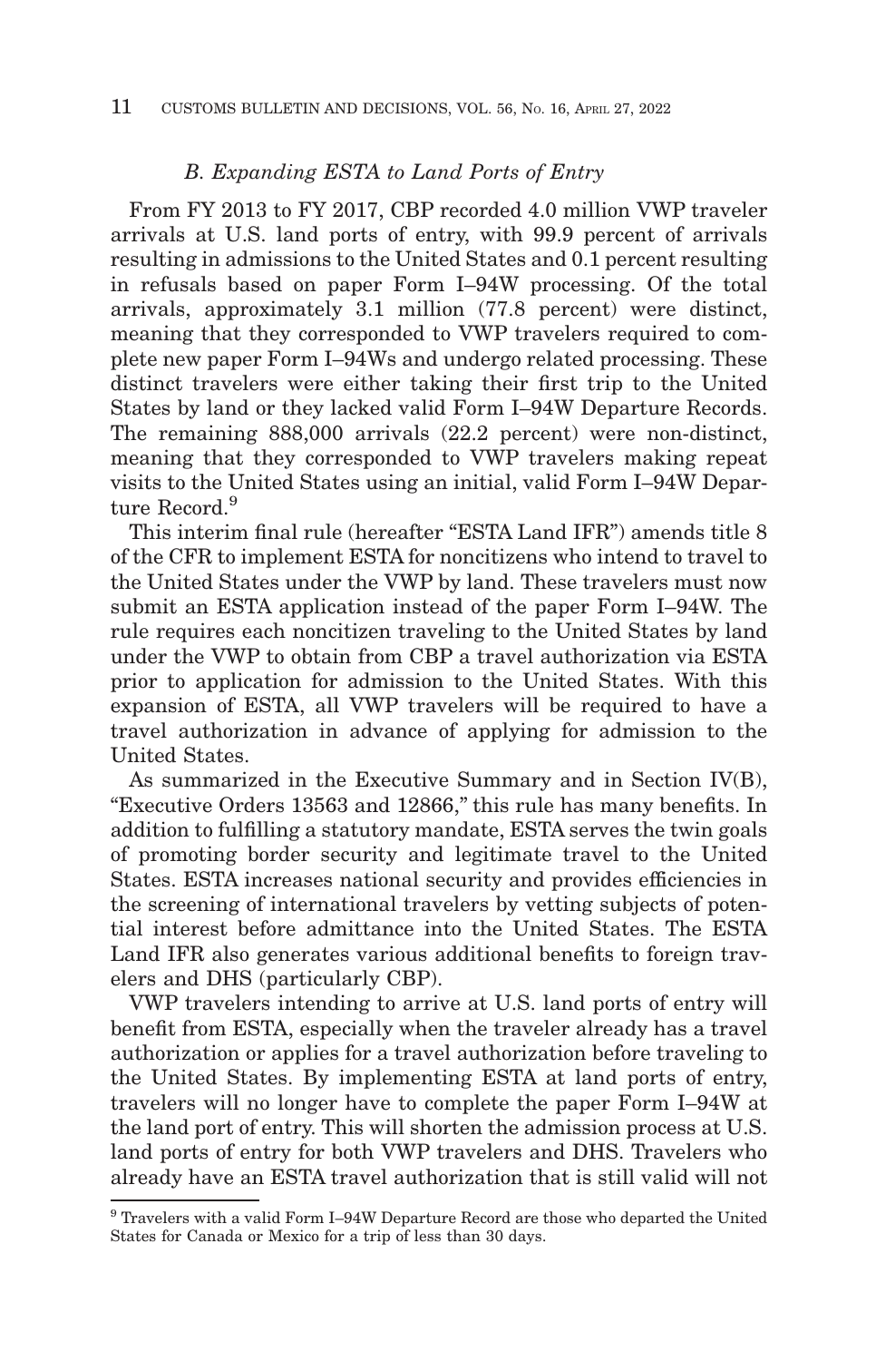### *B. Expanding ESTA to Land Ports of Entry*

From FY 2013 to FY 2017, CBP recorded 4.0 million VWP traveler arrivals at U.S. land ports of entry, with 99.9 percent of arrivals resulting in admissions to the United States and 0.1 percent resulting in refusals based on paper Form I–94W processing. Of the total arrivals, approximately 3.1 million (77.8 percent) were distinct, meaning that they corresponded to VWP travelers required to complete new paper Form I–94Ws and undergo related processing. These distinct travelers were either taking their first trip to the United States by land or they lacked valid Form I–94W Departure Records. The remaining 888,000 arrivals (22.2 percent) were non-distinct, meaning that they corresponded to VWP travelers making repeat visits to the United States using an initial, valid Form I–94W Departure Record.[9]

This interim final rule (hereafter "ESTA Land IFR") amends title 8 of the CFR to implement ESTA for noncitizens who intend to travel to the United States under the VWP by land. These travelers must now submit an ESTA application instead of the paper Form I–94W. The rule requires each noncitizen traveling to the United States by land under the VWP to obtain from CBP a travel authorization via ESTA prior to application for admission to the United States. With this expansion of ESTA, all VWP travelers will be required to have a travel authorization in advance of applying for admission to the United States.

As summarized in the Executive Summary and in Section IV(B), "Executive Orders 13563 and 12866," this rule has many benefits. In addition to fulfilling a statutory mandate, ESTA serves the twin goals of promoting border security and legitimate travel to the United States. ESTA increases national security and provides efficiencies in the screening of international travelers by vetting subjects of potential interest before admittance into the United States. The ESTA Land IFR also generates various additional benefits to foreign travelers and DHS (particularly CBP).

VWP travelers intending to arrive at U.S. land ports of entry will benefit from ESTA, especially when the traveler already has a travel authorization or applies for a travel authorization before traveling to the United States. By implementing ESTA at land ports of entry, travelers will no longer have to complete the paper Form I–94W at the land port of entry. This will shorten the admission process at U.S. land ports of entry for both VWP travelers and DHS. Travelers who already have an ESTA travel authorization that is still valid will not

[9] Travelers with a valid Form I–94W Departure Record are those who departed the United States for Canada or Mexico for a trip of less than 30 days.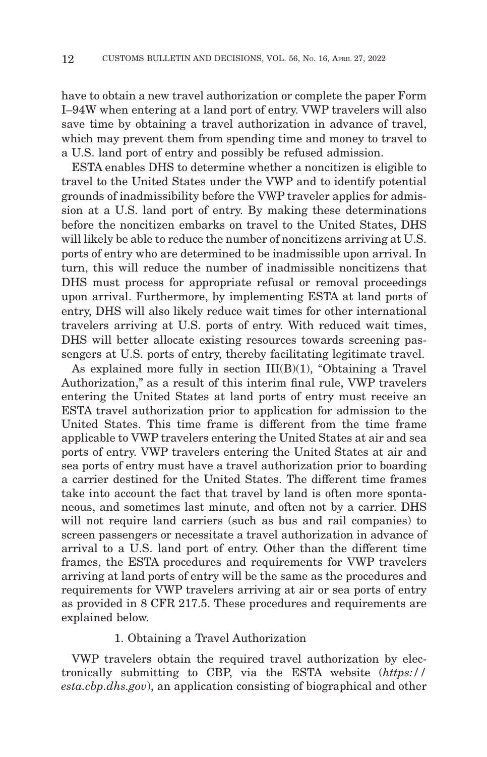have to obtain a new travel authorization or complete the paper Form I–94W when entering at a land port of entry. VWP travelers will also save time by obtaining a travel authorization in advance of travel, which may prevent them from spending time and money to travel to a U.S. land port of entry and possibly be refused admission.

ESTA enables DHS to determine whether a noncitizen is eligible to travel to the United States under the VWP and to identify potential grounds of inadmissibility before the VWP traveler applies for admission at a U.S. land port of entry. By making these determinations before the noncitizen embarks on travel to the United States, DHS will likely be able to reduce the number of noncitizens arriving at U.S. ports of entry who are determined to be inadmissible upon arrival. In turn, this will reduce the number of inadmissible noncitizens that DHS must process for appropriate refusal or removal proceedings upon arrival. Furthermore, by implementing ESTA at land ports of entry, DHS will also likely reduce wait times for other international travelers arriving at U.S. ports of entry. With reduced wait times, DHS will better allocate existing resources towards screening passengers at U.S. ports of entry, thereby facilitating legitimate travel.

As explained more fully in section III(B)(1), "Obtaining a Travel Authorization," as a result of this interim final rule, VWP travelers entering the United States at land ports of entry must receive an ESTA travel authorization prior to application for admission to the United States. This time frame is different from the time frame applicable to VWP travelers entering the United States at air and sea ports of entry. VWP travelers entering the United States at air and sea ports of entry must have a travel authorization prior to boarding a carrier destined for the United States. The different time frames take into account the fact that travel by land is often more spontaneous, and sometimes last minute, and often not by a carrier. DHS will not require land carriers (such as bus and rail companies) to screen passengers or necessitate a travel authorization in advance of arrival to a U.S. land port of entry. Other than the different time frames, the ESTA procedures and requirements for VWP travelers arriving at land ports of entry will be the same as the procedures and requirements for VWP travelers arriving at air or sea ports of entry as provided in 8 CFR 217.5. These procedures and requirements are explained below.

### 1. Obtaining a Travel Authorization

VWP travelers obtain the required travel authorization by electronically submitting to CBP, via the ESTA website (*https://esta.cbp.dhs.gov*), an application consisting of biographical and other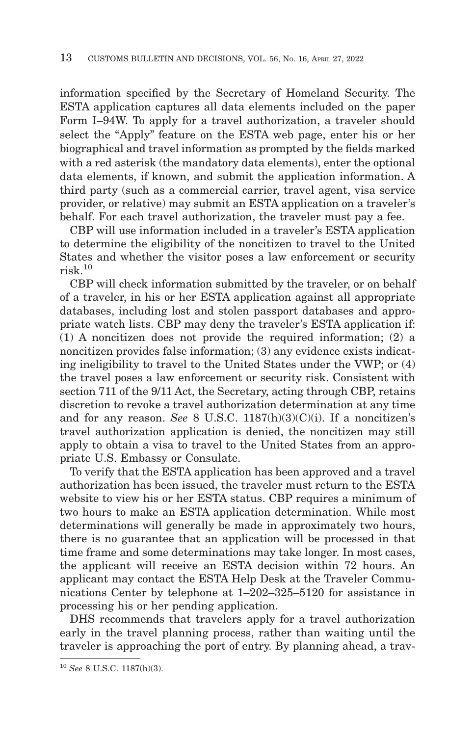information specified by the Secretary of Homeland Security. The ESTA application captures all data elements included on the paper Form I–94W. To apply for a travel authorization, a traveler should select the "Apply" feature on the ESTA web page, enter his or her biographical and travel information as prompted by the fields marked with a red asterisk (the mandatory data elements), enter the optional data elements, if known, and submit the application information. A third party (such as a commercial carrier, travel agent, visa service provider, or relative) may submit an ESTA application on a traveler's behalf. For each travel authorization, the traveler must pay a fee.

CBP will use information included in a traveler's ESTA application to determine the eligibility of the noncitizen to travel to the United States and whether the visitor poses a law enforcement or security risk.[10]

CBP will check information submitted by the traveler, or on behalf of a traveler, in his or her ESTA application against all appropriate databases, including lost and stolen passport databases and appropriate watch lists. CBP may deny the traveler's ESTA application if: (1) A noncitizen does not provide the required information; (2) a noncitizen provides false information; (3) any evidence exists indicating ineligibility to travel to the United States under the VWP; or (4) the travel poses a law enforcement or security risk. Consistent with section 711 of the 9/11 Act, the Secretary, acting through CBP, retains discretion to revoke a travel authorization determination at any time and for any reason. *See* 8 U.S.C. 1187(h)(3)(C)(i). If a noncitizen's travel authorization application is denied, the noncitizen may still apply to obtain a visa to travel to the United States from an appropriate U.S. Embassy or Consulate.

To verify that the ESTA application has been approved and a travel authorization has been issued, the traveler must return to the ESTA website to view his or her ESTA status. CBP requires a minimum of two hours to make an ESTA application determination. While most determinations will generally be made in approximately two hours, there is no guarantee that an application will be processed in that time frame and some determinations may take longer. In most cases, the applicant will receive an ESTA decision within 72 hours. An applicant may contact the ESTA Help Desk at the Traveler Communications Center by telephone at 1–202–325–5120 for assistance in processing his or her pending application.

DHS recommends that travelers apply for a travel authorization early in the travel planning process, rather than waiting until the traveler is approaching the port of entry. By planning ahead, a trav-

---

[10] *See* 8 U.S.C. 1187(h)(3).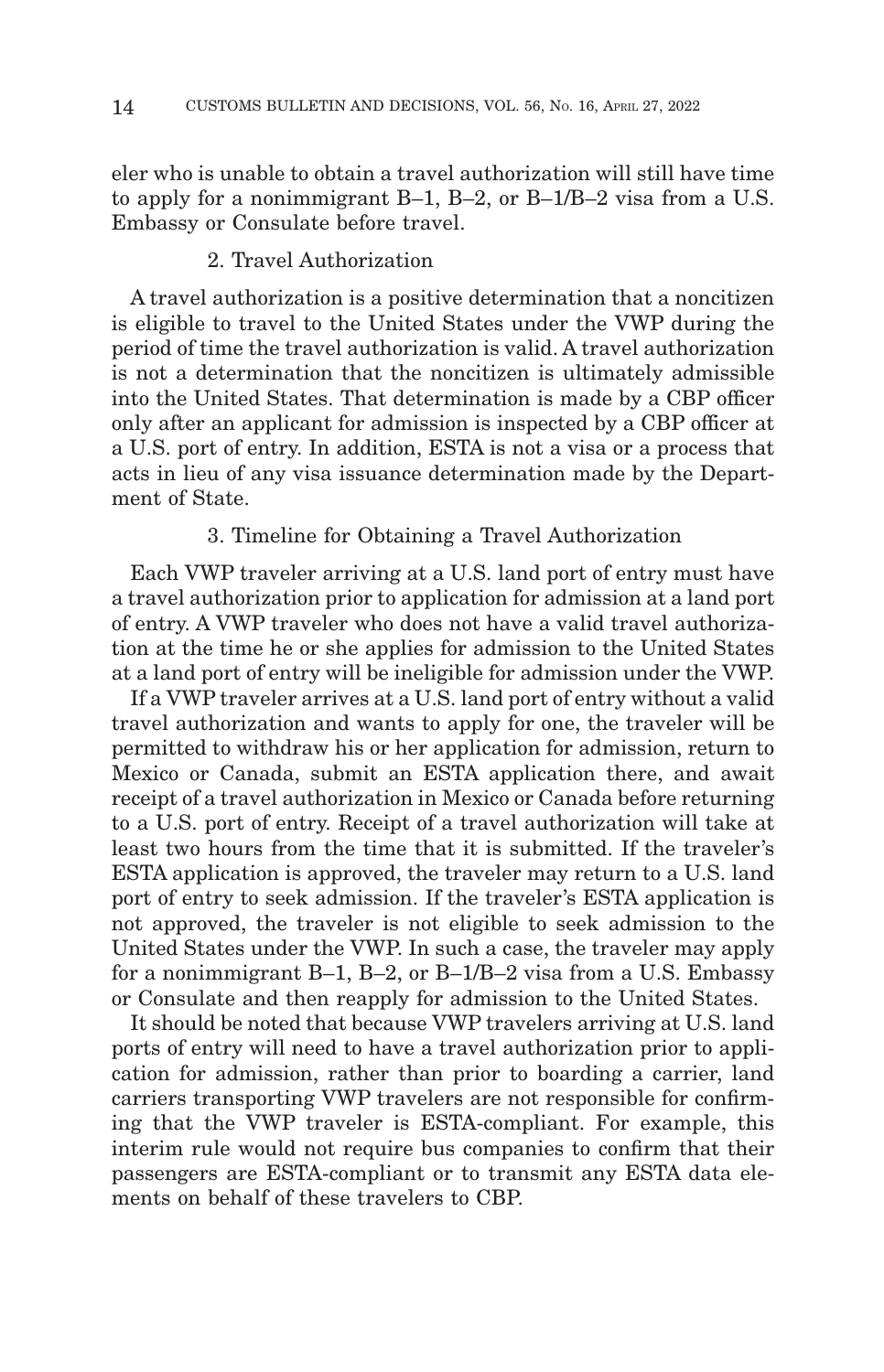eler who is unable to obtain a travel authorization will still have time to apply for a nonimmigrant B–1, B–2, or B–1/B–2 visa from a U.S. Embassy or Consulate before travel.

### 2. Travel Authorization

A travel authorization is a positive determination that a noncitizen is eligible to travel to the United States under the VWP during the period of time the travel authorization is valid. A travel authorization is not a determination that the noncitizen is ultimately admissible into the United States. That determination is made by a CBP officer only after an applicant for admission is inspected by a CBP officer at a U.S. port of entry. In addition, ESTA is not a visa or a process that acts in lieu of any visa issuance determination made by the Department of State.

### 3. Timeline for Obtaining a Travel Authorization

Each VWP traveler arriving at a U.S. land port of entry must have a travel authorization prior to application for admission at a land port of entry. A VWP traveler who does not have a valid travel authorization at the time he or she applies for admission to the United States at a land port of entry will be ineligible for admission under the VWP.

If a VWP traveler arrives at a U.S. land port of entry without a valid travel authorization and wants to apply for one, the traveler will be permitted to withdraw his or her application for admission, return to Mexico or Canada, submit an ESTA application there, and await receipt of a travel authorization in Mexico or Canada before returning to a U.S. port of entry. Receipt of a travel authorization will take at least two hours from the time that it is submitted. If the traveler's ESTA application is approved, the traveler may return to a U.S. land port of entry to seek admission. If the traveler's ESTA application is not approved, the traveler is not eligible to seek admission to the United States under the VWP. In such a case, the traveler may apply for a nonimmigrant B–1, B–2, or B–1/B–2 visa from a U.S. Embassy or Consulate and then reapply for admission to the United States.

It should be noted that because VWP travelers arriving at U.S. land ports of entry will need to have a travel authorization prior to application for admission, rather than prior to boarding a carrier, land carriers transporting VWP travelers are not responsible for confirming that the VWP traveler is ESTA-compliant. For example, this interim rule would not require bus companies to confirm that their passengers are ESTA-compliant or to transmit any ESTA data elements on behalf of these travelers to CBP.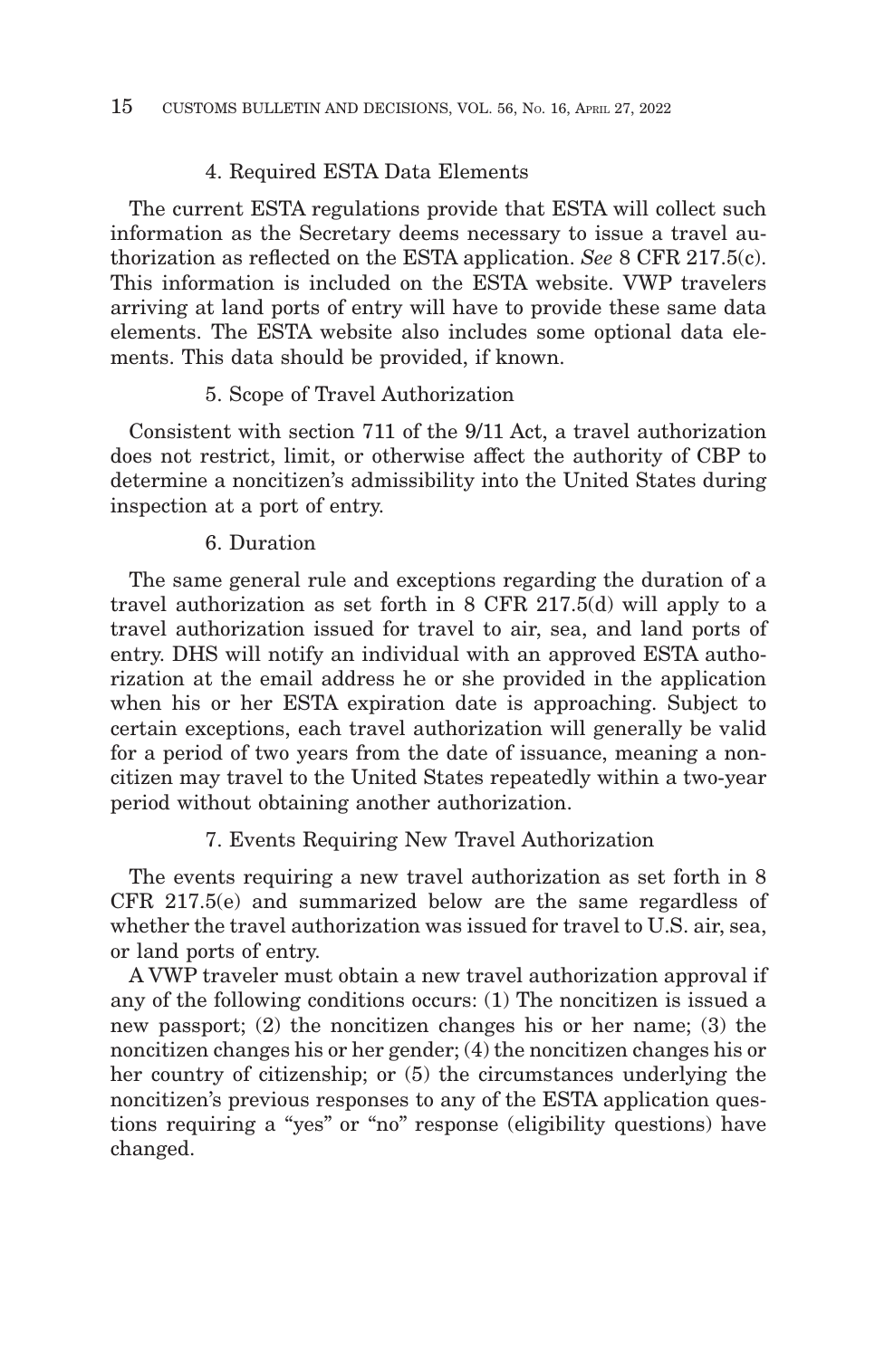#### 4. Required ESTA Data Elements

The current ESTA regulations provide that ESTA will collect such information as the Secretary deems necessary to issue a travel authorization as reflected on the ESTA application. *See* 8 CFR 217.5(c). This information is included on the ESTA website. VWP travelers arriving at land ports of entry will have to provide these same data elements. The ESTA website also includes some optional data elements. This data should be provided, if known.

#### 5. Scope of Travel Authorization

Consistent with section 711 of the 9/11 Act, a travel authorization does not restrict, limit, or otherwise affect the authority of CBP to determine a noncitizen's admissibility into the United States during inspection at a port of entry.

#### 6. Duration

The same general rule and exceptions regarding the duration of a travel authorization as set forth in 8 CFR 217.5(d) will apply to a travel authorization issued for travel to air, sea, and land ports of entry. DHS will notify an individual with an approved ESTA authorization at the email address he or she provided in the application when his or her ESTA expiration date is approaching. Subject to certain exceptions, each travel authorization will generally be valid for a period of two years from the date of issuance, meaning a noncitizen may travel to the United States repeatedly within a two-year period without obtaining another authorization.

#### 7. Events Requiring New Travel Authorization

The events requiring a new travel authorization as set forth in 8 CFR 217.5(e) and summarized below are the same regardless of whether the travel authorization was issued for travel to U.S. air, sea, or land ports of entry.

A VWP traveler must obtain a new travel authorization approval if any of the following conditions occurs: (1) The noncitizen is issued a new passport; (2) the noncitizen changes his or her name; (3) the noncitizen changes his or her gender; (4) the noncitizen changes his or her country of citizenship; or (5) the circumstances underlying the noncitizen's previous responses to any of the ESTA application questions requiring a "yes" or "no" response (eligibility questions) have changed.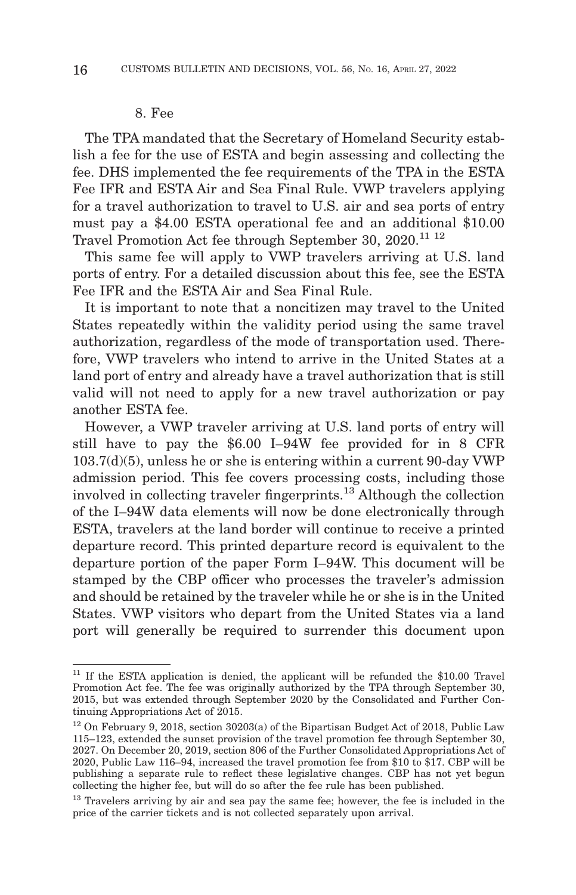8. Fee

The TPA mandated that the Secretary of Homeland Security establish a fee for the use of ESTA and begin assessing and collecting the fee. DHS implemented the fee requirements of the TPA in the ESTA Fee IFR and ESTA Air and Sea Final Rule. VWP travelers applying for a travel authorization to travel to U.S. air and sea ports of entry must pay a $4.00 ESTA operational fee and an additional $10.00 Travel Promotion Act fee through September 30, 2020.[11] [12]

This same fee will apply to VWP travelers arriving at U.S. land ports of entry. For a detailed discussion about this fee, see the ESTA Fee IFR and the ESTA Air and Sea Final Rule.

It is important to note that a noncitizen may travel to the United States repeatedly within the validity period using the same travel authorization, regardless of the mode of transportation used. Therefore, VWP travelers who intend to arrive in the United States at a land port of entry and already have a travel authorization that is still valid will not need to apply for a new travel authorization or pay another ESTA fee.

However, a VWP traveler arriving at U.S. land ports of entry will still have to pay the $6.00 I–94W fee provided for in 8 CFR 103.7(d)(5), unless he or she is entering within a current 90-day VWP admission period. This fee covers processing costs, including those involved in collecting traveler fingerprints.[13] Although the collection of the I–94W data elements will now be done electronically through ESTA, travelers at the land border will continue to receive a printed departure record. This printed departure record is equivalent to the departure portion of the paper Form I–94W. This document will be stamped by the CBP officer who processes the traveler's admission and should be retained by the traveler while he or she is in the United States. VWP visitors who depart from the United States via a land port will generally be required to surrender this document upon

---

[11] If the ESTA application is denied, the applicant will be refunded the $10.00 Travel Promotion Act fee. The fee was originally authorized by the TPA through September 30, 2015, but was extended through September 2020 by the Consolidated and Further Continuing Appropriations Act of 2015.

[12] On February 9, 2018, section 30203(a) of the Bipartisan Budget Act of 2018, Public Law 115–123, extended the sunset provision of the travel promotion fee through September 30, 2027. On December 20, 2019, section 806 of the Further Consolidated Appropriations Act of 2020, Public Law 116–94, increased the travel promotion fee from $10 to $17. CBP will be publishing a separate rule to reflect these legislative changes. CBP has not yet begun collecting the higher fee, but will do so after the fee rule has been published.

[13] Travelers arriving by air and sea pay the same fee; however, the fee is included in the price of the carrier tickets and is not collected separately upon arrival.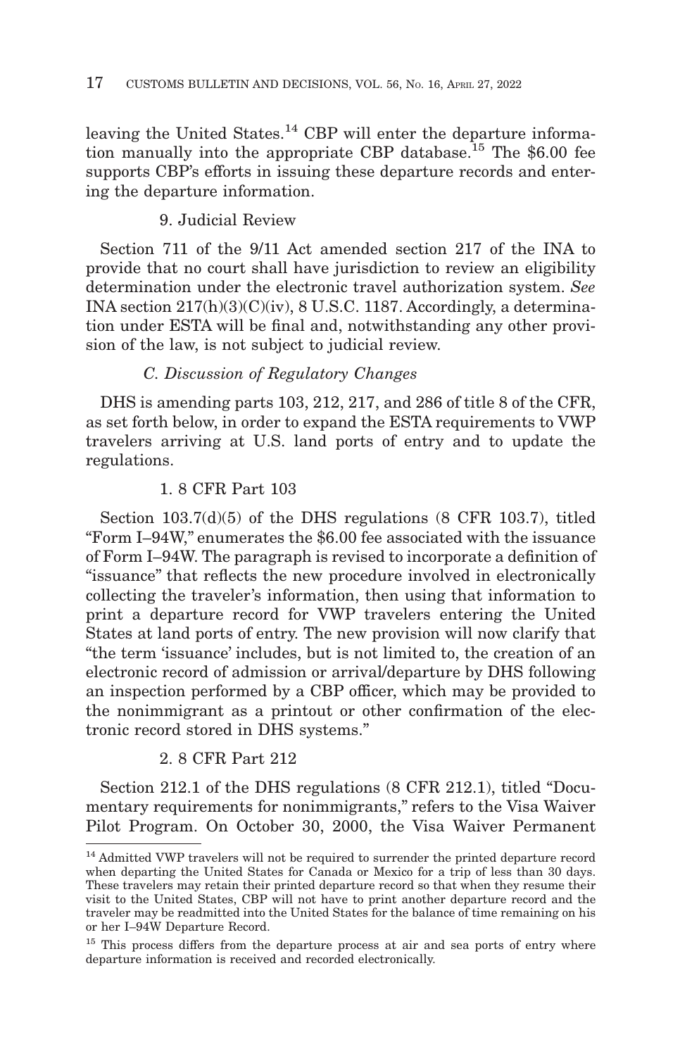leaving the United States.[14] CBP will enter the departure information manually into the appropriate CBP database.[15] The $6.00 fee supports CBP's efforts in issuing these departure records and entering the departure information.

#### 9. Judicial Review

Section 711 of the 9/11 Act amended section 217 of the INA to provide that no court shall have jurisdiction to review an eligibility determination under the electronic travel authorization system. *See* INA section 217(h)(3)(C)(iv), 8 U.S.C. 1187. Accordingly, a determination under ESTA will be final and, notwithstanding any other provision of the law, is not subject to judicial review.

### *C. Discussion of Regulatory Changes*

DHS is amending parts 103, 212, 217, and 286 of title 8 of the CFR, as set forth below, in order to expand the ESTA requirements to VWP travelers arriving at U.S. land ports of entry and to update the regulations.

#### 1. 8 CFR Part 103

Section 103.7(d)(5) of the DHS regulations (8 CFR 103.7), titled "Form I–94W," enumerates the $6.00 fee associated with the issuance of Form I–94W. The paragraph is revised to incorporate a definition of "issuance" that reflects the new procedure involved in electronically collecting the traveler's information, then using that information to print a departure record for VWP travelers entering the United States at land ports of entry. The new provision will now clarify that "the term 'issuance' includes, but is not limited to, the creation of an electronic record of admission or arrival/departure by DHS following an inspection performed by a CBP officer, which may be provided to the nonimmigrant as a printout or other confirmation of the electronic record stored in DHS systems."

#### 2. 8 CFR Part 212

Section 212.1 of the DHS regulations (8 CFR 212.1), titled "Documentary requirements for nonimmigrants," refers to the Visa Waiver Pilot Program. On October 30, 2000, the Visa Waiver Permanent

---

[14] Admitted VWP travelers will not be required to surrender the printed departure record when departing the United States for Canada or Mexico for a trip of less than 30 days. These travelers may retain their printed departure record so that when they resume their visit to the United States, CBP will not have to print another departure record and the traveler may be readmitted into the United States for the balance of time remaining on his or her I–94W Departure Record.

[15] This process differs from the departure process at air and sea ports of entry where departure information is received and recorded electronically.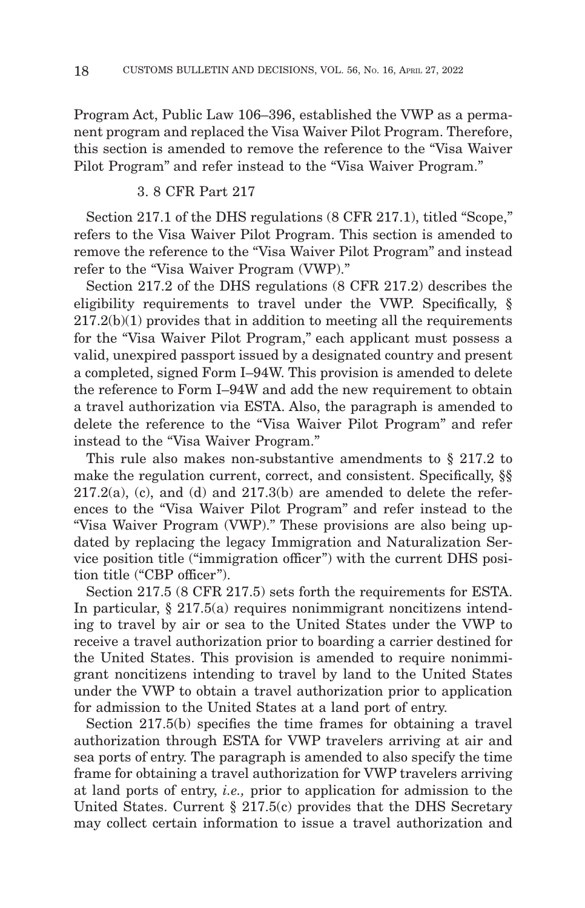Program Act, Public Law 106–396, established the VWP as a permanent program and replaced the Visa Waiver Pilot Program. Therefore, this section is amended to remove the reference to the "Visa Waiver Pilot Program" and refer instead to the "Visa Waiver Program."

### 3. 8 CFR Part 217

Section 217.1 of the DHS regulations (8 CFR 217.1), titled "Scope," refers to the Visa Waiver Pilot Program. This section is amended to remove the reference to the "Visa Waiver Pilot Program" and instead refer to the "Visa Waiver Program (VWP)."

Section 217.2 of the DHS regulations (8 CFR 217.2) describes the eligibility requirements to travel under the VWP. Specifically, § 217.2(b)(1) provides that in addition to meeting all the requirements for the "Visa Waiver Pilot Program," each applicant must possess a valid, unexpired passport issued by a designated country and present a completed, signed Form I–94W. This provision is amended to delete the reference to Form I–94W and add the new requirement to obtain a travel authorization via ESTA. Also, the paragraph is amended to delete the reference to the "Visa Waiver Pilot Program" and refer instead to the "Visa Waiver Program."

This rule also makes non-substantive amendments to § 217.2 to make the regulation current, correct, and consistent. Specifically, §§ 217.2(a), (c), and (d) and 217.3(b) are amended to delete the references to the "Visa Waiver Pilot Program" and refer instead to the "Visa Waiver Program (VWP)." These provisions are also being updated by replacing the legacy Immigration and Naturalization Service position title ("immigration officer") with the current DHS position title ("CBP officer").

Section 217.5 (8 CFR 217.5) sets forth the requirements for ESTA. In particular, § 217.5(a) requires nonimmigrant noncitizens intending to travel by air or sea to the United States under the VWP to receive a travel authorization prior to boarding a carrier destined for the United States. This provision is amended to require nonimmigrant noncitizens intending to travel by land to the United States under the VWP to obtain a travel authorization prior to application for admission to the United States at a land port of entry.

Section 217.5(b) specifies the time frames for obtaining a travel authorization through ESTA for VWP travelers arriving at air and sea ports of entry. The paragraph is amended to also specify the time frame for obtaining a travel authorization for VWP travelers arriving at land ports of entry, *i.e.,* prior to application for admission to the United States. Current § 217.5(c) provides that the DHS Secretary may collect certain information to issue a travel authorization and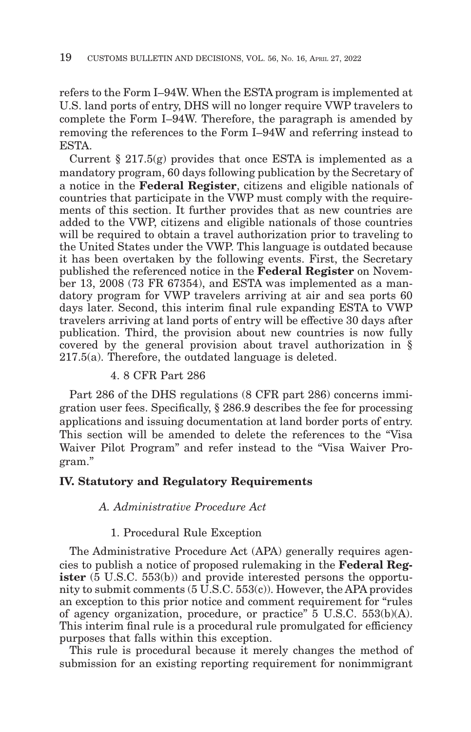refers to the Form I–94W. When the ESTA program is implemented at U.S. land ports of entry, DHS will no longer require VWP travelers to complete the Form I–94W. Therefore, the paragraph is amended by removing the references to the Form I–94W and referring instead to ESTA.

Current § 217.5(g) provides that once ESTA is implemented as a mandatory program, 60 days following publication by the Secretary of a notice in the **Federal Register**, citizens and eligible nationals of countries that participate in the VWP must comply with the requirements of this section. It further provides that as new countries are added to the VWP, citizens and eligible nationals of those countries will be required to obtain a travel authorization prior to traveling to the United States under the VWP. This language is outdated because it has been overtaken by the following events. First, the Secretary published the referenced notice in the **Federal Register** on November 13, 2008 (73 FR 67354), and ESTA was implemented as a mandatory program for VWP travelers arriving at air and sea ports 60 days later. Second, this interim final rule expanding ESTA to VWP travelers arriving at land ports of entry will be effective 30 days after publication. Third, the provision about new countries is now fully covered by the general provision about travel authorization in § 217.5(a). Therefore, the outdated language is deleted.

4. 8 CFR Part 286

Part 286 of the DHS regulations (8 CFR part 286) concerns immigration user fees. Specifically, § 286.9 describes the fee for processing applications and issuing documentation at land border ports of entry. This section will be amended to delete the references to the "Visa Waiver Pilot Program" and refer instead to the "Visa Waiver Program."

## IV. Statutory and Regulatory Requirements

### *A. Administrative Procedure Act*

1. Procedural Rule Exception

The Administrative Procedure Act (APA) generally requires agencies to publish a notice of proposed rulemaking in the **Federal Register** (5 U.S.C. 553(b)) and provide interested persons the opportunity to submit comments (5 U.S.C. 553(c)). However, the APA provides an exception to this prior notice and comment requirement for "rules of agency organization, procedure, or practice" 5 U.S.C. 553(b)(A). This interim final rule is a procedural rule promulgated for efficiency purposes that falls within this exception.

This rule is procedural because it merely changes the method of submission for an existing reporting requirement for nonimmigrant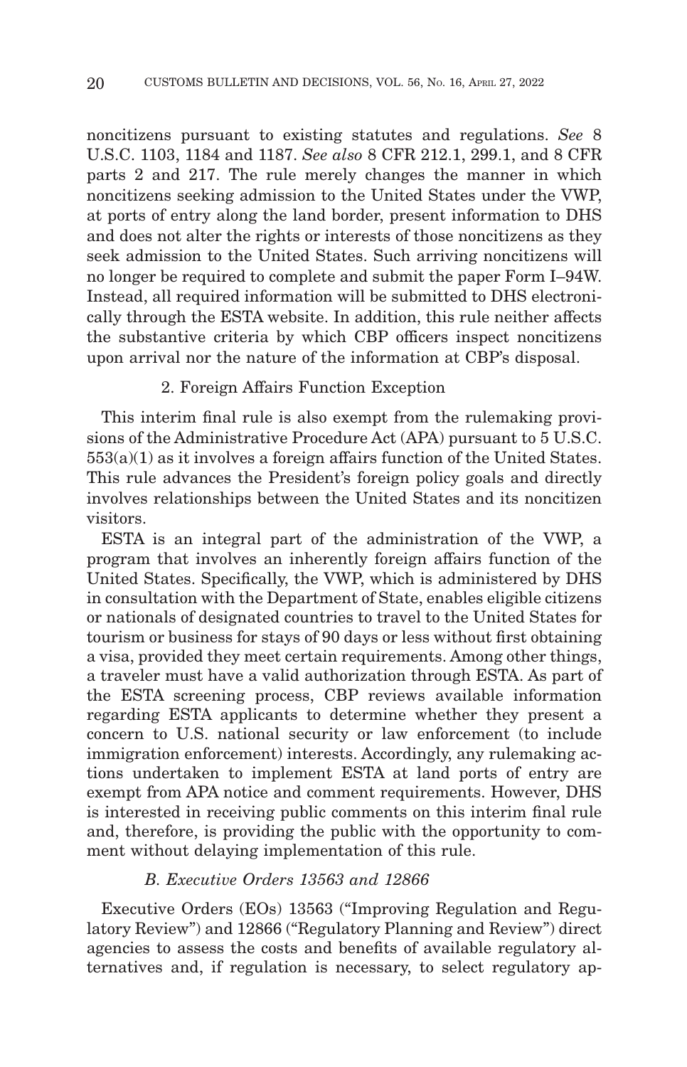noncitizens pursuant to existing statutes and regulations. *See* 8 U.S.C. 1103, 1184 and 1187. *See also* 8 CFR 212.1, 299.1, and 8 CFR parts 2 and 217. The rule merely changes the manner in which noncitizens seeking admission to the United States under the VWP, at ports of entry along the land border, present information to DHS and does not alter the rights or interests of those noncitizens as they seek admission to the United States. Such arriving noncitizens will no longer be required to complete and submit the paper Form I–94W. Instead, all required information will be submitted to DHS electronically through the ESTA website. In addition, this rule neither affects the substantive criteria by which CBP officers inspect noncitizens upon arrival nor the nature of the information at CBP's disposal.

2. Foreign Affairs Function Exception

This interim final rule is also exempt from the rulemaking provisions of the Administrative Procedure Act (APA) pursuant to 5 U.S.C. 553(a)(1) as it involves a foreign affairs function of the United States. This rule advances the President's foreign policy goals and directly involves relationships between the United States and its noncitizen visitors.

ESTA is an integral part of the administration of the VWP, a program that involves an inherently foreign affairs function of the United States. Specifically, the VWP, which is administered by DHS in consultation with the Department of State, enables eligible citizens or nationals of designated countries to travel to the United States for tourism or business for stays of 90 days or less without first obtaining a visa, provided they meet certain requirements. Among other things, a traveler must have a valid authorization through ESTA. As part of the ESTA screening process, CBP reviews available information regarding ESTA applicants to determine whether they present a concern to U.S. national security or law enforcement (to include immigration enforcement) interests. Accordingly, any rulemaking actions undertaken to implement ESTA at land ports of entry are exempt from APA notice and comment requirements. However, DHS is interested in receiving public comments on this interim final rule and, therefore, is providing the public with the opportunity to comment without delaying implementation of this rule.

*B. Executive Orders 13563 and 12866*

Executive Orders (EOs) 13563 ("Improving Regulation and Regulatory Review") and 12866 ("Regulatory Planning and Review") direct agencies to assess the costs and benefits of available regulatory alternatives and, if regulation is necessary, to select regulatory ap-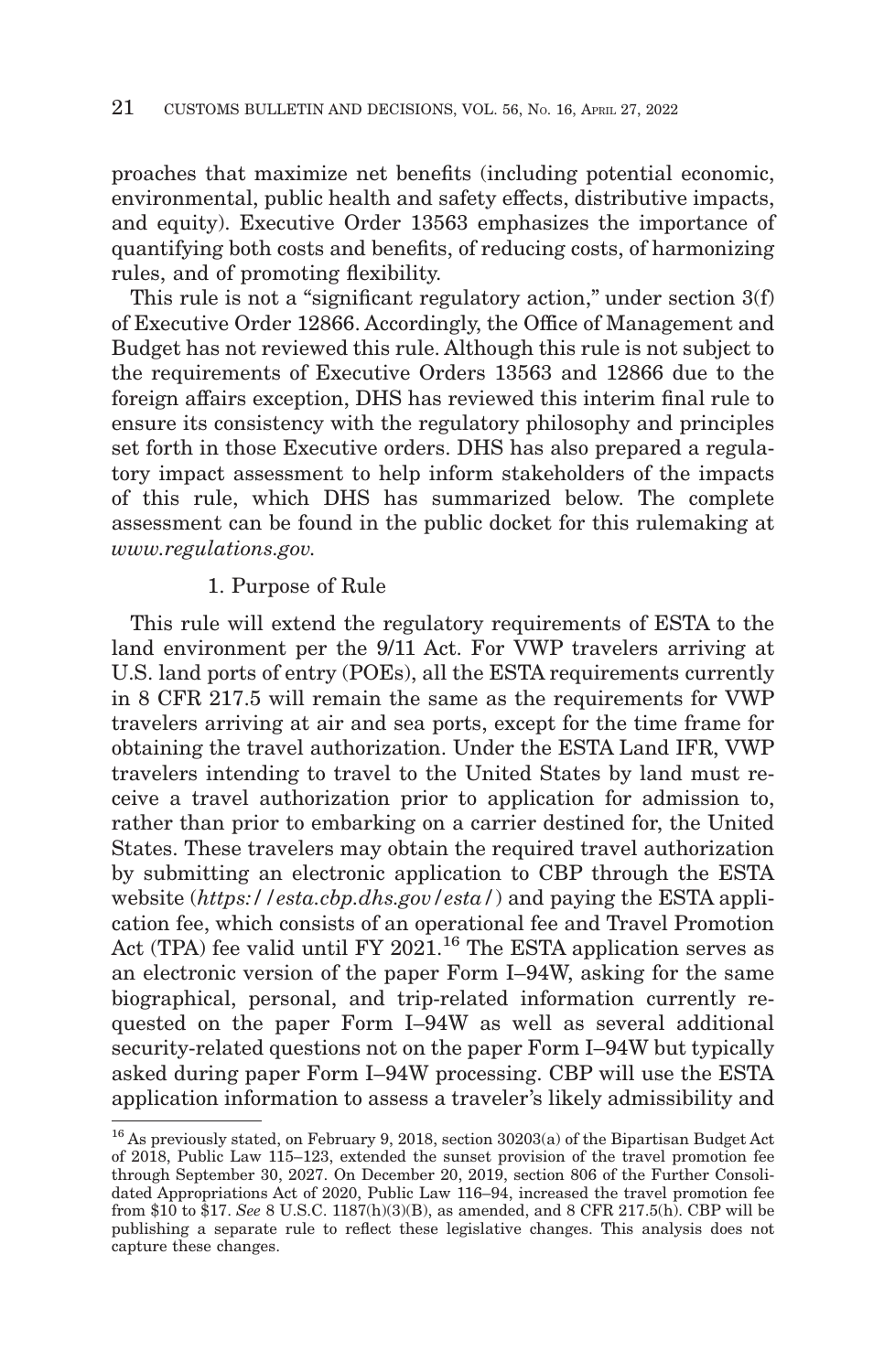proaches that maximize net benefits (including potential economic, environmental, public health and safety effects, distributive impacts, and equity). Executive Order 13563 emphasizes the importance of quantifying both costs and benefits, of reducing costs, of harmonizing rules, and of promoting flexibility.

This rule is not a "significant regulatory action," under section 3(f) of Executive Order 12866. Accordingly, the Office of Management and Budget has not reviewed this rule. Although this rule is not subject to the requirements of Executive Orders 13563 and 12866 due to the foreign affairs exception, DHS has reviewed this interim final rule to ensure its consistency with the regulatory philosophy and principles set forth in those Executive orders. DHS has also prepared a regulatory impact assessment to help inform stakeholders of the impacts of this rule, which DHS has summarized below. The complete assessment can be found in the public docket for this rulemaking at *www.regulations.gov.*

1. Purpose of Rule

This rule will extend the regulatory requirements of ESTA to the land environment per the 9/11 Act. For VWP travelers arriving at U.S. land ports of entry (POEs), all the ESTA requirements currently in 8 CFR 217.5 will remain the same as the requirements for VWP travelers arriving at air and sea ports, except for the time frame for obtaining the travel authorization. Under the ESTA Land IFR, VWP travelers intending to travel to the United States by land must receive a travel authorization prior to application for admission to, rather than prior to embarking on a carrier destined for, the United States. These travelers may obtain the required travel authorization by submitting an electronic application to CBP through the ESTA website (*https://esta.cbp.dhs.gov/esta/*) and paying the ESTA application fee, which consists of an operational fee and Travel Promotion Act (TPA) fee valid until FY 2021.[16] The ESTA application serves as an electronic version of the paper Form I–94W, asking for the same biographical, personal, and trip-related information currently requested on the paper Form I–94W as well as several additional security-related questions not on the paper Form I–94W but typically asked during paper Form I–94W processing. CBP will use the ESTA application information to assess a traveler's likely admissibility and

[16] As previously stated, on February 9, 2018, section 30203(a) of the Bipartisan Budget Act of 2018, Public Law 115–123, extended the sunset provision of the travel promotion fee through September 30, 2027. On December 20, 2019, section 806 of the Further Consolidated Appropriations Act of 2020, Public Law 116–94, increased the travel promotion fee from $10 to $17. *See* 8 U.S.C. 1187(h)(3)(B), as amended, and 8 CFR 217.5(h). CBP will be publishing a separate rule to reflect these legislative changes. This analysis does not capture these changes.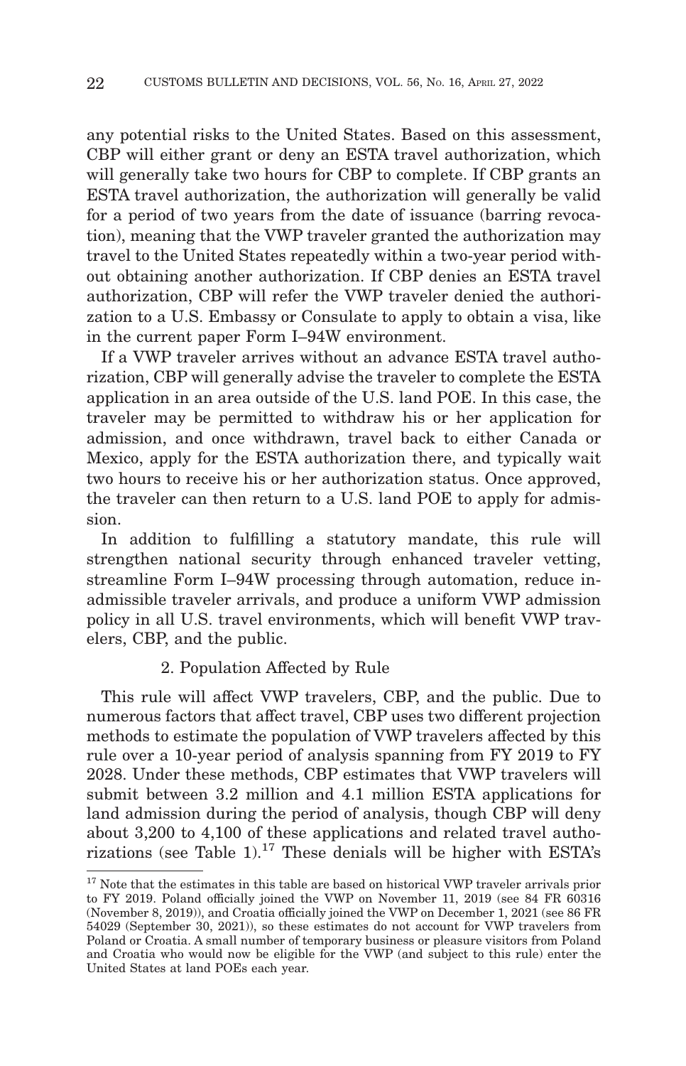any potential risks to the United States. Based on this assessment, CBP will either grant or deny an ESTA travel authorization, which will generally take two hours for CBP to complete. If CBP grants an ESTA travel authorization, the authorization will generally be valid for a period of two years from the date of issuance (barring revocation), meaning that the VWP traveler granted the authorization may travel to the United States repeatedly within a two-year period without obtaining another authorization. If CBP denies an ESTA travel authorization, CBP will refer the VWP traveler denied the authorization to a U.S. Embassy or Consulate to apply to obtain a visa, like in the current paper Form I–94W environment.

If a VWP traveler arrives without an advance ESTA travel authorization, CBP will generally advise the traveler to complete the ESTA application in an area outside of the U.S. land POE. In this case, the traveler may be permitted to withdraw his or her application for admission, and once withdrawn, travel back to either Canada or Mexico, apply for the ESTA authorization there, and typically wait two hours to receive his or her authorization status. Once approved, the traveler can then return to a U.S. land POE to apply for admission.

In addition to fulfilling a statutory mandate, this rule will strengthen national security through enhanced traveler vetting, streamline Form I–94W processing through automation, reduce inadmissible traveler arrivals, and produce a uniform VWP admission policy in all U.S. travel environments, which will benefit VWP travelers, CBP, and the public.

### 2. Population Affected by Rule

This rule will affect VWP travelers, CBP, and the public. Due to numerous factors that affect travel, CBP uses two different projection methods to estimate the population of VWP travelers affected by this rule over a 10-year period of analysis spanning from FY 2019 to FY 2028. Under these methods, CBP estimates that VWP travelers will submit between 3.2 million and 4.1 million ESTA applications for land admission during the period of analysis, though CBP will deny about 3,200 to 4,100 of these applications and related travel authorizations (see Table 1).[17] These denials will be higher with ESTA's

[17] Note that the estimates in this table are based on historical VWP traveler arrivals prior to FY 2019. Poland officially joined the VWP on November 11, 2019 (see 84 FR 60316 (November 8, 2019)), and Croatia officially joined the VWP on December 1, 2021 (see 86 FR 54029 (September 30, 2021)), so these estimates do not account for VWP travelers from Poland or Croatia. A small number of temporary business or pleasure visitors from Poland and Croatia who would now be eligible for the VWP (and subject to this rule) enter the United States at land POEs each year.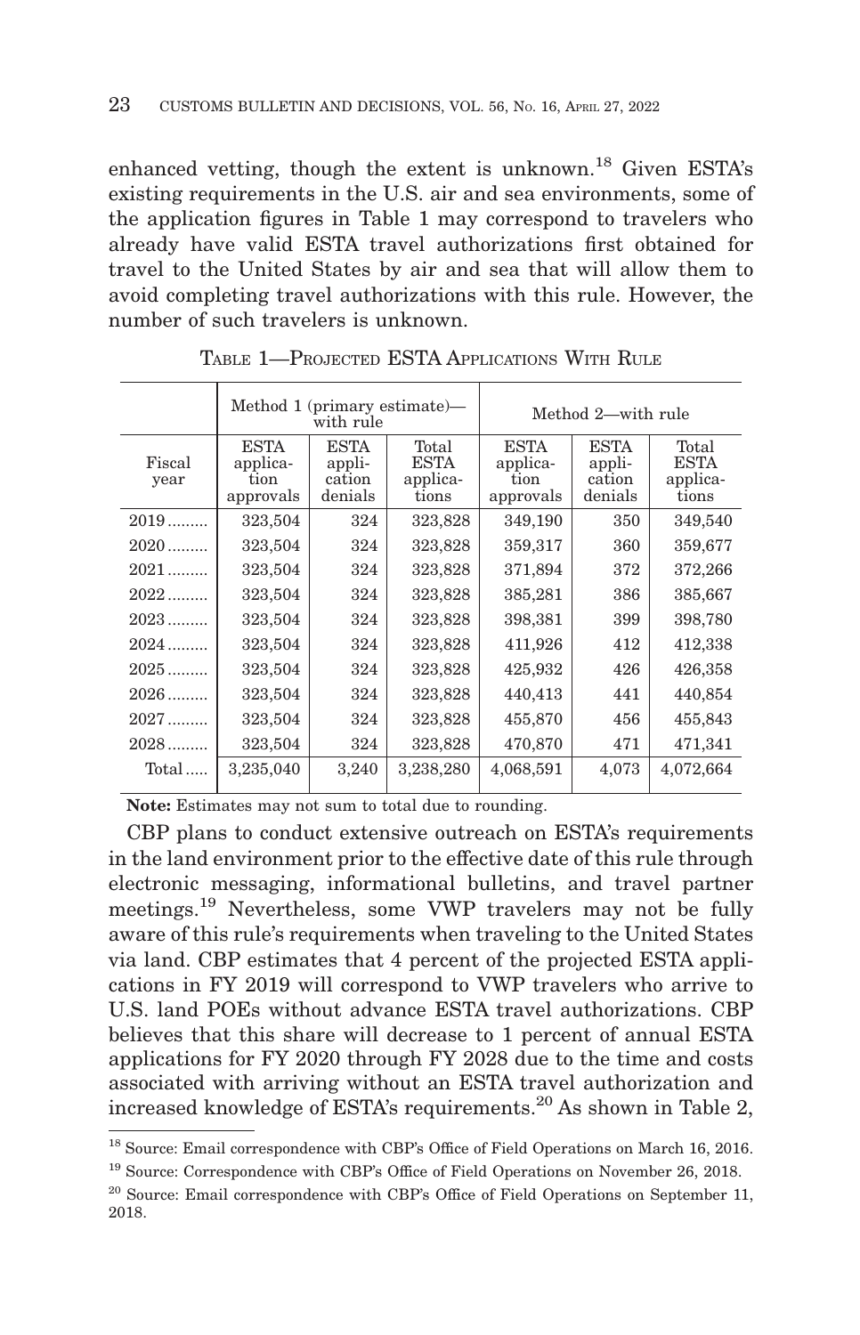enhanced vetting, though the extent is unknown.[18] Given ESTA's existing requirements in the U.S. air and sea environments, some of the application figures in Table 1 may correspond to travelers who already have valid ESTA travel authorizations first obtained for travel to the United States by air and sea that will allow them to avoid completing travel authorizations with this rule. However, the number of such travelers is unknown.

TABLE 1—PROJECTED ESTA APPLICATIONS WITH RULE

| | Method 1 (primary estimate)—with rule | | | Method 2—with rule | | |
|---|---|---|---|---|---|---|
| Fiscal year | ESTA application approvals | ESTA application denials | Total ESTA applications | ESTA application approvals | ESTA application denials | Total ESTA applications |
| 2019 | 323,504 | 324 | 323,828 | 349,190 | 350 | 349,540 |
| 2020 | 323,504 | 324 | 323,828 | 359,317 | 360 | 359,677 |
| 2021 | 323,504 | 324 | 323,828 | 371,894 | 372 | 372,266 |
| 2022 | 323,504 | 324 | 323,828 | 385,281 | 386 | 385,667 |
| 2023 | 323,504 | 324 | 323,828 | 398,381 | 399 | 398,780 |
| 2024 | 323,504 | 324 | 323,828 | 411,926 | 412 | 412,338 |
| 2025 | 323,504 | 324 | 323,828 | 425,932 | 426 | 426,358 |
| 2026 | 323,504 | 324 | 323,828 | 440,413 | 441 | 440,854 |
| 2027 | 323,504 | 324 | 323,828 | 455,870 | 456 | 455,843 |
| 2028 | 323,504 | 324 | 323,828 | 470,870 | 471 | 471,341 |
| Total | 3,235,040 | 3,240 | 3,238,280 | 4,068,591 | 4,073 | 4,072,664 |

**Note:** Estimates may not sum to total due to rounding.

CBP plans to conduct extensive outreach on ESTA's requirements in the land environment prior to the effective date of this rule through electronic messaging, informational bulletins, and travel partner meetings.[19] Nevertheless, some VWP travelers may not be fully aware of this rule's requirements when traveling to the United States via land. CBP estimates that 4 percent of the projected ESTA applications in FY 2019 will correspond to VWP travelers who arrive to U.S. land POEs without advance ESTA travel authorizations. CBP believes that this share will decrease to 1 percent of annual ESTA applications for FY 2020 through FY 2028 due to the time and costs associated with arriving without an ESTA travel authorization and increased knowledge of ESTA's requirements.[20] As shown in Table 2,

[18] Source: Email correspondence with CBP's Office of Field Operations on March 16, 2016.

[19] Source: Correspondence with CBP's Office of Field Operations on November 26, 2018.

[20] Source: Email correspondence with CBP's Office of Field Operations on September 11, 2018.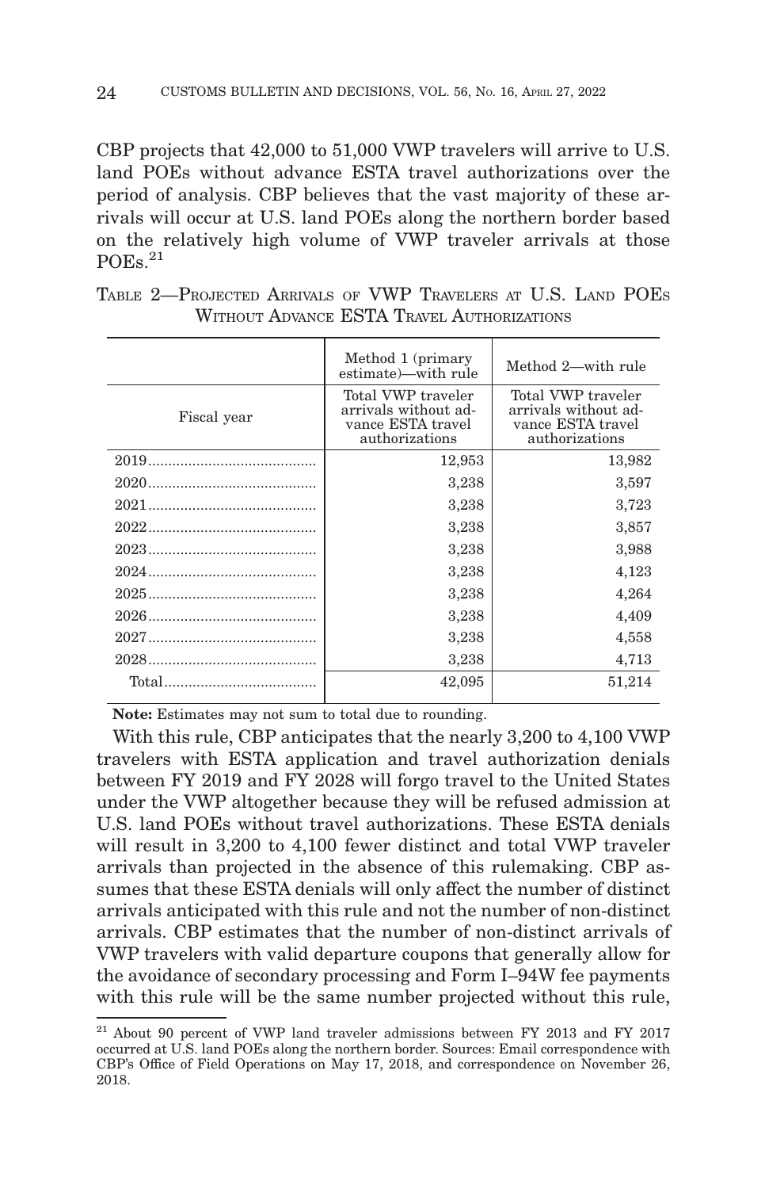CBP projects that 42,000 to 51,000 VWP travelers will arrive to U.S. land POEs without advance ESTA travel authorizations over the period of analysis. CBP believes that the vast majority of these arrivals will occur at U.S. land POEs along the northern border based on the relatively high volume of VWP traveler arrivals at those POEs.[21]

TABLE 2—PROJECTED ARRIVALS OF VWP TRAVELERS AT U.S. LAND POES WITHOUT ADVANCE ESTA TRAVEL AUTHORIZATIONS

| | Method 1 (primary estimate)—with rule | Method 2—with rule |
|---|---|---|
| Fiscal year | Total VWP traveler arrivals without advance ESTA travel authorizations | Total VWP traveler arrivals without advance ESTA travel authorizations |
| 2019 | 12,953 | 13,982 |
| 2020 | 3,238 | 3,597 |
| 2021 | 3,238 | 3,723 |
| 2022 | 3,238 | 3,857 |
| 2023 | 3,238 | 3,988 |
| 2024 | 3,238 | 4,123 |
| 2025 | 3,238 | 4,264 |
| 2026 | 3,238 | 4,409 |
| 2027 | 3,238 | 4,558 |
| 2028 | 3,238 | 4,713 |
| Total | 42,095 | 51,214 |

**Note:** Estimates may not sum to total due to rounding.

With this rule, CBP anticipates that the nearly 3,200 to 4,100 VWP travelers with ESTA application and travel authorization denials between FY 2019 and FY 2028 will forgo travel to the United States under the VWP altogether because they will be refused admission at U.S. land POEs without travel authorizations. These ESTA denials will result in 3,200 to 4,100 fewer distinct and total VWP traveler arrivals than projected in the absence of this rulemaking. CBP assumes that these ESTA denials will only affect the number of distinct arrivals anticipated with this rule and not the number of non-distinct arrivals. CBP estimates that the number of non-distinct arrivals of VWP travelers with valid departure coupons that generally allow for the avoidance of secondary processing and Form I–94W fee payments with this rule will be the same number projected without this rule,

[21] About 90 percent of VWP land traveler admissions between FY 2013 and FY 2017 occurred at U.S. land POEs along the northern border. Sources: Email correspondence with CBP's Office of Field Operations on May 17, 2018, and correspondence on November 26, 2018.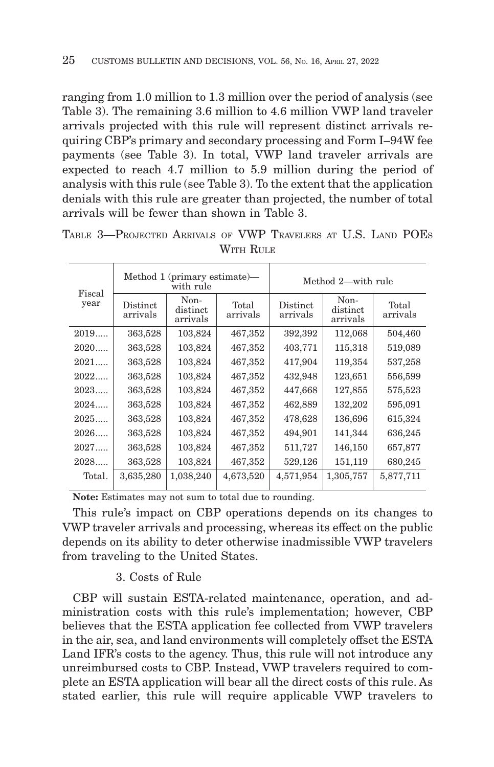ranging from 1.0 million to 1.3 million over the period of analysis (see Table 3). The remaining 3.6 million to 4.6 million VWP land traveler arrivals projected with this rule will represent distinct arrivals requiring CBP's primary and secondary processing and Form I–94W fee payments (see Table 3). In total, VWP land traveler arrivals are expected to reach 4.7 million to 5.9 million during the period of analysis with this rule (see Table 3). To the extent that the application denials with this rule are greater than projected, the number of total arrivals will be fewer than shown in Table 3.

TABLE 3—PROJECTED ARRIVALS OF VWP TRAVELERS AT U.S. LAND POEs WITH RULE

| Fiscal year | Method 1 (primary estimate)—with rule | | | Method 2—with rule | | |
|---|---|---|---|---|---|---|
| | Distinct arrivals | Non-distinct arrivals | Total arrivals | Distinct arrivals | Non-distinct arrivals | Total arrivals |
| 2019 | 363,528 | 103,824 | 467,352 | 392,392 | 112,068 | 504,460 |
| 2020 | 363,528 | 103,824 | 467,352 | 403,771 | 115,318 | 519,089 |
| 2021 | 363,528 | 103,824 | 467,352 | 417,904 | 119,354 | 537,258 |
| 2022 | 363,528 | 103,824 | 467,352 | 432,948 | 123,651 | 556,599 |
| 2023 | 363,528 | 103,824 | 467,352 | 447,668 | 127,855 | 575,523 |
| 2024 | 363,528 | 103,824 | 467,352 | 462,889 | 132,202 | 595,091 |
| 2025 | 363,528 | 103,824 | 467,352 | 478,628 | 136,696 | 615,324 |
| 2026 | 363,528 | 103,824 | 467,352 | 494,901 | 141,344 | 636,245 |
| 2027 | 363,528 | 103,824 | 467,352 | 511,727 | 146,150 | 657,877 |
| 2028 | 363,528 | 103,824 | 467,352 | 529,126 | 151,119 | 680,245 |
| Total | 3,635,280 | 1,038,240 | 4,673,520 | 4,571,954 | 1,305,757 | 5,877,711 |

**Note:** Estimates may not sum to total due to rounding.

This rule's impact on CBP operations depends on its changes to VWP traveler arrivals and processing, whereas its effect on the public depends on its ability to deter otherwise inadmissible VWP travelers from traveling to the United States.

### 3. Costs of Rule

CBP will sustain ESTA-related maintenance, operation, and administration costs with this rule's implementation; however, CBP believes that the ESTA application fee collected from VWP travelers in the air, sea, and land environments will completely offset the ESTA Land IFR's costs to the agency. Thus, this rule will not introduce any unreimbursed costs to CBP. Instead, VWP travelers required to complete an ESTA application will bear all the direct costs of this rule. As stated earlier, this rule will require applicable VWP travelers to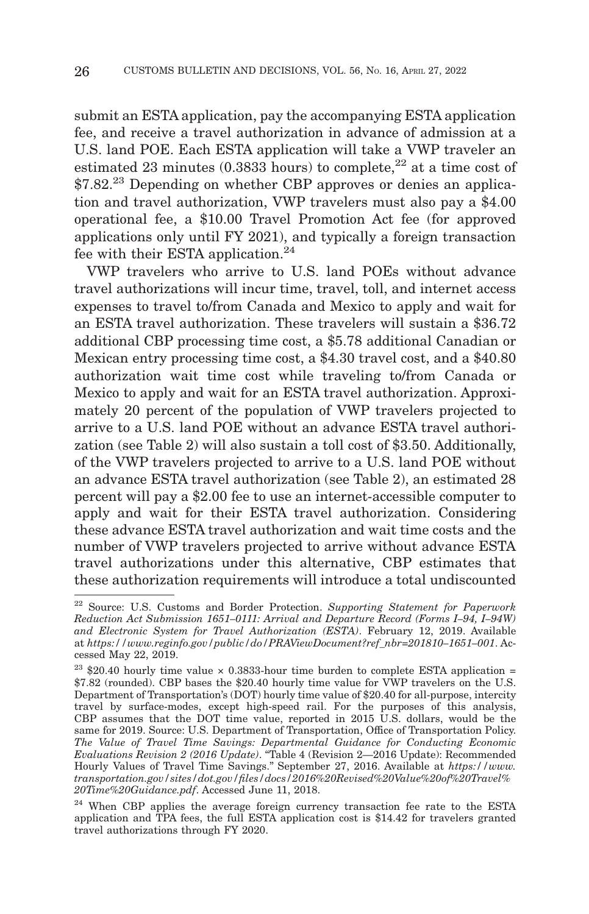submit an ESTA application, pay the accompanying ESTA application fee, and receive a travel authorization in advance of admission at a U.S. land POE. Each ESTA application will take a VWP traveler an estimated 23 minutes (0.3833 hours) to complete,[22] at a time cost of $7.82.[23] Depending on whether CBP approves or denies an application and travel authorization, VWP travelers must also pay a $4.00 operational fee, a $10.00 Travel Promotion Act fee (for approved applications only until FY 2021), and typically a foreign transaction fee with their ESTA application.[24]

VWP travelers who arrive to U.S. land POEs without advance travel authorizations will incur time, travel, toll, and internet access expenses to travel to/from Canada and Mexico to apply and wait for an ESTA travel authorization. These travelers will sustain a $36.72 additional CBP processing time cost, a $5.78 additional Canadian or Mexican entry processing time cost, a $4.30 travel cost, and a $40.80 authorization wait time cost while traveling to/from Canada or Mexico to apply and wait for an ESTA travel authorization. Approximately 20 percent of the population of VWP travelers projected to arrive to a U.S. land POE without an advance ESTA travel authorization (see Table 2) will also sustain a toll cost of $3.50. Additionally, of the VWP travelers projected to arrive to a U.S. land POE without an advance ESTA travel authorization (see Table 2), an estimated 28 percent will pay a $2.00 fee to use an internet-accessible computer to apply and wait for their ESTA travel authorization. Considering these advance ESTA travel authorization and wait time costs and the number of VWP travelers projected to arrive without advance ESTA travel authorizations under this alternative, CBP estimates that these authorization requirements will introduce a total undiscounted

---

[22] Source: U.S. Customs and Border Protection. *Supporting Statement for Paperwork Reduction Act Submission 1651–0111: Arrival and Departure Record (Forms I–94, I–94W) and Electronic System for Travel Authorization (ESTA)*. February 12, 2019. Available at *https://www.reginfo.gov/public/do/PRAViewDocument?ref_nbr=201810–1651–001*. Accessed May 22, 2019.

[23] $20.40 hourly time value × 0.3833-hour time burden to complete ESTA application = $7.82 (rounded). CBP bases the $20.40 hourly time value for VWP travelers on the U.S. Department of Transportation's (DOT) hourly time value of $20.40 for all-purpose, intercity travel by surface-modes, except high-speed rail. For the purposes of this analysis, CBP assumes that the DOT time value, reported in 2015 U.S. dollars, would be the same for 2019. Source: U.S. Department of Transportation, Office of Transportation Policy. *The Value of Travel Time Savings: Departmental Guidance for Conducting Economic Evaluations Revision 2 (2016 Update)*. "Table 4 (Revision 2—2016 Update): Recommended Hourly Values of Travel Time Savings." September 27, 2016. Available at *https://www.transportation.gov/sites/dot.gov/files/docs/2016%20Revised%20Value%20of%20Travel%20Time%20Guidance.pdf*. Accessed June 11, 2018.

[24] When CBP applies the average foreign currency transaction fee rate to the ESTA application and TPA fees, the full ESTA application cost is $14.42 for travelers granted travel authorizations through FY 2020.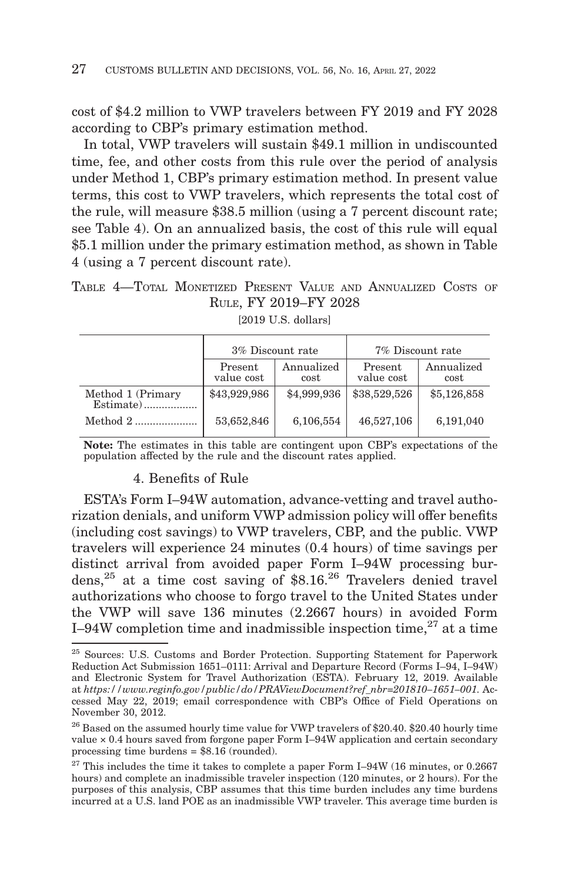cost of $4.2 million to VWP travelers between FY 2019 and FY 2028 according to CBP's primary estimation method.

In total, VWP travelers will sustain $49.1 million in undiscounted time, fee, and other costs from this rule over the period of analysis under Method 1, CBP's primary estimation method. In present value terms, this cost to VWP travelers, which represents the total cost of the rule, will measure $38.5 million (using a 7 percent discount rate; see Table 4). On an annualized basis, the cost of this rule will equal $5.1 million under the primary estimation method, as shown in Table 4 (using a 7 percent discount rate).

TABLE 4—TOTAL MONETIZED PRESENT VALUE AND ANNUALIZED COSTS OF RULE, FY 2019–FY 2028

[2019 U.S. dollars]

| | 3% Discount rate | | 7% Discount rate | |
|---|---|---|---|---|
| | Present value cost | Annualized cost | Present value cost | Annualized cost |
| Method 1 (Primary Estimate) | $43,929,986 | $4,999,936 | $38,529,526 | $5,126,858 |
| Method 2 | 53,652,846 | 6,106,554 | 46,527,106 | 6,191,040 |

**Note:** The estimates in this table are contingent upon CBP's expectations of the population affected by the rule and the discount rates applied.

4. Benefits of Rule

ESTA's Form I–94W automation, advance-vetting and travel authorization denials, and uniform VWP admission policy will offer benefits (including cost savings) to VWP travelers, CBP, and the public. VWP travelers will experience 24 minutes (0.4 hours) of time savings per distinct arrival from avoided paper Form I–94W processing burdens,[25] at a time cost saving of $8.16.[26] Travelers denied travel authorizations who choose to forgo travel to the United States under the VWP will save 136 minutes (2.2667 hours) in avoided Form I–94W completion time and inadmissible inspection time,[27] at a time

[25] Sources: U.S. Customs and Border Protection. Supporting Statement for Paperwork Reduction Act Submission 1651–0111: Arrival and Departure Record (Forms I–94, I–94W) and Electronic System for Travel Authorization (ESTA). February 12, 2019. Available at *https://www.reginfo.gov/public/do/PRAViewDocument?ref_nbr=201810–1651–001.* Accessed May 22, 2019; email correspondence with CBP's Office of Field Operations on November 30, 2012.

[26] Based on the assumed hourly time value for VWP travelers of $20.40. $20.40 hourly time value × 0.4 hours saved from forgone paper Form I–94W application and certain secondary processing time burdens = $8.16 (rounded).

[27] This includes the time it takes to complete a paper Form I–94W (16 minutes, or 0.2667 hours) and complete an inadmissible traveler inspection (120 minutes, or 2 hours). For the purposes of this analysis, CBP assumes that this time burden includes any time burdens incurred at a U.S. land POE as an inadmissible VWP traveler. This average time burden is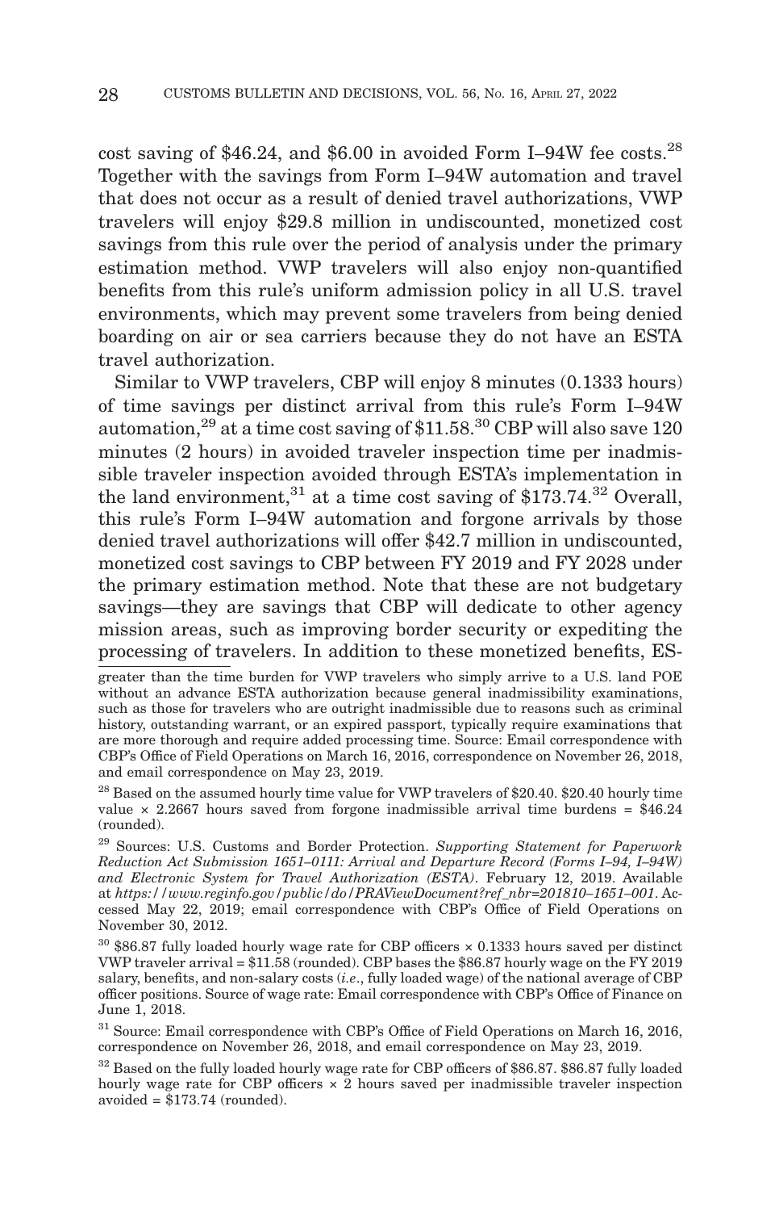cost saving of $46.24, and $6.00 in avoided Form I–94W fee costs.[28] Together with the savings from Form I–94W automation and travel that does not occur as a result of denied travel authorizations, VWP travelers will enjoy $29.8 million in undiscounted, monetized cost savings from this rule over the period of analysis under the primary estimation method. VWP travelers will also enjoy non-quantified benefits from this rule's uniform admission policy in all U.S. travel environments, which may prevent some travelers from being denied boarding on air or sea carriers because they do not have an ESTA travel authorization.

Similar to VWP travelers, CBP will enjoy 8 minutes (0.1333 hours) of time savings per distinct arrival from this rule's Form I–94W automation,[29] at a time cost saving of $11.58.[30] CBP will also save 120 minutes (2 hours) in avoided traveler inspection time per inadmissible traveler inspection avoided through ESTA's implementation in the land environment,[31] at a time cost saving of $173.74.[32] Overall, this rule's Form I–94W automation and forgone arrivals by those denied travel authorizations will offer $42.7 million in undiscounted, monetized cost savings to CBP between FY 2019 and FY 2028 under the primary estimation method. Note that these are not budgetary savings—they are savings that CBP will dedicate to other agency mission areas, such as improving border security or expediting the processing of travelers. In addition to these monetized benefits, ES-

---

greater than the time burden for VWP travelers who simply arrive to a U.S. land POE without an advance ESTA authorization because general inadmissibility examinations, such as those for travelers who are outright inadmissible due to reasons such as criminal history, outstanding warrant, or an expired passport, typically require examinations that are more thorough and require added processing time. Source: Email correspondence with CBP's Office of Field Operations on March 16, 2016, correspondence on November 26, 2018, and email correspondence on May 23, 2019.

[28] Based on the assumed hourly time value for VWP travelers of $20.40. $20.40 hourly time value × 2.2667 hours saved from forgone inadmissible arrival time burdens = $46.24 (rounded).

[29] Sources: U.S. Customs and Border Protection. *Supporting Statement for Paperwork Reduction Act Submission 1651–0111: Arrival and Departure Record (Forms I–94, I–94W) and Electronic System for Travel Authorization (ESTA)*. February 12, 2019. Available at *https://www.reginfo.gov/public/do/PRAViewDocument?ref_nbr=201810–1651–001*. Accessed May 22, 2019; email correspondence with CBP's Office of Field Operations on November 30, 2012.

[30] $86.87 fully loaded hourly wage rate for CBP officers × 0.1333 hours saved per distinct VWP traveler arrival = $11.58 (rounded). CBP bases the $86.87 hourly wage on the FY 2019 salary, benefits, and non-salary costs (*i.e.*, fully loaded wage) of the national average of CBP officer positions. Source of wage rate: Email correspondence with CBP's Office of Finance on June 1, 2018.

[31] Source: Email correspondence with CBP's Office of Field Operations on March 16, 2016, correspondence on November 26, 2018, and email correspondence on May 23, 2019.

[32] Based on the fully loaded hourly wage rate for CBP officers of $86.87. $86.87 fully loaded hourly wage rate for CBP officers × 2 hours saved per inadmissible traveler inspection avoided = $173.74 (rounded).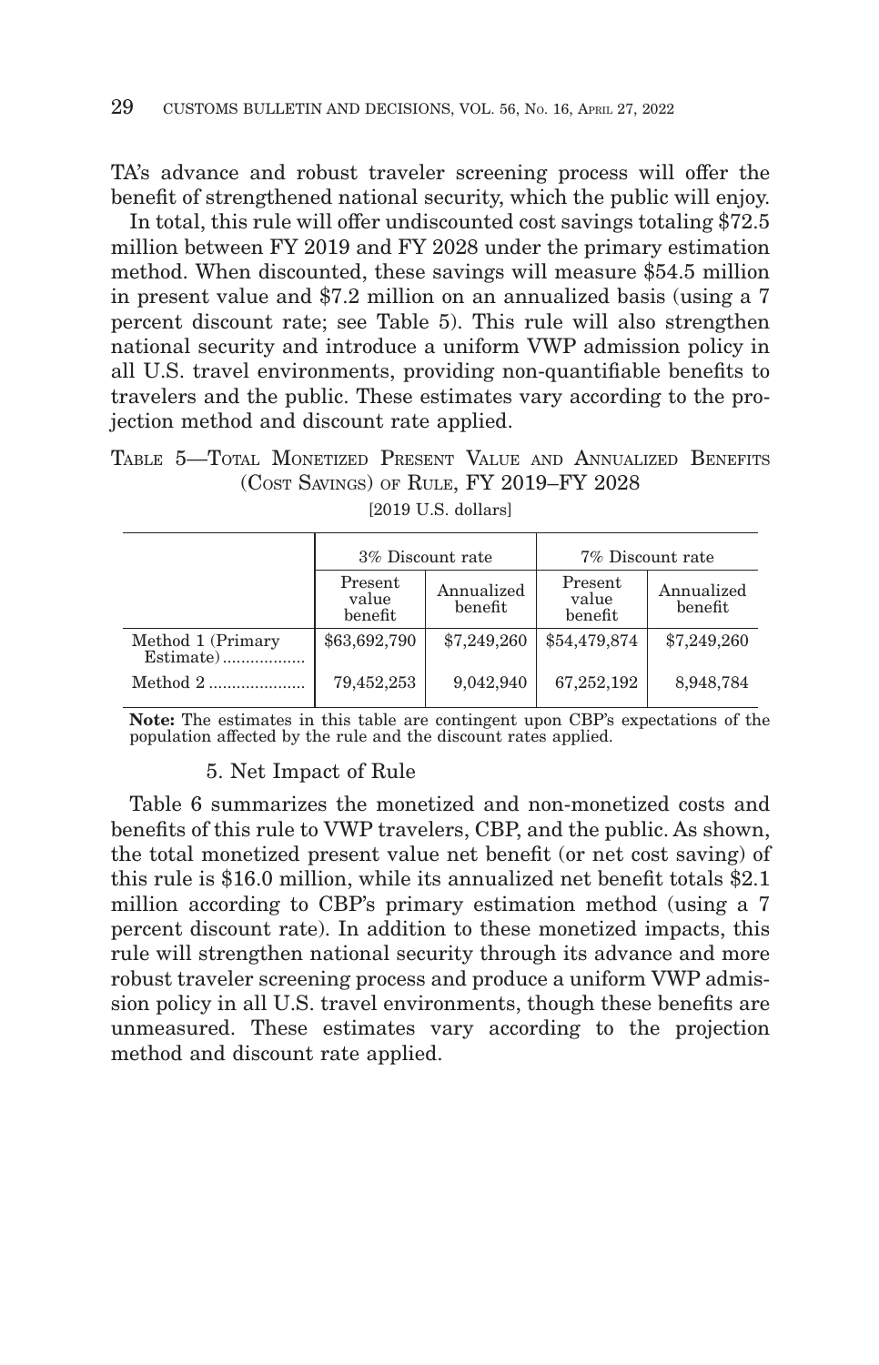TA's advance and robust traveler screening process will offer the benefit of strengthened national security, which the public will enjoy.

In total, this rule will offer undiscounted cost savings totaling $72.5 million between FY 2019 and FY 2028 under the primary estimation method. When discounted, these savings will measure $54.5 million in present value and $7.2 million on an annualized basis (using a 7 percent discount rate; see Table 5). This rule will also strengthen national security and introduce a uniform VWP admission policy in all U.S. travel environments, providing non-quantifiable benefits to travelers and the public. These estimates vary according to the projection method and discount rate applied.

TABLE 5—TOTAL MONETIZED PRESENT VALUE AND ANNUALIZED BENEFITS (COST SAVINGS) OF RULE, FY 2019–FY 2028

[2019 U.S. dollars]

| | 3% Discount rate | | 7% Discount rate | |
|---|---|---|---|---|
| | Present value benefit | Annualized benefit | Present value benefit | Annualized benefit |
| Method 1 (Primary Estimate) | $63,692,790 | $7,249,260 | $54,479,874 | $7,249,260 |
| Method 2 | 79,452,253 | 9,042,940 | 67,252,192 | 8,948,784 |

**Note:** The estimates in this table are contingent upon CBP's expectations of the population affected by the rule and the discount rates applied.

### 5. Net Impact of Rule

Table 6 summarizes the monetized and non-monetized costs and benefits of this rule to VWP travelers, CBP, and the public. As shown, the total monetized present value net benefit (or net cost saving) of this rule is $16.0 million, while its annualized net benefit totals $2.1 million according to CBP's primary estimation method (using a 7 percent discount rate). In addition to these monetized impacts, this rule will strengthen national security through its advance and more robust traveler screening process and produce a uniform VWP admission policy in all U.S. travel environments, though these benefits are unmeasured. These estimates vary according to the projection method and discount rate applied.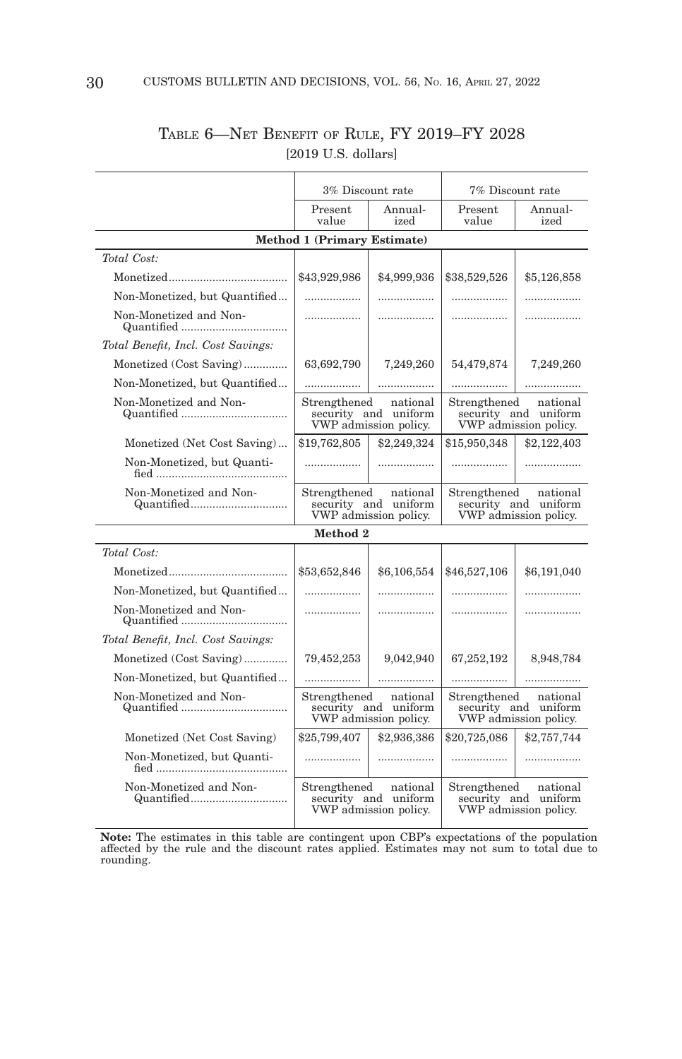TABLE 6—NET BENEFIT OF RULE, FY 2019–FY 2028
[2019 U.S. dollars]

| | 3% Discount rate | | 7% Discount rate | |
|---|---|---|---|---|
| | Present value | Annualized | Present value | Annualized |
| **Method 1 (Primary Estimate)** | | | | |
| *Total Cost:* | | | | |
| Monetized | $43,929,986 | $4,999,936 | $38,529,526 | $5,126,858 |
| Non-Monetized, but Quantified | .................. | .................. | .................. | .................. |
| Non-Monetized and Non-Quantified | .................. | .................. | .................. | .................. |
| *Total Benefit, Incl. Cost Savings:* | | | | |
| Monetized (Cost Saving) | 63,692,790 | 7,249,260 | 54,479,874 | 7,249,260 |
| Non-Monetized, but Quantified | .................. | .................. | .................. | .................. |
| Non-Monetized and Non-Quantified | Strengthened national security and uniform VWP admission policy. | | Strengthened national security and uniform VWP admission policy. | |
| Monetized (Net Cost Saving) | $19,762,805 | $2,249,324 | $15,950,348 | $2,122,403 |
| Non-Monetized, but Quantified | .................. | .................. | .................. | .................. |
| Non-Monetized and Non-Quantified | Strengthened national security and uniform VWP admission policy. | | Strengthened national security and uniform VWP admission policy. | |
| **Method 2** | | | | |
| *Total Cost:* | | | | |
| Monetized | $53,652,846 | $6,106,554 | $46,527,106 | $6,191,040 |
| Non-Monetized, but Quantified | .................. | .................. | .................. | .................. |
| Non-Monetized and Non-Quantified | .................. | .................. | .................. | .................. |
| *Total Benefit, Incl. Cost Savings:* | | | | |
| Monetized (Cost Saving) | 79,452,253 | 9,042,940 | 67,252,192 | 8,948,784 |
| Non-Monetized, but Quantified | .................. | .................. | .................. | .................. |
| Non-Monetized and Non-Quantified | Strengthened national security and uniform VWP admission policy. | | Strengthened national security and uniform VWP admission policy. | |
| Monetized (Net Cost Saving) | $25,799,407 | $2,936,386 | $20,725,086 | $2,757,744 |
| Non-Monetized, but Quantified | .................. | .................. | .................. | .................. |
| Non-Monetized and Non-Quantified | Strengthened national security and uniform VWP admission policy. | | Strengthened national security and uniform VWP admission policy. | |

**Note:** The estimates in this table are contingent upon CBP's expectations of the population affected by the rule and the discount rates applied. Estimates may not sum to total due to rounding.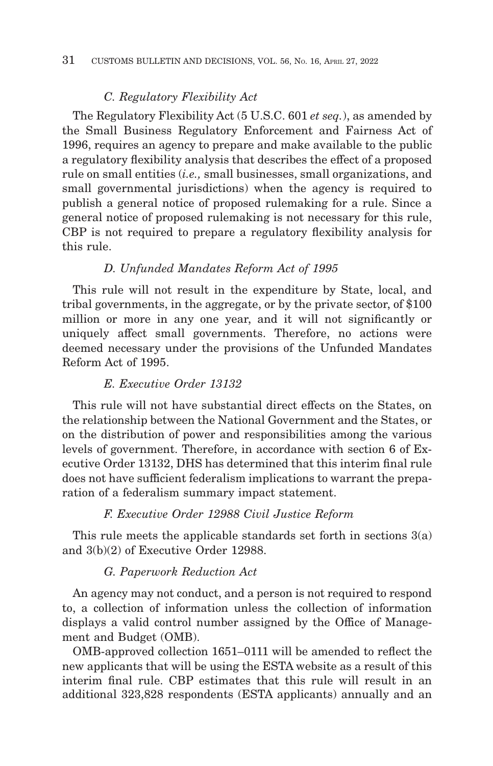### *C. Regulatory Flexibility Act*

The Regulatory Flexibility Act (5 U.S.C. 601 *et seq.*), as amended by the Small Business Regulatory Enforcement and Fairness Act of 1996, requires an agency to prepare and make available to the public a regulatory flexibility analysis that describes the effect of a proposed rule on small entities (*i.e.,* small businesses, small organizations, and small governmental jurisdictions) when the agency is required to publish a general notice of proposed rulemaking for a rule. Since a general notice of proposed rulemaking is not necessary for this rule, CBP is not required to prepare a regulatory flexibility analysis for this rule.

### *D. Unfunded Mandates Reform Act of 1995*

This rule will not result in the expenditure by State, local, and tribal governments, in the aggregate, or by the private sector, of $100 million or more in any one year, and it will not significantly or uniquely affect small governments. Therefore, no actions were deemed necessary under the provisions of the Unfunded Mandates Reform Act of 1995.

### *E. Executive Order 13132*

This rule will not have substantial direct effects on the States, on the relationship between the National Government and the States, or on the distribution of power and responsibilities among the various levels of government. Therefore, in accordance with section 6 of Executive Order 13132, DHS has determined that this interim final rule does not have sufficient federalism implications to warrant the preparation of a federalism summary impact statement.

### *F. Executive Order 12988 Civil Justice Reform*

This rule meets the applicable standards set forth in sections 3(a) and 3(b)(2) of Executive Order 12988.

### *G. Paperwork Reduction Act*

An agency may not conduct, and a person is not required to respond to, a collection of information unless the collection of information displays a valid control number assigned by the Office of Management and Budget (OMB).

OMB-approved collection 1651–0111 will be amended to reflect the new applicants that will be using the ESTA website as a result of this interim final rule. CBP estimates that this rule will result in an additional 323,828 respondents (ESTA applicants) annually and an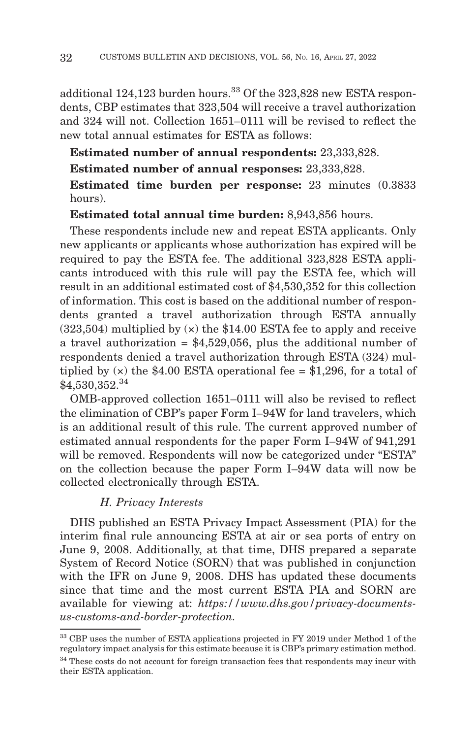additional 124,123 burden hours.[33] Of the 323,828 new ESTA respondents, CBP estimates that 323,504 will receive a travel authorization and 324 will not. Collection 1651–0111 will be revised to reflect the new total annual estimates for ESTA as follows:

**Estimated number of annual respondents:** 23,333,828.

**Estimated number of annual responses:** 23,333,828.

**Estimated time burden per response:** 23 minutes (0.3833 hours).

**Estimated total annual time burden:** 8,943,856 hours.

These respondents include new and repeat ESTA applicants. Only new applicants or applicants whose authorization has expired will be required to pay the ESTA fee. The additional 323,828 ESTA applicants introduced with this rule will pay the ESTA fee, which will result in an additional estimated cost of $4,530,352 for this collection of information. This cost is based on the additional number of respondents granted a travel authorization through ESTA annually (323,504) multiplied by (×) the $14.00 ESTA fee to apply and receive a travel authorization = $4,529,056, plus the additional number of respondents denied a travel authorization through ESTA (324) multiplied by (×) the $4.00 ESTA operational fee = $1,296, for a total of $4,530,352.[34]

OMB-approved collection 1651–0111 will also be revised to reflect the elimination of CBP's paper Form I–94W for land travelers, which is an additional result of this rule. The current approved number of estimated annual respondents for the paper Form I–94W of 941,291 will be removed. Respondents will now be categorized under "ESTA" on the collection because the paper Form I–94W data will now be collected electronically through ESTA.

### *H. Privacy Interests*

DHS published an ESTA Privacy Impact Assessment (PIA) for the interim final rule announcing ESTA at air or sea ports of entry on June 9, 2008. Additionally, at that time, DHS prepared a separate System of Record Notice (SORN) that was published in conjunction with the IFR on June 9, 2008. DHS has updated these documents since that time and the most current ESTA PIA and SORN are available for viewing at: *https://www.dhs.gov/privacy-documents-us-customs-and-border-protection.*

---

[33] CBP uses the number of ESTA applications projected in FY 2019 under Method 1 of the regulatory impact analysis for this estimate because it is CBP's primary estimation method.

[34] These costs do not account for foreign transaction fees that respondents may incur with their ESTA application.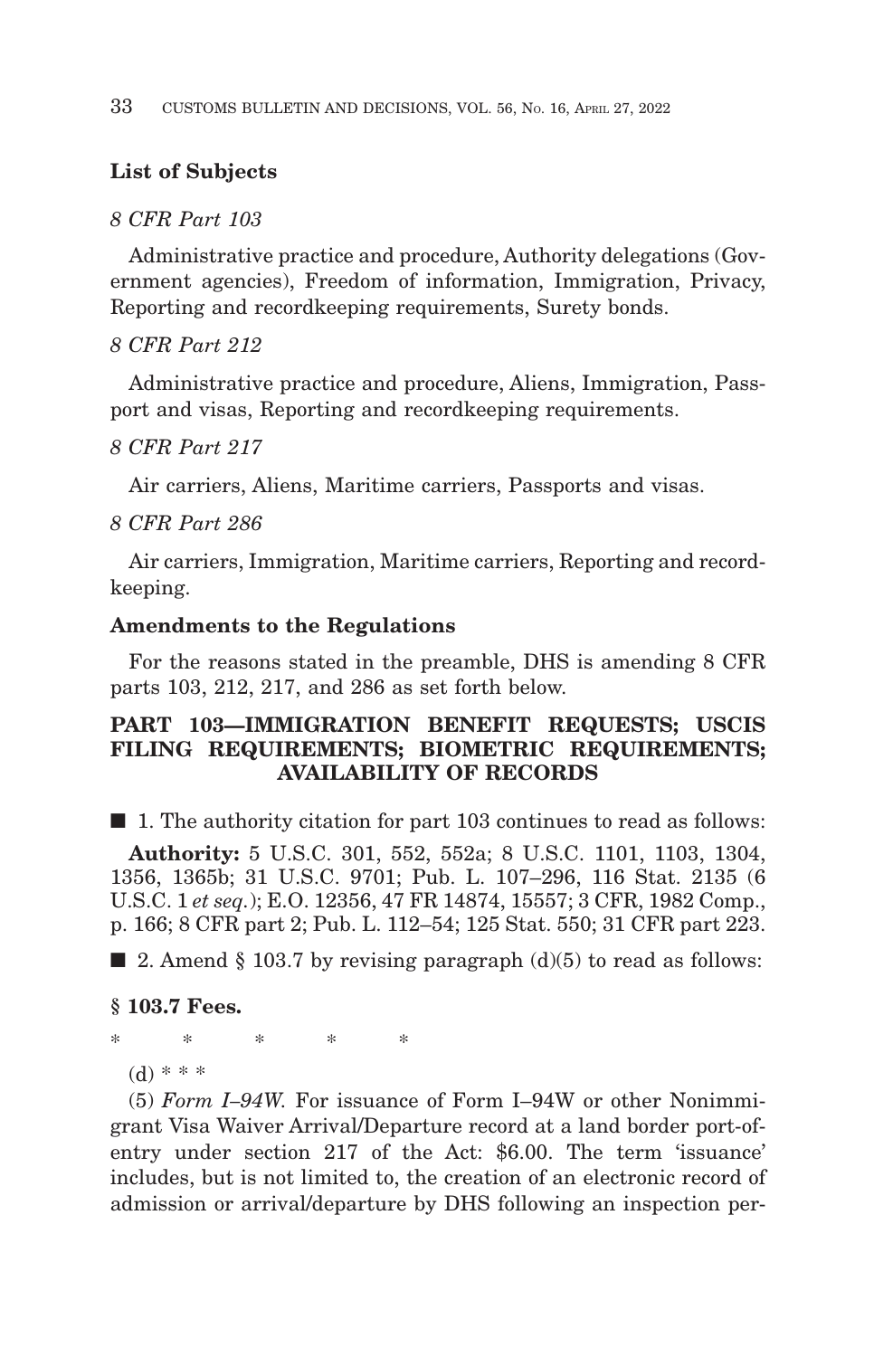**List of Subjects**

*8 CFR Part 103*

Administrative practice and procedure, Authority delegations (Government agencies), Freedom of information, Immigration, Privacy, Reporting and recordkeeping requirements, Surety bonds.

*8 CFR Part 212*

Administrative practice and procedure, Aliens, Immigration, Passport and visas, Reporting and recordkeeping requirements.

*8 CFR Part 217*

Air carriers, Aliens, Maritime carriers, Passports and visas.

*8 CFR Part 286*

Air carriers, Immigration, Maritime carriers, Reporting and recordkeeping.

**Amendments to the Regulations**

For the reasons stated in the preamble, DHS is amending 8 CFR parts 103, 212, 217, and 286 as set forth below.

## PART 103—IMMIGRATION BENEFIT REQUESTS; USCIS FILING REQUIREMENTS; BIOMETRIC REQUIREMENTS; AVAILABILITY OF RECORDS

■ 1. The authority citation for part 103 continues to read as follows:

**Authority:** 5 U.S.C. 301, 552, 552a; 8 U.S.C. 1101, 1103, 1304, 1356, 1365b; 31 U.S.C. 9701; Pub. L. 107–296, 116 Stat. 2135 (6 U.S.C. 1 *et seq.*); E.O. 12356, 47 FR 14874, 15557; 3 CFR, 1982 Comp., p. 166; 8 CFR part 2; Pub. L. 112–54; 125 Stat. 550; 31 CFR part 223.

■ 2. Amend § 103.7 by revising paragraph (d)(5) to read as follows:

**§ 103.7 Fees.**

\* \* \* \* \*

(d) \* \* \*

(5) *Form I–94W.* For issuance of Form I–94W or other Nonimmigrant Visa Waiver Arrival/Departure record at a land border port-of-entry under section 217 of the Act: $6.00. The term 'issuance' includes, but is not limited to, the creation of an electronic record of admission or arrival/departure by DHS following an inspection per-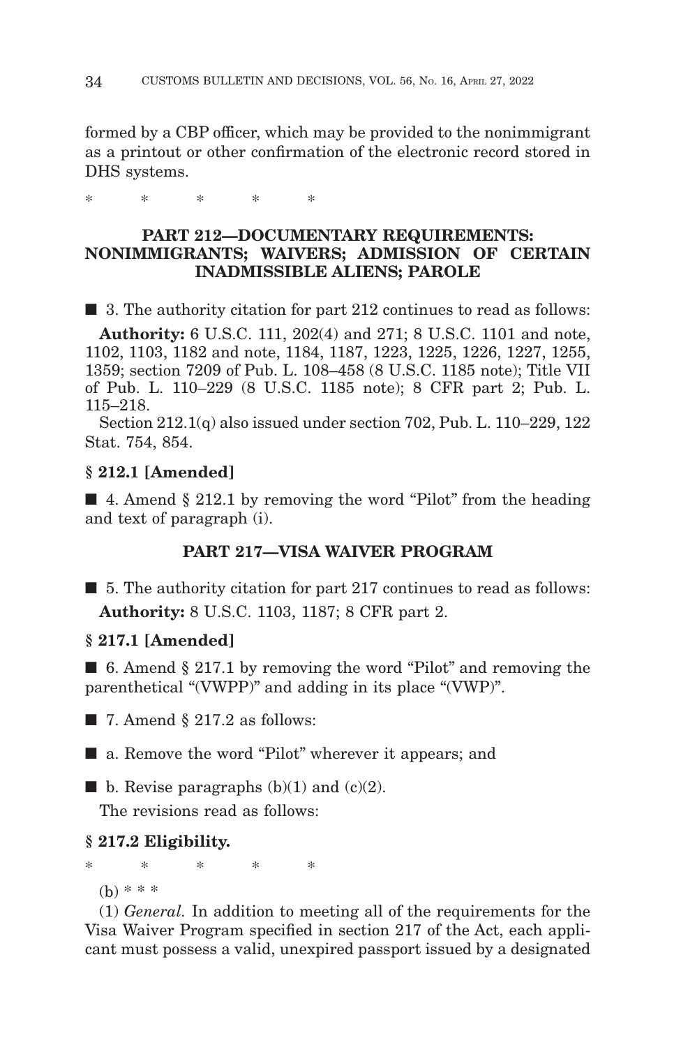formed by a CBP officer, which may be provided to the nonimmigrant as a printout or other confirmation of the electronic record stored in DHS systems.

\* \* \* \* \*

## PART 212—DOCUMENTARY REQUIREMENTS: NONIMMIGRANTS; WAIVERS; ADMISSION OF CERTAIN INADMISSIBLE ALIENS; PAROLE

■ 3. The authority citation for part 212 continues to read as follows:

**Authority:** 6 U.S.C. 111, 202(4) and 271; 8 U.S.C. 1101 and note, 1102, 1103, 1182 and note, 1184, 1187, 1223, 1225, 1226, 1227, 1255, 1359; section 7209 of Pub. L. 108–458 (8 U.S.C. 1185 note); Title VII of Pub. L. 110–229 (8 U.S.C. 1185 note); 8 CFR part 2; Pub. L. 115–218.

Section 212.1(q) also issued under section 702, Pub. L. 110–229, 122 Stat. 754, 854.

### § 212.1 [Amended]

■ 4. Amend § 212.1 by removing the word "Pilot" from the heading and text of paragraph (i).

## PART 217—VISA WAIVER PROGRAM

■ 5. The authority citation for part 217 continues to read as follows:

**Authority:** 8 U.S.C. 1103, 1187; 8 CFR part 2.

### § 217.1 [Amended]

■ 6. Amend § 217.1 by removing the word "Pilot" and removing the parenthetical "(VWPP)" and adding in its place "(VWP)".

■ 7. Amend § 217.2 as follows:

■ a. Remove the word "Pilot" wherever it appears; and

■ b. Revise paragraphs (b)(1) and (c)(2).

The revisions read as follows:

### § 217.2 Eligibility.

\* \* \* \* \*

(b) \* \* \*

(1) *General.* In addition to meeting all of the requirements for the Visa Waiver Program specified in section 217 of the Act, each applicant must possess a valid, unexpired passport issued by a designated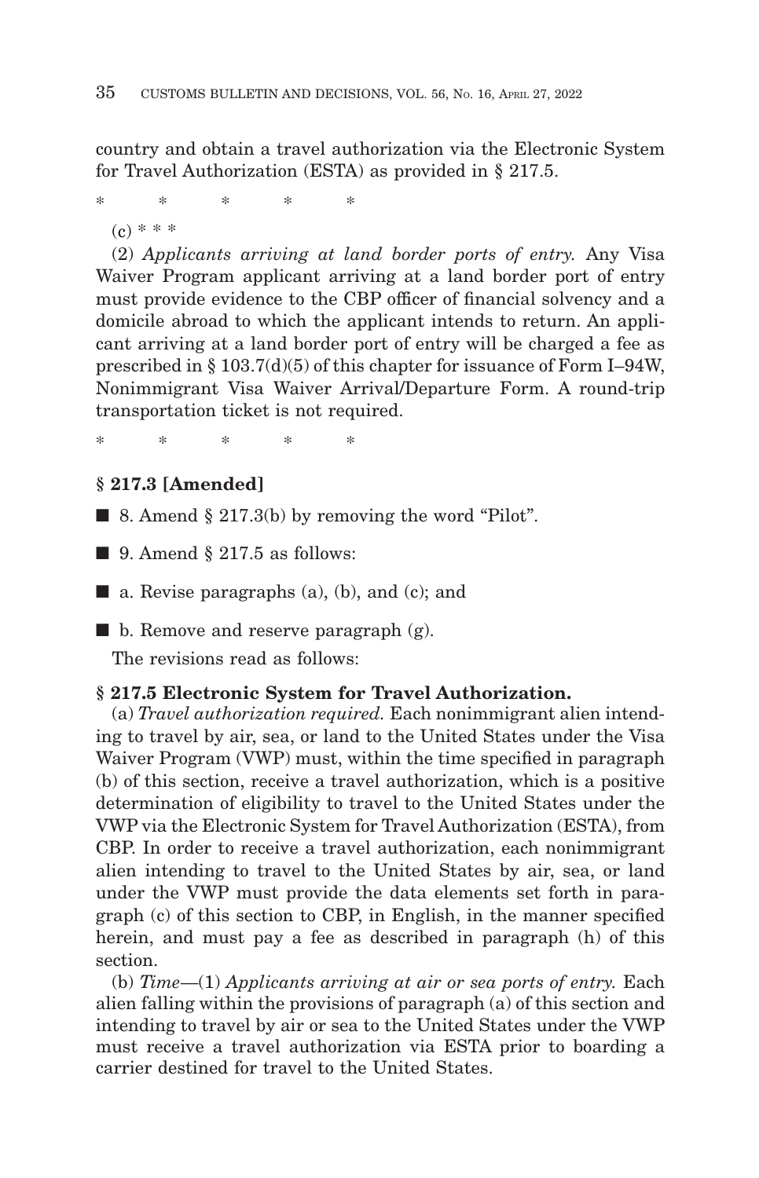country and obtain a travel authorization via the Electronic System for Travel Authorization (ESTA) as provided in § 217.5.

\* \* \* \* \*

(c) \* \* \*

(2) *Applicants arriving at land border ports of entry.* Any Visa Waiver Program applicant arriving at a land border port of entry must provide evidence to the CBP officer of financial solvency and a domicile abroad to which the applicant intends to return. An applicant arriving at a land border port of entry will be charged a fee as prescribed in § 103.7(d)(5) of this chapter for issuance of Form I–94W, Nonimmigrant Visa Waiver Arrival/Departure Form. A round-trip transportation ticket is not required.

\* \* \* \* \*

**§ 217.3 [Amended]**

■ 8. Amend § 217.3(b) by removing the word "Pilot".

■ 9. Amend § 217.5 as follows:

■ a. Revise paragraphs (a), (b), and (c); and

■ b. Remove and reserve paragraph (g).

The revisions read as follows:

**§ 217.5 Electronic System for Travel Authorization.**

(a) *Travel authorization required.* Each nonimmigrant alien intending to travel by air, sea, or land to the United States under the Visa Waiver Program (VWP) must, within the time specified in paragraph (b) of this section, receive a travel authorization, which is a positive determination of eligibility to travel to the United States under the VWP via the Electronic System for Travel Authorization (ESTA), from CBP. In order to receive a travel authorization, each nonimmigrant alien intending to travel to the United States by air, sea, or land under the VWP must provide the data elements set forth in paragraph (c) of this section to CBP, in English, in the manner specified herein, and must pay a fee as described in paragraph (h) of this section.

(b) *Time*—(1) *Applicants arriving at air or sea ports of entry.* Each alien falling within the provisions of paragraph (a) of this section and intending to travel by air or sea to the United States under the VWP must receive a travel authorization via ESTA prior to boarding a carrier destined for travel to the United States.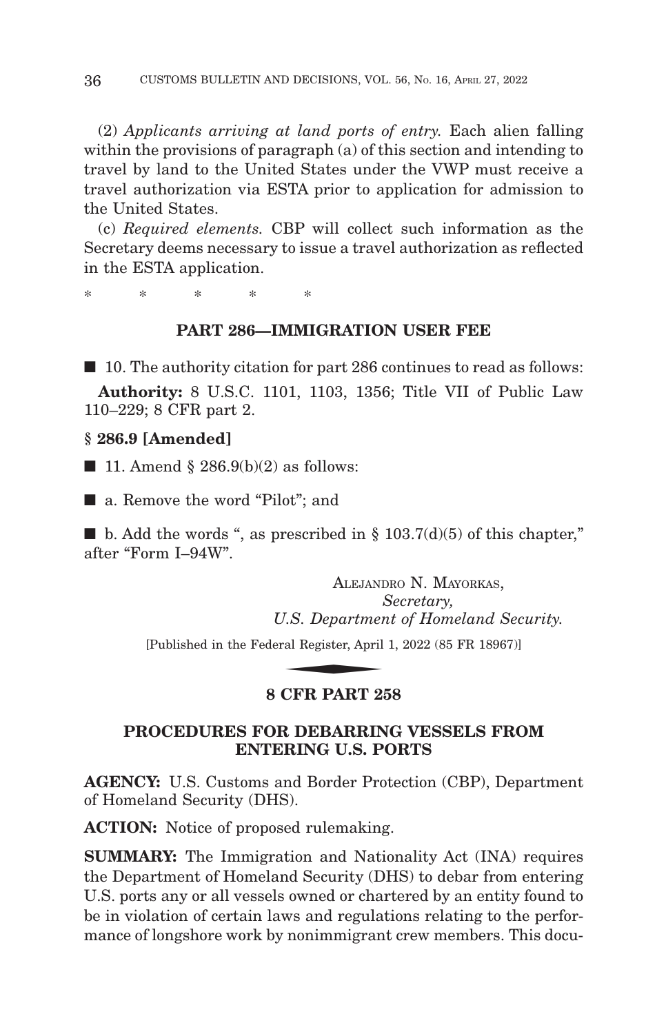(2) *Applicants arriving at land ports of entry.* Each alien falling within the provisions of paragraph (a) of this section and intending to travel by land to the United States under the VWP must receive a travel authorization via ESTA prior to application for admission to the United States.

(c) *Required elements.* CBP will collect such information as the Secretary deems necessary to issue a travel authorization as reflected in the ESTA application.

\* \* \* \* \*

### PART 286—IMMIGRATION USER FEE

■ 10. The authority citation for part 286 continues to read as follows:

**Authority:** 8 U.S.C. 1101, 1103, 1356; Title VII of Public Law 110–229; 8 CFR part 2.

### § 286.9 [Amended]

■ 11. Amend § 286.9(b)(2) as follows:

■ a. Remove the word "Pilot"; and

■ b. Add the words ", as prescribed in § 103.7(d)(5) of this chapter," after "Form I–94W".

ALEJANDRO N. MAYORKAS,
*Secretary,*
*U.S. Department of Homeland Security.*

[Published in the Federal Register, April 1, 2022 (85 FR 18967)]

## 8 CFR PART 258

## PROCEDURES FOR DEBARRING VESSELS FROM ENTERING U.S. PORTS

**AGENCY:** U.S. Customs and Border Protection (CBP), Department of Homeland Security (DHS).

**ACTION:** Notice of proposed rulemaking.

**SUMMARY:** The Immigration and Nationality Act (INA) requires the Department of Homeland Security (DHS) to debar from entering U.S. ports any or all vessels owned or chartered by an entity found to be in violation of certain laws and regulations relating to the performance of longshore work by nonimmigrant crew members. This docu-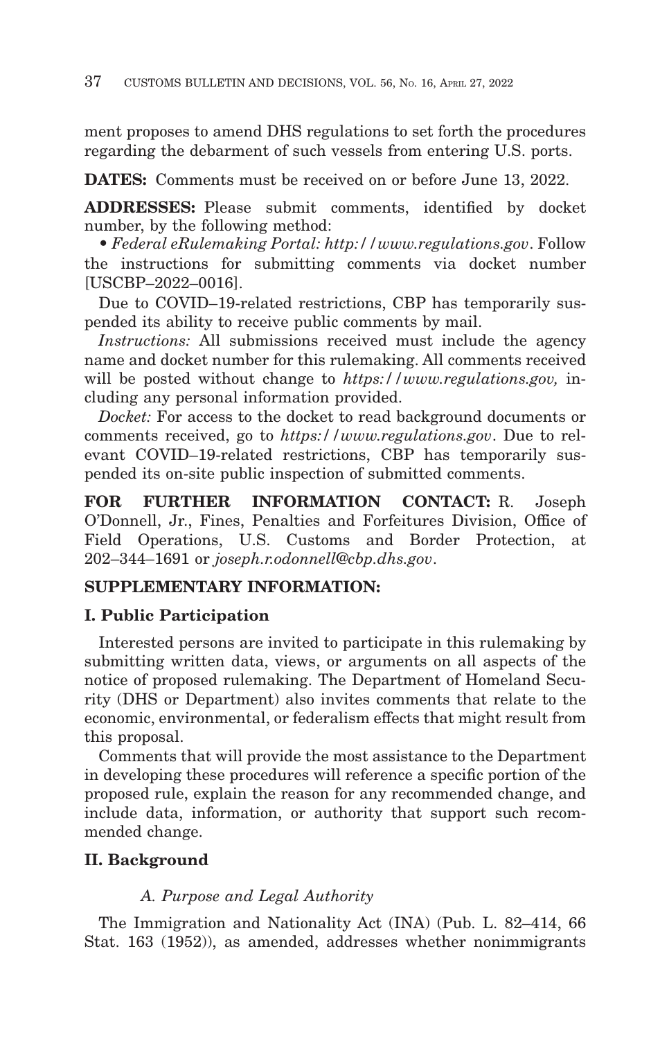ment proposes to amend DHS regulations to set forth the procedures regarding the debarment of such vessels from entering U.S. ports.

**DATES:** Comments must be received on or before June 13, 2022.

**ADDRESSES:** Please submit comments, identified by docket number, by the following method:

• *Federal eRulemaking Portal: http://www.regulations.gov*. Follow the instructions for submitting comments via docket number [USCBP–2022–0016].

Due to COVID–19-related restrictions, CBP has temporarily suspended its ability to receive public comments by mail.

*Instructions:* All submissions received must include the agency name and docket number for this rulemaking. All comments received will be posted without change to *https://www.regulations.gov,* including any personal information provided.

*Docket:* For access to the docket to read background documents or comments received, go to *https://www.regulations.gov*. Due to relevant COVID–19-related restrictions, CBP has temporarily suspended its on-site public inspection of submitted comments.

**FOR FURTHER INFORMATION CONTACT:** R. Joseph O'Donnell, Jr., Fines, Penalties and Forfeitures Division, Office of Field Operations, U.S. Customs and Border Protection, at 202–344–1691 or *joseph.r.odonnell@cbp.dhs.gov*.

**SUPPLEMENTARY INFORMATION:**

## I. Public Participation

Interested persons are invited to participate in this rulemaking by submitting written data, views, or arguments on all aspects of the notice of proposed rulemaking. The Department of Homeland Security (DHS or Department) also invites comments that relate to the economic, environmental, or federalism effects that might result from this proposal.

Comments that will provide the most assistance to the Department in developing these procedures will reference a specific portion of the proposed rule, explain the reason for any recommended change, and include data, information, or authority that support such recommended change.

## II. Background

### *A. Purpose and Legal Authority*

The Immigration and Nationality Act (INA) (Pub. L. 82–414, 66 Stat. 163 (1952)), as amended, addresses whether nonimmigrants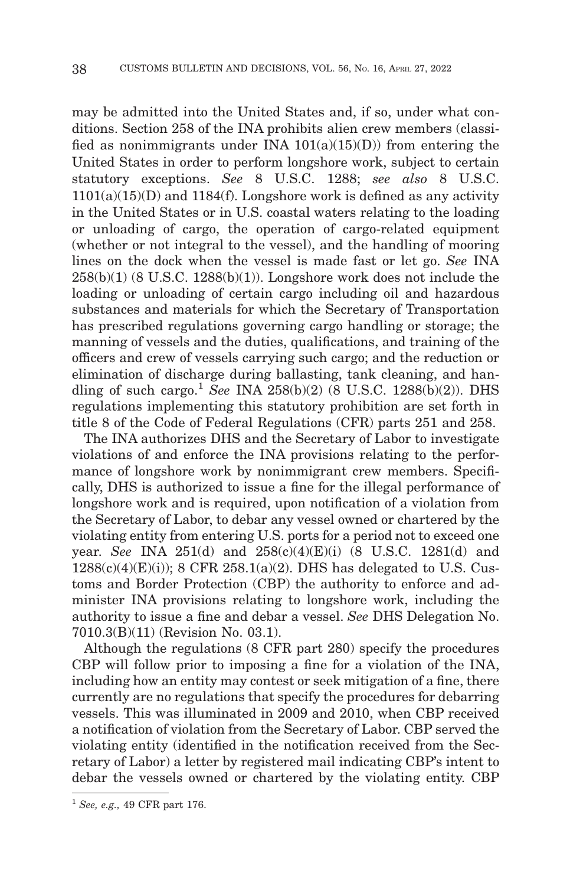may be admitted into the United States and, if so, under what conditions. Section 258 of the INA prohibits alien crew members (classified as nonimmigrants under INA 101(a)(15)(D)) from entering the United States in order to perform longshore work, subject to certain statutory exceptions. *See* 8 U.S.C. 1288; *see also* 8 U.S.C. 1101(a)(15)(D) and 1184(f). Longshore work is defined as any activity in the United States or in U.S. coastal waters relating to the loading or unloading of cargo, the operation of cargo-related equipment (whether or not integral to the vessel), and the handling of mooring lines on the dock when the vessel is made fast or let go. *See* INA 258(b)(1) (8 U.S.C. 1288(b)(1)). Longshore work does not include the loading or unloading of certain cargo including oil and hazardous substances and materials for which the Secretary of Transportation has prescribed regulations governing cargo handling or storage; the manning of vessels and the duties, qualifications, and training of the officers and crew of vessels carrying such cargo; and the reduction or elimination of discharge during ballasting, tank cleaning, and handling of such cargo.[1] *See* INA 258(b)(2) (8 U.S.C. 1288(b)(2)). DHS regulations implementing this statutory prohibition are set forth in title 8 of the Code of Federal Regulations (CFR) parts 251 and 258.

The INA authorizes DHS and the Secretary of Labor to investigate violations of and enforce the INA provisions relating to the performance of longshore work by nonimmigrant crew members. Specifically, DHS is authorized to issue a fine for the illegal performance of longshore work and is required, upon notification of a violation from the Secretary of Labor, to debar any vessel owned or chartered by the violating entity from entering U.S. ports for a period not to exceed one year. *See* INA 251(d) and 258(c)(4)(E)(i) (8 U.S.C. 1281(d) and 1288(c)(4)(E)(i)); 8 CFR 258.1(a)(2). DHS has delegated to U.S. Customs and Border Protection (CBP) the authority to enforce and administer INA provisions relating to longshore work, including the authority to issue a fine and debar a vessel. *See* DHS Delegation No. 7010.3(B)(11) (Revision No. 03.1).

Although the regulations (8 CFR part 280) specify the procedures CBP will follow prior to imposing a fine for a violation of the INA, including how an entity may contest or seek mitigation of a fine, there currently are no regulations that specify the procedures for debarring vessels. This was illuminated in 2009 and 2010, when CBP received a notification of violation from the Secretary of Labor. CBP served the violating entity (identified in the notification received from the Secretary of Labor) a letter by registered mail indicating CBP's intent to debar the vessels owned or chartered by the violating entity. CBP

[1] *See, e.g.,* 49 CFR part 176.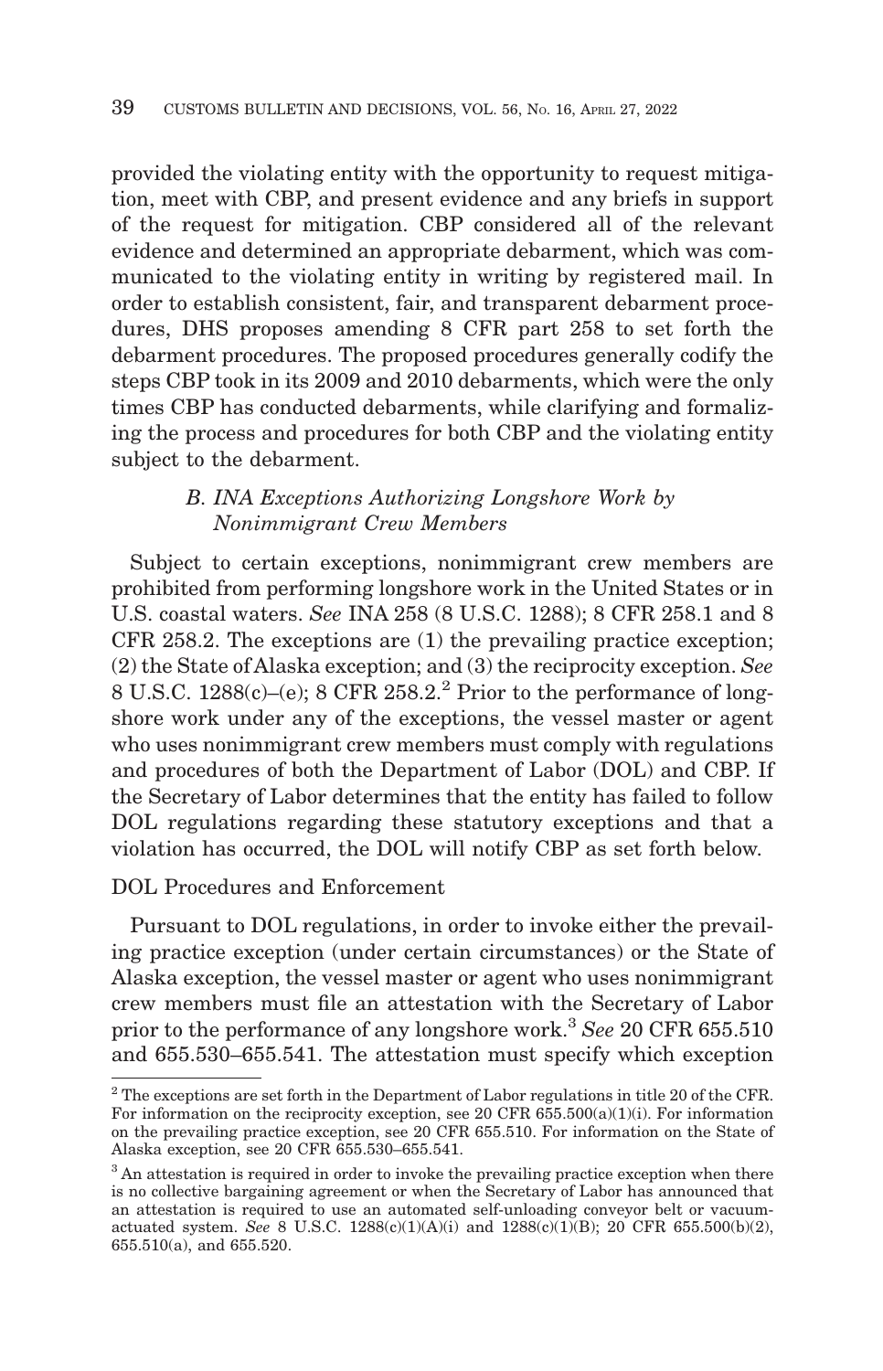provided the violating entity with the opportunity to request mitigation, meet with CBP, and present evidence and any briefs in support of the request for mitigation. CBP considered all of the relevant evidence and determined an appropriate debarment, which was communicated to the violating entity in writing by registered mail. In order to establish consistent, fair, and transparent debarment procedures, DHS proposes amending 8 CFR part 258 to set forth the debarment procedures. The proposed procedures generally codify the steps CBP took in its 2009 and 2010 debarments, which were the only times CBP has conducted debarments, while clarifying and formalizing the process and procedures for both CBP and the violating entity subject to the debarment.

### *B. INA Exceptions Authorizing Longshore Work by Nonimmigrant Crew Members*

Subject to certain exceptions, nonimmigrant crew members are prohibited from performing longshore work in the United States or in U.S. coastal waters. *See* INA 258 (8 U.S.C. 1288); 8 CFR 258.1 and 8 CFR 258.2. The exceptions are (1) the prevailing practice exception; (2) the State of Alaska exception; and (3) the reciprocity exception. *See* 8 U.S.C. 1288(c)–(e); 8 CFR 258.2.[2] Prior to the performance of longshore work under any of the exceptions, the vessel master or agent who uses nonimmigrant crew members must comply with regulations and procedures of both the Department of Labor (DOL) and CBP. If the Secretary of Labor determines that the entity has failed to follow DOL regulations regarding these statutory exceptions and that a violation has occurred, the DOL will notify CBP as set forth below.

DOL Procedures and Enforcement

Pursuant to DOL regulations, in order to invoke either the prevailing practice exception (under certain circumstances) or the State of Alaska exception, the vessel master or agent who uses nonimmigrant crew members must file an attestation with the Secretary of Labor prior to the performance of any longshore work.[3] *See* 20 CFR 655.510 and 655.530–655.541. The attestation must specify which exception

[2] The exceptions are set forth in the Department of Labor regulations in title 20 of the CFR. For information on the reciprocity exception, see 20 CFR 655.500(a)(1)(i). For information on the prevailing practice exception, see 20 CFR 655.510. For information on the State of Alaska exception, see 20 CFR 655.530–655.541.

[3] An attestation is required in order to invoke the prevailing practice exception when there is no collective bargaining agreement or when the Secretary of Labor has announced that an attestation is required to use an automated self-unloading conveyor belt or vacuum-actuated system. *See* 8 U.S.C. 1288(c)(1)(A)(i) and 1288(c)(1)(B); 20 CFR 655.500(b)(2), 655.510(a), and 655.520.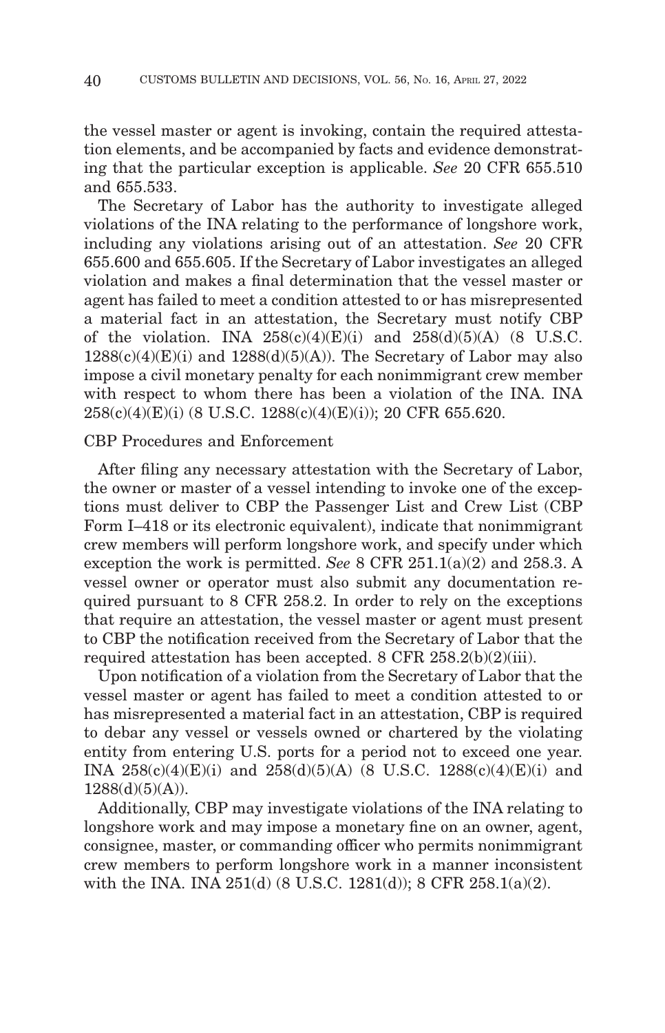the vessel master or agent is invoking, contain the required attestation elements, and be accompanied by facts and evidence demonstrating that the particular exception is applicable. *See* 20 CFR 655.510 and 655.533.

The Secretary of Labor has the authority to investigate alleged violations of the INA relating to the performance of longshore work, including any violations arising out of an attestation. *See* 20 CFR 655.600 and 655.605. If the Secretary of Labor investigates an alleged violation and makes a final determination that the vessel master or agent has failed to meet a condition attested to or has misrepresented a material fact in an attestation, the Secretary must notify CBP of the violation. INA 258(c)(4)(E)(i) and 258(d)(5)(A) (8 U.S.C. 1288(c)(4)(E)(i) and 1288(d)(5)(A)). The Secretary of Labor may also impose a civil monetary penalty for each nonimmigrant crew member with respect to whom there has been a violation of the INA. INA 258(c)(4)(E)(i) (8 U.S.C. 1288(c)(4)(E)(i)); 20 CFR 655.620.

CBP Procedures and Enforcement

After filing any necessary attestation with the Secretary of Labor, the owner or master of a vessel intending to invoke one of the exceptions must deliver to CBP the Passenger List and Crew List (CBP Form I–418 or its electronic equivalent), indicate that nonimmigrant crew members will perform longshore work, and specify under which exception the work is permitted. *See* 8 CFR 251.1(a)(2) and 258.3. A vessel owner or operator must also submit any documentation required pursuant to 8 CFR 258.2. In order to rely on the exceptions that require an attestation, the vessel master or agent must present to CBP the notification received from the Secretary of Labor that the required attestation has been accepted. 8 CFR 258.2(b)(2)(iii).

Upon notification of a violation from the Secretary of Labor that the vessel master or agent has failed to meet a condition attested to or has misrepresented a material fact in an attestation, CBP is required to debar any vessel or vessels owned or chartered by the violating entity from entering U.S. ports for a period not to exceed one year. INA 258(c)(4)(E)(i) and 258(d)(5)(A) (8 U.S.C. 1288(c)(4)(E)(i) and 1288(d)(5)(A)).

Additionally, CBP may investigate violations of the INA relating to longshore work and may impose a monetary fine on an owner, agent, consignee, master, or commanding officer who permits nonimmigrant crew members to perform longshore work in a manner inconsistent with the INA. INA 251(d) (8 U.S.C. 1281(d)); 8 CFR 258.1(a)(2).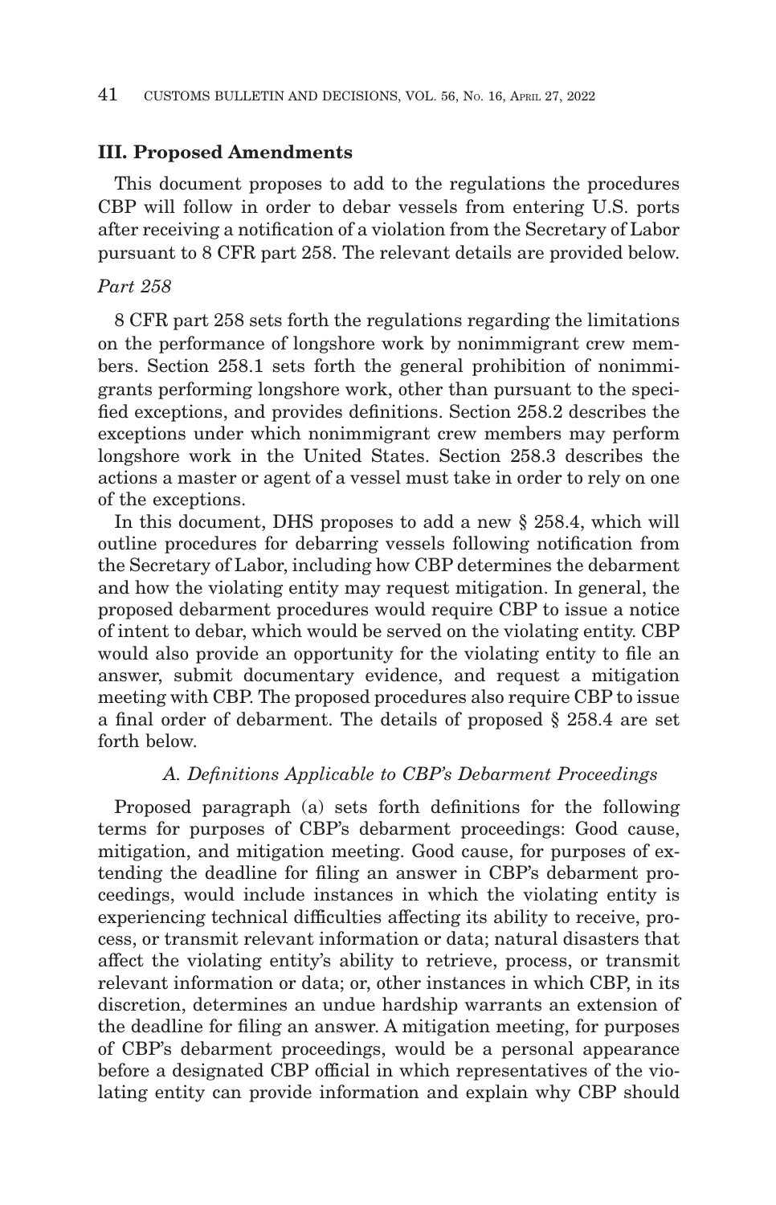### III. Proposed Amendments

This document proposes to add to the regulations the procedures CBP will follow in order to debar vessels from entering U.S. ports after receiving a notification of a violation from the Secretary of Labor pursuant to 8 CFR part 258. The relevant details are provided below.

*Part 258*

8 CFR part 258 sets forth the regulations regarding the limitations on the performance of longshore work by nonimmigrant crew members. Section 258.1 sets forth the general prohibition of nonimmigrants performing longshore work, other than pursuant to the specified exceptions, and provides definitions. Section 258.2 describes the exceptions under which nonimmigrant crew members may perform longshore work in the United States. Section 258.3 describes the actions a master or agent of a vessel must take in order to rely on one of the exceptions.

In this document, DHS proposes to add a new § 258.4, which will outline procedures for debarring vessels following notification from the Secretary of Labor, including how CBP determines the debarment and how the violating entity may request mitigation. In general, the proposed debarment procedures would require CBP to issue a notice of intent to debar, which would be served on the violating entity. CBP would also provide an opportunity for the violating entity to file an answer, submit documentary evidence, and request a mitigation meeting with CBP. The proposed procedures also require CBP to issue a final order of debarment. The details of proposed § 258.4 are set forth below.

*A. Definitions Applicable to CBP's Debarment Proceedings*

Proposed paragraph (a) sets forth definitions for the following terms for purposes of CBP's debarment proceedings: Good cause, mitigation, and mitigation meeting. Good cause, for purposes of extending the deadline for filing an answer in CBP's debarment proceedings, would include instances in which the violating entity is experiencing technical difficulties affecting its ability to receive, process, or transmit relevant information or data; natural disasters that affect the violating entity's ability to retrieve, process, or transmit relevant information or data; or, other instances in which CBP, in its discretion, determines an undue hardship warrants an extension of the deadline for filing an answer. A mitigation meeting, for purposes of CBP's debarment proceedings, would be a personal appearance before a designated CBP official in which representatives of the violating entity can provide information and explain why CBP should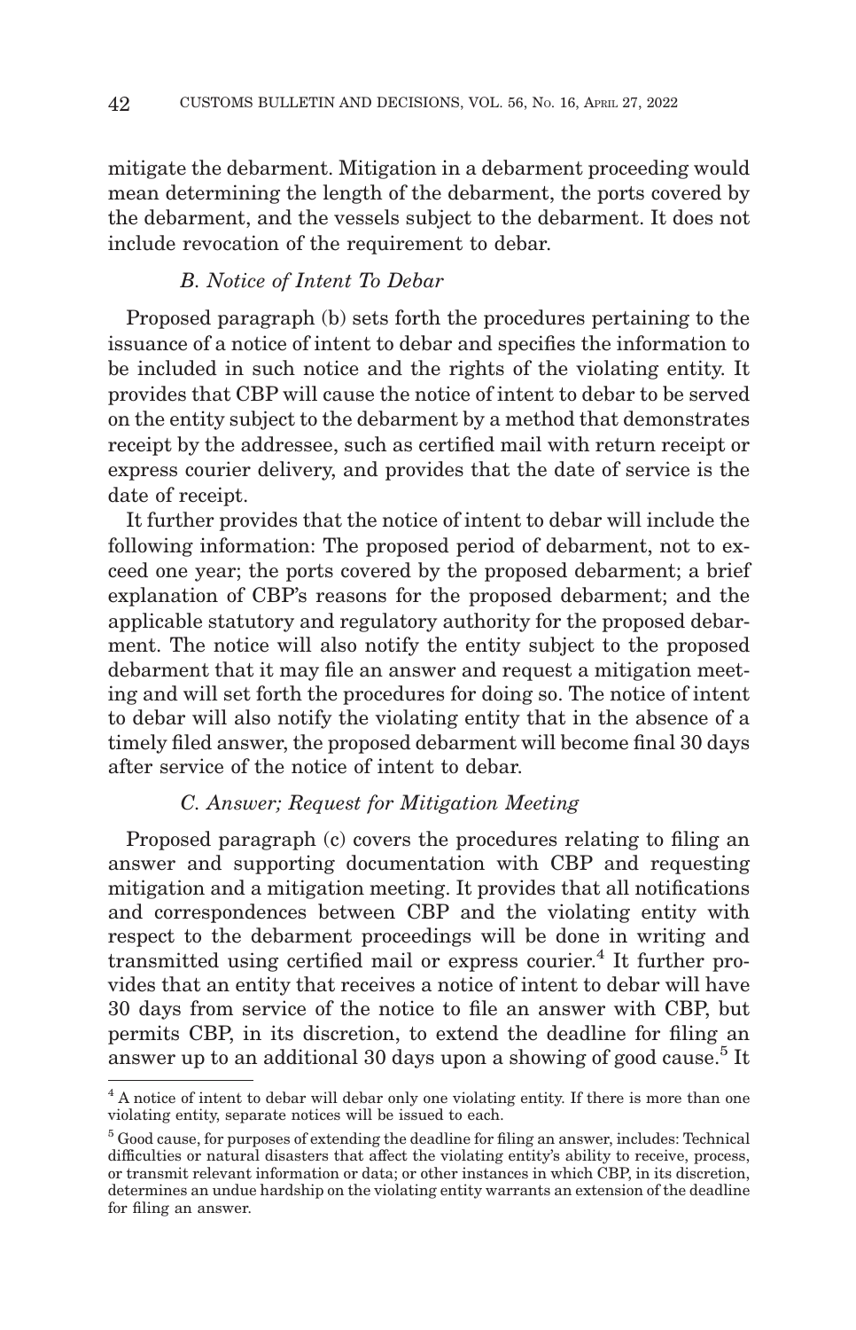mitigate the debarment. Mitigation in a debarment proceeding would mean determining the length of the debarment, the ports covered by the debarment, and the vessels subject to the debarment. It does not include revocation of the requirement to debar.

### *B. Notice of Intent To Debar*

Proposed paragraph (b) sets forth the procedures pertaining to the issuance of a notice of intent to debar and specifies the information to be included in such notice and the rights of the violating entity. It provides that CBP will cause the notice of intent to debar to be served on the entity subject to the debarment by a method that demonstrates receipt by the addressee, such as certified mail with return receipt or express courier delivery, and provides that the date of service is the date of receipt.

It further provides that the notice of intent to debar will include the following information: The proposed period of debarment, not to exceed one year; the ports covered by the proposed debarment; a brief explanation of CBP's reasons for the proposed debarment; and the applicable statutory and regulatory authority for the proposed debarment. The notice will also notify the entity subject to the proposed debarment that it may file an answer and request a mitigation meeting and will set forth the procedures for doing so. The notice of intent to debar will also notify the violating entity that in the absence of a timely filed answer, the proposed debarment will become final 30 days after service of the notice of intent to debar.

### *C. Answer; Request for Mitigation Meeting*

Proposed paragraph (c) covers the procedures relating to filing an answer and supporting documentation with CBP and requesting mitigation and a mitigation meeting. It provides that all notifications and correspondences between CBP and the violating entity with respect to the debarment proceedings will be done in writing and transmitted using certified mail or express courier.[4] It further provides that an entity that receives a notice of intent to debar will have 30 days from service of the notice to file an answer with CBP, but permits CBP, in its discretion, to extend the deadline for filing an answer up to an additional 30 days upon a showing of good cause.[5] It

---

[4] A notice of intent to debar will debar only one violating entity. If there is more than one violating entity, separate notices will be issued to each.

[5] Good cause, for purposes of extending the deadline for filing an answer, includes: Technical difficulties or natural disasters that affect the violating entity's ability to receive, process, or transmit relevant information or data; or other instances in which CBP, in its discretion, determines an undue hardship on the violating entity warrants an extension of the deadline for filing an answer.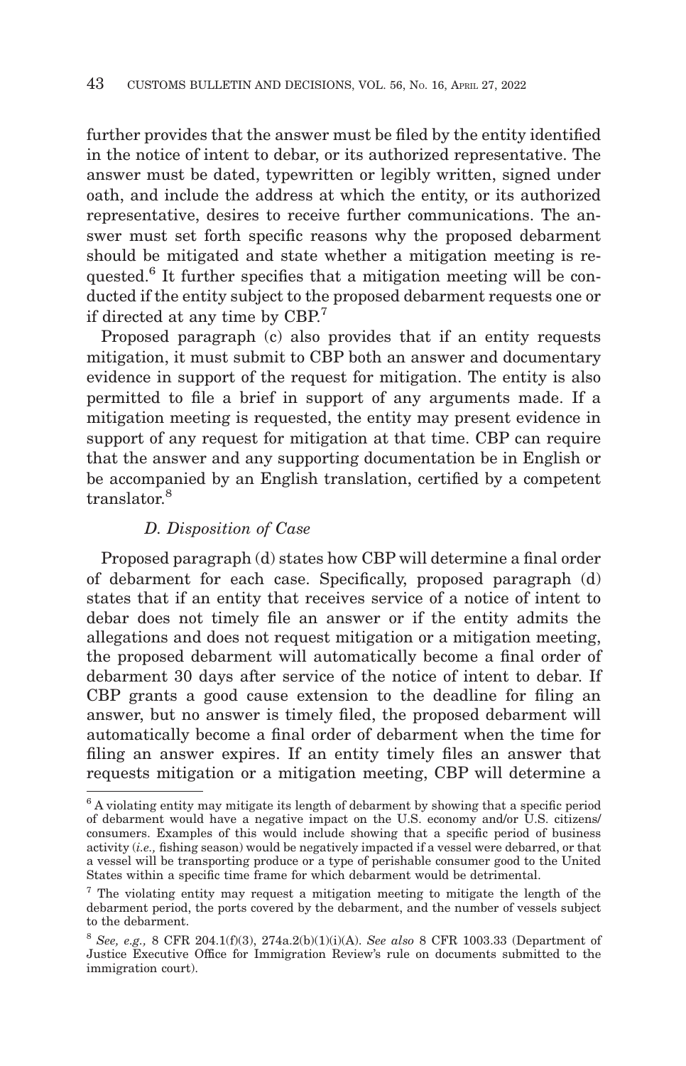further provides that the answer must be filed by the entity identified in the notice of intent to debar, or its authorized representative. The answer must be dated, typewritten or legibly written, signed under oath, and include the address at which the entity, or its authorized representative, desires to receive further communications. The answer must set forth specific reasons why the proposed debarment should be mitigated and state whether a mitigation meeting is requested.[6] It further specifies that a mitigation meeting will be conducted if the entity subject to the proposed debarment requests one or if directed at any time by CBP.[7]

Proposed paragraph (c) also provides that if an entity requests mitigation, it must submit to CBP both an answer and documentary evidence in support of the request for mitigation. The entity is also permitted to file a brief in support of any arguments made. If a mitigation meeting is requested, the entity may present evidence in support of any request for mitigation at that time. CBP can require that the answer and any supporting documentation be in English or be accompanied by an English translation, certified by a competent translator.[8]

#### *D. Disposition of Case*

Proposed paragraph (d) states how CBP will determine a final order of debarment for each case. Specifically, proposed paragraph (d) states that if an entity that receives service of a notice of intent to debar does not timely file an answer or if the entity admits the allegations and does not request mitigation or a mitigation meeting, the proposed debarment will automatically become a final order of debarment 30 days after service of the notice of intent to debar. If CBP grants a good cause extension to the deadline for filing an answer, but no answer is timely filed, the proposed debarment will automatically become a final order of debarment when the time for filing an answer expires. If an entity timely files an answer that requests mitigation or a mitigation meeting, CBP will determine a

---

[6] A violating entity may mitigate its length of debarment by showing that a specific period of debarment would have a negative impact on the U.S. economy and/or U.S. citizens/consumers. Examples of this would include showing that a specific period of business activity (*i.e.,* fishing season) would be negatively impacted if a vessel were debarred, or that a vessel will be transporting produce or a type of perishable consumer good to the United States within a specific time frame for which debarment would be detrimental.

[7] The violating entity may request a mitigation meeting to mitigate the length of the debarment period, the ports covered by the debarment, and the number of vessels subject to the debarment.

[8] *See, e.g.,* 8 CFR 204.1(f)(3), 274a.2(b)(1)(i)(A). *See also* 8 CFR 1003.33 (Department of Justice Executive Office for Immigration Review's rule on documents submitted to the immigration court).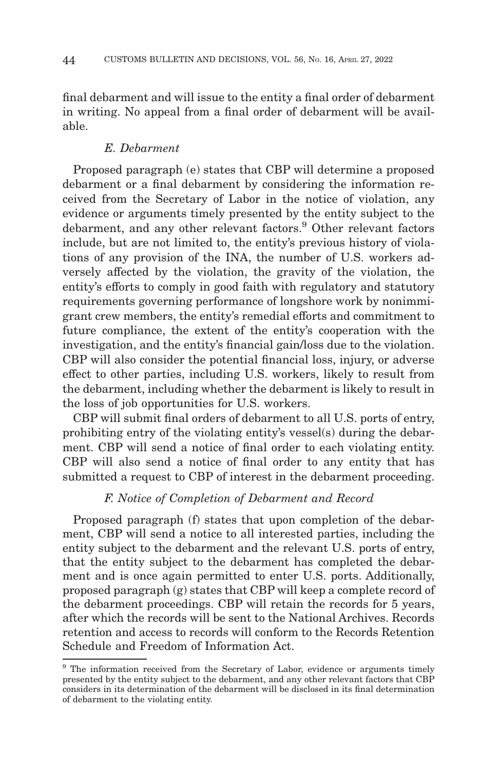final debarment and will issue to the entity a final order of debarment in writing. No appeal from a final order of debarment will be available.

### *E. Debarment*

Proposed paragraph (e) states that CBP will determine a proposed debarment or a final debarment by considering the information received from the Secretary of Labor in the notice of violation, any evidence or arguments timely presented by the entity subject to the debarment, and any other relevant factors.[9] Other relevant factors include, but are not limited to, the entity's previous history of violations of any provision of the INA, the number of U.S. workers adversely affected by the violation, the gravity of the violation, the entity's efforts to comply in good faith with regulatory and statutory requirements governing performance of longshore work by nonimmigrant crew members, the entity's remedial efforts and commitment to future compliance, the extent of the entity's cooperation with the investigation, and the entity's financial gain/loss due to the violation. CBP will also consider the potential financial loss, injury, or adverse effect to other parties, including U.S. workers, likely to result from the debarment, including whether the debarment is likely to result in the loss of job opportunities for U.S. workers.

CBP will submit final orders of debarment to all U.S. ports of entry, prohibiting entry of the violating entity's vessel(s) during the debarment. CBP will send a notice of final order to each violating entity. CBP will also send a notice of final order to any entity that has submitted a request to CBP of interest in the debarment proceeding.

### *F. Notice of Completion of Debarment and Record*

Proposed paragraph (f) states that upon completion of the debarment, CBP will send a notice to all interested parties, including the entity subject to the debarment and the relevant U.S. ports of entry, that the entity subject to the debarment has completed the debarment and is once again permitted to enter U.S. ports. Additionally, proposed paragraph (g) states that CBP will keep a complete record of the debarment proceedings. CBP will retain the records for 5 years, after which the records will be sent to the National Archives. Records retention and access to records will conform to the Records Retention Schedule and Freedom of Information Act.

---

[9] The information received from the Secretary of Labor, evidence or arguments timely presented by the entity subject to the debarment, and any other relevant factors that CBP considers in its determination of the debarment will be disclosed in its final determination of debarment to the violating entity.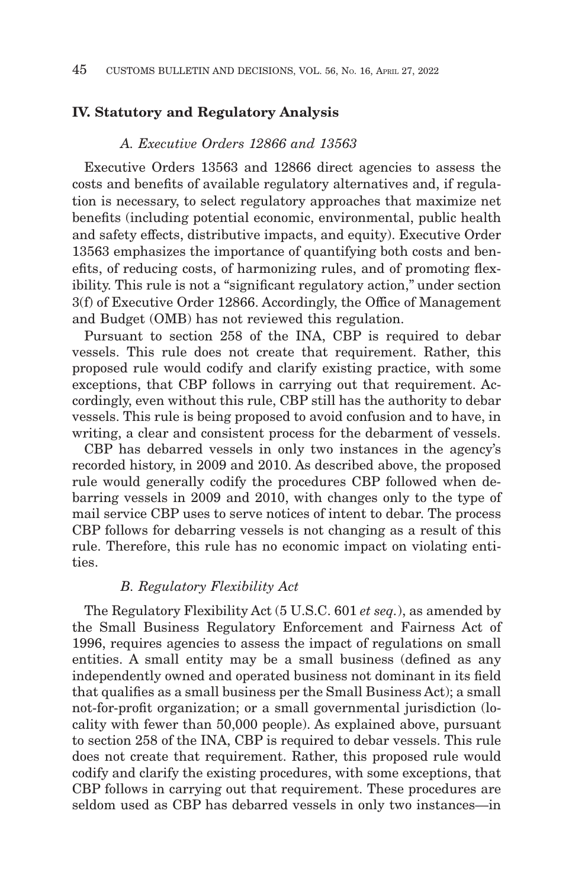## IV. Statutory and Regulatory Analysis

### *A. Executive Orders 12866 and 13563*

Executive Orders 13563 and 12866 direct agencies to assess the costs and benefits of available regulatory alternatives and, if regulation is necessary, to select regulatory approaches that maximize net benefits (including potential economic, environmental, public health and safety effects, distributive impacts, and equity). Executive Order 13563 emphasizes the importance of quantifying both costs and benefits, of reducing costs, of harmonizing rules, and of promoting flexibility. This rule is not a "significant regulatory action," under section 3(f) of Executive Order 12866. Accordingly, the Office of Management and Budget (OMB) has not reviewed this regulation.

Pursuant to section 258 of the INA, CBP is required to debar vessels. This rule does not create that requirement. Rather, this proposed rule would codify and clarify existing practice, with some exceptions, that CBP follows in carrying out that requirement. Accordingly, even without this rule, CBP still has the authority to debar vessels. This rule is being proposed to avoid confusion and to have, in writing, a clear and consistent process for the debarment of vessels.

CBP has debarred vessels in only two instances in the agency's recorded history, in 2009 and 2010. As described above, the proposed rule would generally codify the procedures CBP followed when debarring vessels in 2009 and 2010, with changes only to the type of mail service CBP uses to serve notices of intent to debar. The process CBP follows for debarring vessels is not changing as a result of this rule. Therefore, this rule has no economic impact on violating entities.

### *B. Regulatory Flexibility Act*

The Regulatory Flexibility Act (5 U.S.C. 601 *et seq.*), as amended by the Small Business Regulatory Enforcement and Fairness Act of 1996, requires agencies to assess the impact of regulations on small entities. A small entity may be a small business (defined as any independently owned and operated business not dominant in its field that qualifies as a small business per the Small Business Act); a small not-for-profit organization; or a small governmental jurisdiction (locality with fewer than 50,000 people). As explained above, pursuant to section 258 of the INA, CBP is required to debar vessels. This rule does not create that requirement. Rather, this proposed rule would codify and clarify the existing procedures, with some exceptions, that CBP follows in carrying out that requirement. These procedures are seldom used as CBP has debarred vessels in only two instances—in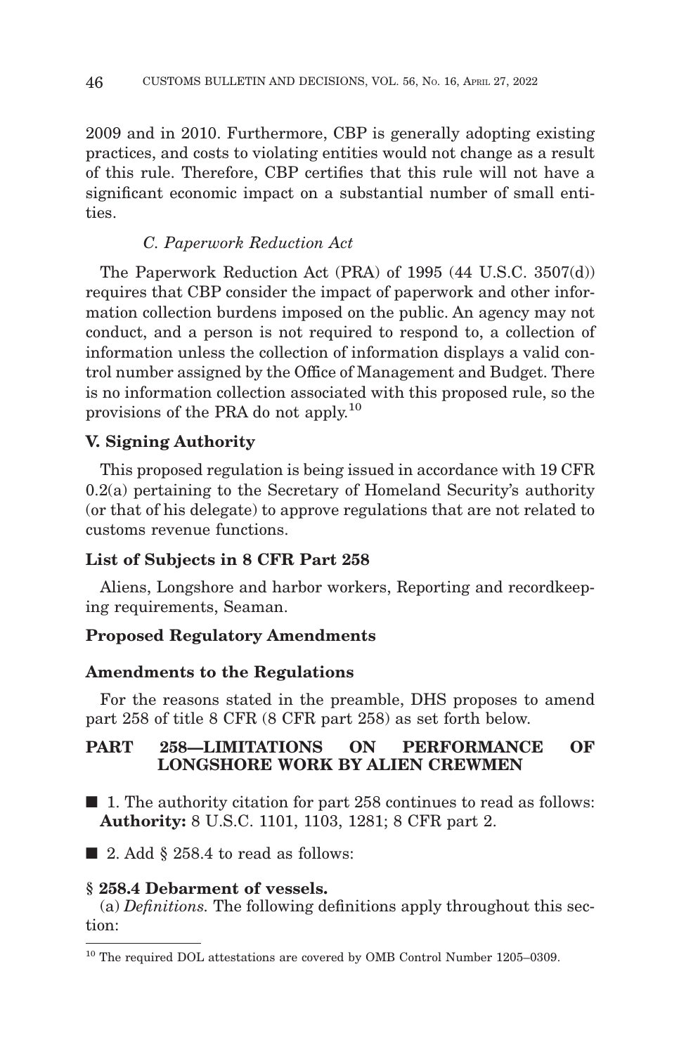2009 and in 2010. Furthermore, CBP is generally adopting existing practices, and costs to violating entities would not change as a result of this rule. Therefore, CBP certifies that this rule will not have a significant economic impact on a substantial number of small entities.

### *C. Paperwork Reduction Act*

The Paperwork Reduction Act (PRA) of 1995 (44 U.S.C. 3507(d)) requires that CBP consider the impact of paperwork and other information collection burdens imposed on the public. An agency may not conduct, and a person is not required to respond to, a collection of information unless the collection of information displays a valid control number assigned by the Office of Management and Budget. There is no information collection associated with this proposed rule, so the provisions of the PRA do not apply.[10]

## V. Signing Authority

This proposed regulation is being issued in accordance with 19 CFR 0.2(a) pertaining to the Secretary of Homeland Security's authority (or that of his delegate) to approve regulations that are not related to customs revenue functions.

## List of Subjects in 8 CFR Part 258

Aliens, Longshore and harbor workers, Reporting and recordkeeping requirements, Seaman.

## Proposed Regulatory Amendments

## Amendments to the Regulations

For the reasons stated in the preamble, DHS proposes to amend part 258 of title 8 CFR (8 CFR part 258) as set forth below.

## PART 258—LIMITATIONS ON PERFORMANCE OF LONGSHORE WORK BY ALIEN CREWMEN

■ 1. The authority citation for part 258 continues to read as follows:
**Authority:** 8 U.S.C. 1101, 1103, 1281; 8 CFR part 2.

■ 2. Add § 258.4 to read as follows:

**§ 258.4 Debarment of vessels.**

(a) *Definitions.* The following definitions apply throughout this section:

[10] The required DOL attestations are covered by OMB Control Number 1205–0309.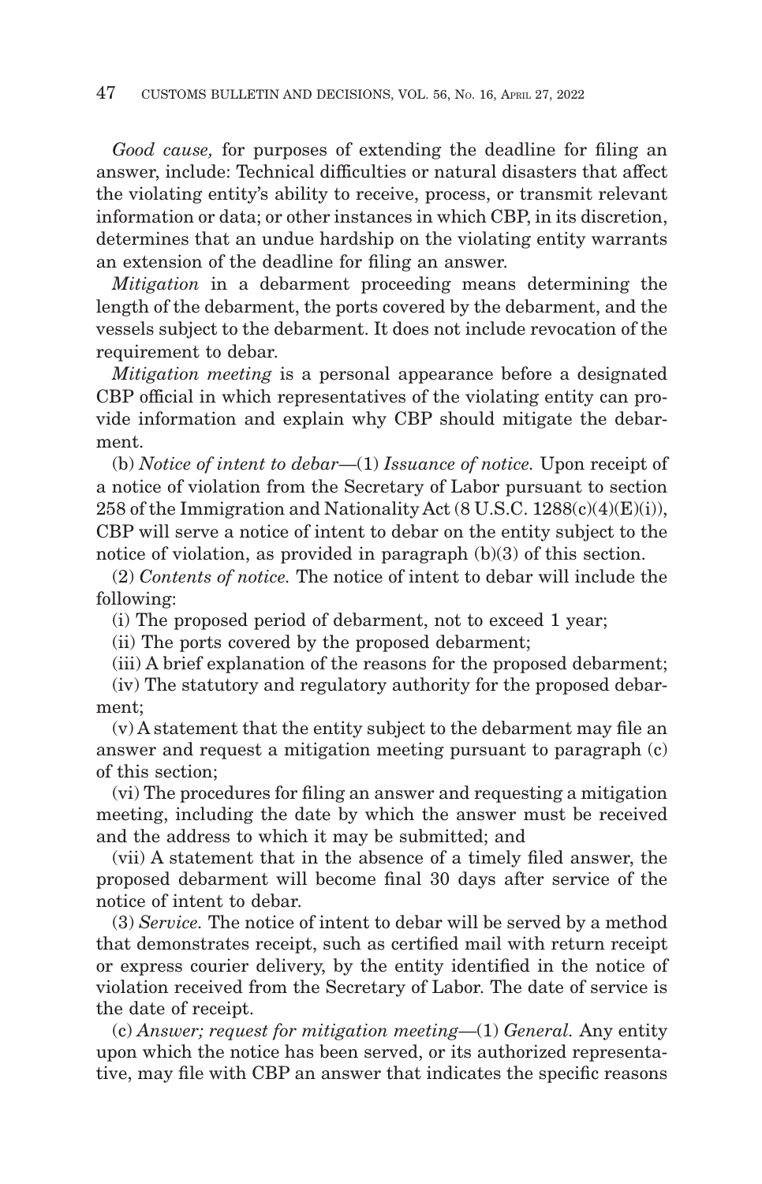*Good cause,* for purposes of extending the deadline for filing an answer, include: Technical difficulties or natural disasters that affect the violating entity's ability to receive, process, or transmit relevant information or data; or other instances in which CBP, in its discretion, determines that an undue hardship on the violating entity warrants an extension of the deadline for filing an answer.

*Mitigation* in a debarment proceeding means determining the length of the debarment, the ports covered by the debarment, and the vessels subject to the debarment. It does not include revocation of the requirement to debar.

*Mitigation meeting* is a personal appearance before a designated CBP official in which representatives of the violating entity can provide information and explain why CBP should mitigate the debarment.

(b) *Notice of intent to debar*—(1) *Issuance of notice.* Upon receipt of a notice of violation from the Secretary of Labor pursuant to section 258 of the Immigration and Nationality Act (8 U.S.C. 1288(c)(4)(E)(i)), CBP will serve a notice of intent to debar on the entity subject to the notice of violation, as provided in paragraph (b)(3) of this section.

(2) *Contents of notice.* The notice of intent to debar will include the following:

(i) The proposed period of debarment, not to exceed 1 year;

(ii) The ports covered by the proposed debarment;

(iii) A brief explanation of the reasons for the proposed debarment;

(iv) The statutory and regulatory authority for the proposed debarment;

(v) A statement that the entity subject to the debarment may file an answer and request a mitigation meeting pursuant to paragraph (c) of this section;

(vi) The procedures for filing an answer and requesting a mitigation meeting, including the date by which the answer must be received and the address to which it may be submitted; and

(vii) A statement that in the absence of a timely filed answer, the proposed debarment will become final 30 days after service of the notice of intent to debar.

(3) *Service.* The notice of intent to debar will be served by a method that demonstrates receipt, such as certified mail with return receipt or express courier delivery, by the entity identified in the notice of violation received from the Secretary of Labor. The date of service is the date of receipt.

(c) *Answer; request for mitigation meeting*—(1) *General.* Any entity upon which the notice has been served, or its authorized representative, may file with CBP an answer that indicates the specific reasons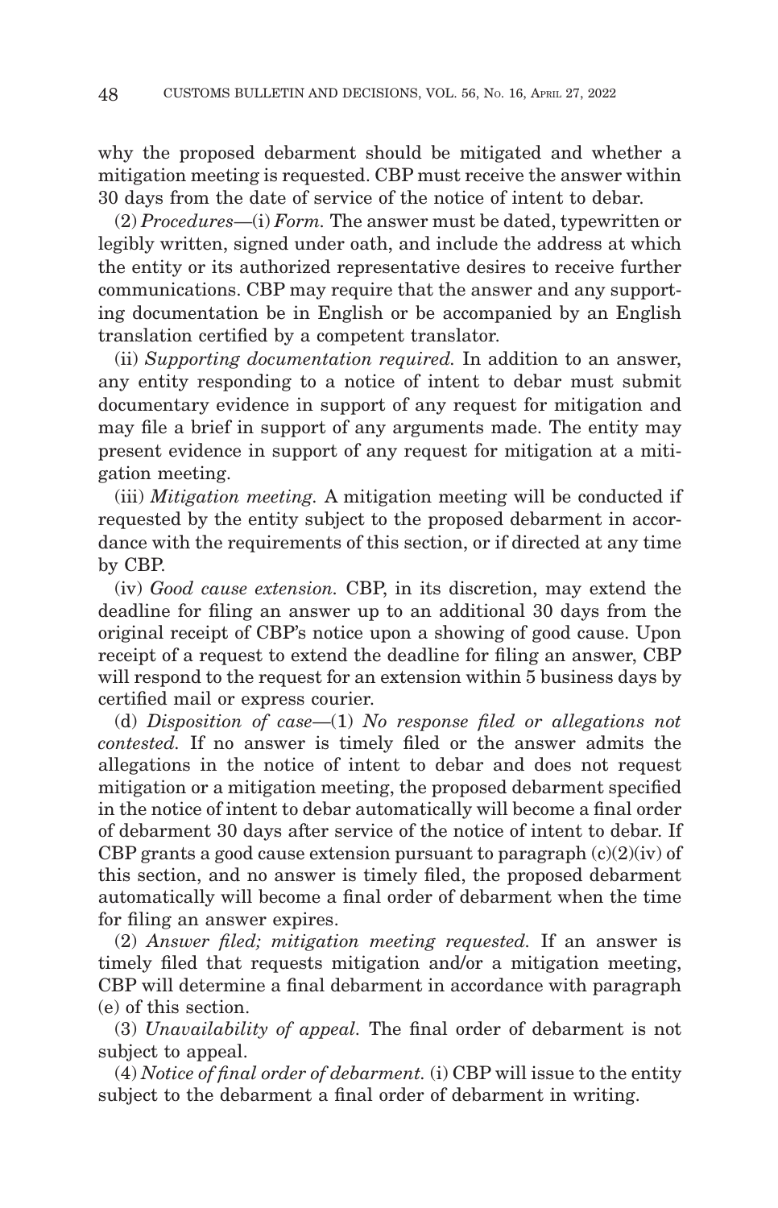why the proposed debarment should be mitigated and whether a mitigation meeting is requested. CBP must receive the answer within 30 days from the date of service of the notice of intent to debar.

(2) *Procedures*—(i) *Form.* The answer must be dated, typewritten or legibly written, signed under oath, and include the address at which the entity or its authorized representative desires to receive further communications. CBP may require that the answer and any supporting documentation be in English or be accompanied by an English translation certified by a competent translator.

(ii) *Supporting documentation required.* In addition to an answer, any entity responding to a notice of intent to debar must submit documentary evidence in support of any request for mitigation and may file a brief in support of any arguments made. The entity may present evidence in support of any request for mitigation at a mitigation meeting.

(iii) *Mitigation meeting.* A mitigation meeting will be conducted if requested by the entity subject to the proposed debarment in accordance with the requirements of this section, or if directed at any time by CBP.

(iv) *Good cause extension.* CBP, in its discretion, may extend the deadline for filing an answer up to an additional 30 days from the original receipt of CBP's notice upon a showing of good cause. Upon receipt of a request to extend the deadline for filing an answer, CBP will respond to the request for an extension within 5 business days by certified mail or express courier.

(d) *Disposition of case*—(1) *No response filed or allegations not contested.* If no answer is timely filed or the answer admits the allegations in the notice of intent to debar and does not request mitigation or a mitigation meeting, the proposed debarment specified in the notice of intent to debar automatically will become a final order of debarment 30 days after service of the notice of intent to debar. If CBP grants a good cause extension pursuant to paragraph (c)(2)(iv) of this section, and no answer is timely filed, the proposed debarment automatically will become a final order of debarment when the time for filing an answer expires.

(2) *Answer filed; mitigation meeting requested.* If an answer is timely filed that requests mitigation and/or a mitigation meeting, CBP will determine a final debarment in accordance with paragraph (e) of this section.

(3) *Unavailability of appeal.* The final order of debarment is not subject to appeal.

(4) *Notice of final order of debarment.* (i) CBP will issue to the entity subject to the debarment a final order of debarment in writing.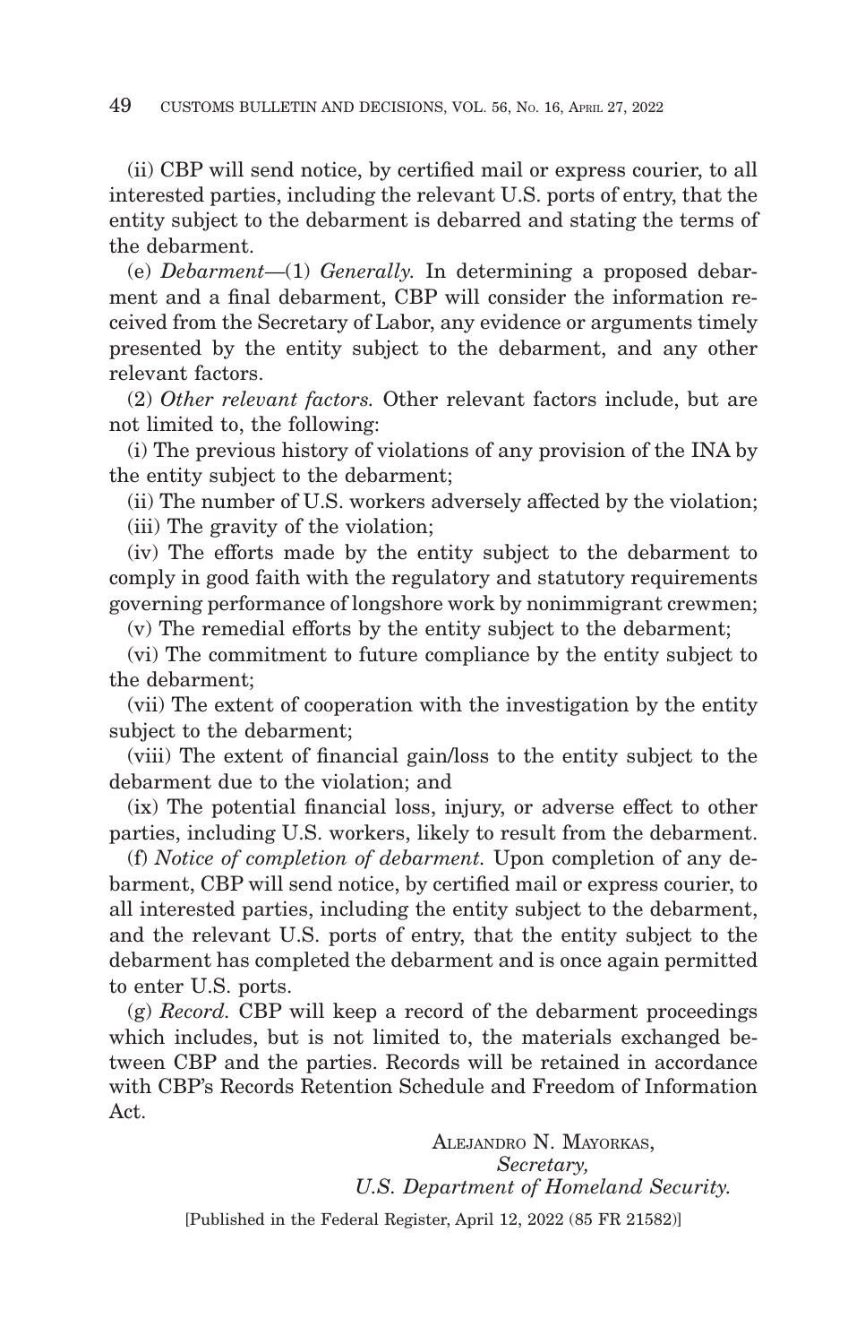(ii) CBP will send notice, by certified mail or express courier, to all interested parties, including the relevant U.S. ports of entry, that the entity subject to the debarment is debarred and stating the terms of the debarment.

(e) *Debarment*—(1) *Generally.* In determining a proposed debarment and a final debarment, CBP will consider the information received from the Secretary of Labor, any evidence or arguments timely presented by the entity subject to the debarment, and any other relevant factors.

(2) *Other relevant factors.* Other relevant factors include, but are not limited to, the following:

(i) The previous history of violations of any provision of the INA by the entity subject to the debarment;

(ii) The number of U.S. workers adversely affected by the violation;

(iii) The gravity of the violation;

(iv) The efforts made by the entity subject to the debarment to comply in good faith with the regulatory and statutory requirements governing performance of longshore work by nonimmigrant crewmen;

(v) The remedial efforts by the entity subject to the debarment;

(vi) The commitment to future compliance by the entity subject to the debarment;

(vii) The extent of cooperation with the investigation by the entity subject to the debarment;

(viii) The extent of financial gain/loss to the entity subject to the debarment due to the violation; and

(ix) The potential financial loss, injury, or adverse effect to other parties, including U.S. workers, likely to result from the debarment.

(f) *Notice of completion of debarment.* Upon completion of any debarment, CBP will send notice, by certified mail or express courier, to all interested parties, including the entity subject to the debarment, and the relevant U.S. ports of entry, that the entity subject to the debarment has completed the debarment and is once again permitted to enter U.S. ports.

(g) *Record.* CBP will keep a record of the debarment proceedings which includes, but is not limited to, the materials exchanged between CBP and the parties. Records will be retained in accordance with CBP's Records Retention Schedule and Freedom of Information Act.

ALEJANDRO N. MAYORKAS,
*Secretary,*
*U.S. Department of Homeland Security.*

[Published in the Federal Register, April 12, 2022 (85 FR 21582)]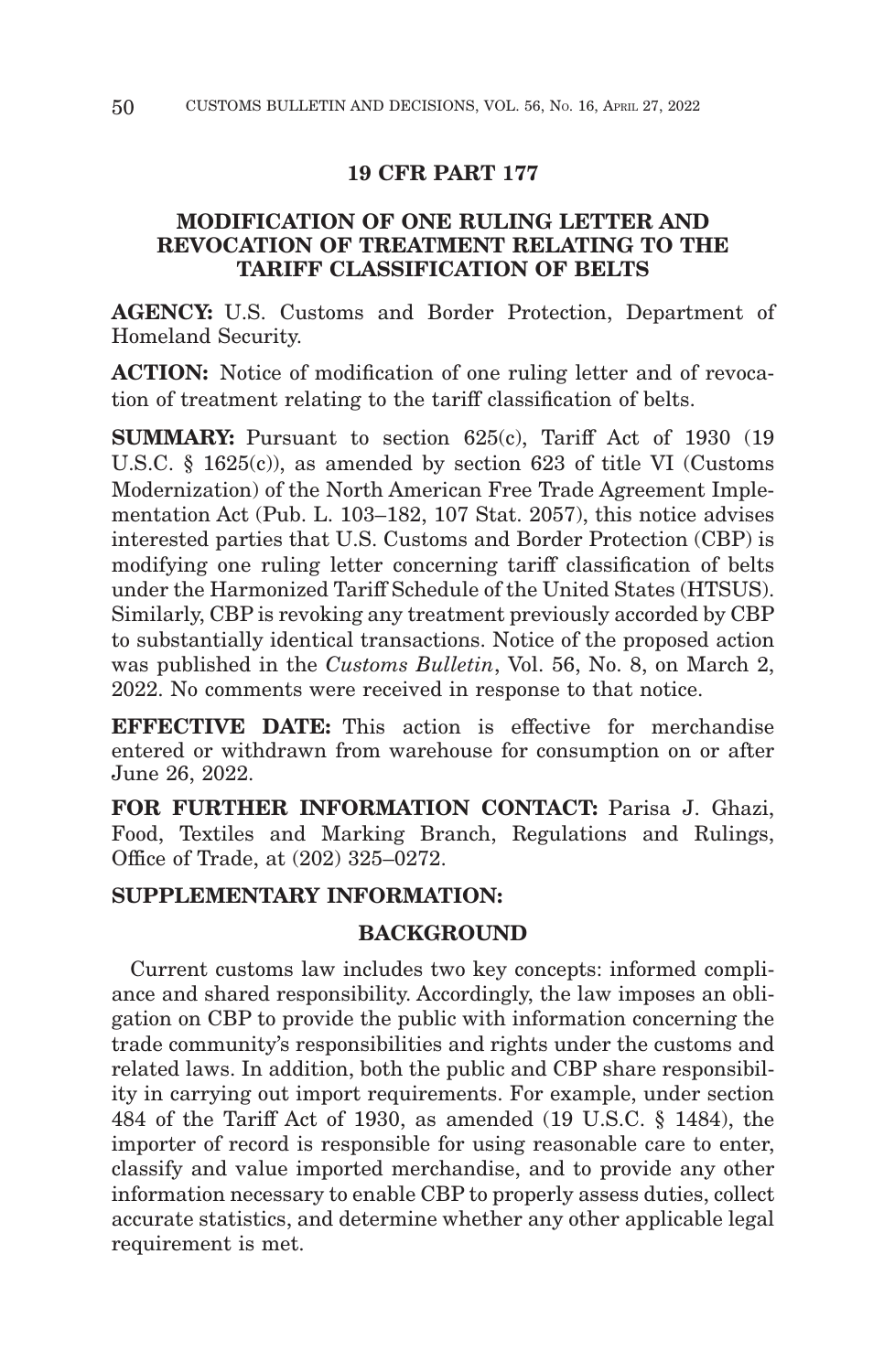## 19 CFR PART 177

## MODIFICATION OF ONE RULING LETTER AND REVOCATION OF TREATMENT RELATING TO THE TARIFF CLASSIFICATION OF BELTS

**AGENCY:** U.S. Customs and Border Protection, Department of Homeland Security.

**ACTION:** Notice of modification of one ruling letter and of revocation of treatment relating to the tariff classification of belts.

**SUMMARY:** Pursuant to section 625(c), Tariff Act of 1930 (19 U.S.C. § 1625(c)), as amended by section 623 of title VI (Customs Modernization) of the North American Free Trade Agreement Implementation Act (Pub. L. 103–182, 107 Stat. 2057), this notice advises interested parties that U.S. Customs and Border Protection (CBP) is modifying one ruling letter concerning tariff classification of belts under the Harmonized Tariff Schedule of the United States (HTSUS). Similarly, CBP is revoking any treatment previously accorded by CBP to substantially identical transactions. Notice of the proposed action was published in the *Customs Bulletin*, Vol. 56, No. 8, on March 2, 2022. No comments were received in response to that notice.

**EFFECTIVE DATE:** This action is effective for merchandise entered or withdrawn from warehouse for consumption on or after June 26, 2022.

**FOR FURTHER INFORMATION CONTACT:** Parisa J. Ghazi, Food, Textiles and Marking Branch, Regulations and Rulings, Office of Trade, at (202) 325–0272.

**SUPPLEMENTARY INFORMATION:**

### BACKGROUND

Current customs law includes two key concepts: informed compliance and shared responsibility. Accordingly, the law imposes an obligation on CBP to provide the public with information concerning the trade community's responsibilities and rights under the customs and related laws. In addition, both the public and CBP share responsibility in carrying out import requirements. For example, under section 484 of the Tariff Act of 1930, as amended (19 U.S.C. § 1484), the importer of record is responsible for using reasonable care to enter, classify and value imported merchandise, and to provide any other information necessary to enable CBP to properly assess duties, collect accurate statistics, and determine whether any other applicable legal requirement is met.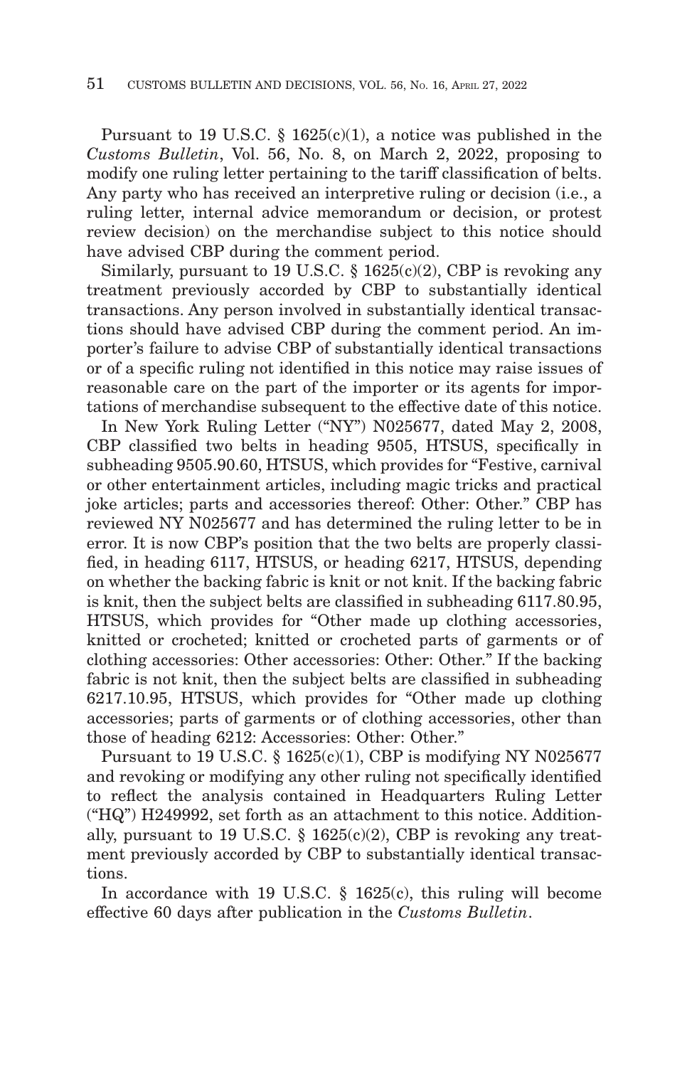Pursuant to 19 U.S.C. § 1625(c)(1), a notice was published in the *Customs Bulletin*, Vol. 56, No. 8, on March 2, 2022, proposing to modify one ruling letter pertaining to the tariff classification of belts. Any party who has received an interpretive ruling or decision (i.e., a ruling letter, internal advice memorandum or decision, or protest review decision) on the merchandise subject to this notice should have advised CBP during the comment period.

Similarly, pursuant to 19 U.S.C. § 1625(c)(2), CBP is revoking any treatment previously accorded by CBP to substantially identical transactions. Any person involved in substantially identical transactions should have advised CBP during the comment period. An importer's failure to advise CBP of substantially identical transactions or of a specific ruling not identified in this notice may raise issues of reasonable care on the part of the importer or its agents for importations of merchandise subsequent to the effective date of this notice.

In New York Ruling Letter ("NY") N025677, dated May 2, 2008, CBP classified two belts in heading 9505, HTSUS, specifically in subheading 9505.90.60, HTSUS, which provides for "Festive, carnival or other entertainment articles, including magic tricks and practical joke articles; parts and accessories thereof: Other: Other." CBP has reviewed NY N025677 and has determined the ruling letter to be in error. It is now CBP's position that the two belts are properly classified, in heading 6117, HTSUS, or heading 6217, HTSUS, depending on whether the backing fabric is knit or not knit. If the backing fabric is knit, then the subject belts are classified in subheading 6117.80.95, HTSUS, which provides for "Other made up clothing accessories, knitted or crocheted; knitted or crocheted parts of garments or of clothing accessories: Other accessories: Other: Other." If the backing fabric is not knit, then the subject belts are classified in subheading 6217.10.95, HTSUS, which provides for "Other made up clothing accessories; parts of garments or of clothing accessories, other than those of heading 6212: Accessories: Other: Other."

Pursuant to 19 U.S.C. § 1625(c)(1), CBP is modifying NY N025677 and revoking or modifying any other ruling not specifically identified to reflect the analysis contained in Headquarters Ruling Letter ("HQ") H249992, set forth as an attachment to this notice. Additionally, pursuant to 19 U.S.C. § 1625(c)(2), CBP is revoking any treatment previously accorded by CBP to substantially identical transactions.

In accordance with 19 U.S.C. § 1625(c), this ruling will become effective 60 days after publication in the *Customs Bulletin*.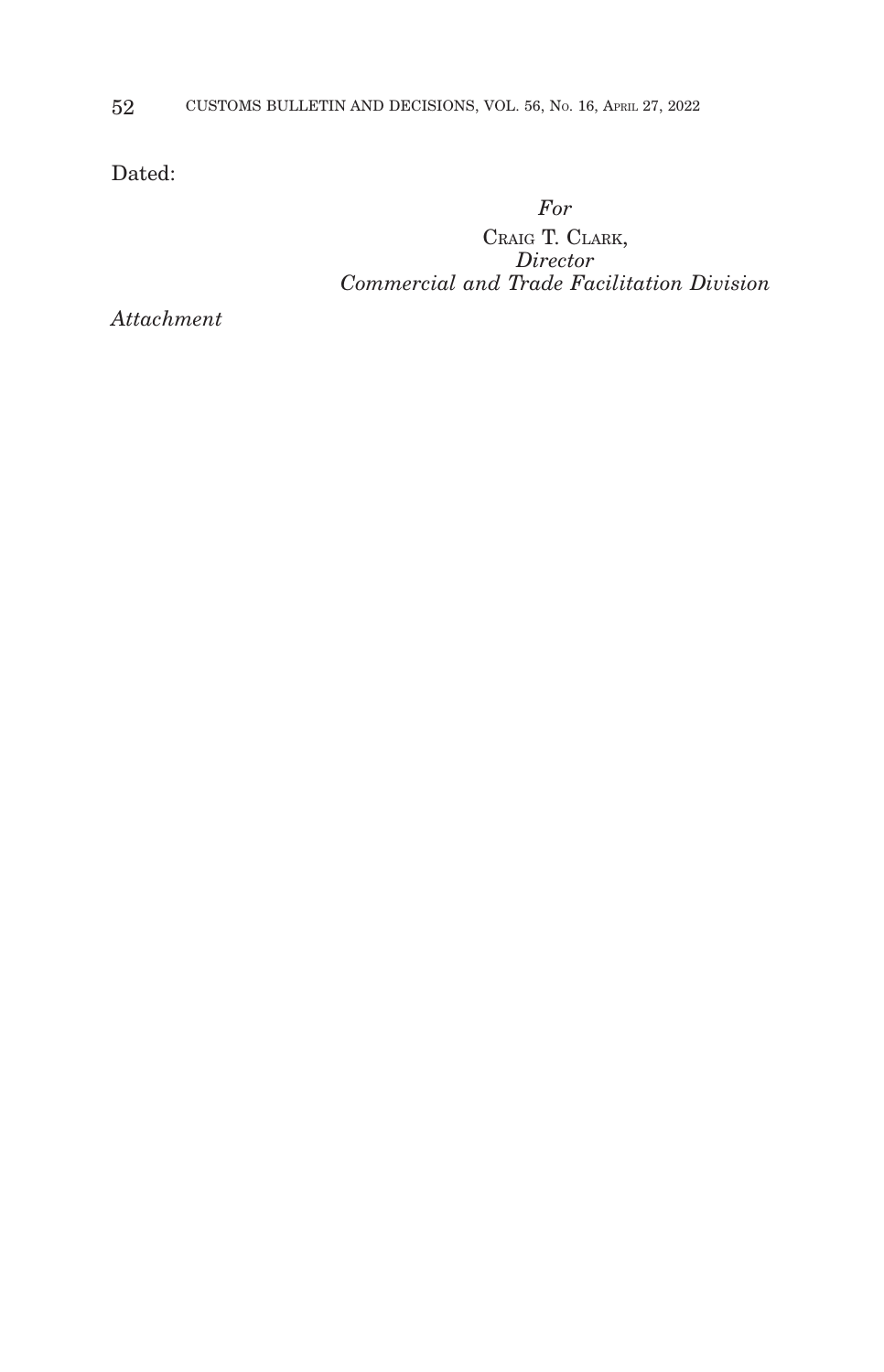Dated:

*For*
CRAIG T. CLARK,
*Director*
*Commercial and Trade Facilitation Division*

*Attachment*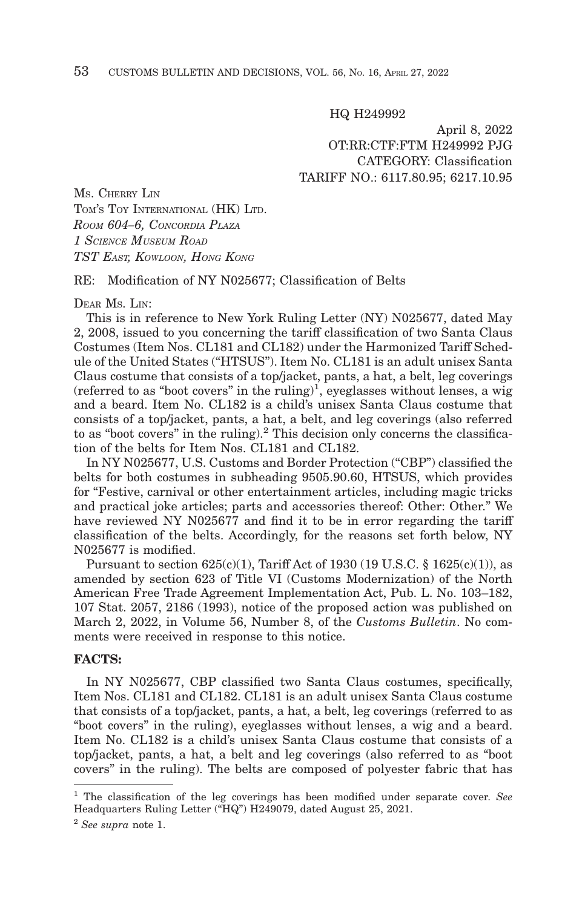HQ H249992

April 8, 2022

OT:RR:CTF:FTM H249992 PJG

CATEGORY: Classification

TARIFF NO.: 6117.80.95; 6217.10.95

MS. CHERRY LIN
TOM'S TOY INTERNATIONAL (HK) LTD.
*ROOM 604–6, CONCORDIA PLAZA*
*1 SCIENCE MUSEUM ROAD*
*TST EAST, KOWLOON, HONG KONG*

RE: Modification of NY N025677; Classification of Belts

DEAR MS. LIN:

This is in reference to New York Ruling Letter (NY) N025677, dated May 2, 2008, issued to you concerning the tariff classification of two Santa Claus Costumes (Item Nos. CL181 and CL182) under the Harmonized Tariff Schedule of the United States ("HTSUS"). Item No. CL181 is an adult unisex Santa Claus costume that consists of a top/jacket, pants, a hat, a belt, leg coverings (referred to as "boot covers" in the ruling)[1], eyeglasses without lenses, a wig and a beard. Item No. CL182 is a child's unisex Santa Claus costume that consists of a top/jacket, pants, a hat, a belt, and leg coverings (also referred to as "boot covers" in the ruling).[2] This decision only concerns the classification of the belts for Item Nos. CL181 and CL182.

In NY N025677, U.S. Customs and Border Protection ("CBP") classified the belts for both costumes in subheading 9505.90.60, HTSUS, which provides for "Festive, carnival or other entertainment articles, including magic tricks and practical joke articles; parts and accessories thereof: Other: Other." We have reviewed NY N025677 and find it to be in error regarding the tariff classification of the belts. Accordingly, for the reasons set forth below, NY N025677 is modified.

Pursuant to section 625(c)(1), Tariff Act of 1930 (19 U.S.C. § 1625(c)(1)), as amended by section 623 of Title VI (Customs Modernization) of the North American Free Trade Agreement Implementation Act, Pub. L. No. 103–182, 107 Stat. 2057, 2186 (1993), notice of the proposed action was published on March 2, 2022, in Volume 56, Number 8, of the *Customs Bulletin*. No comments were received in response to this notice.

**FACTS:**

In NY N025677, CBP classified two Santa Claus costumes, specifically, Item Nos. CL181 and CL182. CL181 is an adult unisex Santa Claus costume that consists of a top/jacket, pants, a hat, a belt, leg coverings (referred to as "boot covers" in the ruling), eyeglasses without lenses, a wig and a beard. Item No. CL182 is a child's unisex Santa Claus costume that consists of a top/jacket, pants, a hat, a belt and leg coverings (also referred to as "boot covers" in the ruling). The belts are composed of polyester fabric that has

---

[1] The classification of the leg coverings has been modified under separate cover. *See* Headquarters Ruling Letter ("HQ") H249079, dated August 25, 2021.

[2] *See supra* note 1.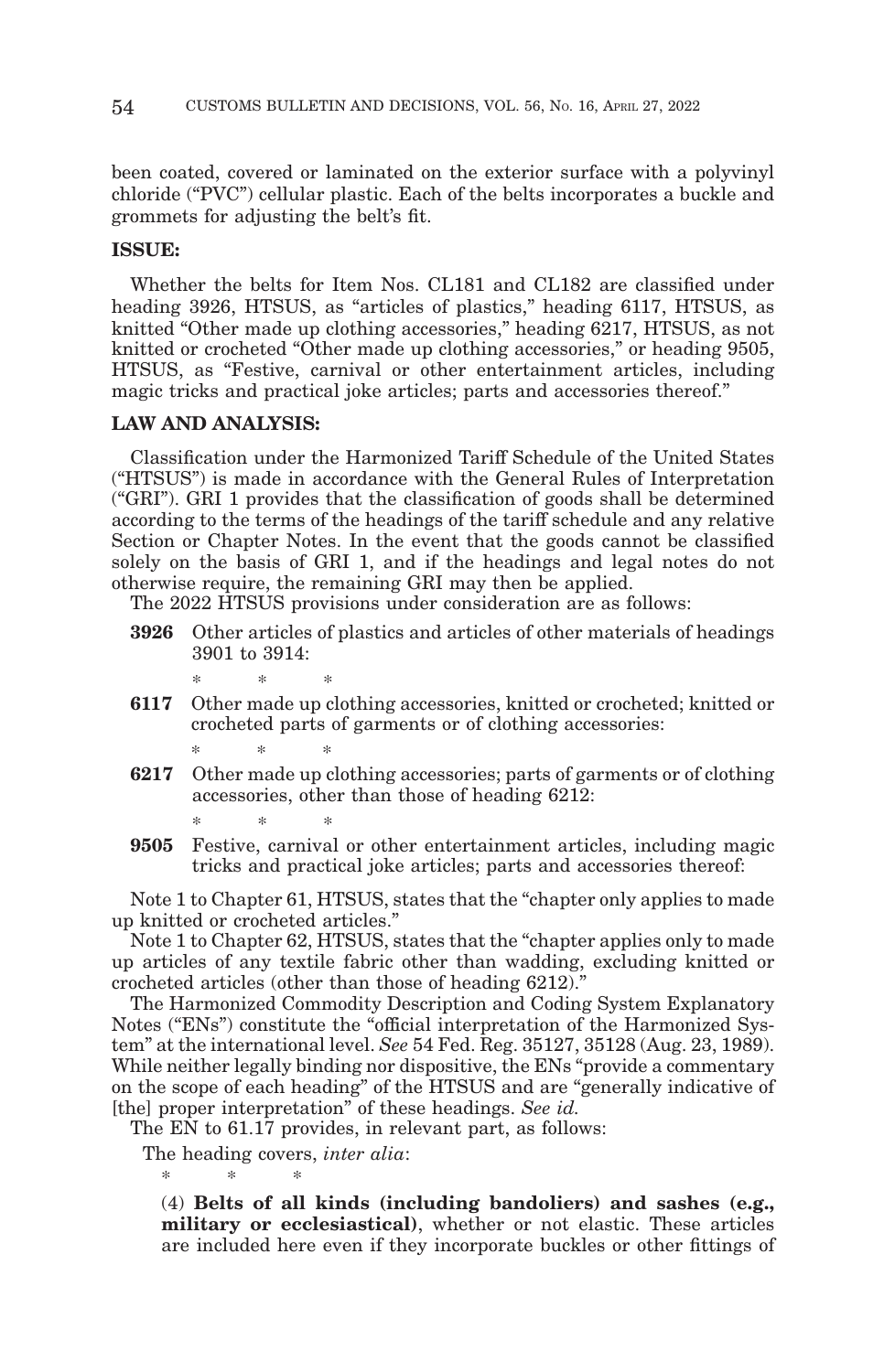been coated, covered or laminated on the exterior surface with a polyvinyl chloride ("PVC") cellular plastic. Each of the belts incorporates a buckle and grommets for adjusting the belt's fit.

**ISSUE:**

Whether the belts for Item Nos. CL181 and CL182 are classified under heading 3926, HTSUS, as "articles of plastics," heading 6117, HTSUS, as knitted "Other made up clothing accessories," heading 6217, HTSUS, as not knitted or crocheted "Other made up clothing accessories," or heading 9505, HTSUS, as "Festive, carnival or other entertainment articles, including magic tricks and practical joke articles; parts and accessories thereof."

**LAW AND ANALYSIS:**

Classification under the Harmonized Tariff Schedule of the United States ("HTSUS") is made in accordance with the General Rules of Interpretation ("GRI"). GRI 1 provides that the classification of goods shall be determined according to the terms of the headings of the tariff schedule and any relative Section or Chapter Notes. In the event that the goods cannot be classified solely on the basis of GRI 1, and if the headings and legal notes do not otherwise require, the remaining GRI may then be applied.

The 2022 HTSUS provisions under consideration are as follows:

**3926** Other articles of plastics and articles of other materials of headings 3901 to 3914:

\* \* \*

**6117** Other made up clothing accessories, knitted or crocheted; knitted or crocheted parts of garments or of clothing accessories:

\* \* \*

**6217** Other made up clothing accessories; parts of garments or of clothing accessories, other than those of heading 6212:

\* \* \*

**9505** Festive, carnival or other entertainment articles, including magic tricks and practical joke articles; parts and accessories thereof:

Note 1 to Chapter 61, HTSUS, states that the "chapter only applies to made up knitted or crocheted articles."

Note 1 to Chapter 62, HTSUS, states that the "chapter applies only to made up articles of any textile fabric other than wadding, excluding knitted or crocheted articles (other than those of heading 6212)."

The Harmonized Commodity Description and Coding System Explanatory Notes ("ENs") constitute the "official interpretation of the Harmonized System" at the international level. *See* 54 Fed. Reg. 35127, 35128 (Aug. 23, 1989). While neither legally binding nor dispositive, the ENs "provide a commentary on the scope of each heading" of the HTSUS and are "generally indicative of [the] proper interpretation" of these headings. *See id.*

The EN to 61.17 provides, in relevant part, as follows:

The heading covers, *inter alia*:

\* \* \*

(4) **Belts of all kinds (including bandoliers) and sashes (e.g., military or ecclesiastical)**, whether or not elastic. These articles are included here even if they incorporate buckles or other fittings of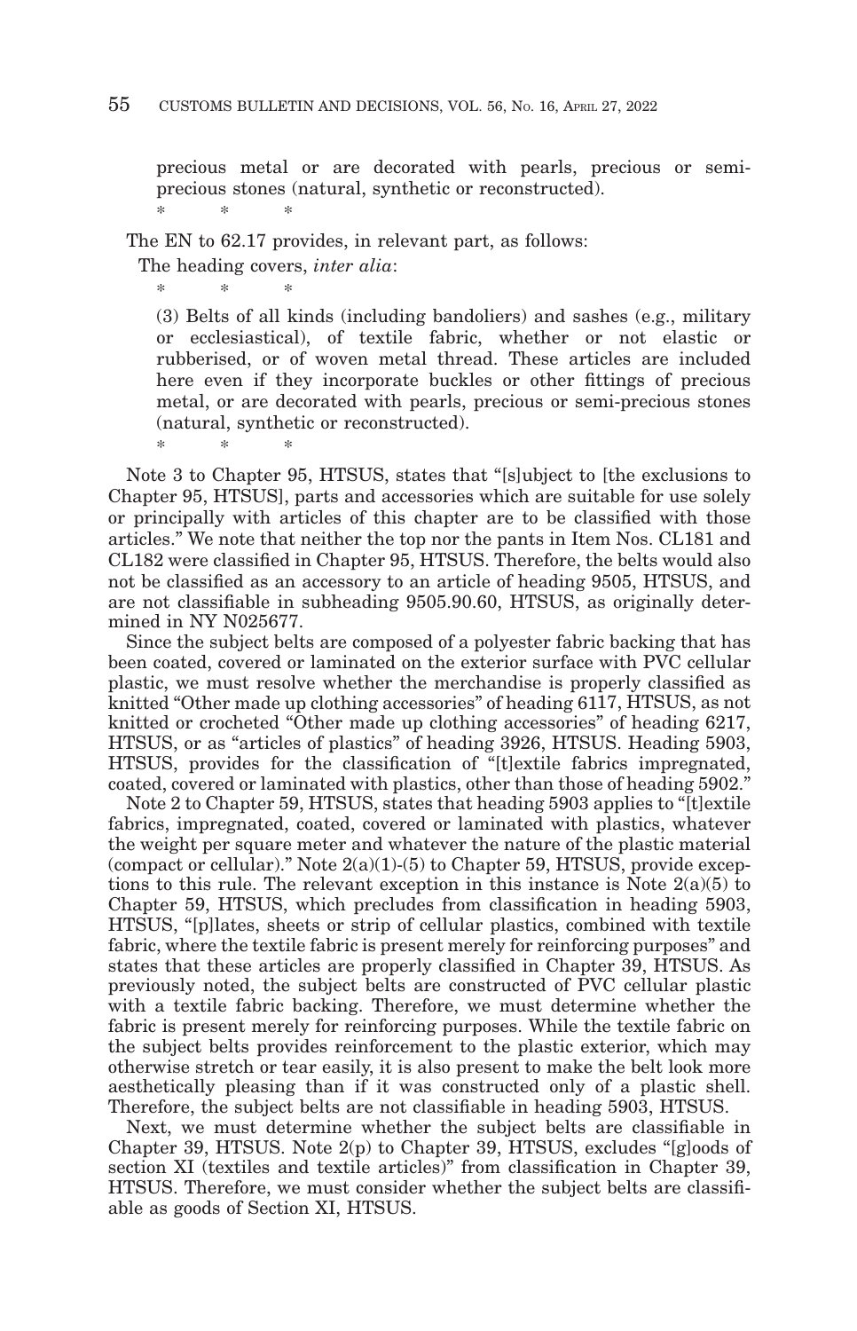precious metal or are decorated with pearls, precious or semi-precious stones (natural, synthetic or reconstructed).

\* \* \*

The EN to 62.17 provides, in relevant part, as follows:

The heading covers, *inter alia*:

\* \* \*

(3) Belts of all kinds (including bandoliers) and sashes (e.g., military or ecclesiastical), of textile fabric, whether or not elastic or rubberised, or of woven metal thread. These articles are included here even if they incorporate buckles or other fittings of precious metal, or are decorated with pearls, precious or semi-precious stones (natural, synthetic or reconstructed).

\* \* \*

Note 3 to Chapter 95, HTSUS, states that "[s]ubject to [the exclusions to Chapter 95, HTSUS], parts and accessories which are suitable for use solely or principally with articles of this chapter are to be classified with those articles." We note that neither the top nor the pants in Item Nos. CL181 and CL182 were classified in Chapter 95, HTSUS. Therefore, the belts would also not be classified as an accessory to an article of heading 9505, HTSUS, and are not classifiable in subheading 9505.90.60, HTSUS, as originally determined in NY N025677.

Since the subject belts are composed of a polyester fabric backing that has been coated, covered or laminated on the exterior surface with PVC cellular plastic, we must resolve whether the merchandise is properly classified as knitted "Other made up clothing accessories" of heading 6117, HTSUS, as not knitted or crocheted "Other made up clothing accessories" of heading 6217, HTSUS, or as "articles of plastics" of heading 3926, HTSUS. Heading 5903, HTSUS, provides for the classification of "[t]extile fabrics impregnated, coated, covered or laminated with plastics, other than those of heading 5902."

Note 2 to Chapter 59, HTSUS, states that heading 5903 applies to "[t]extile fabrics, impregnated, coated, covered or laminated with plastics, whatever the weight per square meter and whatever the nature of the plastic material (compact or cellular)." Note 2(a)(1)-(5) to Chapter 59, HTSUS, provide exceptions to this rule. The relevant exception in this instance is Note 2(a)(5) to Chapter 59, HTSUS, which precludes from classification in heading 5903, HTSUS, "[p]lates, sheets or strip of cellular plastics, combined with textile fabric, where the textile fabric is present merely for reinforcing purposes" and states that these articles are properly classified in Chapter 39, HTSUS. As previously noted, the subject belts are constructed of PVC cellular plastic with a textile fabric backing. Therefore, we must determine whether the fabric is present merely for reinforcing purposes. While the textile fabric on the subject belts provides reinforcement to the plastic exterior, which may otherwise stretch or tear easily, it is also present to make the belt look more aesthetically pleasing than if it was constructed only of a plastic shell. Therefore, the subject belts are not classifiable in heading 5903, HTSUS.

Next, we must determine whether the subject belts are classifiable in Chapter 39, HTSUS. Note 2(p) to Chapter 39, HTSUS, excludes "[g]oods of section XI (textiles and textile articles)" from classification in Chapter 39, HTSUS. Therefore, we must consider whether the subject belts are classifiable as goods of Section XI, HTSUS.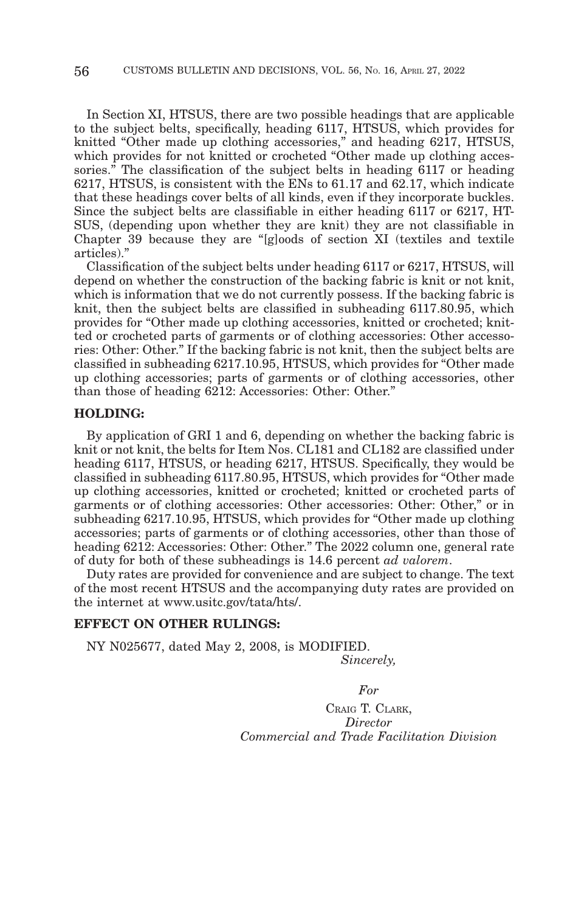In Section XI, HTSUS, there are two possible headings that are applicable to the subject belts, specifically, heading 6117, HTSUS, which provides for knitted "Other made up clothing accessories," and heading 6217, HTSUS, which provides for not knitted or crocheted "Other made up clothing accessories." The classification of the subject belts in heading 6117 or heading 6217, HTSUS, is consistent with the ENs to 61.17 and 62.17, which indicate that these headings cover belts of all kinds, even if they incorporate buckles. Since the subject belts are classifiable in either heading 6117 or 6217, HTSUS, (depending upon whether they are knit) they are not classifiable in Chapter 39 because they are "[g]oods of section XI (textiles and textile articles)."

Classification of the subject belts under heading 6117 or 6217, HTSUS, will depend on whether the construction of the backing fabric is knit or not knit, which is information that we do not currently possess. If the backing fabric is knit, then the subject belts are classified in subheading 6117.80.95, which provides for "Other made up clothing accessories, knitted or crocheted; knitted or crocheted parts of garments or of clothing accessories: Other accessories: Other: Other." If the backing fabric is not knit, then the subject belts are classified in subheading 6217.10.95, HTSUS, which provides for "Other made up clothing accessories; parts of garments or of clothing accessories, other than those of heading 6212: Accessories: Other: Other."

## HOLDING:

By application of GRI 1 and 6, depending on whether the backing fabric is knit or not knit, the belts for Item Nos. CL181 and CL182 are classified under heading 6117, HTSUS, or heading 6217, HTSUS. Specifically, they would be classified in subheading 6117.80.95, HTSUS, which provides for "Other made up clothing accessories, knitted or crocheted; knitted or crocheted parts of garments or of clothing accessories: Other accessories: Other: Other," or in subheading 6217.10.95, HTSUS, which provides for "Other made up clothing accessories; parts of garments or of clothing accessories, other than those of heading 6212: Accessories: Other: Other." The 2022 column one, general rate of duty for both of these subheadings is 14.6 percent *ad valorem*.

Duty rates are provided for convenience and are subject to change. The text of the most recent HTSUS and the accompanying duty rates are provided on the internet at www.usitc.gov/tata/hts/.

## EFFECT ON OTHER RULINGS:

NY N025677, dated May 2, 2008, is MODIFIED.

*Sincerely,*

*For*

CRAIG T. CLARK,
*Director*
*Commercial and Trade Facilitation Division*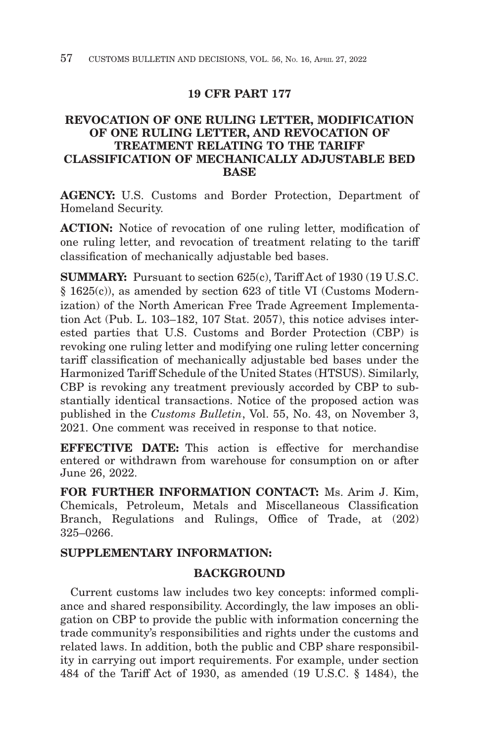# 19 CFR PART 177

## REVOCATION OF ONE RULING LETTER, MODIFICATION OF ONE RULING LETTER, AND REVOCATION OF TREATMENT RELATING TO THE TARIFF CLASSIFICATION OF MECHANICALLY ADJUSTABLE BED BASE

**AGENCY:** U.S. Customs and Border Protection, Department of Homeland Security.

**ACTION:** Notice of revocation of one ruling letter, modification of one ruling letter, and revocation of treatment relating to the tariff classification of mechanically adjustable bed bases.

**SUMMARY:** Pursuant to section 625(c), Tariff Act of 1930 (19 U.S.C. § 1625(c)), as amended by section 623 of title VI (Customs Modernization) of the North American Free Trade Agreement Implementation Act (Pub. L. 103–182, 107 Stat. 2057), this notice advises interested parties that U.S. Customs and Border Protection (CBP) is revoking one ruling letter and modifying one ruling letter concerning tariff classification of mechanically adjustable bed bases under the Harmonized Tariff Schedule of the United States (HTSUS). Similarly, CBP is revoking any treatment previously accorded by CBP to substantially identical transactions. Notice of the proposed action was published in the *Customs Bulletin*, Vol. 55, No. 43, on November 3, 2021. One comment was received in response to that notice.

**EFFECTIVE DATE:** This action is effective for merchandise entered or withdrawn from warehouse for consumption on or after June 26, 2022.

**FOR FURTHER INFORMATION CONTACT:** Ms. Arim J. Kim, Chemicals, Petroleum, Metals and Miscellaneous Classification Branch, Regulations and Rulings, Office of Trade, at (202) 325–0266.

**SUPPLEMENTARY INFORMATION:**

### BACKGROUND

Current customs law includes two key concepts: informed compliance and shared responsibility. Accordingly, the law imposes an obligation on CBP to provide the public with information concerning the trade community's responsibilities and rights under the customs and related laws. In addition, both the public and CBP share responsibility in carrying out import requirements. For example, under section 484 of the Tariff Act of 1930, as amended (19 U.S.C. § 1484), the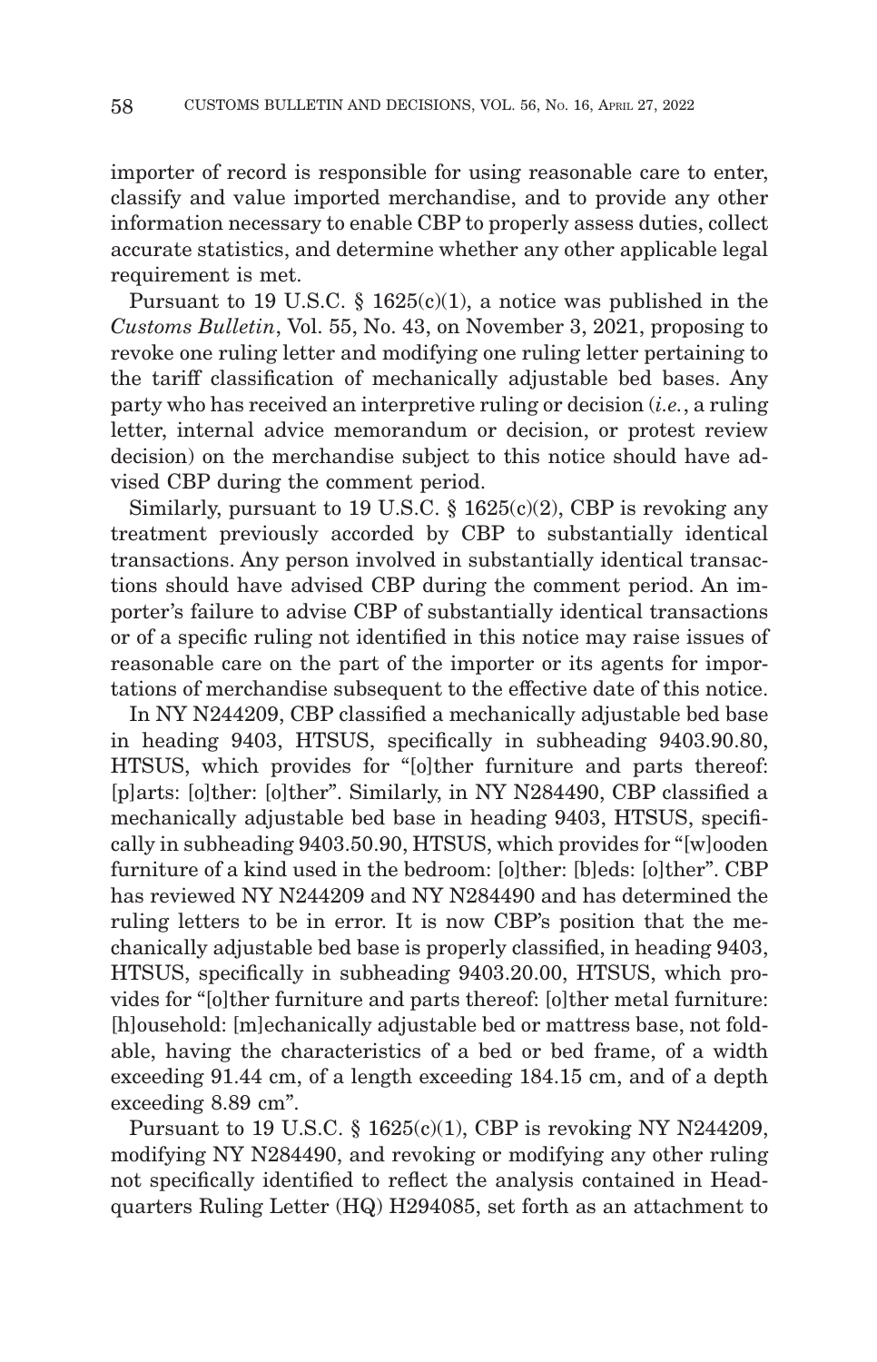importer of record is responsible for using reasonable care to enter, classify and value imported merchandise, and to provide any other information necessary to enable CBP to properly assess duties, collect accurate statistics, and determine whether any other applicable legal requirement is met.

Pursuant to 19 U.S.C. § 1625(c)(1), a notice was published in the *Customs Bulletin*, Vol. 55, No. 43, on November 3, 2021, proposing to revoke one ruling letter and modifying one ruling letter pertaining to the tariff classification of mechanically adjustable bed bases. Any party who has received an interpretive ruling or decision (*i.e.*, a ruling letter, internal advice memorandum or decision, or protest review decision) on the merchandise subject to this notice should have advised CBP during the comment period.

Similarly, pursuant to 19 U.S.C. § 1625(c)(2), CBP is revoking any treatment previously accorded by CBP to substantially identical transactions. Any person involved in substantially identical transactions should have advised CBP during the comment period. An importer's failure to advise CBP of substantially identical transactions or of a specific ruling not identified in this notice may raise issues of reasonable care on the part of the importer or its agents for importations of merchandise subsequent to the effective date of this notice.

In NY N244209, CBP classified a mechanically adjustable bed base in heading 9403, HTSUS, specifically in subheading 9403.90.80, HTSUS, which provides for "[o]ther furniture and parts thereof: [p]arts: [o]ther: [o]ther". Similarly, in NY N284490, CBP classified a mechanically adjustable bed base in heading 9403, HTSUS, specifically in subheading 9403.50.90, HTSUS, which provides for "[w]ooden furniture of a kind used in the bedroom: [o]ther: [b]eds: [o]ther". CBP has reviewed NY N244209 and NY N284490 and has determined the ruling letters to be in error. It is now CBP's position that the mechanically adjustable bed base is properly classified, in heading 9403, HTSUS, specifically in subheading 9403.20.00, HTSUS, which provides for "[o]ther furniture and parts thereof: [o]ther metal furniture: [h]ousehold: [m]echanically adjustable bed or mattress base, not foldable, having the characteristics of a bed or bed frame, of a width exceeding 91.44 cm, of a length exceeding 184.15 cm, and of a depth exceeding 8.89 cm".

Pursuant to 19 U.S.C. § 1625(c)(1), CBP is revoking NY N244209, modifying NY N284490, and revoking or modifying any other ruling not specifically identified to reflect the analysis contained in Headquarters Ruling Letter (HQ) H294085, set forth as an attachment to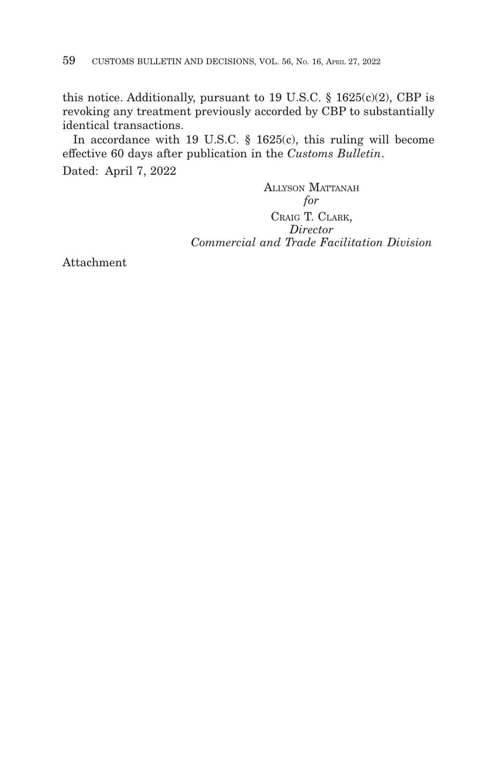this notice. Additionally, pursuant to 19 U.S.C. § 1625(c)(2), CBP is revoking any treatment previously accorded by CBP to substantially identical transactions.

In accordance with 19 U.S.C. § 1625(c), this ruling will become effective 60 days after publication in the *Customs Bulletin*.

Dated: April 7, 2022

ALLYSON MATTANAH
*for*
CRAIG T. CLARK,
*Director*
*Commercial and Trade Facilitation Division*

Attachment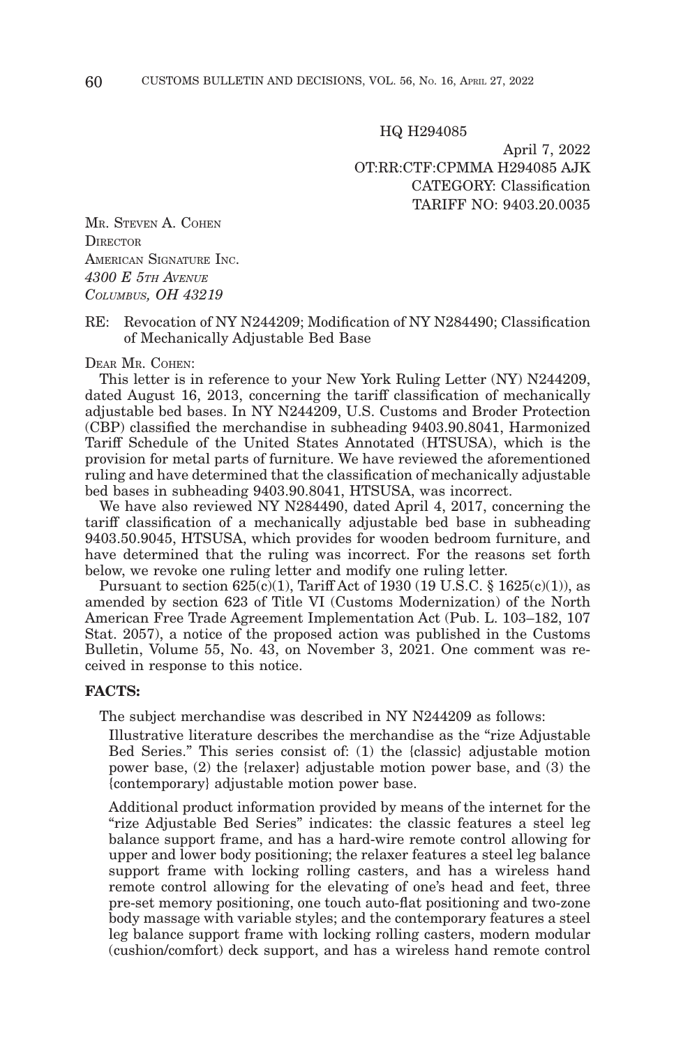HQ H294085

April 7, 2022
OT:RR:CTF:CPMMA H294085 AJK
CATEGORY: Classification
TARIFF NO: 9403.20.0035

MR. STEVEN A. COHEN
DIRECTOR
AMERICAN SIGNATURE INC.
*4300 E 5TH AVENUE*
*COLUMBUS, OH 43219*

RE: Revocation of NY N244209; Modification of NY N284490; Classification of Mechanically Adjustable Bed Base

DEAR MR. COHEN:

This letter is in reference to your New York Ruling Letter (NY) N244209, dated August 16, 2013, concerning the tariff classification of mechanically adjustable bed bases. In NY N244209, U.S. Customs and Broder Protection (CBP) classified the merchandise in subheading 9403.90.8041, Harmonized Tariff Schedule of the United States Annotated (HTSUSA), which is the provision for metal parts of furniture. We have reviewed the aforementioned ruling and have determined that the classification of mechanically adjustable bed bases in subheading 9403.90.8041, HTSUSA, was incorrect.

We have also reviewed NY N284490, dated April 4, 2017, concerning the tariff classification of a mechanically adjustable bed base in subheading 9403.50.9045, HTSUSA, which provides for wooden bedroom furniture, and have determined that the ruling was incorrect. For the reasons set forth below, we revoke one ruling letter and modify one ruling letter.

Pursuant to section 625(c)(1), Tariff Act of 1930 (19 U.S.C. § 1625(c)(1)), as amended by section 623 of Title VI (Customs Modernization) of the North American Free Trade Agreement Implementation Act (Pub. L. 103–182, 107 Stat. 2057), a notice of the proposed action was published in the Customs Bulletin, Volume 55, No. 43, on November 3, 2021. One comment was received in response to this notice.

**FACTS:**

The subject merchandise was described in NY N244209 as follows:

> Illustrative literature describes the merchandise as the "rize Adjustable Bed Series." This series consist of: (1) the {classic} adjustable motion power base, (2) the {relaxer} adjustable motion power base, and (3) the {contemporary} adjustable motion power base.
>
> Additional product information provided by means of the internet for the "rize Adjustable Bed Series" indicates: the classic features a steel leg balance support frame, and has a hard-wire remote control allowing for upper and lower body positioning; the relaxer features a steel leg balance support frame with locking rolling casters, and has a wireless hand remote control allowing for the elevating of one's head and feet, three pre-set memory positioning, one touch auto-flat positioning and two-zone body massage with variable styles; and the contemporary features a steel leg balance support frame with locking rolling casters, modern modular (cushion/comfort) deck support, and has a wireless hand remote control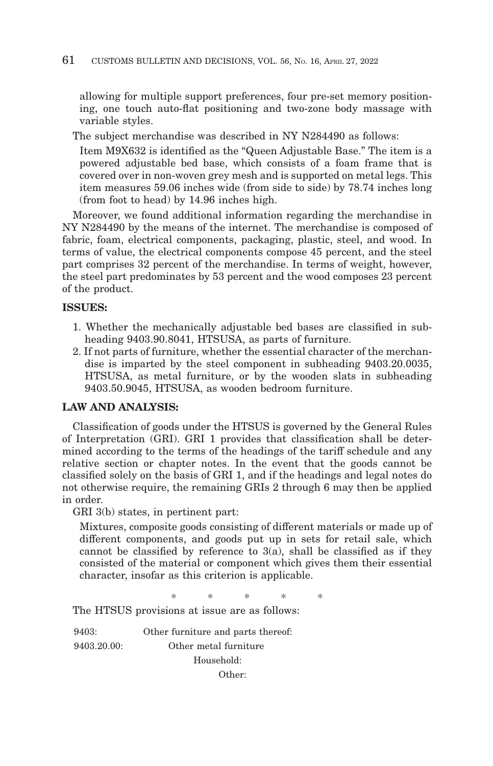allowing for multiple support preferences, four pre-set memory positioning, one touch auto-flat positioning and two-zone body massage with variable styles.

The subject merchandise was described in NY N284490 as follows:

> Item M9X632 is identified as the "Queen Adjustable Base." The item is a powered adjustable bed base, which consists of a foam frame that is covered over in non-woven grey mesh and is supported on metal legs. This item measures 59.06 inches wide (from side to side) by 78.74 inches long (from foot to head) by 14.96 inches high.

Moreover, we found additional information regarding the merchandise in NY N284490 by the means of the internet. The merchandise is composed of fabric, foam, electrical components, packaging, plastic, steel, and wood. In terms of value, the electrical components compose 45 percent, and the steel part comprises 32 percent of the merchandise. In terms of weight, however, the steel part predominates by 53 percent and the wood composes 23 percent of the product.

**ISSUES:**

1. Whether the mechanically adjustable bed bases are classified in subheading 9403.90.8041, HTSUSA, as parts of furniture.
2. If not parts of furniture, whether the essential character of the merchandise is imparted by the steel component in subheading 9403.20.0035, HTSUSA, as metal furniture, or by the wooden slats in subheading 9403.50.9045, HTSUSA, as wooden bedroom furniture.

**LAW AND ANALYSIS:**

Classification of goods under the HTSUS is governed by the General Rules of Interpretation (GRI). GRI 1 provides that classification shall be determined according to the terms of the headings of the tariff schedule and any relative section or chapter notes. In the event that the goods cannot be classified solely on the basis of GRI 1, and if the headings and legal notes do not otherwise require, the remaining GRIs 2 through 6 may then be applied in order.

GRI 3(b) states, in pertinent part:

> Mixtures, composite goods consisting of different materials or made up of different components, and goods put up in sets for retail sale, which cannot be classified by reference to 3(a), shall be classified as if they consisted of the material or component which gives them their essential character, insofar as this criterion is applicable.

\* \* \* \* \*

The HTSUS provisions at issue are as follows:

| | |
|---|---|
| 9403: | Other furniture and parts thereof: |
| 9403.20.00: | Other metal furniture |
| | Household: |
| | Other: |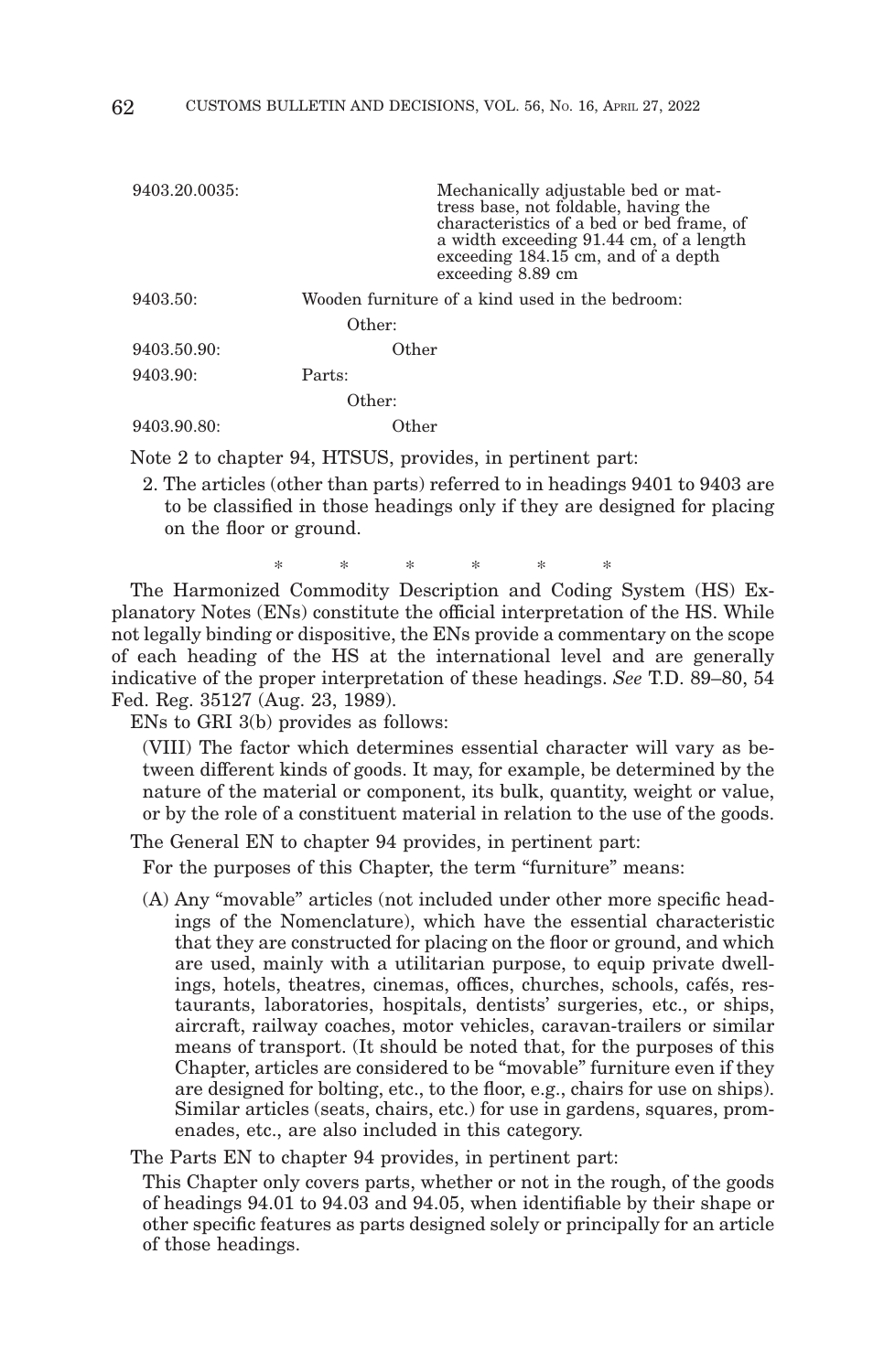| | |
|---|---|
| 9403.20.0035: | Mechanically adjustable bed or mattress base, not foldable, having the characteristics of a bed or bed frame, of a width exceeding 91.44 cm, of a length exceeding 184.15 cm, and of a depth exceeding 8.89 cm |
| 9403.50: | Wooden furniture of a kind used in the bedroom: |
| | Other: |
| 9403.50.90: | Other |
| 9403.90: | Parts: |
| | Other: |
| 9403.90.80: | Other |

Note 2 to chapter 94, HTSUS, provides, in pertinent part:

> 2. The articles (other than parts) referred to in headings 9401 to 9403 are to be classified in those headings only if they are designed for placing on the floor or ground.

\* \* \* \* \* \*

The Harmonized Commodity Description and Coding System (HS) Explanatory Notes (ENs) constitute the official interpretation of the HS. While not legally binding or dispositive, the ENs provide a commentary on the scope of each heading of the HS at the international level and are generally indicative of the proper interpretation of these headings. *See* T.D. 89–80, 54 Fed. Reg. 35127 (Aug. 23, 1989).

ENs to GRI 3(b) provides as follows:

> (VIII) The factor which determines essential character will vary as between different kinds of goods. It may, for example, be determined by the nature of the material or component, its bulk, quantity, weight or value, or by the role of a constituent material in relation to the use of the goods.

The General EN to chapter 94 provides, in pertinent part:

> For the purposes of this Chapter, the term "furniture" means:
>
> (A) Any "movable" articles (not included under other more specific headings of the Nomenclature), which have the essential characteristic that they are constructed for placing on the floor or ground, and which are used, mainly with a utilitarian purpose, to equip private dwellings, hotels, theatres, cinemas, offices, churches, schools, cafés, restaurants, laboratories, hospitals, dentists' surgeries, etc., or ships, aircraft, railway coaches, motor vehicles, caravan-trailers or similar means of transport. (It should be noted that, for the purposes of this Chapter, articles are considered to be "movable" furniture even if they are designed for bolting, etc., to the floor, e.g., chairs for use on ships). Similar articles (seats, chairs, etc.) for use in gardens, squares, promenades, etc., are also included in this category.

The Parts EN to chapter 94 provides, in pertinent part:

> This Chapter only covers parts, whether or not in the rough, of the goods of headings 94.01 to 94.03 and 94.05, when identifiable by their shape or other specific features as parts designed solely or principally for an article of those headings.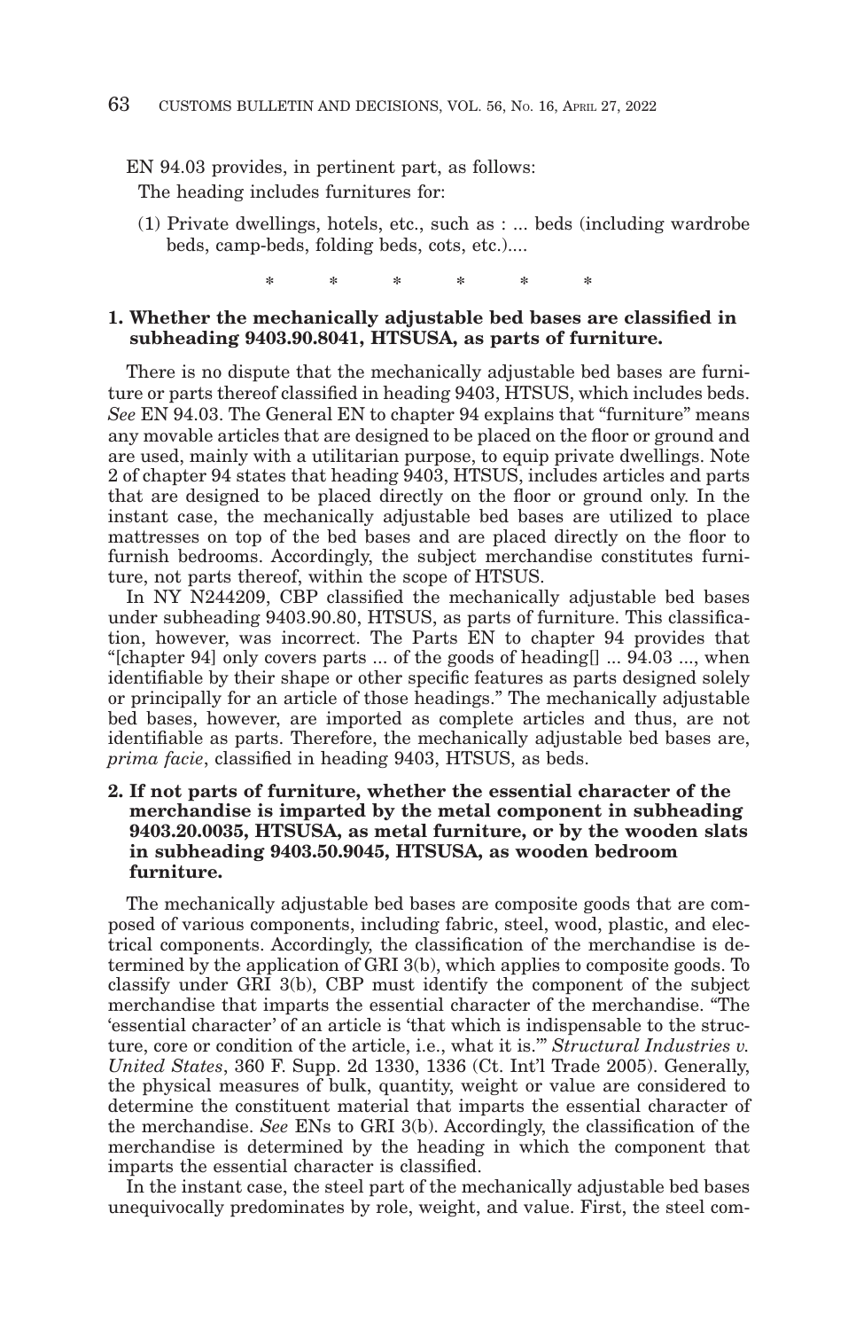EN 94.03 provides, in pertinent part, as follows:

The heading includes furnitures for:

(1) Private dwellings, hotels, etc., such as : ... beds (including wardrobe beds, camp-beds, folding beds, cots, etc.)....

\* \* \* \* \* \*

**1. Whether the mechanically adjustable bed bases are classified in subheading 9403.90.8041, HTSUSA, as parts of furniture.**

There is no dispute that the mechanically adjustable bed bases are furniture or parts thereof classified in heading 9403, HTSUS, which includes beds. *See* EN 94.03. The General EN to chapter 94 explains that "furniture" means any movable articles that are designed to be placed on the floor or ground and are used, mainly with a utilitarian purpose, to equip private dwellings. Note 2 of chapter 94 states that heading 9403, HTSUS, includes articles and parts that are designed to be placed directly on the floor or ground only. In the instant case, the mechanically adjustable bed bases are utilized to place mattresses on top of the bed bases and are placed directly on the floor to furnish bedrooms. Accordingly, the subject merchandise constitutes furniture, not parts thereof, within the scope of HTSUS.

In NY N244209, CBP classified the mechanically adjustable bed bases under subheading 9403.90.80, HTSUS, as parts of furniture. This classification, however, was incorrect. The Parts EN to chapter 94 provides that "[chapter 94] only covers parts ... of the goods of heading[] ... 94.03 ..., when identifiable by their shape or other specific features as parts designed solely or principally for an article of those headings." The mechanically adjustable bed bases, however, are imported as complete articles and thus, are not identifiable as parts. Therefore, the mechanically adjustable bed bases are, *prima facie*, classified in heading 9403, HTSUS, as beds.

**2. If not parts of furniture, whether the essential character of the merchandise is imparted by the metal component in subheading 9403.20.0035, HTSUSA, as metal furniture, or by the wooden slats in subheading 9403.50.9045, HTSUSA, as wooden bedroom furniture.**

The mechanically adjustable bed bases are composite goods that are composed of various components, including fabric, steel, wood, plastic, and electrical components. Accordingly, the classification of the merchandise is determined by the application of GRI 3(b), which applies to composite goods. To classify under GRI 3(b), CBP must identify the component of the subject merchandise that imparts the essential character of the merchandise. "The 'essential character' of an article is 'that which is indispensable to the structure, core or condition of the article, i.e., what it is.'" *Structural Industries v. United States*, 360 F. Supp. 2d 1330, 1336 (Ct. Int'l Trade 2005). Generally, the physical measures of bulk, quantity, weight or value are considered to determine the constituent material that imparts the essential character of the merchandise. *See* ENs to GRI 3(b). Accordingly, the classification of the merchandise is determined by the heading in which the component that imparts the essential character is classified.

In the instant case, the steel part of the mechanically adjustable bed bases unequivocally predominates by role, weight, and value. First, the steel com-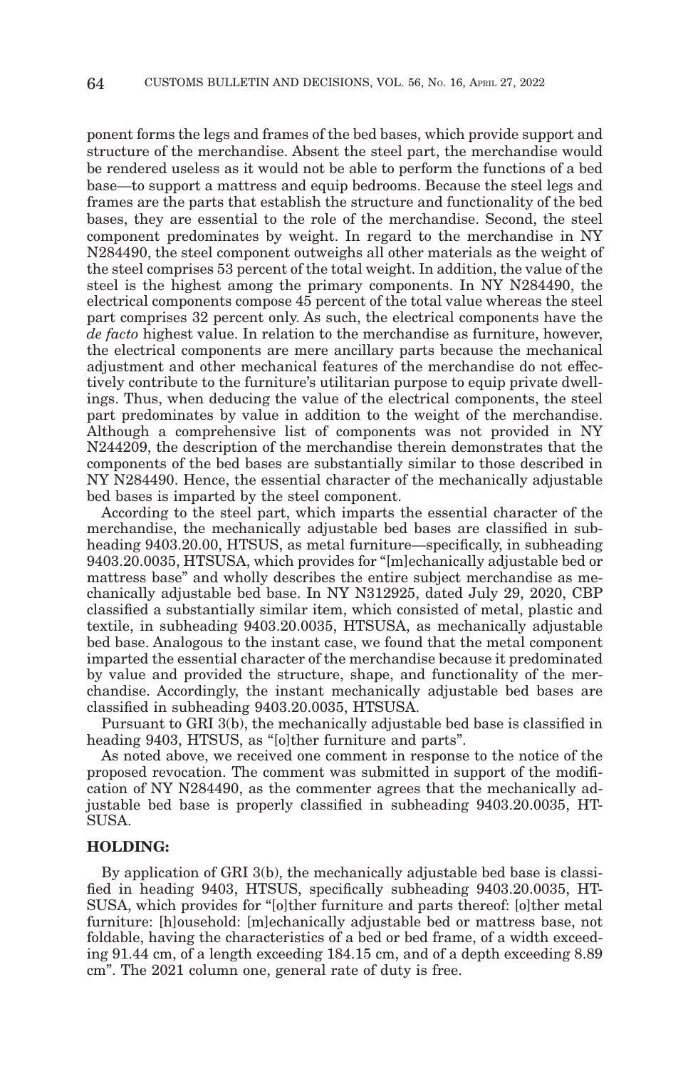ponent forms the legs and frames of the bed bases, which provide support and structure of the merchandise. Absent the steel part, the merchandise would be rendered useless as it would not be able to perform the functions of a bed base—to support a mattress and equip bedrooms. Because the steel legs and frames are the parts that establish the structure and functionality of the bed bases, they are essential to the role of the merchandise. Second, the steel component predominates by weight. In regard to the merchandise in NY N284490, the steel component outweighs all other materials as the weight of the steel comprises 53 percent of the total weight. In addition, the value of the steel is the highest among the primary components. In NY N284490, the electrical components compose 45 percent of the total value whereas the steel part comprises 32 percent only. As such, the electrical components have the *de facto* highest value. In relation to the merchandise as furniture, however, the electrical components are mere ancillary parts because the mechanical adjustment and other mechanical features of the merchandise do not effectively contribute to the furniture's utilitarian purpose to equip private dwellings. Thus, when deducing the value of the electrical components, the steel part predominates by value in addition to the weight of the merchandise. Although a comprehensive list of components was not provided in NY N244209, the description of the merchandise therein demonstrates that the components of the bed bases are substantially similar to those described in NY N284490. Hence, the essential character of the mechanically adjustable bed bases is imparted by the steel component.

According to the steel part, which imparts the essential character of the merchandise, the mechanically adjustable bed bases are classified in subheading 9403.20.00, HTSUS, as metal furniture—specifically, in subheading 9403.20.0035, HTSUSA, which provides for "[m]echanically adjustable bed or mattress base" and wholly describes the entire subject merchandise as mechanically adjustable bed base. In NY N312925, dated July 29, 2020, CBP classified a substantially similar item, which consisted of metal, plastic and textile, in subheading 9403.20.0035, HTSUSA, as mechanically adjustable bed base. Analogous to the instant case, we found that the metal component imparted the essential character of the merchandise because it predominated by value and provided the structure, shape, and functionality of the merchandise. Accordingly, the instant mechanically adjustable bed bases are classified in subheading 9403.20.0035, HTSUSA.

Pursuant to GRI 3(b), the mechanically adjustable bed base is classified in heading 9403, HTSUS, as "[o]ther furniture and parts".

As noted above, we received one comment in response to the notice of the proposed revocation. The comment was submitted in support of the modification of NY N284490, as the commenter agrees that the mechanically adjustable bed base is properly classified in subheading 9403.20.0035, HTSUSA.

**HOLDING:**

By application of GRI 3(b), the mechanically adjustable bed base is classified in heading 9403, HTSUS, specifically subheading 9403.20.0035, HTSUSA, which provides for "[o]ther furniture and parts thereof: [o]ther metal furniture: [h]ousehold: [m]echanically adjustable bed or mattress base, not foldable, having the characteristics of a bed or bed frame, of a width exceeding 91.44 cm, of a length exceeding 184.15 cm, and of a depth exceeding 8.89 cm". The 2021 column one, general rate of duty is free.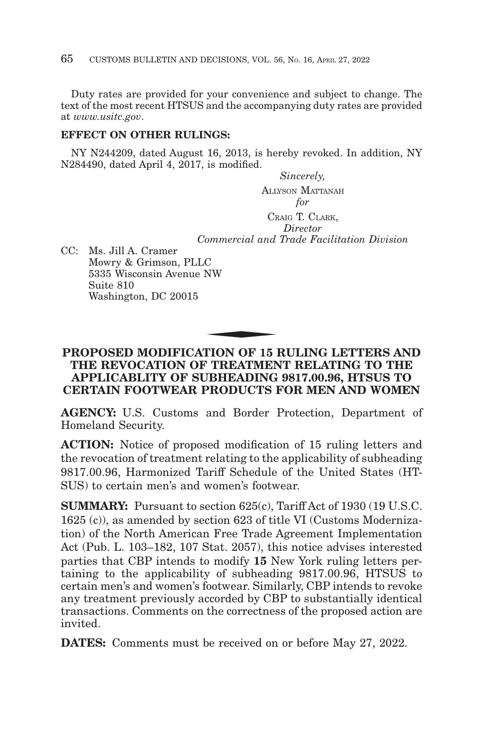Duty rates are provided for your convenience and subject to change. The text of the most recent HTSUS and the accompanying duty rates are provided at *www.usitc.gov*.

**EFFECT ON OTHER RULINGS:**

NY N244209, dated August 16, 2013, is hereby revoked. In addition, NY N284490, dated April 4, 2017, is modified.

*Sincerely,*

ALLYSON MATTANAH
*for*
CRAIG T. CLARK,
*Director*
*Commercial and Trade Facilitation Division*

CC: Ms. Jill A. Cramer
Mowry & Grimson, PLLC
5335 Wisconsin Avenue NW
Suite 810
Washington, DC 20015

---

## PROPOSED MODIFICATION OF 15 RULING LETTERS AND THE REVOCATION OF TREATMENT RELATING TO THE APPLICABLITY OF SUBHEADING 9817.00.96, HTSUS TO CERTAIN FOOTWEAR PRODUCTS FOR MEN AND WOMEN

**AGENCY:** U.S. Customs and Border Protection, Department of Homeland Security.

**ACTION:** Notice of proposed modification of 15 ruling letters and the revocation of treatment relating to the applicability of subheading 9817.00.96, Harmonized Tariff Schedule of the United States (HTSUS) to certain men's and women's footwear.

**SUMMARY:** Pursuant to section 625(c), Tariff Act of 1930 (19 U.S.C. 1625 (c)), as amended by section 623 of title VI (Customs Modernization) of the North American Free Trade Agreement Implementation Act (Pub. L. 103–182, 107 Stat. 2057), this notice advises interested parties that CBP intends to modify **15** New York ruling letters pertaining to the applicability of subheading 9817.00.96, HTSUS to certain men's and women's footwear. Similarly, CBP intends to revoke any treatment previously accorded by CBP to substantially identical transactions. Comments on the correctness of the proposed action are invited.

**DATES:** Comments must be received on or before May 27, 2022.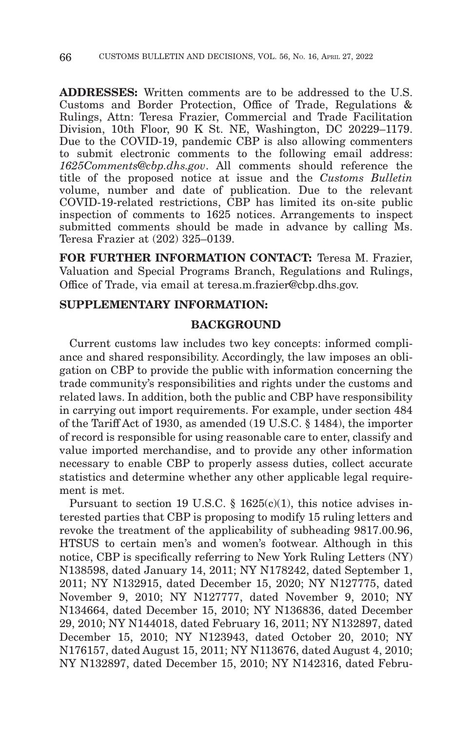**ADDRESSES:** Written comments are to be addressed to the U.S. Customs and Border Protection, Office of Trade, Regulations & Rulings, Attn: Teresa Frazier, Commercial and Trade Facilitation Division, 10th Floor, 90 K St. NE, Washington, DC 20229–1179. Due to the COVID-19, pandemic CBP is also allowing commenters to submit electronic comments to the following email address: *1625Comments@cbp.dhs.gov*. All comments should reference the title of the proposed notice at issue and the *Customs Bulletin* volume, number and date of publication. Due to the relevant COVID-19-related restrictions, CBP has limited its on-site public inspection of comments to 1625 notices. Arrangements to inspect submitted comments should be made in advance by calling Ms. Teresa Frazier at (202) 325–0139.

**FOR FURTHER INFORMATION CONTACT:** Teresa M. Frazier, Valuation and Special Programs Branch, Regulations and Rulings, Office of Trade, via email at teresa.m.frazier@cbp.dhs.gov.

**SUPPLEMENTARY INFORMATION:**

**BACKGROUND**

Current customs law includes two key concepts: informed compliance and shared responsibility. Accordingly, the law imposes an obligation on CBP to provide the public with information concerning the trade community's responsibilities and rights under the customs and related laws. In addition, both the public and CBP have responsibility in carrying out import requirements. For example, under section 484 of the Tariff Act of 1930, as amended (19 U.S.C. § 1484), the importer of record is responsible for using reasonable care to enter, classify and value imported merchandise, and to provide any other information necessary to enable CBP to properly assess duties, collect accurate statistics and determine whether any other applicable legal requirement is met.

Pursuant to section 19 U.S.C. § 1625(c)(1), this notice advises interested parties that CBP is proposing to modify 15 ruling letters and revoke the treatment of the applicability of subheading 9817.00.96, HTSUS to certain men's and women's footwear. Although in this notice, CBP is specifically referring to New York Ruling Letters (NY) N138598, dated January 14, 2011; NY N178242, dated September 1, 2011; NY N132915, dated December 15, 2020; NY N127775, dated November 9, 2010; NY N127777, dated November 9, 2010; NY N134664, dated December 15, 2010; NY N136836, dated December 29, 2010; NY N144018, dated February 16, 2011; NY N132897, dated December 15, 2010; NY N123943, dated October 20, 2010; NY N176157, dated August 15, 2011; NY N113676, dated August 4, 2010; NY N132897, dated December 15, 2010; NY N142316, dated Febru-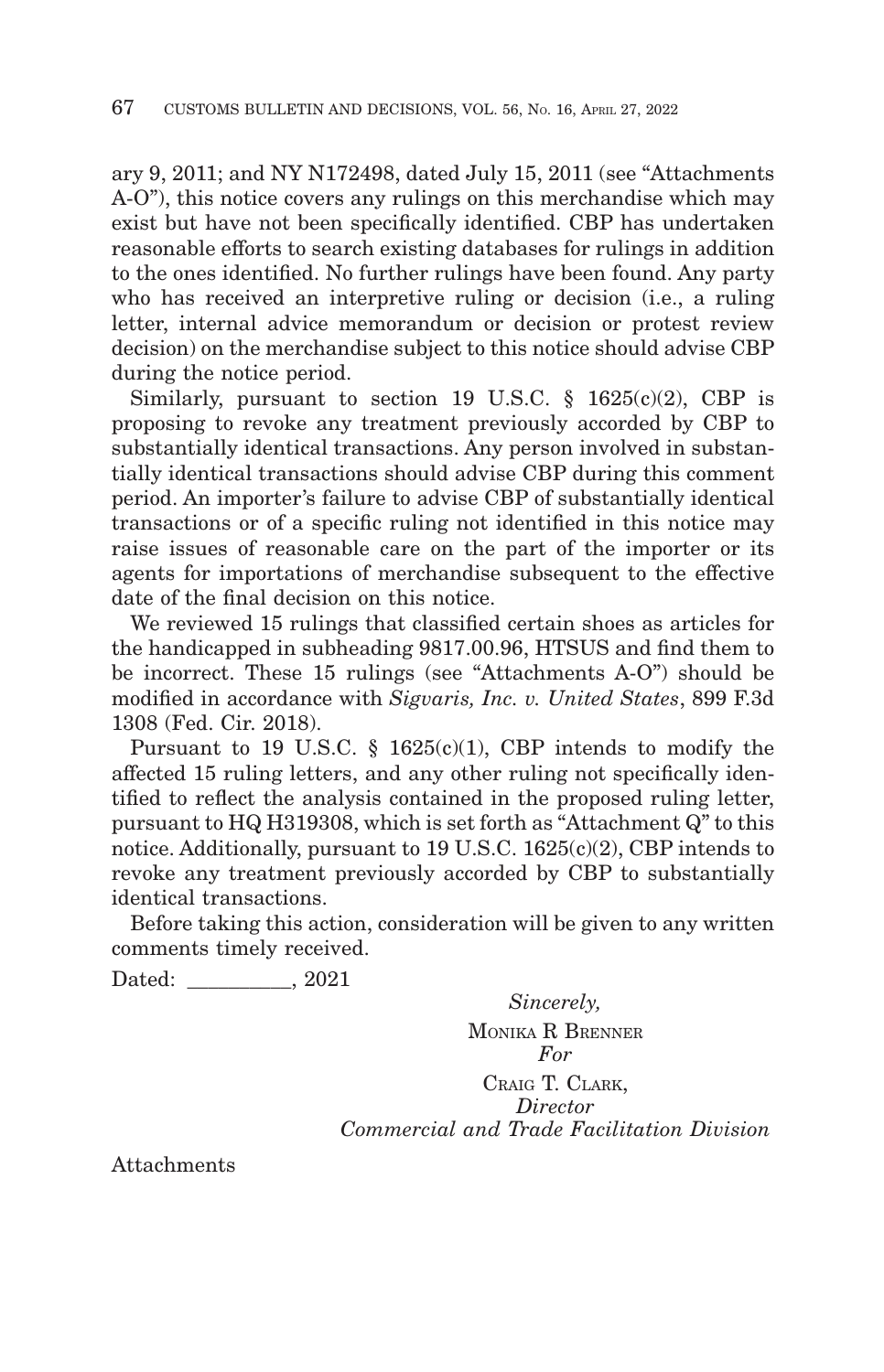ary 9, 2011; and NY N172498, dated July 15, 2011 (see "Attachments A-O"), this notice covers any rulings on this merchandise which may exist but have not been specifically identified. CBP has undertaken reasonable efforts to search existing databases for rulings in addition to the ones identified. No further rulings have been found. Any party who has received an interpretive ruling or decision (i.e., a ruling letter, internal advice memorandum or decision or protest review decision) on the merchandise subject to this notice should advise CBP during the notice period.

Similarly, pursuant to section 19 U.S.C. § 1625(c)(2), CBP is proposing to revoke any treatment previously accorded by CBP to substantially identical transactions. Any person involved in substantially identical transactions should advise CBP during this comment period. An importer's failure to advise CBP of substantially identical transactions or of a specific ruling not identified in this notice may raise issues of reasonable care on the part of the importer or its agents for importations of merchandise subsequent to the effective date of the final decision on this notice.

We reviewed 15 rulings that classified certain shoes as articles for the handicapped in subheading 9817.00.96, HTSUS and find them to be incorrect. These 15 rulings (see "Attachments A-O") should be modified in accordance with *Sigvaris, Inc. v. United States*, 899 F.3d 1308 (Fed. Cir. 2018).

Pursuant to 19 U.S.C. § 1625(c)(1), CBP intends to modify the affected 15 ruling letters, and any other ruling not specifically identified to reflect the analysis contained in the proposed ruling letter, pursuant to HQ H319308, which is set forth as "Attachment Q" to this notice. Additionally, pursuant to 19 U.S.C. 1625(c)(2), CBP intends to revoke any treatment previously accorded by CBP to substantially identical transactions.

Before taking this action, consideration will be given to any written comments timely received.

Dated: __________, 2021

*Sincerely,*

MONIKA R BRENNER
*For*
CRAIG T. CLARK,
*Director*
*Commercial and Trade Facilitation Division*

Attachments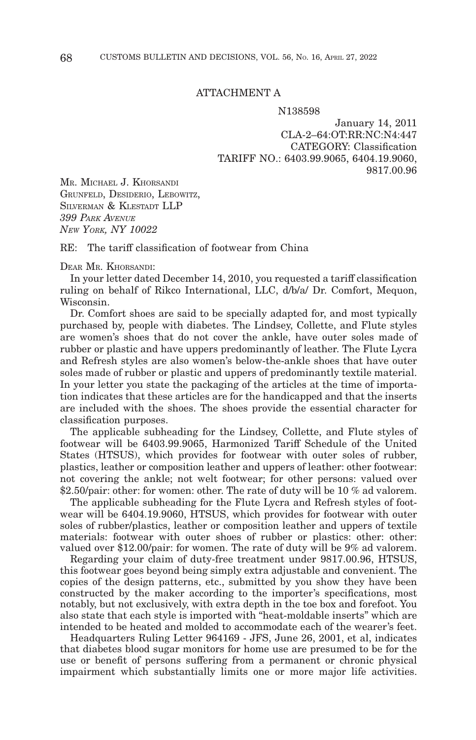ATTACHMENT A

N138598

January 14, 2011
CLA-2–64:OT:RR:NC:N4:447
CATEGORY: Classification
TARIFF NO.: 6403.99.9065, 6404.19.9060,
9817.00.96

MR. MICHAEL J. KHORSANDI
GRUNFELD, DESIDERIO, LEBOWITZ,
SILVERMAN & KLESTADT LLP
*399 PARK AVENUE*
*NEW YORK, NY 10022*

RE: The tariff classification of footwear from China

DEAR MR. KHORSANDI:

In your letter dated December 14, 2010, you requested a tariff classification ruling on behalf of Rikco International, LLC, d/b/a/ Dr. Comfort, Mequon, Wisconsin.

Dr. Comfort shoes are said to be specially adapted for, and most typically purchased by, people with diabetes. The Lindsey, Collette, and Flute styles are women's shoes that do not cover the ankle, have outer soles made of rubber or plastic and have uppers predominantly of leather. The Flute Lycra and Refresh styles are also women's below-the-ankle shoes that have outer soles made of rubber or plastic and uppers of predominantly textile material. In your letter you state the packaging of the articles at the time of importation indicates that these articles are for the handicapped and that the inserts are included with the shoes. The shoes provide the essential character for classification purposes.

The applicable subheading for the Lindsey, Collette, and Flute styles of footwear will be 6403.99.9065, Harmonized Tariff Schedule of the United States (HTSUS), which provides for footwear with outer soles of rubber, plastics, leather or composition leather and uppers of leather: other footwear: not covering the ankle; not welt footwear; for other persons: valued over \$2.50/pair: other: for women: other. The rate of duty will be 10 % ad valorem.

The applicable subheading for the Flute Lycra and Refresh styles of footwear will be 6404.19.9060, HTSUS, which provides for footwear with outer soles of rubber/plastics, leather or composition leather and uppers of textile materials: footwear with outer shoes of rubber or plastics: other: other: valued over \$12.00/pair: for women. The rate of duty will be 9% ad valorem.

Regarding your claim of duty-free treatment under 9817.00.96, HTSUS, this footwear goes beyond being simply extra adjustable and convenient. The copies of the design patterns, etc., submitted by you show they have been constructed by the maker according to the importer's specifications, most notably, but not exclusively, with extra depth in the toe box and forefoot. You also state that each style is imported with "heat-moldable inserts" which are intended to be heated and molded to accommodate each of the wearer's feet.

Headquarters Ruling Letter 964169 - JFS, June 26, 2001, et al, indicates that diabetes blood sugar monitors for home use are presumed to be for the use or benefit of persons suffering from a permanent or chronic physical impairment which substantially limits one or more major life activities.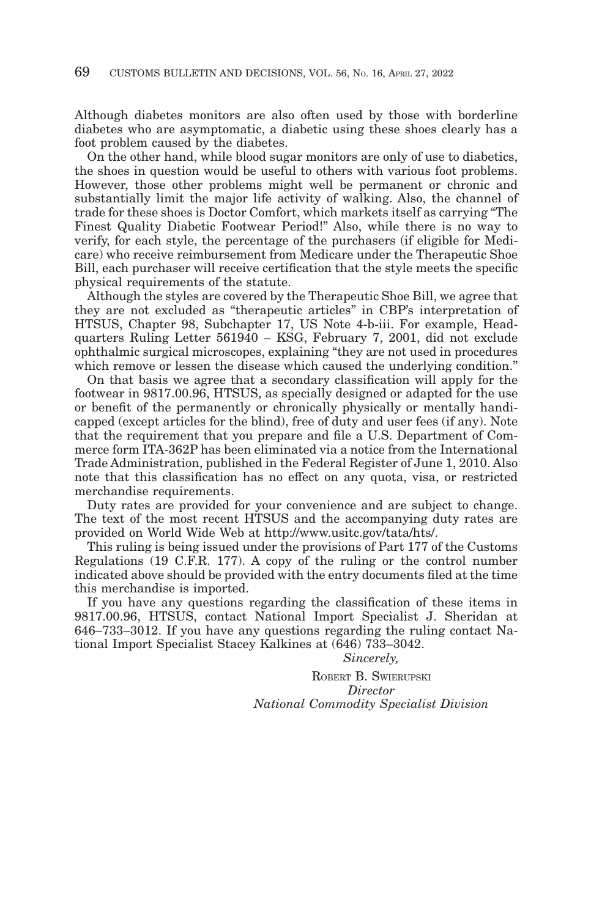Although diabetes monitors are also often used by those with borderline diabetes who are asymptomatic, a diabetic using these shoes clearly has a foot problem caused by the diabetes.

On the other hand, while blood sugar monitors are only of use to diabetics, the shoes in question would be useful to others with various foot problems. However, those other problems might well be permanent or chronic and substantially limit the major life activity of walking. Also, the channel of trade for these shoes is Doctor Comfort, which markets itself as carrying "The Finest Quality Diabetic Footwear Period!" Also, while there is no way to verify, for each style, the percentage of the purchasers (if eligible for Medicare) who receive reimbursement from Medicare under the Therapeutic Shoe Bill, each purchaser will receive certification that the style meets the specific physical requirements of the statute.

Although the styles are covered by the Therapeutic Shoe Bill, we agree that they are not excluded as "therapeutic articles" in CBP's interpretation of HTSUS, Chapter 98, Subchapter 17, US Note 4-b-iii. For example, Headquarters Ruling Letter 561940 – KSG, February 7, 2001, did not exclude ophthalmic surgical microscopes, explaining "they are not used in procedures which remove or lessen the disease which caused the underlying condition."

On that basis we agree that a secondary classification will apply for the footwear in 9817.00.96, HTSUS, as specially designed or adapted for the use or benefit of the permanently or chronically physically or mentally handicapped (except articles for the blind), free of duty and user fees (if any). Note that the requirement that you prepare and file a U.S. Department of Commerce form ITA-362P has been eliminated via a notice from the International Trade Administration, published in the Federal Register of June 1, 2010. Also note that this classification has no effect on any quota, visa, or restricted merchandise requirements.

Duty rates are provided for your convenience and are subject to change. The text of the most recent HTSUS and the accompanying duty rates are provided on World Wide Web at http://www.usitc.gov/tata/hts/.

This ruling is being issued under the provisions of Part 177 of the Customs Regulations (19 C.F.R. 177). A copy of the ruling or the control number indicated above should be provided with the entry documents filed at the time this merchandise is imported.

If you have any questions regarding the classification of these items in 9817.00.96, HTSUS, contact National Import Specialist J. Sheridan at 646–733–3012. If you have any questions regarding the ruling contact National Import Specialist Stacey Kalkines at (646) 733–3042.

*Sincerely,*

ROBERT B. SWIERUPSKI
*Director*
*National Commodity Specialist Division*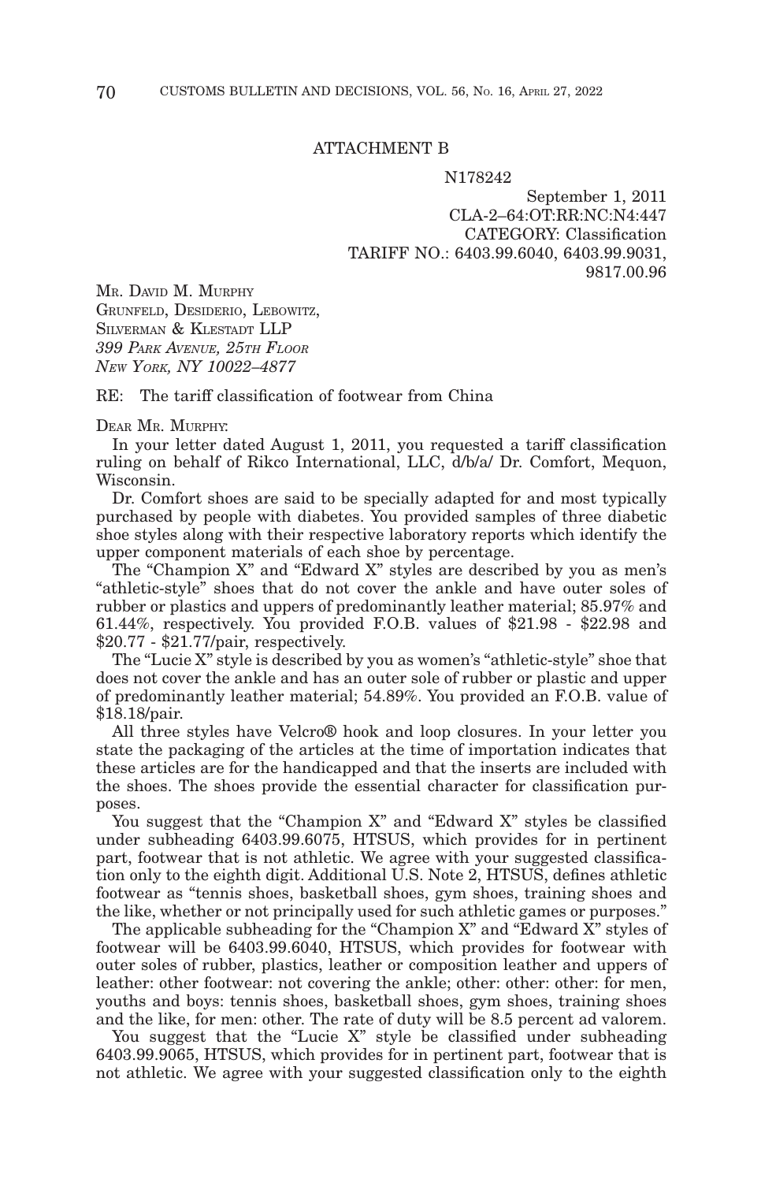ATTACHMENT B

N178242

September 1, 2011
CLA-2–64:OT:RR:NC:N4:447
CATEGORY: Classification
TARIFF NO.: 6403.99.6040, 6403.99.9031, 9817.00.96

MR. DAVID M. MURPHY
GRUNFELD, DESIDERIO, LEBOWITZ, SILVERMAN & KLESTADT LLP
*399 PARK AVENUE, 25TH FLOOR*
*NEW YORK, NY 10022–4877*

RE: The tariff classification of footwear from China

DEAR MR. MURPHY:

In your letter dated August 1, 2011, you requested a tariff classification ruling on behalf of Rikco International, LLC, d/b/a/ Dr. Comfort, Mequon, Wisconsin.

Dr. Comfort shoes are said to be specially adapted for and most typically purchased by people with diabetes. You provided samples of three diabetic shoe styles along with their respective laboratory reports which identify the upper component materials of each shoe by percentage.

The "Champion X" and "Edward X" styles are described by you as men's "athletic-style" shoes that do not cover the ankle and have outer soles of rubber or plastics and uppers of predominantly leather material; 85.97% and 61.44%, respectively. You provided F.O.B. values of $21.98 - $22.98 and $20.77 - $21.77/pair, respectively.

The "Lucie X" style is described by you as women's "athletic-style" shoe that does not cover the ankle and has an outer sole of rubber or plastic and upper of predominantly leather material; 54.89%. You provided an F.O.B. value of $18.18/pair.

All three styles have Velcro® hook and loop closures. In your letter you state the packaging of the articles at the time of importation indicates that these articles are for the handicapped and that the inserts are included with the shoes. The shoes provide the essential character for classification purposes.

You suggest that the "Champion X" and "Edward X" styles be classified under subheading 6403.99.6075, HTSUS, which provides for in pertinent part, footwear that is not athletic. We agree with your suggested classification only to the eighth digit. Additional U.S. Note 2, HTSUS, defines athletic footwear as "tennis shoes, basketball shoes, gym shoes, training shoes and the like, whether or not principally used for such athletic games or purposes."

The applicable subheading for the "Champion X" and "Edward X" styles of footwear will be 6403.99.6040, HTSUS, which provides for footwear with outer soles of rubber, plastics, leather or composition leather and uppers of leather: other footwear: not covering the ankle; other: other: other: for men, youths and boys: tennis shoes, basketball shoes, gym shoes, training shoes and the like, for men: other. The rate of duty will be 8.5 percent ad valorem.

You suggest that the "Lucie X" style be classified under subheading 6403.99.9065, HTSUS, which provides for in pertinent part, footwear that is not athletic. We agree with your suggested classification only to the eighth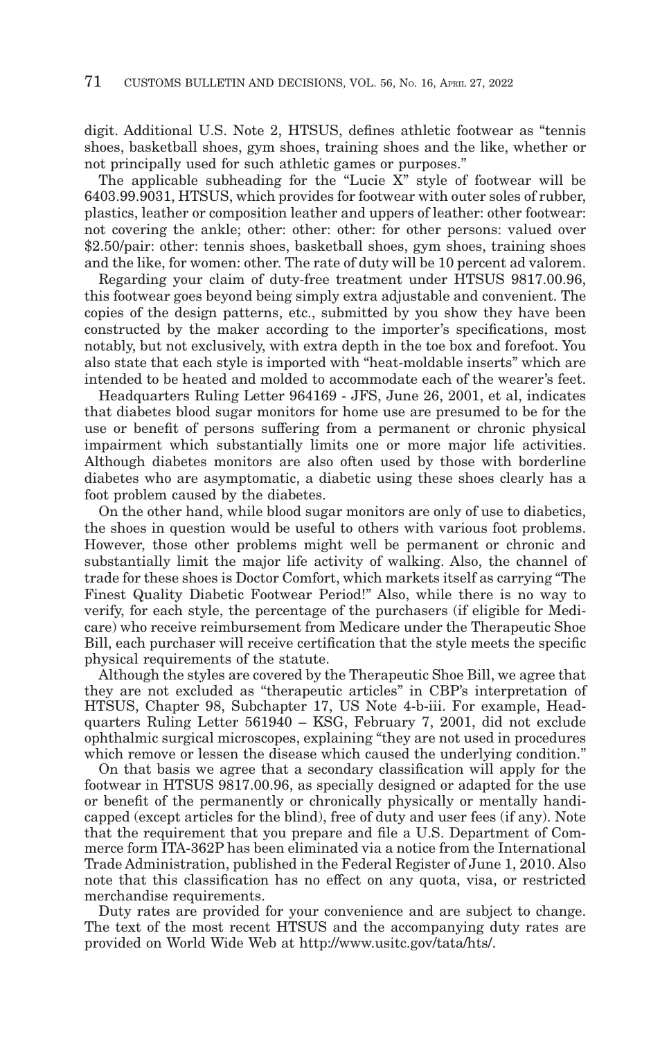digit. Additional U.S. Note 2, HTSUS, defines athletic footwear as "tennis shoes, basketball shoes, gym shoes, training shoes and the like, whether or not principally used for such athletic games or purposes."

The applicable subheading for the "Lucie X" style of footwear will be 6403.99.9031, HTSUS, which provides for footwear with outer soles of rubber, plastics, leather or composition leather and uppers of leather: other footwear: not covering the ankle; other: other: other: for other persons: valued over $2.50/pair: other: tennis shoes, basketball shoes, gym shoes, training shoes and the like, for women: other. The rate of duty will be 10 percent ad valorem.

Regarding your claim of duty-free treatment under HTSUS 9817.00.96, this footwear goes beyond being simply extra adjustable and convenient. The copies of the design patterns, etc., submitted by you show they have been constructed by the maker according to the importer's specifications, most notably, but not exclusively, with extra depth in the toe box and forefoot. You also state that each style is imported with "heat-moldable inserts" which are intended to be heated and molded to accommodate each of the wearer's feet.

Headquarters Ruling Letter 964169 - JFS, June 26, 2001, et al, indicates that diabetes blood sugar monitors for home use are presumed to be for the use or benefit of persons suffering from a permanent or chronic physical impairment which substantially limits one or more major life activities. Although diabetes monitors are also often used by those with borderline diabetes who are asymptomatic, a diabetic using these shoes clearly has a foot problem caused by the diabetes.

On the other hand, while blood sugar monitors are only of use to diabetics, the shoes in question would be useful to others with various foot problems. However, those other problems might well be permanent or chronic and substantially limit the major life activity of walking. Also, the channel of trade for these shoes is Doctor Comfort, which markets itself as carrying "The Finest Quality Diabetic Footwear Period!" Also, while there is no way to verify, for each style, the percentage of the purchasers (if eligible for Medicare) who receive reimbursement from Medicare under the Therapeutic Shoe Bill, each purchaser will receive certification that the style meets the specific physical requirements of the statute.

Although the styles are covered by the Therapeutic Shoe Bill, we agree that they are not excluded as "therapeutic articles" in CBP's interpretation of HTSUS, Chapter 98, Subchapter 17, US Note 4-b-iii. For example, Headquarters Ruling Letter 561940 – KSG, February 7, 2001, did not exclude ophthalmic surgical microscopes, explaining "they are not used in procedures which remove or lessen the disease which caused the underlying condition."

On that basis we agree that a secondary classification will apply for the footwear in HTSUS 9817.00.96, as specially designed or adapted for the use or benefit of the permanently or chronically physically or mentally handicapped (except articles for the blind), free of duty and user fees (if any). Note that the requirement that you prepare and file a U.S. Department of Commerce form ITA-362P has been eliminated via a notice from the International Trade Administration, published in the Federal Register of June 1, 2010. Also note that this classification has no effect on any quota, visa, or restricted merchandise requirements.

Duty rates are provided for your convenience and are subject to change. The text of the most recent HTSUS and the accompanying duty rates are provided on World Wide Web at http://www.usitc.gov/tata/hts/.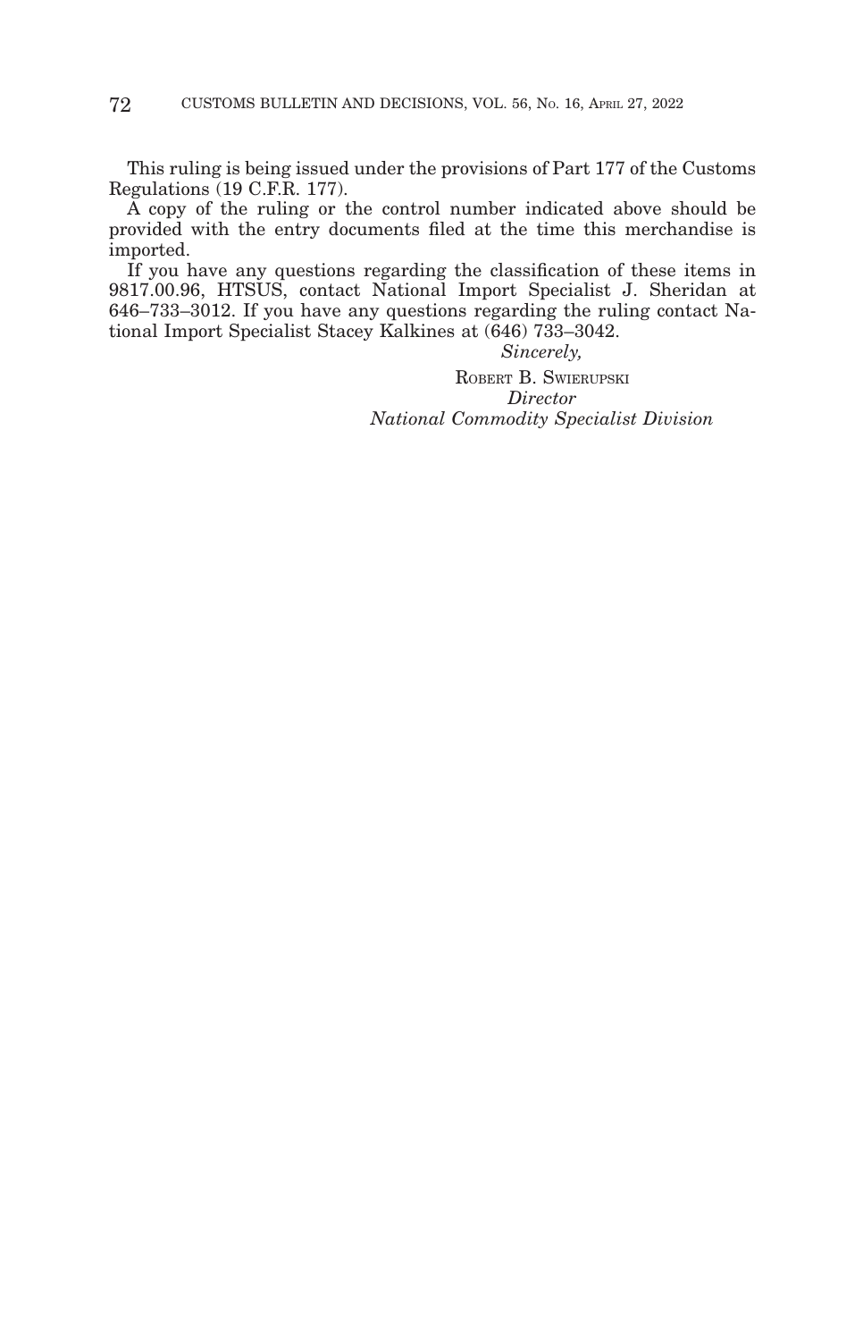This ruling is being issued under the provisions of Part 177 of the Customs Regulations (19 C.F.R. 177).

A copy of the ruling or the control number indicated above should be provided with the entry documents filed at the time this merchandise is imported.

If you have any questions regarding the classification of these items in 9817.00.96, HTSUS, contact National Import Specialist J. Sheridan at 646–733–3012. If you have any questions regarding the ruling contact National Import Specialist Stacey Kalkines at (646) 733–3042.

*Sincerely,*

ROBERT B. SWIERUPSKI
*Director*
*National Commodity Specialist Division*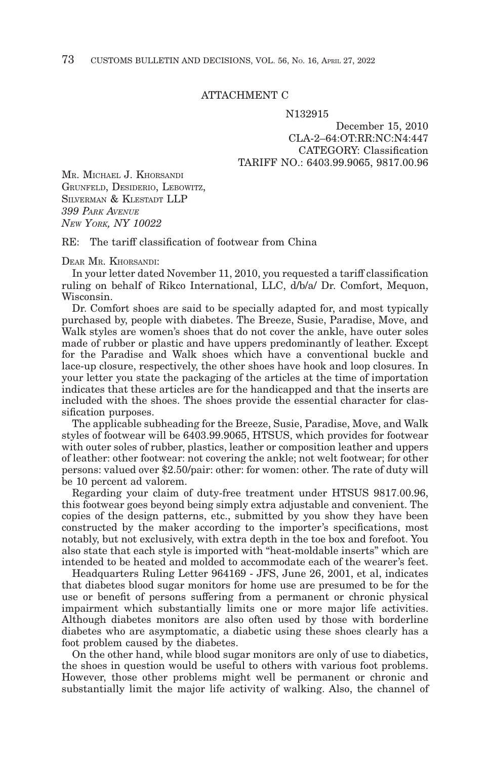ATTACHMENT C

N132915

December 15, 2010
CLA-2–64:OT:RR:NC:N4:447
CATEGORY: Classification
TARIFF NO.: 6403.99.9065, 9817.00.96

MR. MICHAEL J. KHORSANDI
GRUNFELD, DESIDERIO, LEBOWITZ,
SILVERMAN & KLESTADT LLP
*399 PARK AVENUE*
*NEW YORK, NY 10022*

RE: The tariff classification of footwear from China

DEAR MR. KHORSANDI:

In your letter dated November 11, 2010, you requested a tariff classification ruling on behalf of Rikco International, LLC, d/b/a/ Dr. Comfort, Mequon, Wisconsin.

Dr. Comfort shoes are said to be specially adapted for, and most typically purchased by, people with diabetes. The Breeze, Susie, Paradise, Move, and Walk styles are women's shoes that do not cover the ankle, have outer soles made of rubber or plastic and have uppers predominantly of leather. Except for the Paradise and Walk shoes which have a conventional buckle and lace-up closure, respectively, the other shoes have hook and loop closures. In your letter you state the packaging of the articles at the time of importation indicates that these articles are for the handicapped and that the inserts are included with the shoes. The shoes provide the essential character for classification purposes.

The applicable subheading for the Breeze, Susie, Paradise, Move, and Walk styles of footwear will be 6403.99.9065, HTSUS, which provides for footwear with outer soles of rubber, plastics, leather or composition leather and uppers of leather: other footwear: not covering the ankle; not welt footwear; for other persons: valued over $2.50/pair: other: for women: other. The rate of duty will be 10 percent ad valorem.

Regarding your claim of duty-free treatment under HTSUS 9817.00.96, this footwear goes beyond being simply extra adjustable and convenient. The copies of the design patterns, etc., submitted by you show they have been constructed by the maker according to the importer's specifications, most notably, but not exclusively, with extra depth in the toe box and forefoot. You also state that each style is imported with "heat-moldable inserts" which are intended to be heated and molded to accommodate each of the wearer's feet.

Headquarters Ruling Letter 964169 - JFS, June 26, 2001, et al, indicates that diabetes blood sugar monitors for home use are presumed to be for the use or benefit of persons suffering from a permanent or chronic physical impairment which substantially limits one or more major life activities. Although diabetes monitors are also often used by those with borderline diabetes who are asymptomatic, a diabetic using these shoes clearly has a foot problem caused by the diabetes.

On the other hand, while blood sugar monitors are only of use to diabetics, the shoes in question would be useful to others with various foot problems. However, those other problems might well be permanent or chronic and substantially limit the major life activity of walking. Also, the channel of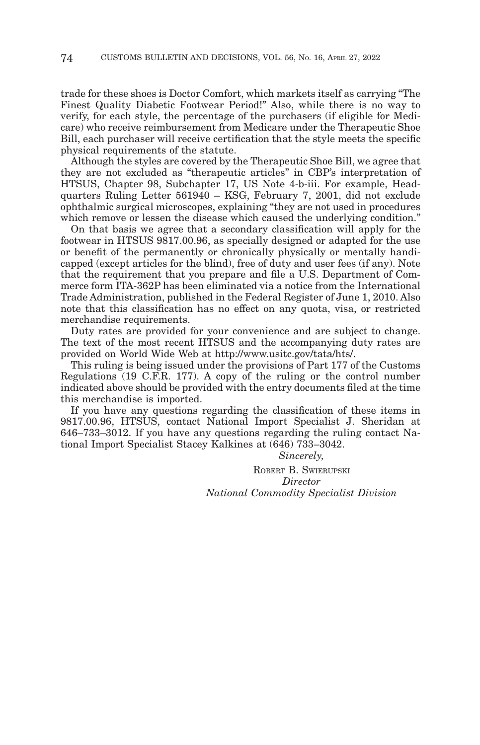trade for these shoes is Doctor Comfort, which markets itself as carrying "The Finest Quality Diabetic Footwear Period!" Also, while there is no way to verify, for each style, the percentage of the purchasers (if eligible for Medicare) who receive reimbursement from Medicare under the Therapeutic Shoe Bill, each purchaser will receive certification that the style meets the specific physical requirements of the statute.

Although the styles are covered by the Therapeutic Shoe Bill, we agree that they are not excluded as "therapeutic articles" in CBP's interpretation of HTSUS, Chapter 98, Subchapter 17, US Note 4-b-iii. For example, Headquarters Ruling Letter 561940 – KSG, February 7, 2001, did not exclude ophthalmic surgical microscopes, explaining "they are not used in procedures which remove or lessen the disease which caused the underlying condition."

On that basis we agree that a secondary classification will apply for the footwear in HTSUS 9817.00.96, as specially designed or adapted for the use or benefit of the permanently or chronically physically or mentally handicapped (except articles for the blind), free of duty and user fees (if any). Note that the requirement that you prepare and file a U.S. Department of Commerce form ITA-362P has been eliminated via a notice from the International Trade Administration, published in the Federal Register of June 1, 2010. Also note that this classification has no effect on any quota, visa, or restricted merchandise requirements.

Duty rates are provided for your convenience and are subject to change. The text of the most recent HTSUS and the accompanying duty rates are provided on World Wide Web at http://www.usitc.gov/tata/hts/.

This ruling is being issued under the provisions of Part 177 of the Customs Regulations (19 C.F.R. 177). A copy of the ruling or the control number indicated above should be provided with the entry documents filed at the time this merchandise is imported.

If you have any questions regarding the classification of these items in 9817.00.96, HTSUS, contact National Import Specialist J. Sheridan at 646–733–3012. If you have any questions regarding the ruling contact National Import Specialist Stacey Kalkines at (646) 733–3042.

*Sincerely,*

ROBERT B. SWIERUPSKI
*Director*
*National Commodity Specialist Division*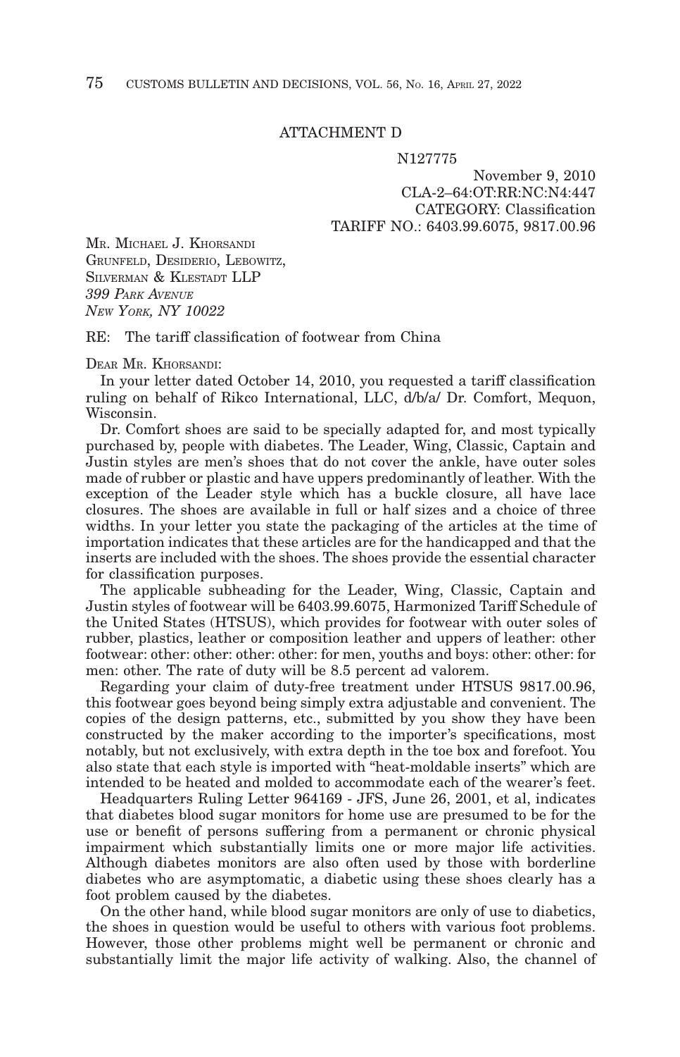ATTACHMENT D

N127775

November 9, 2010
CLA-2–64:OT:RR:NC:N4:447
CATEGORY: Classification
TARIFF NO.: 6403.99.6075, 9817.00.96

MR. MICHAEL J. KHORSANDI
GRUNFELD, DESIDERIO, LEBOWITZ,
SILVERMAN & KLESTADT LLP
*399 PARK AVENUE*
*NEW YORK, NY 10022*

RE: The tariff classification of footwear from China

DEAR MR. KHORSANDI:

In your letter dated October 14, 2010, you requested a tariff classification ruling on behalf of Rikco International, LLC, d/b/a/ Dr. Comfort, Mequon, Wisconsin.

Dr. Comfort shoes are said to be specially adapted for, and most typically purchased by, people with diabetes. The Leader, Wing, Classic, Captain and Justin styles are men's shoes that do not cover the ankle, have outer soles made of rubber or plastic and have uppers predominantly of leather. With the exception of the Leader style which has a buckle closure, all have lace closures. The shoes are available in full or half sizes and a choice of three widths. In your letter you state the packaging of the articles at the time of importation indicates that these articles are for the handicapped and that the inserts are included with the shoes. The shoes provide the essential character for classification purposes.

The applicable subheading for the Leader, Wing, Classic, Captain and Justin styles of footwear will be 6403.99.6075, Harmonized Tariff Schedule of the United States (HTSUS), which provides for footwear with outer soles of rubber, plastics, leather or composition leather and uppers of leather: other footwear: other: other: other: for men, youths and boys: other: other: for men: other. The rate of duty will be 8.5 percent ad valorem.

Regarding your claim of duty-free treatment under HTSUS 9817.00.96, this footwear goes beyond being simply extra adjustable and convenient. The copies of the design patterns, etc., submitted by you show they have been constructed by the maker according to the importer's specifications, most notably, but not exclusively, with extra depth in the toe box and forefoot. You also state that each style is imported with "heat-moldable inserts" which are intended to be heated and molded to accommodate each of the wearer's feet.

Headquarters Ruling Letter 964169 - JFS, June 26, 2001, et al, indicates that diabetes blood sugar monitors for home use are presumed to be for the use or benefit of persons suffering from a permanent or chronic physical impairment which substantially limits one or more major life activities. Although diabetes monitors are also often used by those with borderline diabetes who are asymptomatic, a diabetic using these shoes clearly has a foot problem caused by the diabetes.

On the other hand, while blood sugar monitors are only of use to diabetics, the shoes in question would be useful to others with various foot problems. However, those other problems might well be permanent or chronic and substantially limit the major life activity of walking. Also, the channel of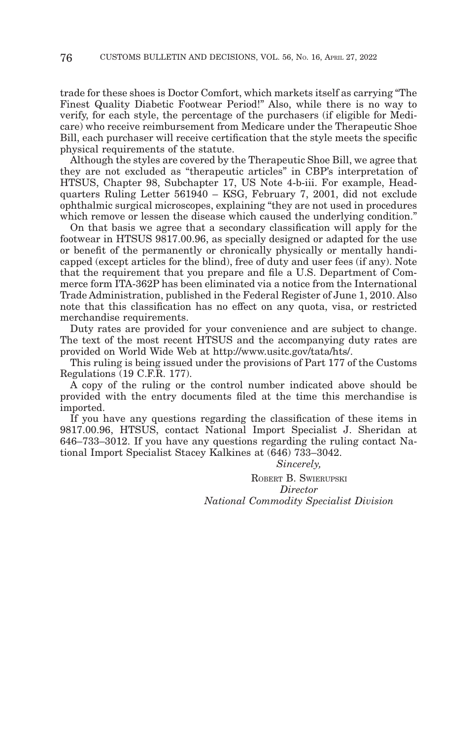trade for these shoes is Doctor Comfort, which markets itself as carrying "The Finest Quality Diabetic Footwear Period!" Also, while there is no way to verify, for each style, the percentage of the purchasers (if eligible for Medicare) who receive reimbursement from Medicare under the Therapeutic Shoe Bill, each purchaser will receive certification that the style meets the specific physical requirements of the statute.

Although the styles are covered by the Therapeutic Shoe Bill, we agree that they are not excluded as "therapeutic articles" in CBP's interpretation of HTSUS, Chapter 98, Subchapter 17, US Note 4-b-iii. For example, Headquarters Ruling Letter 561940 – KSG, February 7, 2001, did not exclude ophthalmic surgical microscopes, explaining "they are not used in procedures which remove or lessen the disease which caused the underlying condition."

On that basis we agree that a secondary classification will apply for the footwear in HTSUS 9817.00.96, as specially designed or adapted for the use or benefit of the permanently or chronically physically or mentally handicapped (except articles for the blind), free of duty and user fees (if any). Note that the requirement that you prepare and file a U.S. Department of Commerce form ITA-362P has been eliminated via a notice from the International Trade Administration, published in the Federal Register of June 1, 2010. Also note that this classification has no effect on any quota, visa, or restricted merchandise requirements.

Duty rates are provided for your convenience and are subject to change. The text of the most recent HTSUS and the accompanying duty rates are provided on World Wide Web at http://www.usitc.gov/tata/hts/.

This ruling is being issued under the provisions of Part 177 of the Customs Regulations (19 C.F.R. 177).

A copy of the ruling or the control number indicated above should be provided with the entry documents filed at the time this merchandise is imported.

If you have any questions regarding the classification of these items in 9817.00.96, HTSUS, contact National Import Specialist J. Sheridan at 646–733–3012. If you have any questions regarding the ruling contact National Import Specialist Stacey Kalkines at (646) 733–3042.

*Sincerely,*

ROBERT B. SWIERUPSKI
*Director*
*National Commodity Specialist Division*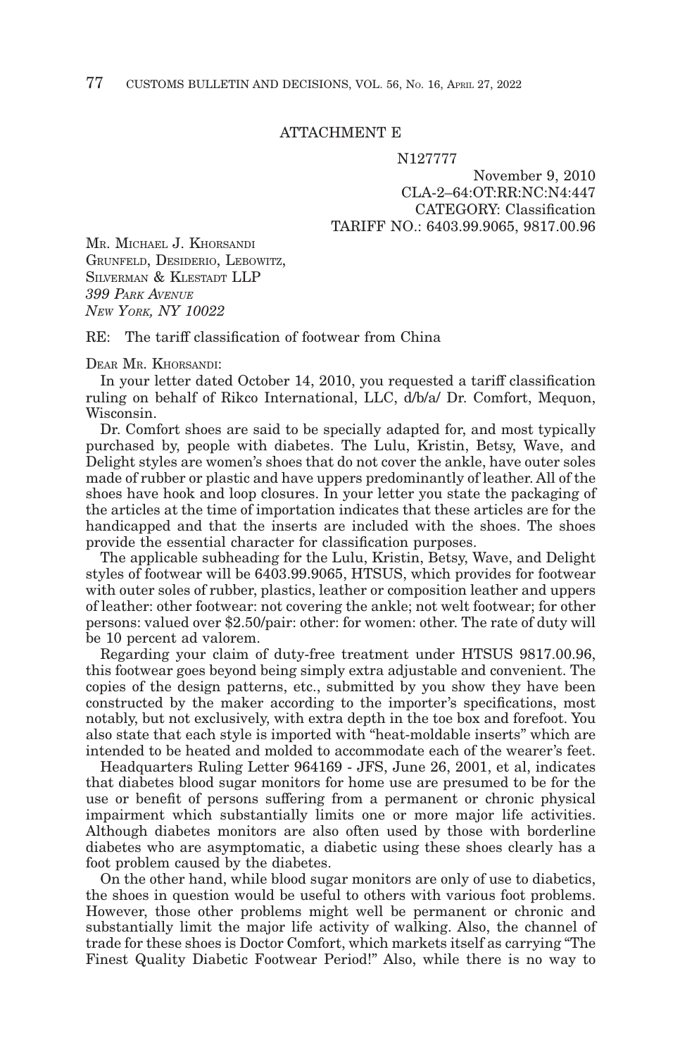ATTACHMENT E

N127777

November 9, 2010
CLA-2–64:OT:RR:NC:N4:447
CATEGORY: Classification
TARIFF NO.: 6403.99.9065, 9817.00.96

MR. MICHAEL J. KHORSANDI
GRUNFELD, DESIDERIO, LEBOWITZ,
SILVERMAN & KLESTADT LLP
*399 PARK AVENUE*
*NEW YORK, NY 10022*

RE: The tariff classification of footwear from China

DEAR MR. KHORSANDI:

In your letter dated October 14, 2010, you requested a tariff classification ruling on behalf of Rikco International, LLC, d/b/a/ Dr. Comfort, Mequon, Wisconsin.

Dr. Comfort shoes are said to be specially adapted for, and most typically purchased by, people with diabetes. The Lulu, Kristin, Betsy, Wave, and Delight styles are women's shoes that do not cover the ankle, have outer soles made of rubber or plastic and have uppers predominantly of leather. All of the shoes have hook and loop closures. In your letter you state the packaging of the articles at the time of importation indicates that these articles are for the handicapped and that the inserts are included with the shoes. The shoes provide the essential character for classification purposes.

The applicable subheading for the Lulu, Kristin, Betsy, Wave, and Delight styles of footwear will be 6403.99.9065, HTSUS, which provides for footwear with outer soles of rubber, plastics, leather or composition leather and uppers of leather: other footwear: not covering the ankle; not welt footwear; for other persons: valued over $2.50/pair: other: for women: other. The rate of duty will be 10 percent ad valorem.

Regarding your claim of duty-free treatment under HTSUS 9817.00.96, this footwear goes beyond being simply extra adjustable and convenient. The copies of the design patterns, etc., submitted by you show they have been constructed by the maker according to the importer's specifications, most notably, but not exclusively, with extra depth in the toe box and forefoot. You also state that each style is imported with "heat-moldable inserts" which are intended to be heated and molded to accommodate each of the wearer's feet.

Headquarters Ruling Letter 964169 - JFS, June 26, 2001, et al, indicates that diabetes blood sugar monitors for home use are presumed to be for the use or benefit of persons suffering from a permanent or chronic physical impairment which substantially limits one or more major life activities. Although diabetes monitors are also often used by those with borderline diabetes who are asymptomatic, a diabetic using these shoes clearly has a foot problem caused by the diabetes.

On the other hand, while blood sugar monitors are only of use to diabetics, the shoes in question would be useful to others with various foot problems. However, those other problems might well be permanent or chronic and substantially limit the major life activity of walking. Also, the channel of trade for these shoes is Doctor Comfort, which markets itself as carrying "The Finest Quality Diabetic Footwear Period!" Also, while there is no way to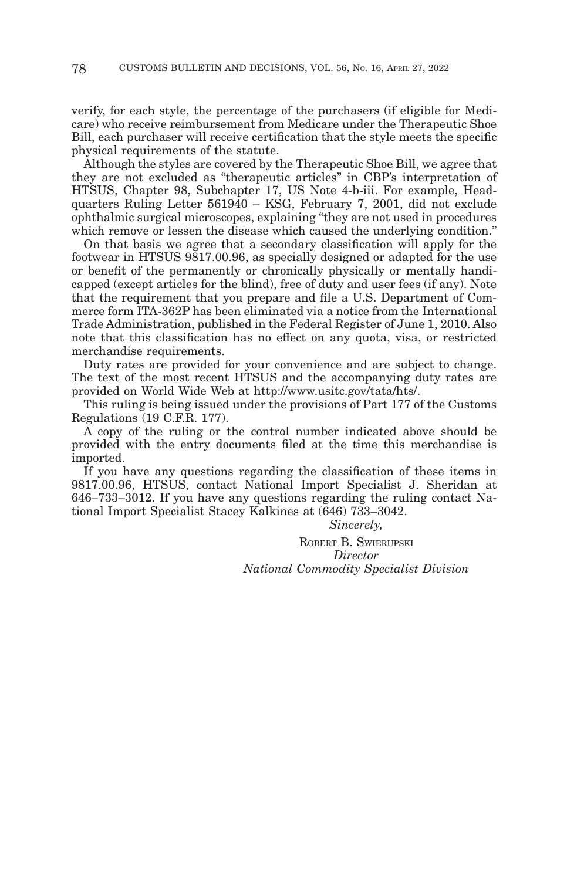verify, for each style, the percentage of the purchasers (if eligible for Medicare) who receive reimbursement from Medicare under the Therapeutic Shoe Bill, each purchaser will receive certification that the style meets the specific physical requirements of the statute.

Although the styles are covered by the Therapeutic Shoe Bill, we agree that they are not excluded as "therapeutic articles" in CBP's interpretation of HTSUS, Chapter 98, Subchapter 17, US Note 4-b-iii. For example, Headquarters Ruling Letter 561940 – KSG, February 7, 2001, did not exclude ophthalmic surgical microscopes, explaining "they are not used in procedures which remove or lessen the disease which caused the underlying condition."

On that basis we agree that a secondary classification will apply for the footwear in HTSUS 9817.00.96, as specially designed or adapted for the use or benefit of the permanently or chronically physically or mentally handicapped (except articles for the blind), free of duty and user fees (if any). Note that the requirement that you prepare and file a U.S. Department of Commerce form ITA-362P has been eliminated via a notice from the International Trade Administration, published in the Federal Register of June 1, 2010. Also note that this classification has no effect on any quota, visa, or restricted merchandise requirements.

Duty rates are provided for your convenience and are subject to change. The text of the most recent HTSUS and the accompanying duty rates are provided on World Wide Web at http://www.usitc.gov/tata/hts/.

This ruling is being issued under the provisions of Part 177 of the Customs Regulations (19 C.F.R. 177).

A copy of the ruling or the control number indicated above should be provided with the entry documents filed at the time this merchandise is imported.

If you have any questions regarding the classification of these items in 9817.00.96, HTSUS, contact National Import Specialist J. Sheridan at 646–733–3012. If you have any questions regarding the ruling contact National Import Specialist Stacey Kalkines at (646) 733–3042.

*Sincerely,*

ROBERT B. SWIERUPSKI
*Director*
*National Commodity Specialist Division*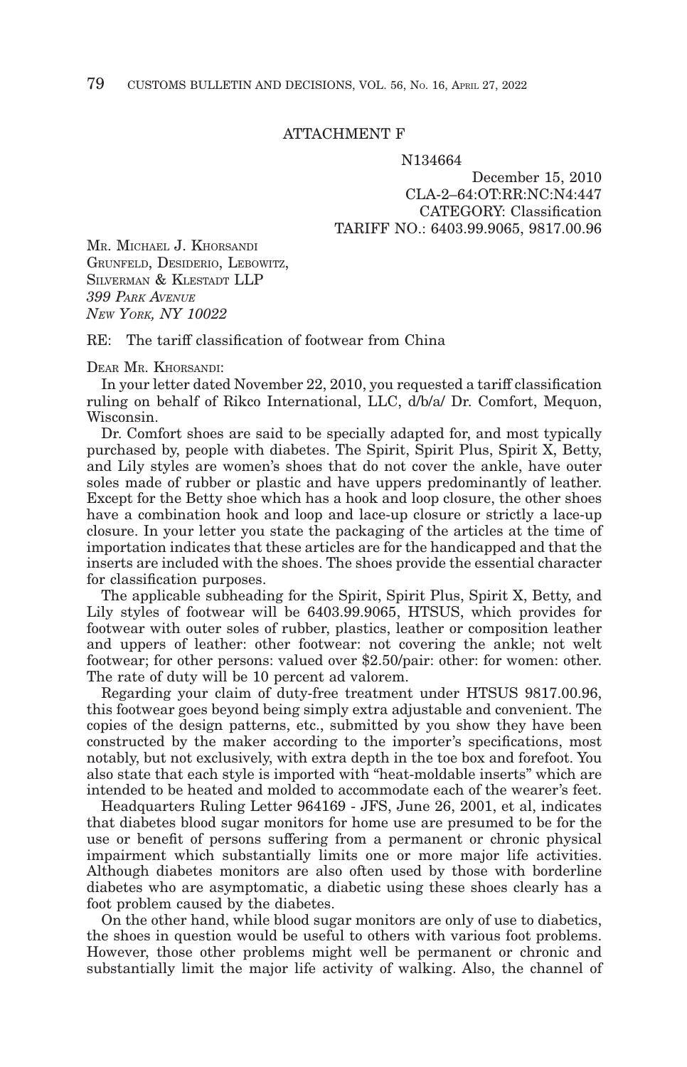ATTACHMENT F

N134664

December 15, 2010
CLA-2–64:OT:RR:NC:N4:447
CATEGORY: Classification
TARIFF NO.: 6403.99.9065, 9817.00.96

MR. MICHAEL J. KHORSANDI
GRUNFELD, DESIDERIO, LEBOWITZ,
SILVERMAN & KLESTADT LLP
*399 PARK AVENUE*
*NEW YORK, NY 10022*

RE: The tariff classification of footwear from China

DEAR MR. KHORSANDI:

In your letter dated November 22, 2010, you requested a tariff classification ruling on behalf of Rikco International, LLC, d/b/a/ Dr. Comfort, Mequon, Wisconsin.

Dr. Comfort shoes are said to be specially adapted for, and most typically purchased by, people with diabetes. The Spirit, Spirit Plus, Spirit X, Betty, and Lily styles are women's shoes that do not cover the ankle, have outer soles made of rubber or plastic and have uppers predominantly of leather. Except for the Betty shoe which has a hook and loop closure, the other shoes have a combination hook and loop and lace-up closure or strictly a lace-up closure. In your letter you state the packaging of the articles at the time of importation indicates that these articles are for the handicapped and that the inserts are included with the shoes. The shoes provide the essential character for classification purposes.

The applicable subheading for the Spirit, Spirit Plus, Spirit X, Betty, and Lily styles of footwear will be 6403.99.9065, HTSUS, which provides for footwear with outer soles of rubber, plastics, leather or composition leather and uppers of leather: other footwear: not covering the ankle; not welt footwear; for other persons: valued over $2.50/pair: other: for women: other. The rate of duty will be 10 percent ad valorem.

Regarding your claim of duty-free treatment under HTSUS 9817.00.96, this footwear goes beyond being simply extra adjustable and convenient. The copies of the design patterns, etc., submitted by you show they have been constructed by the maker according to the importer's specifications, most notably, but not exclusively, with extra depth in the toe box and forefoot. You also state that each style is imported with "heat-moldable inserts" which are intended to be heated and molded to accommodate each of the wearer's feet.

Headquarters Ruling Letter 964169 - JFS, June 26, 2001, et al, indicates that diabetes blood sugar monitors for home use are presumed to be for the use or benefit of persons suffering from a permanent or chronic physical impairment which substantially limits one or more major life activities. Although diabetes monitors are also often used by those with borderline diabetes who are asymptomatic, a diabetic using these shoes clearly has a foot problem caused by the diabetes.

On the other hand, while blood sugar monitors are only of use to diabetics, the shoes in question would be useful to others with various foot problems. However, those other problems might well be permanent or chronic and substantially limit the major life activity of walking. Also, the channel of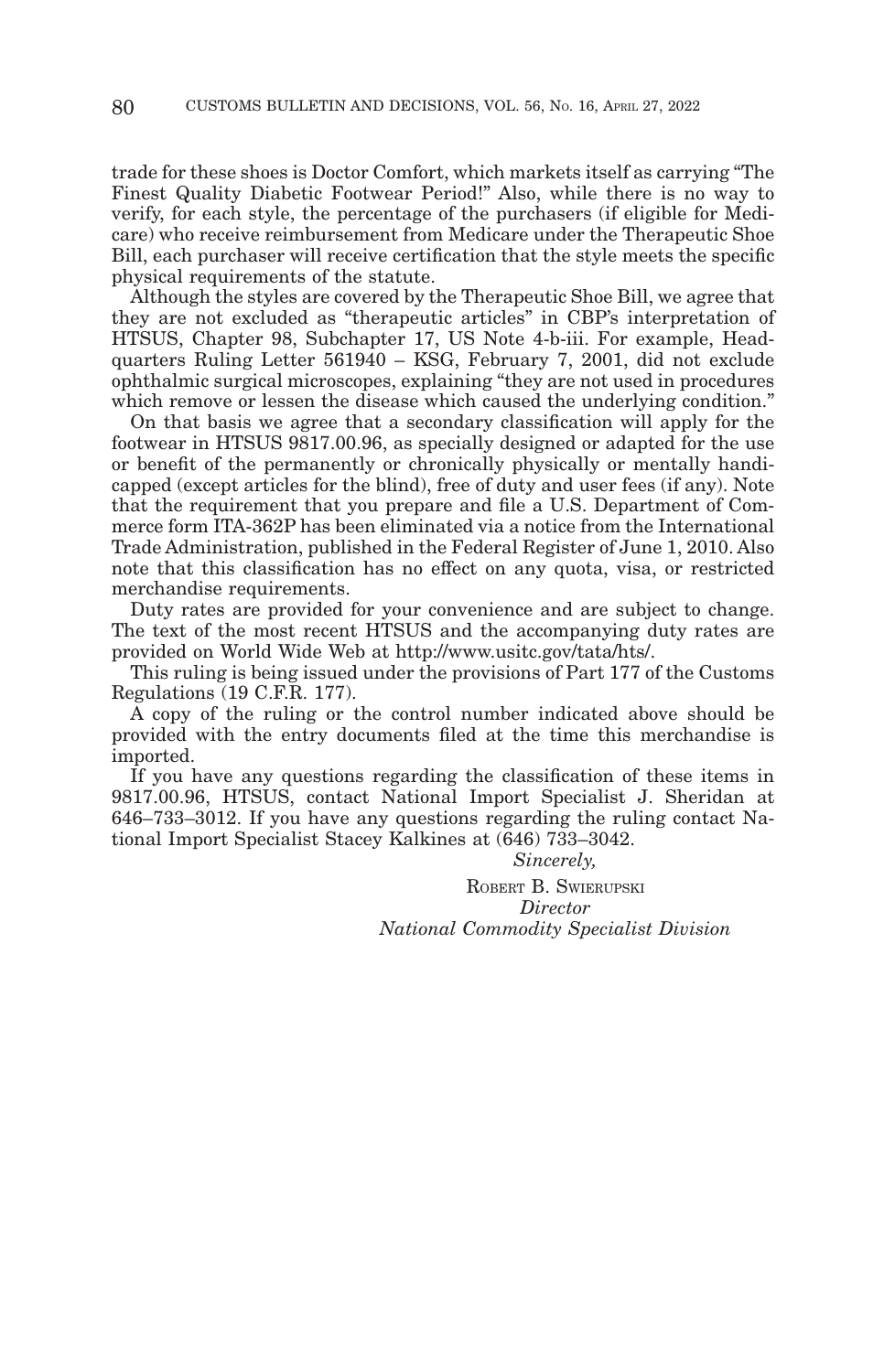trade for these shoes is Doctor Comfort, which markets itself as carrying "The Finest Quality Diabetic Footwear Period!" Also, while there is no way to verify, for each style, the percentage of the purchasers (if eligible for Medicare) who receive reimbursement from Medicare under the Therapeutic Shoe Bill, each purchaser will receive certification that the style meets the specific physical requirements of the statute.

Although the styles are covered by the Therapeutic Shoe Bill, we agree that they are not excluded as "therapeutic articles" in CBP's interpretation of HTSUS, Chapter 98, Subchapter 17, US Note 4-b-iii. For example, Headquarters Ruling Letter 561940 – KSG, February 7, 2001, did not exclude ophthalmic surgical microscopes, explaining "they are not used in procedures which remove or lessen the disease which caused the underlying condition."

On that basis we agree that a secondary classification will apply for the footwear in HTSUS 9817.00.96, as specially designed or adapted for the use or benefit of the permanently or chronically physically or mentally handicapped (except articles for the blind), free of duty and user fees (if any). Note that the requirement that you prepare and file a U.S. Department of Commerce form ITA-362P has been eliminated via a notice from the International Trade Administration, published in the Federal Register of June 1, 2010. Also note that this classification has no effect on any quota, visa, or restricted merchandise requirements.

Duty rates are provided for your convenience and are subject to change. The text of the most recent HTSUS and the accompanying duty rates are provided on World Wide Web at http://www.usitc.gov/tata/hts/.

This ruling is being issued under the provisions of Part 177 of the Customs Regulations (19 C.F.R. 177).

A copy of the ruling or the control number indicated above should be provided with the entry documents filed at the time this merchandise is imported.

If you have any questions regarding the classification of these items in 9817.00.96, HTSUS, contact National Import Specialist J. Sheridan at 646–733–3012. If you have any questions regarding the ruling contact National Import Specialist Stacey Kalkines at (646) 733–3042.

*Sincerely,*

ROBERT B. SWIERUPSKI
*Director*
*National Commodity Specialist Division*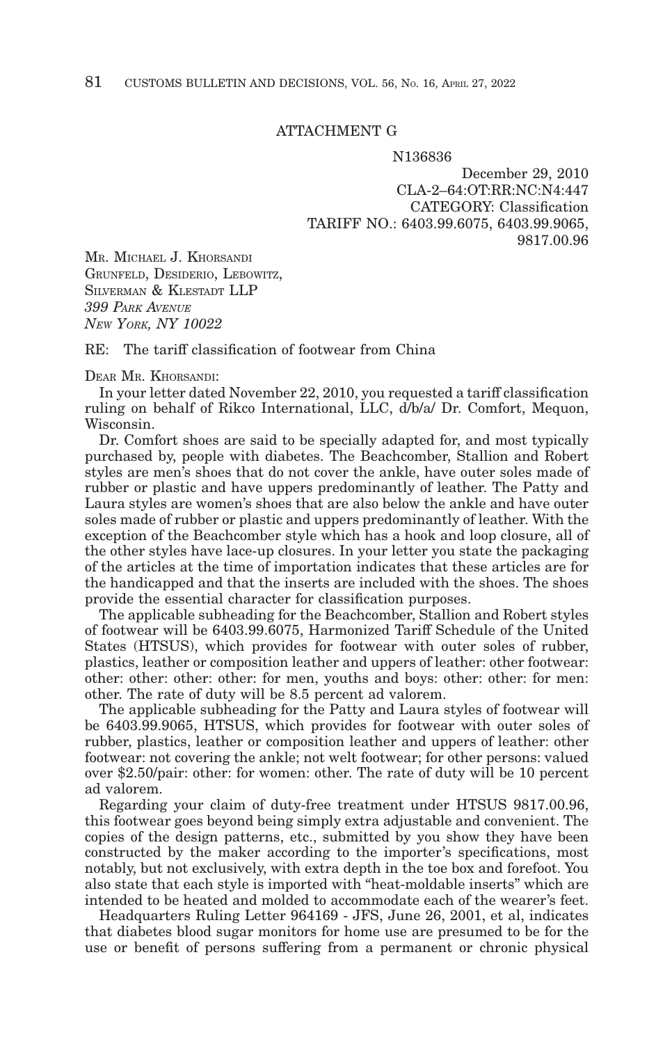ATTACHMENT G

N136836

December 29, 2010

CLA-2–64:OT:RR:NC:N4:447

CATEGORY: Classification

TARIFF NO.: 6403.99.6075, 6403.99.9065, 9817.00.96

MR. MICHAEL J. KHORSANDI
GRUNFELD, DESIDERIO, LEBOWITZ,
SILVERMAN & KLESTADT LLP
*399 PARK AVENUE*
*NEW YORK, NY 10022*

RE: The tariff classification of footwear from China

DEAR MR. KHORSANDI:

In your letter dated November 22, 2010, you requested a tariff classification ruling on behalf of Rikco International, LLC, d/b/a/ Dr. Comfort, Mequon, Wisconsin.

Dr. Comfort shoes are said to be specially adapted for, and most typically purchased by, people with diabetes. The Beachcomber, Stallion and Robert styles are men's shoes that do not cover the ankle, have outer soles made of rubber or plastic and have uppers predominantly of leather. The Patty and Laura styles are women's shoes that are also below the ankle and have outer soles made of rubber or plastic and uppers predominantly of leather. With the exception of the Beachcomber style which has a hook and loop closure, all of the other styles have lace-up closures. In your letter you state the packaging of the articles at the time of importation indicates that these articles are for the handicapped and that the inserts are included with the shoes. The shoes provide the essential character for classification purposes.

The applicable subheading for the Beachcomber, Stallion and Robert styles of footwear will be 6403.99.6075, Harmonized Tariff Schedule of the United States (HTSUS), which provides for footwear with outer soles of rubber, plastics, leather or composition leather and uppers of leather: other footwear: other: other: other: other: for men, youths and boys: other: other: for men: other. The rate of duty will be 8.5 percent ad valorem.

The applicable subheading for the Patty and Laura styles of footwear will be 6403.99.9065, HTSUS, which provides for footwear with outer soles of rubber, plastics, leather or composition leather and uppers of leather: other footwear: not covering the ankle; not welt footwear; for other persons: valued over $2.50/pair: other: for women: other. The rate of duty will be 10 percent ad valorem.

Regarding your claim of duty-free treatment under HTSUS 9817.00.96, this footwear goes beyond being simply extra adjustable and convenient. The copies of the design patterns, etc., submitted by you show they have been constructed by the maker according to the importer's specifications, most notably, but not exclusively, with extra depth in the toe box and forefoot. You also state that each style is imported with "heat-moldable inserts" which are intended to be heated and molded to accommodate each of the wearer's feet.

Headquarters Ruling Letter 964169 - JFS, June 26, 2001, et al, indicates that diabetes blood sugar monitors for home use are presumed to be for the use or benefit of persons suffering from a permanent or chronic physical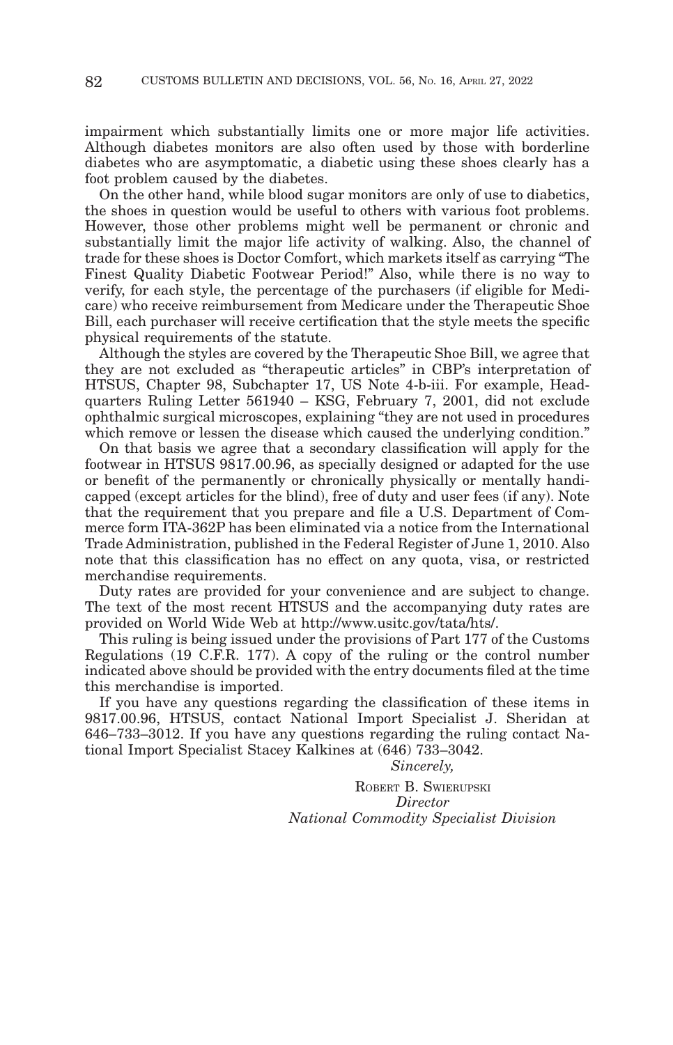impairment which substantially limits one or more major life activities. Although diabetes monitors are also often used by those with borderline diabetes who are asymptomatic, a diabetic using these shoes clearly has a foot problem caused by the diabetes.

On the other hand, while blood sugar monitors are only of use to diabetics, the shoes in question would be useful to others with various foot problems. However, those other problems might well be permanent or chronic and substantially limit the major life activity of walking. Also, the channel of trade for these shoes is Doctor Comfort, which markets itself as carrying "The Finest Quality Diabetic Footwear Period!" Also, while there is no way to verify, for each style, the percentage of the purchasers (if eligible for Medicare) who receive reimbursement from Medicare under the Therapeutic Shoe Bill, each purchaser will receive certification that the style meets the specific physical requirements of the statute.

Although the styles are covered by the Therapeutic Shoe Bill, we agree that they are not excluded as "therapeutic articles" in CBP's interpretation of HTSUS, Chapter 98, Subchapter 17, US Note 4-b-iii. For example, Headquarters Ruling Letter 561940 – KSG, February 7, 2001, did not exclude ophthalmic surgical microscopes, explaining "they are not used in procedures which remove or lessen the disease which caused the underlying condition."

On that basis we agree that a secondary classification will apply for the footwear in HTSUS 9817.00.96, as specially designed or adapted for the use or benefit of the permanently or chronically physically or mentally handicapped (except articles for the blind), free of duty and user fees (if any). Note that the requirement that you prepare and file a U.S. Department of Commerce form ITA-362P has been eliminated via a notice from the International Trade Administration, published in the Federal Register of June 1, 2010. Also note that this classification has no effect on any quota, visa, or restricted merchandise requirements.

Duty rates are provided for your convenience and are subject to change. The text of the most recent HTSUS and the accompanying duty rates are provided on World Wide Web at http://www.usitc.gov/tata/hts/.

This ruling is being issued under the provisions of Part 177 of the Customs Regulations (19 C.F.R. 177). A copy of the ruling or the control number indicated above should be provided with the entry documents filed at the time this merchandise is imported.

If you have any questions regarding the classification of these items in 9817.00.96, HTSUS, contact National Import Specialist J. Sheridan at 646–733–3012. If you have any questions regarding the ruling contact National Import Specialist Stacey Kalkines at (646) 733–3042.

*Sincerely,*

ROBERT B. SWIERUPSKI
*Director*
*National Commodity Specialist Division*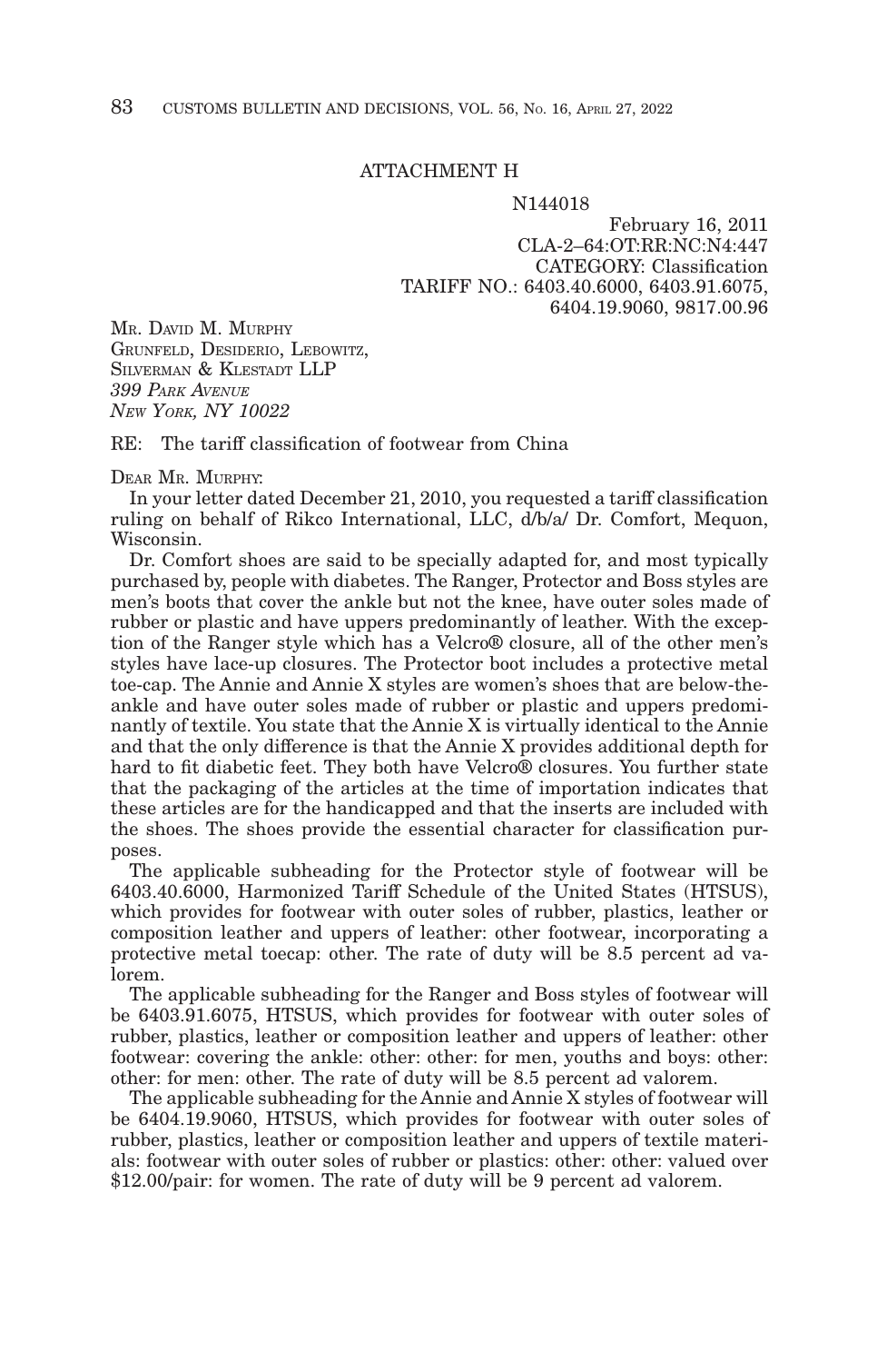ATTACHMENT H

N144018
February 16, 2011
CLA-2–64:OT:RR:NC:N4:447
CATEGORY: Classification
TARIFF NO.: 6403.40.6000, 6403.91.6075, 6404.19.9060, 9817.00.96

MR. DAVID M. MURPHY
GRUNFELD, DESIDERIO, LEBOWITZ,
SILVERMAN & KLESTADT LLP
*399 PARK AVENUE*
*NEW YORK, NY 10022*

RE: The tariff classification of footwear from China

DEAR MR. MURPHY:

In your letter dated December 21, 2010, you requested a tariff classification ruling on behalf of Rikco International, LLC, d/b/a/ Dr. Comfort, Mequon, Wisconsin.

Dr. Comfort shoes are said to be specially adapted for, and most typically purchased by, people with diabetes. The Ranger, Protector and Boss styles are men's boots that cover the ankle but not the knee, have outer soles made of rubber or plastic and have uppers predominantly of leather. With the exception of the Ranger style which has a Velcro® closure, all of the other men's styles have lace-up closures. The Protector boot includes a protective metal toe-cap. The Annie and Annie X styles are women's shoes that are below-the-ankle and have outer soles made of rubber or plastic and uppers predominantly of textile. You state that the Annie X is virtually identical to the Annie and that the only difference is that the Annie X provides additional depth for hard to fit diabetic feet. They both have Velcro® closures. You further state that the packaging of the articles at the time of importation indicates that these articles are for the handicapped and that the inserts are included with the shoes. The shoes provide the essential character for classification purposes.

The applicable subheading for the Protector style of footwear will be 6403.40.6000, Harmonized Tariff Schedule of the United States (HTSUS), which provides for footwear with outer soles of rubber, plastics, leather or composition leather and uppers of leather: other footwear, incorporating a protective metal toecap: other. The rate of duty will be 8.5 percent ad valorem.

The applicable subheading for the Ranger and Boss styles of footwear will be 6403.91.6075, HTSUS, which provides for footwear with outer soles of rubber, plastics, leather or composition leather and uppers of leather: other footwear: covering the ankle: other: other: for men, youths and boys: other: other: for men: other. The rate of duty will be 8.5 percent ad valorem.

The applicable subheading for the Annie and Annie X styles of footwear will be 6404.19.9060, HTSUS, which provides for footwear with outer soles of rubber, plastics, leather or composition leather and uppers of textile materials: footwear with outer soles of rubber or plastics: other: other: valued over $12.00/pair: for women. The rate of duty will be 9 percent ad valorem.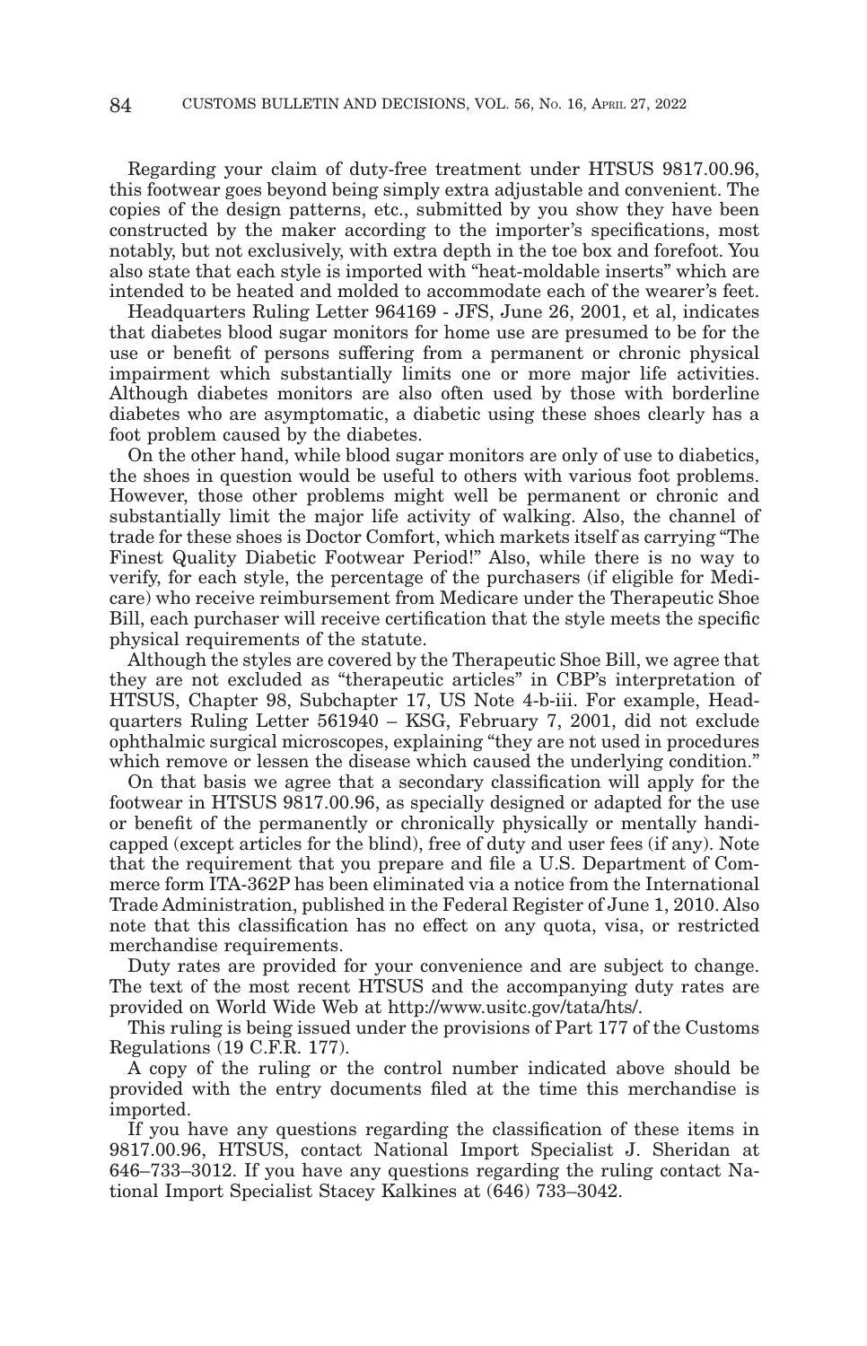Regarding your claim of duty-free treatment under HTSUS 9817.00.96, this footwear goes beyond being simply extra adjustable and convenient. The copies of the design patterns, etc., submitted by you show they have been constructed by the maker according to the importer's specifications, most notably, but not exclusively, with extra depth in the toe box and forefoot. You also state that each style is imported with "heat-moldable inserts" which are intended to be heated and molded to accommodate each of the wearer's feet.

Headquarters Ruling Letter 964169 - JFS, June 26, 2001, et al, indicates that diabetes blood sugar monitors for home use are presumed to be for the use or benefit of persons suffering from a permanent or chronic physical impairment which substantially limits one or more major life activities. Although diabetes monitors are also often used by those with borderline diabetes who are asymptomatic, a diabetic using these shoes clearly has a foot problem caused by the diabetes.

On the other hand, while blood sugar monitors are only of use to diabetics, the shoes in question would be useful to others with various foot problems. However, those other problems might well be permanent or chronic and substantially limit the major life activity of walking. Also, the channel of trade for these shoes is Doctor Comfort, which markets itself as carrying "The Finest Quality Diabetic Footwear Period!" Also, while there is no way to verify, for each style, the percentage of the purchasers (if eligible for Medicare) who receive reimbursement from Medicare under the Therapeutic Shoe Bill, each purchaser will receive certification that the style meets the specific physical requirements of the statute.

Although the styles are covered by the Therapeutic Shoe Bill, we agree that they are not excluded as "therapeutic articles" in CBP's interpretation of HTSUS, Chapter 98, Subchapter 17, US Note 4-b-iii. For example, Headquarters Ruling Letter 561940 – KSG, February 7, 2001, did not exclude ophthalmic surgical microscopes, explaining "they are not used in procedures which remove or lessen the disease which caused the underlying condition."

On that basis we agree that a secondary classification will apply for the footwear in HTSUS 9817.00.96, as specially designed or adapted for the use or benefit of the permanently or chronically physically or mentally handicapped (except articles for the blind), free of duty and user fees (if any). Note that the requirement that you prepare and file a U.S. Department of Commerce form ITA-362P has been eliminated via a notice from the International Trade Administration, published in the Federal Register of June 1, 2010. Also note that this classification has no effect on any quota, visa, or restricted merchandise requirements.

Duty rates are provided for your convenience and are subject to change. The text of the most recent HTSUS and the accompanying duty rates are provided on World Wide Web at http://www.usitc.gov/tata/hts/.

This ruling is being issued under the provisions of Part 177 of the Customs Regulations (19 C.F.R. 177).

A copy of the ruling or the control number indicated above should be provided with the entry documents filed at the time this merchandise is imported.

If you have any questions regarding the classification of these items in 9817.00.96, HTSUS, contact National Import Specialist J. Sheridan at 646–733–3012. If you have any questions regarding the ruling contact National Import Specialist Stacey Kalkines at (646) 733–3042.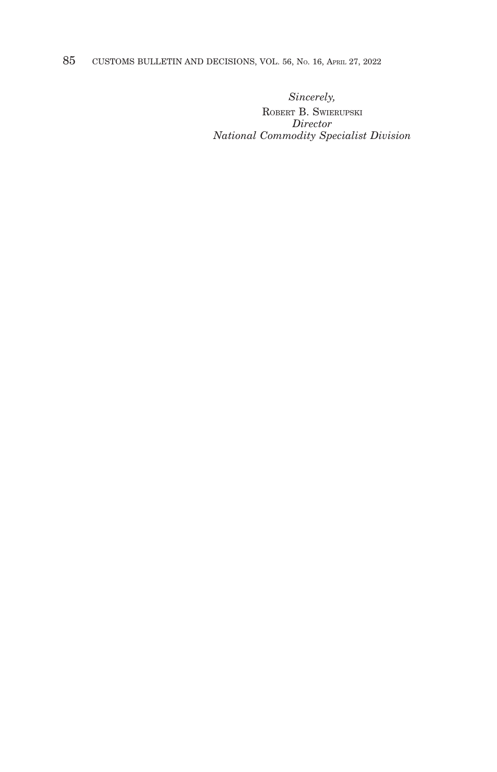*Sincerely,*

ROBERT B. SWIERUPSKI
*Director*
*National Commodity Specialist Division*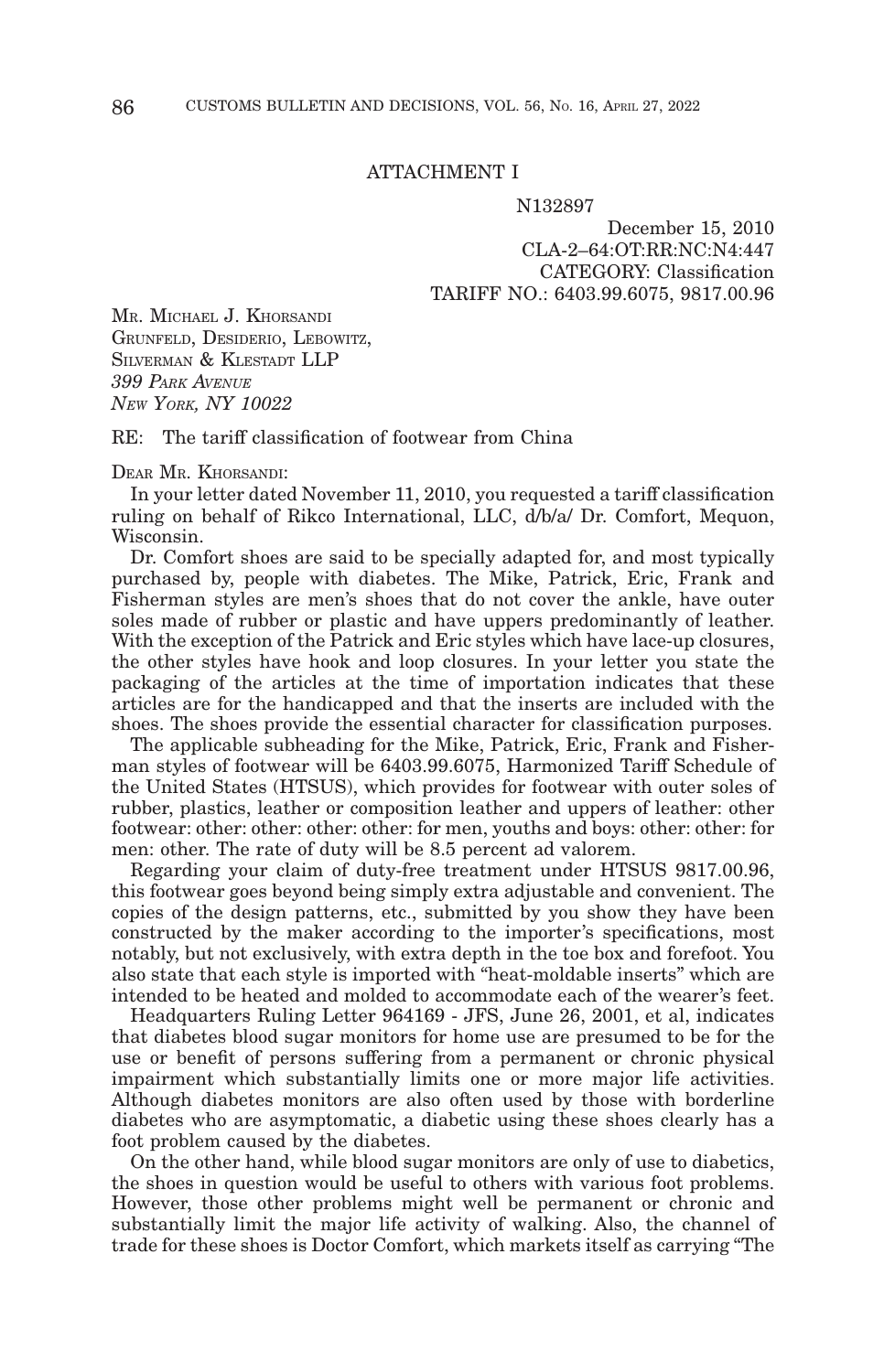ATTACHMENT I

N132897

December 15, 2010
CLA-2–64:OT:RR:NC:N4:447
CATEGORY: Classification
TARIFF NO.: 6403.99.6075, 9817.00.96

MR. MICHAEL J. KHORSANDI
GRUNFELD, DESIDERIO, LEBOWITZ,
SILVERMAN & KLESTADT LLP
*399 PARK AVENUE*
*NEW YORK, NY 10022*

RE: The tariff classification of footwear from China

DEAR MR. KHORSANDI:

In your letter dated November 11, 2010, you requested a tariff classification ruling on behalf of Rikco International, LLC, d/b/a/ Dr. Comfort, Mequon, Wisconsin.

Dr. Comfort shoes are said to be specially adapted for, and most typically purchased by, people with diabetes. The Mike, Patrick, Eric, Frank and Fisherman styles are men's shoes that do not cover the ankle, have outer soles made of rubber or plastic and have uppers predominantly of leather. With the exception of the Patrick and Eric styles which have lace-up closures, the other styles have hook and loop closures. In your letter you state the packaging of the articles at the time of importation indicates that these articles are for the handicapped and that the inserts are included with the shoes. The shoes provide the essential character for classification purposes.

The applicable subheading for the Mike, Patrick, Eric, Frank and Fisherman styles of footwear will be 6403.99.6075, Harmonized Tariff Schedule of the United States (HTSUS), which provides for footwear with outer soles of rubber, plastics, leather or composition leather and uppers of leather: other footwear: other: other: other: other: for men, youths and boys: other: other: for men: other. The rate of duty will be 8.5 percent ad valorem.

Regarding your claim of duty-free treatment under HTSUS 9817.00.96, this footwear goes beyond being simply extra adjustable and convenient. The copies of the design patterns, etc., submitted by you show they have been constructed by the maker according to the importer's specifications, most notably, but not exclusively, with extra depth in the toe box and forefoot. You also state that each style is imported with "heat-moldable inserts" which are intended to be heated and molded to accommodate each of the wearer's feet.

Headquarters Ruling Letter 964169 - JFS, June 26, 2001, et al, indicates that diabetes blood sugar monitors for home use are presumed to be for the use or benefit of persons suffering from a permanent or chronic physical impairment which substantially limits one or more major life activities. Although diabetes monitors are also often used by those with borderline diabetes who are asymptomatic, a diabetic using these shoes clearly has a foot problem caused by the diabetes.

On the other hand, while blood sugar monitors are only of use to diabetics, the shoes in question would be useful to others with various foot problems. However, those other problems might well be permanent or chronic and substantially limit the major life activity of walking. Also, the channel of trade for these shoes is Doctor Comfort, which markets itself as carrying "The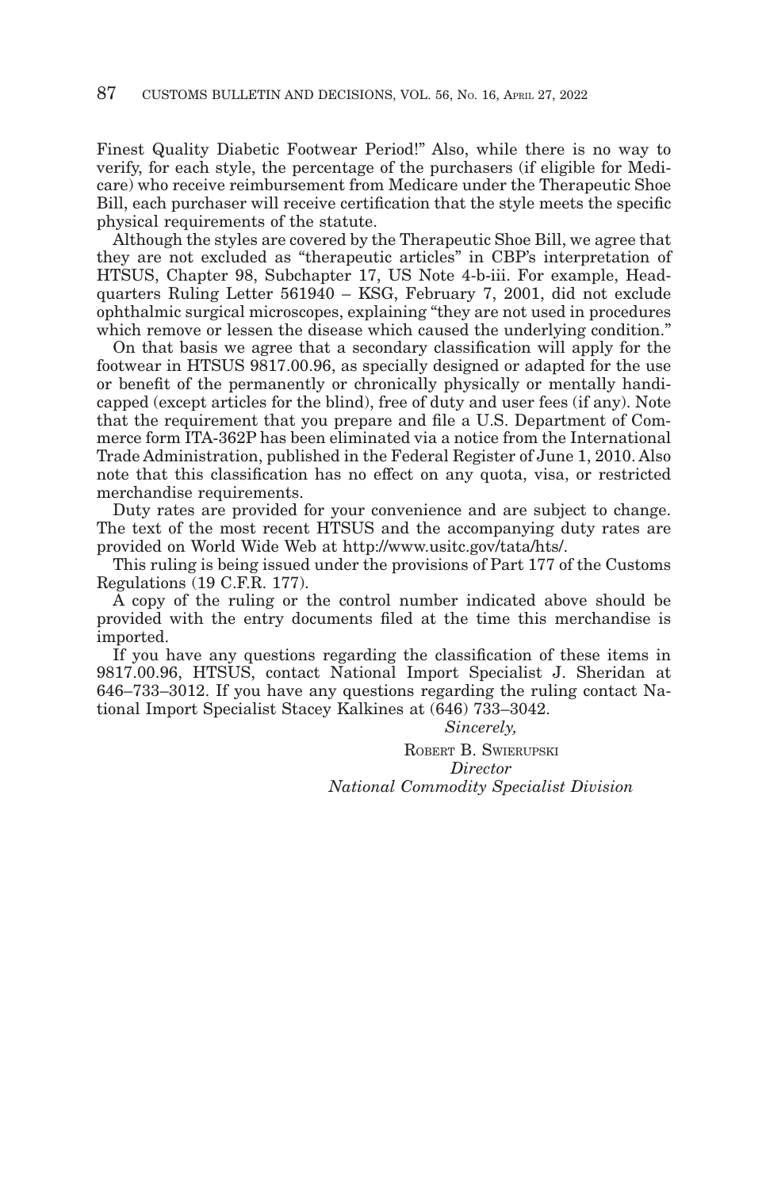Finest Quality Diabetic Footwear Period!" Also, while there is no way to verify, for each style, the percentage of the purchasers (if eligible for Medicare) who receive reimbursement from Medicare under the Therapeutic Shoe Bill, each purchaser will receive certification that the style meets the specific physical requirements of the statute.

Although the styles are covered by the Therapeutic Shoe Bill, we agree that they are not excluded as "therapeutic articles" in CBP's interpretation of HTSUS, Chapter 98, Subchapter 17, US Note 4-b-iii. For example, Headquarters Ruling Letter 561940 – KSG, February 7, 2001, did not exclude ophthalmic surgical microscopes, explaining "they are not used in procedures which remove or lessen the disease which caused the underlying condition."

On that basis we agree that a secondary classification will apply for the footwear in HTSUS 9817.00.96, as specially designed or adapted for the use or benefit of the permanently or chronically physically or mentally handicapped (except articles for the blind), free of duty and user fees (if any). Note that the requirement that you prepare and file a U.S. Department of Commerce form ITA-362P has been eliminated via a notice from the International Trade Administration, published in the Federal Register of June 1, 2010. Also note that this classification has no effect on any quota, visa, or restricted merchandise requirements.

Duty rates are provided for your convenience and are subject to change. The text of the most recent HTSUS and the accompanying duty rates are provided on World Wide Web at http://www.usitc.gov/tata/hts/.

This ruling is being issued under the provisions of Part 177 of the Customs Regulations (19 C.F.R. 177).

A copy of the ruling or the control number indicated above should be provided with the entry documents filed at the time this merchandise is imported.

If you have any questions regarding the classification of these items in 9817.00.96, HTSUS, contact National Import Specialist J. Sheridan at 646–733–3012. If you have any questions regarding the ruling contact National Import Specialist Stacey Kalkines at (646) 733–3042.

*Sincerely,*

ROBERT B. SWIERUPSKI
*Director*
*National Commodity Specialist Division*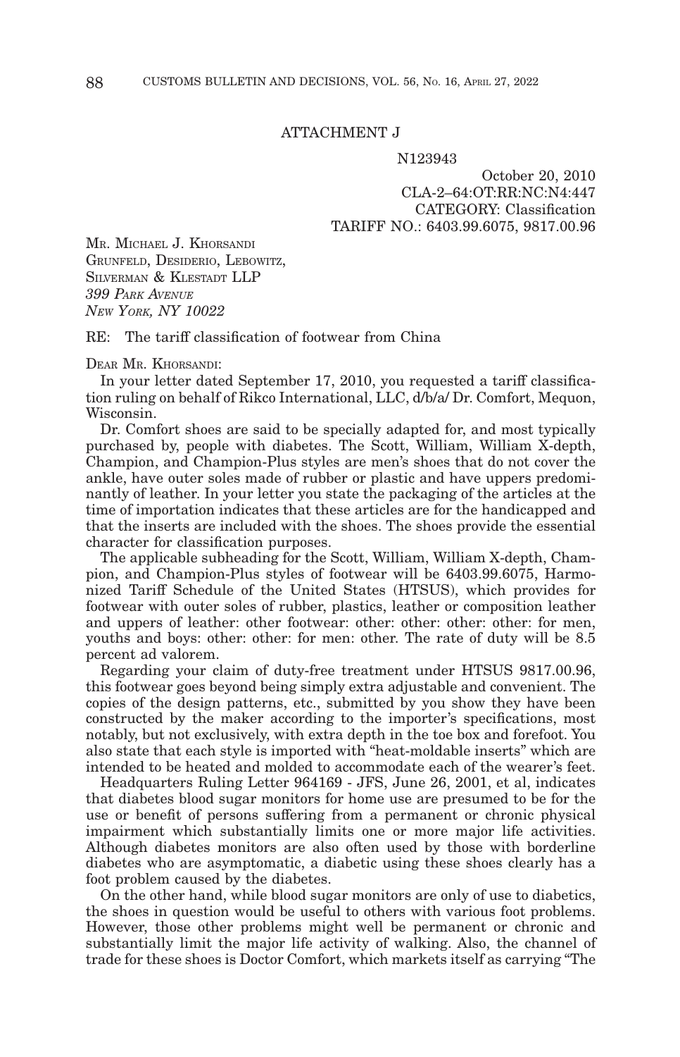ATTACHMENT J

N123943

October 20, 2010
CLA-2–64:OT:RR:NC:N4:447
CATEGORY: Classification
TARIFF NO.: 6403.99.6075, 9817.00.96

MR. MICHAEL J. KHORSANDI
GRUNFELD, DESIDERIO, LEBOWITZ,
SILVERMAN & KLESTADT LLP
*399 PARK AVENUE*
*NEW YORK, NY 10022*

RE: The tariff classification of footwear from China

DEAR MR. KHORSANDI:

In your letter dated September 17, 2010, you requested a tariff classification ruling on behalf of Rikco International, LLC, d/b/a/ Dr. Comfort, Mequon, Wisconsin.

Dr. Comfort shoes are said to be specially adapted for, and most typically purchased by, people with diabetes. The Scott, William, William X-depth, Champion, and Champion-Plus styles are men's shoes that do not cover the ankle, have outer soles made of rubber or plastic and have uppers predominantly of leather. In your letter you state the packaging of the articles at the time of importation indicates that these articles are for the handicapped and that the inserts are included with the shoes. The shoes provide the essential character for classification purposes.

The applicable subheading for the Scott, William, William X-depth, Champion, and Champion-Plus styles of footwear will be 6403.99.6075, Harmonized Tariff Schedule of the United States (HTSUS), which provides for footwear with outer soles of rubber, plastics, leather or composition leather and uppers of leather: other footwear: other: other: other: other: for men, youths and boys: other: other: for men: other. The rate of duty will be 8.5 percent ad valorem.

Regarding your claim of duty-free treatment under HTSUS 9817.00.96, this footwear goes beyond being simply extra adjustable and convenient. The copies of the design patterns, etc., submitted by you show they have been constructed by the maker according to the importer's specifications, most notably, but not exclusively, with extra depth in the toe box and forefoot. You also state that each style is imported with "heat-moldable inserts" which are intended to be heated and molded to accommodate each of the wearer's feet.

Headquarters Ruling Letter 964169 - JFS, June 26, 2001, et al, indicates that diabetes blood sugar monitors for home use are presumed to be for the use or benefit of persons suffering from a permanent or chronic physical impairment which substantially limits one or more major life activities. Although diabetes monitors are also often used by those with borderline diabetes who are asymptomatic, a diabetic using these shoes clearly has a foot problem caused by the diabetes.

On the other hand, while blood sugar monitors are only of use to diabetics, the shoes in question would be useful to others with various foot problems. However, those other problems might well be permanent or chronic and substantially limit the major life activity of walking. Also, the channel of trade for these shoes is Doctor Comfort, which markets itself as carrying "The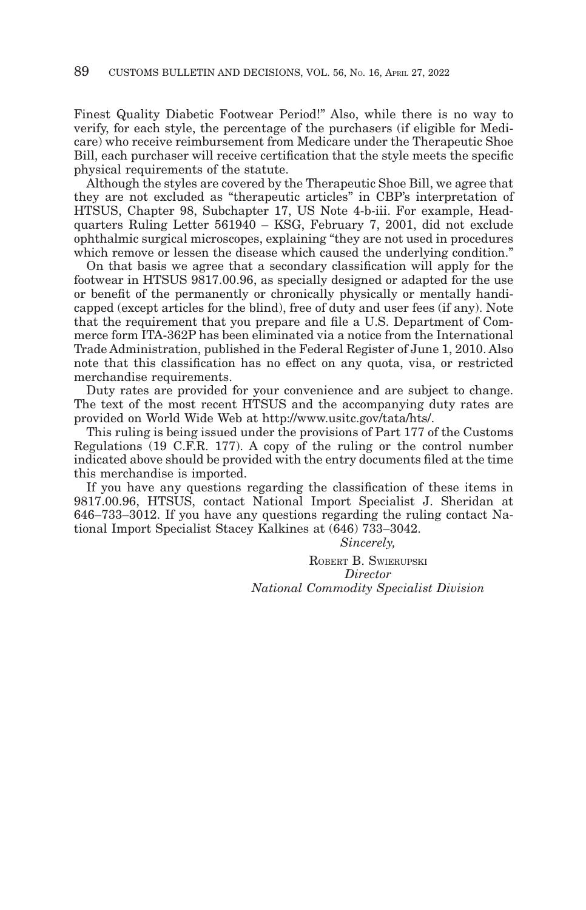Finest Quality Diabetic Footwear Period!" Also, while there is no way to verify, for each style, the percentage of the purchasers (if eligible for Medicare) who receive reimbursement from Medicare under the Therapeutic Shoe Bill, each purchaser will receive certification that the style meets the specific physical requirements of the statute.

Although the styles are covered by the Therapeutic Shoe Bill, we agree that they are not excluded as "therapeutic articles" in CBP's interpretation of HTSUS, Chapter 98, Subchapter 17, US Note 4-b-iii. For example, Headquarters Ruling Letter 561940 – KSG, February 7, 2001, did not exclude ophthalmic surgical microscopes, explaining "they are not used in procedures which remove or lessen the disease which caused the underlying condition."

On that basis we agree that a secondary classification will apply for the footwear in HTSUS 9817.00.96, as specially designed or adapted for the use or benefit of the permanently or chronically physically or mentally handicapped (except articles for the blind), free of duty and user fees (if any). Note that the requirement that you prepare and file a U.S. Department of Commerce form ITA-362P has been eliminated via a notice from the International Trade Administration, published in the Federal Register of June 1, 2010. Also note that this classification has no effect on any quota, visa, or restricted merchandise requirements.

Duty rates are provided for your convenience and are subject to change. The text of the most recent HTSUS and the accompanying duty rates are provided on World Wide Web at http://www.usitc.gov/tata/hts/.

This ruling is being issued under the provisions of Part 177 of the Customs Regulations (19 C.F.R. 177). A copy of the ruling or the control number indicated above should be provided with the entry documents filed at the time this merchandise is imported.

If you have any questions regarding the classification of these items in 9817.00.96, HTSUS, contact National Import Specialist J. Sheridan at 646–733–3012. If you have any questions regarding the ruling contact National Import Specialist Stacey Kalkines at (646) 733–3042.

*Sincerely,*

ROBERT B. SWIERUPSKI
*Director*
*National Commodity Specialist Division*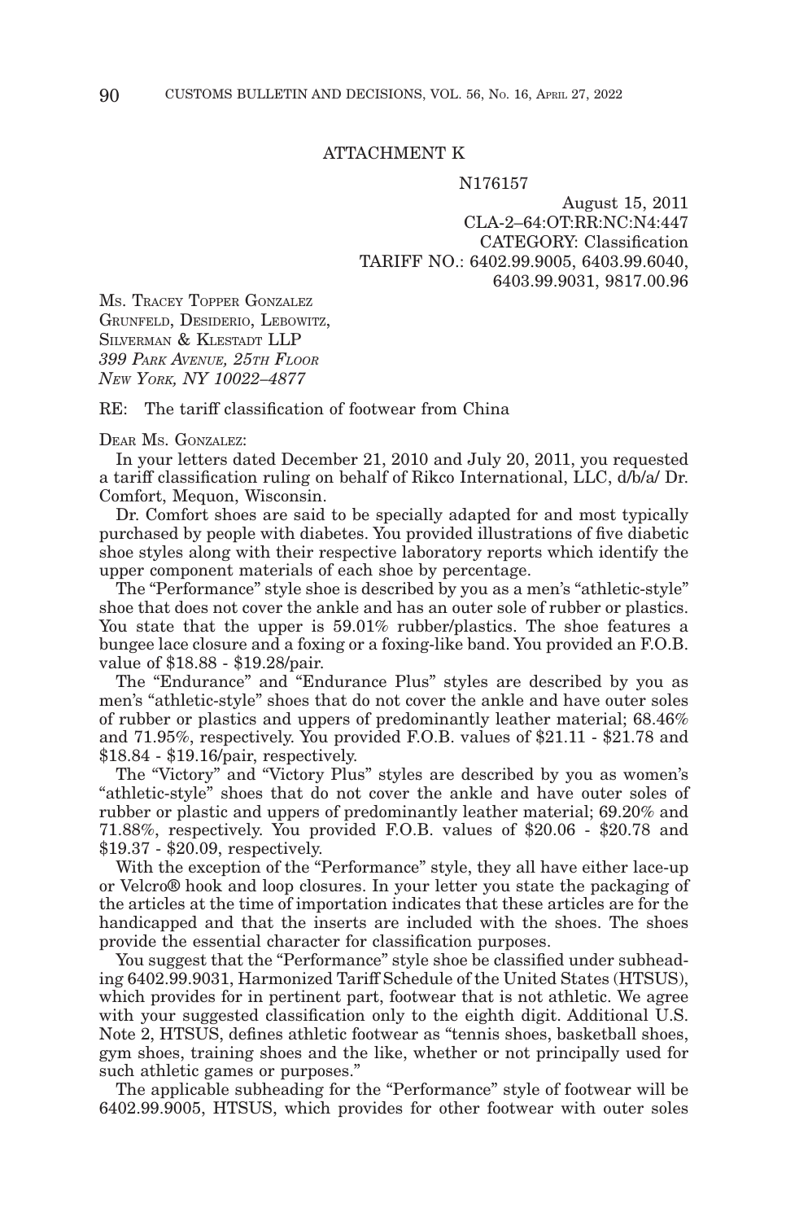ATTACHMENT K

N176157

August 15, 2011
CLA-2–64:OT:RR:NC:N4:447
CATEGORY: Classification
TARIFF NO.: 6402.99.9005, 6403.99.6040,
6403.99.9031, 9817.00.96

MS. TRACEY TOPPER GONZALEZ
GRUNFELD, DESIDERIO, LEBOWITZ,
SILVERMAN & KLESTADT LLP
*399 PARK AVENUE, 25TH FLOOR*
*NEW YORK, NY 10022–4877*

RE: The tariff classification of footwear from China

DEAR MS. GONZALEZ:

In your letters dated December 21, 2010 and July 20, 2011, you requested a tariff classification ruling on behalf of Rikco International, LLC, d/b/a/ Dr. Comfort, Mequon, Wisconsin.

Dr. Comfort shoes are said to be specially adapted for and most typically purchased by people with diabetes. You provided illustrations of five diabetic shoe styles along with their respective laboratory reports which identify the upper component materials of each shoe by percentage.

The "Performance" style shoe is described by you as a men's "athletic-style" shoe that does not cover the ankle and has an outer sole of rubber or plastics. You state that the upper is 59.01% rubber/plastics. The shoe features a bungee lace closure and a foxing or a foxing-like band. You provided an F.O.B. value of $18.88 - $19.28/pair.

The "Endurance" and "Endurance Plus" styles are described by you as men's "athletic-style" shoes that do not cover the ankle and have outer soles of rubber or plastics and uppers of predominantly leather material; 68.46% and 71.95%, respectively. You provided F.O.B. values of $21.11 - $21.78 and $18.84 - $19.16/pair, respectively.

The "Victory" and "Victory Plus" styles are described by you as women's "athletic-style" shoes that do not cover the ankle and have outer soles of rubber or plastic and uppers of predominantly leather material; 69.20% and 71.88%, respectively. You provided F.O.B. values of $20.06 - $20.78 and $19.37 - $20.09, respectively.

With the exception of the "Performance" style, they all have either lace-up or Velcro® hook and loop closures. In your letter you state the packaging of the articles at the time of importation indicates that these articles are for the handicapped and that the inserts are included with the shoes. The shoes provide the essential character for classification purposes.

You suggest that the "Performance" style shoe be classified under subheading 6402.99.9031, Harmonized Tariff Schedule of the United States (HTSUS), which provides for in pertinent part, footwear that is not athletic. We agree with your suggested classification only to the eighth digit. Additional U.S. Note 2, HTSUS, defines athletic footwear as "tennis shoes, basketball shoes, gym shoes, training shoes and the like, whether or not principally used for such athletic games or purposes."

The applicable subheading for the "Performance" style of footwear will be 6402.99.9005, HTSUS, which provides for other footwear with outer soles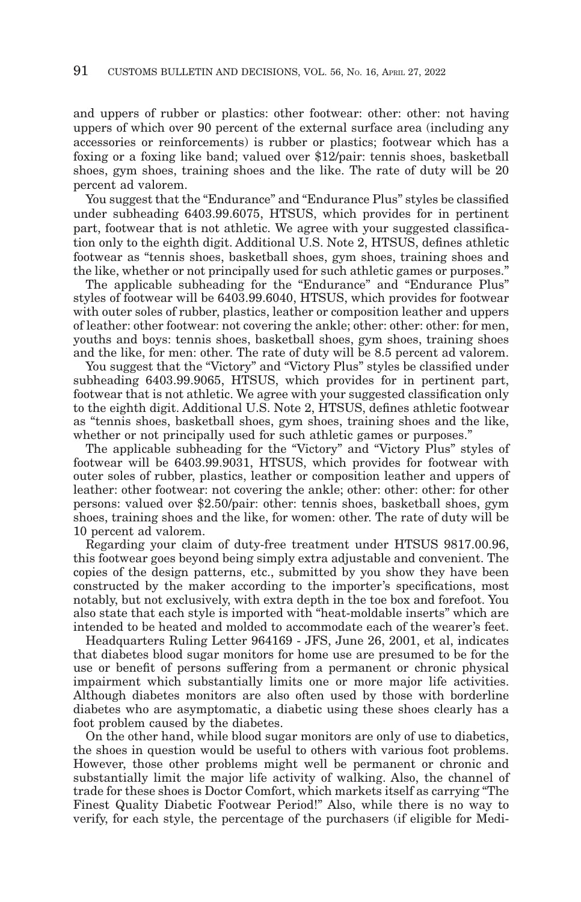and uppers of rubber or plastics: other footwear: other: other: not having uppers of which over 90 percent of the external surface area (including any accessories or reinforcements) is rubber or plastics; footwear which has a foxing or a foxing like band; valued over $12/pair: tennis shoes, basketball shoes, gym shoes, training shoes and the like. The rate of duty will be 20 percent ad valorem.

You suggest that the "Endurance" and "Endurance Plus" styles be classified under subheading 6403.99.6075, HTSUS, which provides for in pertinent part, footwear that is not athletic. We agree with your suggested classification only to the eighth digit. Additional U.S. Note 2, HTSUS, defines athletic footwear as "tennis shoes, basketball shoes, gym shoes, training shoes and the like, whether or not principally used for such athletic games or purposes."

The applicable subheading for the "Endurance" and "Endurance Plus" styles of footwear will be 6403.99.6040, HTSUS, which provides for footwear with outer soles of rubber, plastics, leather or composition leather and uppers of leather: other footwear: not covering the ankle; other: other: other: for men, youths and boys: tennis shoes, basketball shoes, gym shoes, training shoes and the like, for men: other. The rate of duty will be 8.5 percent ad valorem.

You suggest that the "Victory" and "Victory Plus" styles be classified under subheading 6403.99.9065, HTSUS, which provides for in pertinent part, footwear that is not athletic. We agree with your suggested classification only to the eighth digit. Additional U.S. Note 2, HTSUS, defines athletic footwear as "tennis shoes, basketball shoes, gym shoes, training shoes and the like, whether or not principally used for such athletic games or purposes."

The applicable subheading for the "Victory" and "Victory Plus" styles of footwear will be 6403.99.9031, HTSUS, which provides for footwear with outer soles of rubber, plastics, leather or composition leather and uppers of leather: other footwear: not covering the ankle; other: other: other: for other persons: valued over $2.50/pair: other: tennis shoes, basketball shoes, gym shoes, training shoes and the like, for women: other. The rate of duty will be 10 percent ad valorem.

Regarding your claim of duty-free treatment under HTSUS 9817.00.96, this footwear goes beyond being simply extra adjustable and convenient. The copies of the design patterns, etc., submitted by you show they have been constructed by the maker according to the importer's specifications, most notably, but not exclusively, with extra depth in the toe box and forefoot. You also state that each style is imported with "heat-moldable inserts" which are intended to be heated and molded to accommodate each of the wearer's feet.

Headquarters Ruling Letter 964169 - JFS, June 26, 2001, et al, indicates that diabetes blood sugar monitors for home use are presumed to be for the use or benefit of persons suffering from a permanent or chronic physical impairment which substantially limits one or more major life activities. Although diabetes monitors are also often used by those with borderline diabetes who are asymptomatic, a diabetic using these shoes clearly has a foot problem caused by the diabetes.

On the other hand, while blood sugar monitors are only of use to diabetics, the shoes in question would be useful to others with various foot problems. However, those other problems might well be permanent or chronic and substantially limit the major life activity of walking. Also, the channel of trade for these shoes is Doctor Comfort, which markets itself as carrying "The Finest Quality Diabetic Footwear Period!" Also, while there is no way to verify, for each style, the percentage of the purchasers (if eligible for Medi-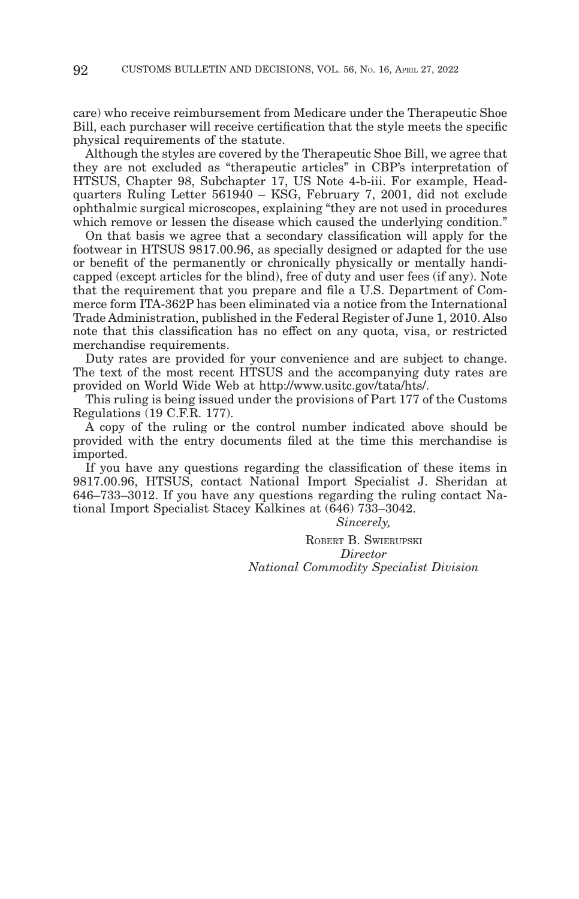care) who receive reimbursement from Medicare under the Therapeutic Shoe Bill, each purchaser will receive certification that the style meets the specific physical requirements of the statute.

Although the styles are covered by the Therapeutic Shoe Bill, we agree that they are not excluded as "therapeutic articles" in CBP's interpretation of HTSUS, Chapter 98, Subchapter 17, US Note 4-b-iii. For example, Headquarters Ruling Letter 561940 – KSG, February 7, 2001, did not exclude ophthalmic surgical microscopes, explaining "they are not used in procedures which remove or lessen the disease which caused the underlying condition."

On that basis we agree that a secondary classification will apply for the footwear in HTSUS 9817.00.96, as specially designed or adapted for the use or benefit of the permanently or chronically physically or mentally handicapped (except articles for the blind), free of duty and user fees (if any). Note that the requirement that you prepare and file a U.S. Department of Commerce form ITA-362P has been eliminated via a notice from the International Trade Administration, published in the Federal Register of June 1, 2010. Also note that this classification has no effect on any quota, visa, or restricted merchandise requirements.

Duty rates are provided for your convenience and are subject to change. The text of the most recent HTSUS and the accompanying duty rates are provided on World Wide Web at http://www.usitc.gov/tata/hts/.

This ruling is being issued under the provisions of Part 177 of the Customs Regulations (19 C.F.R. 177).

A copy of the ruling or the control number indicated above should be provided with the entry documents filed at the time this merchandise is imported.

If you have any questions regarding the classification of these items in 9817.00.96, HTSUS, contact National Import Specialist J. Sheridan at 646–733–3012. If you have any questions regarding the ruling contact National Import Specialist Stacey Kalkines at (646) 733–3042.

*Sincerely,*

ROBERT B. SWIERUPSKI
*Director*
*National Commodity Specialist Division*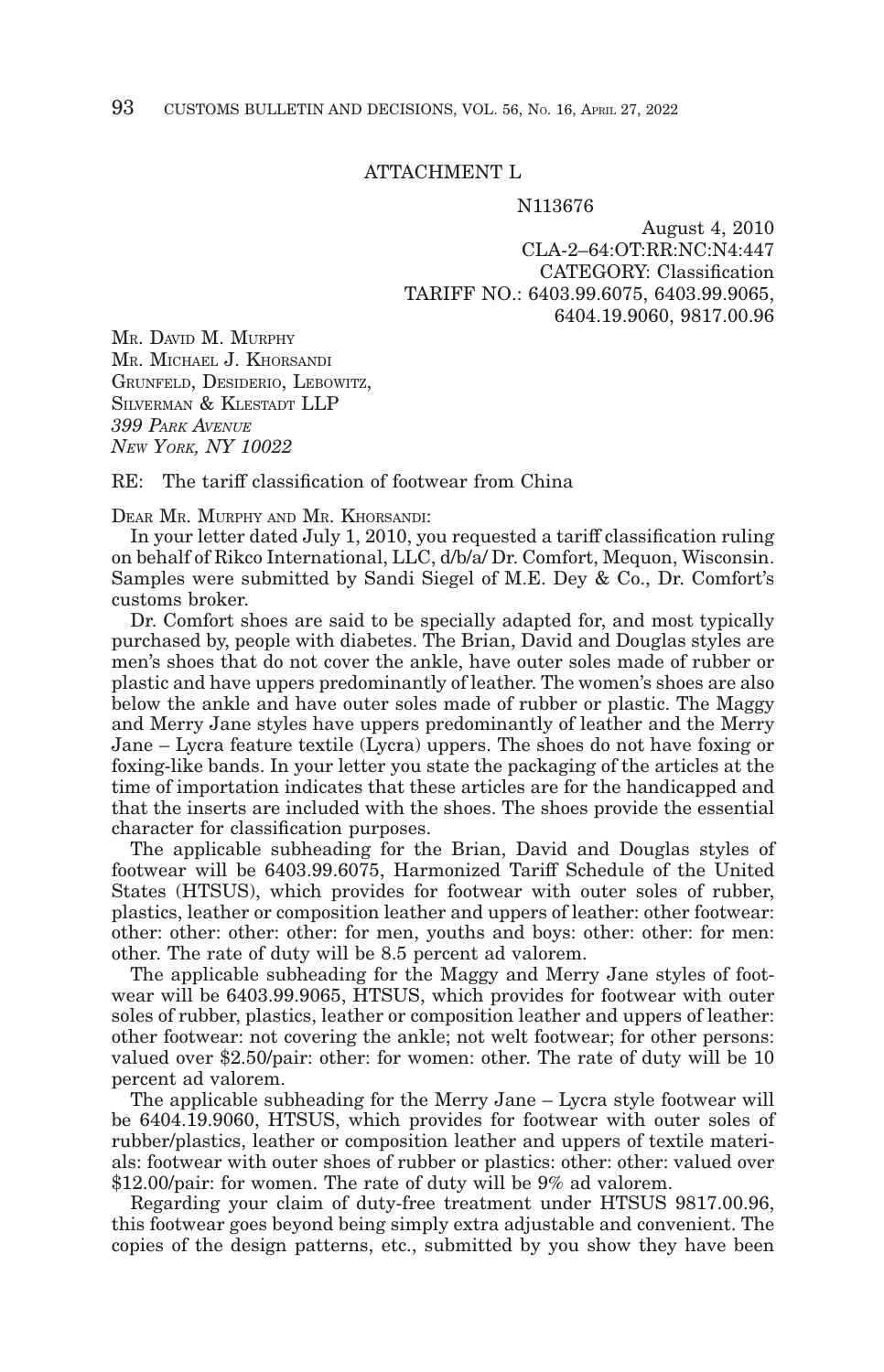ATTACHMENT L

N113676

August 4, 2010
CLA-2–64:OT:RR:NC:N4:447
CATEGORY: Classification
TARIFF NO.: 6403.99.6075, 6403.99.9065, 6404.19.9060, 9817.00.96

MR. DAVID M. MURPHY
MR. MICHAEL J. KHORSANDI
GRUNFELD, DESIDERIO, LEBOWITZ, SILVERMAN & KLESTADT LLP
*399 PARK AVENUE*
*NEW YORK, NY 10022*

RE: The tariff classification of footwear from China

DEAR MR. MURPHY AND MR. KHORSANDI:

In your letter dated July 1, 2010, you requested a tariff classification ruling on behalf of Rikco International, LLC, d/b/a/ Dr. Comfort, Mequon, Wisconsin. Samples were submitted by Sandi Siegel of M.E. Dey & Co., Dr. Comfort's customs broker.

Dr. Comfort shoes are said to be specially adapted for, and most typically purchased by, people with diabetes. The Brian, David and Douglas styles are men's shoes that do not cover the ankle, have outer soles made of rubber or plastic and have uppers predominantly of leather. The women's shoes are also below the ankle and have outer soles made of rubber or plastic. The Maggy and Merry Jane styles have uppers predominantly of leather and the Merry Jane – Lycra feature textile (Lycra) uppers. The shoes do not have foxing or foxing-like bands. In your letter you state the packaging of the articles at the time of importation indicates that these articles are for the handicapped and that the inserts are included with the shoes. The shoes provide the essential character for classification purposes.

The applicable subheading for the Brian, David and Douglas styles of footwear will be 6403.99.6075, Harmonized Tariff Schedule of the United States (HTSUS), which provides for footwear with outer soles of rubber, plastics, leather or composition leather and uppers of leather: other footwear: other: other: other: other: for men, youths and boys: other: other: for men: other. The rate of duty will be 8.5 percent ad valorem.

The applicable subheading for the Maggy and Merry Jane styles of footwear will be 6403.99.9065, HTSUS, which provides for footwear with outer soles of rubber, plastics, leather or composition leather and uppers of leather: other footwear: not covering the ankle; not welt footwear; for other persons: valued over $2.50/pair: other: for women: other. The rate of duty will be 10 percent ad valorem.

The applicable subheading for the Merry Jane – Lycra style footwear will be 6404.19.9060, HTSUS, which provides for footwear with outer soles of rubber/plastics, leather or composition leather and uppers of textile materials: footwear with outer shoes of rubber or plastics: other: other: valued over $12.00/pair: for women. The rate of duty will be 9% ad valorem.

Regarding your claim of duty-free treatment under HTSUS 9817.00.96, this footwear goes beyond being simply extra adjustable and convenient. The copies of the design patterns, etc., submitted by you show they have been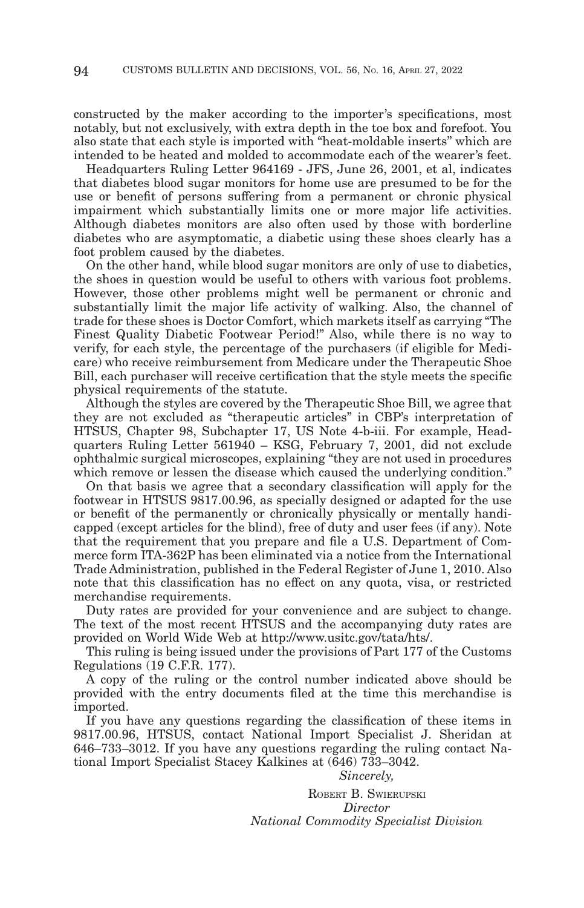constructed by the maker according to the importer's specifications, most notably, but not exclusively, with extra depth in the toe box and forefoot. You also state that each style is imported with "heat-moldable inserts" which are intended to be heated and molded to accommodate each of the wearer's feet.

Headquarters Ruling Letter 964169 - JFS, June 26, 2001, et al, indicates that diabetes blood sugar monitors for home use are presumed to be for the use or benefit of persons suffering from a permanent or chronic physical impairment which substantially limits one or more major life activities. Although diabetes monitors are also often used by those with borderline diabetes who are asymptomatic, a diabetic using these shoes clearly has a foot problem caused by the diabetes.

On the other hand, while blood sugar monitors are only of use to diabetics, the shoes in question would be useful to others with various foot problems. However, those other problems might well be permanent or chronic and substantially limit the major life activity of walking. Also, the channel of trade for these shoes is Doctor Comfort, which markets itself as carrying "The Finest Quality Diabetic Footwear Period!" Also, while there is no way to verify, for each style, the percentage of the purchasers (if eligible for Medicare) who receive reimbursement from Medicare under the Therapeutic Shoe Bill, each purchaser will receive certification that the style meets the specific physical requirements of the statute.

Although the styles are covered by the Therapeutic Shoe Bill, we agree that they are not excluded as "therapeutic articles" in CBP's interpretation of HTSUS, Chapter 98, Subchapter 17, US Note 4-b-iii. For example, Headquarters Ruling Letter 561940 – KSG, February 7, 2001, did not exclude ophthalmic surgical microscopes, explaining "they are not used in procedures which remove or lessen the disease which caused the underlying condition."

On that basis we agree that a secondary classification will apply for the footwear in HTSUS 9817.00.96, as specially designed or adapted for the use or benefit of the permanently or chronically physically or mentally handicapped (except articles for the blind), free of duty and user fees (if any). Note that the requirement that you prepare and file a U.S. Department of Commerce form ITA-362P has been eliminated via a notice from the International Trade Administration, published in the Federal Register of June 1, 2010. Also note that this classification has no effect on any quota, visa, or restricted merchandise requirements.

Duty rates are provided for your convenience and are subject to change. The text of the most recent HTSUS and the accompanying duty rates are provided on World Wide Web at http://www.usitc.gov/tata/hts/.

This ruling is being issued under the provisions of Part 177 of the Customs Regulations (19 C.F.R. 177).

A copy of the ruling or the control number indicated above should be provided with the entry documents filed at the time this merchandise is imported.

If you have any questions regarding the classification of these items in 9817.00.96, HTSUS, contact National Import Specialist J. Sheridan at 646–733–3012. If you have any questions regarding the ruling contact National Import Specialist Stacey Kalkines at (646) 733–3042.

*Sincerely,*

ROBERT B. SWIERUPSKI
*Director*
*National Commodity Specialist Division*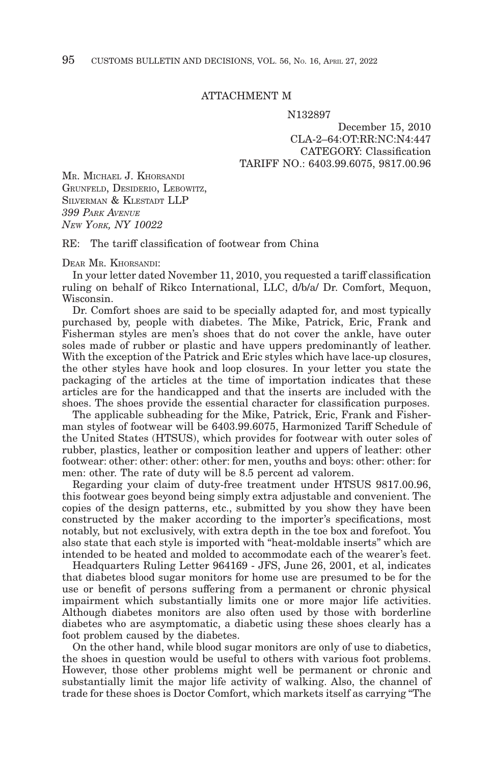ATTACHMENT M

N132897

December 15, 2010
CLA-2–64:OT:RR:NC:N4:447
CATEGORY: Classification
TARIFF NO.: 6403.99.6075, 9817.00.96

MR. MICHAEL J. KHORSANDI
GRUNFELD, DESIDERIO, LEBOWITZ,
SILVERMAN & KLESTADT LLP
*399 PARK AVENUE*
*NEW YORK, NY 10022*

RE: The tariff classification of footwear from China

DEAR MR. KHORSANDI:

In your letter dated November 11, 2010, you requested a tariff classification ruling on behalf of Rikco International, LLC, d/b/a/ Dr. Comfort, Mequon, Wisconsin.

Dr. Comfort shoes are said to be specially adapted for, and most typically purchased by, people with diabetes. The Mike, Patrick, Eric, Frank and Fisherman styles are men's shoes that do not cover the ankle, have outer soles made of rubber or plastic and have uppers predominantly of leather. With the exception of the Patrick and Eric styles which have lace-up closures, the other styles have hook and loop closures. In your letter you state the packaging of the articles at the time of importation indicates that these articles are for the handicapped and that the inserts are included with the shoes. The shoes provide the essential character for classification purposes.

The applicable subheading for the Mike, Patrick, Eric, Frank and Fisherman styles of footwear will be 6403.99.6075, Harmonized Tariff Schedule of the United States (HTSUS), which provides for footwear with outer soles of rubber, plastics, leather or composition leather and uppers of leather: other footwear: other: other: other: other: for men, youths and boys: other: other: for men: other. The rate of duty will be 8.5 percent ad valorem.

Regarding your claim of duty-free treatment under HTSUS 9817.00.96, this footwear goes beyond being simply extra adjustable and convenient. The copies of the design patterns, etc., submitted by you show they have been constructed by the maker according to the importer's specifications, most notably, but not exclusively, with extra depth in the toe box and forefoot. You also state that each style is imported with "heat-moldable inserts" which are intended to be heated and molded to accommodate each of the wearer's feet.

Headquarters Ruling Letter 964169 - JFS, June 26, 2001, et al, indicates that diabetes blood sugar monitors for home use are presumed to be for the use or benefit of persons suffering from a permanent or chronic physical impairment which substantially limits one or more major life activities. Although diabetes monitors are also often used by those with borderline diabetes who are asymptomatic, a diabetic using these shoes clearly has a foot problem caused by the diabetes.

On the other hand, while blood sugar monitors are only of use to diabetics, the shoes in question would be useful to others with various foot problems. However, those other problems might well be permanent or chronic and substantially limit the major life activity of walking. Also, the channel of trade for these shoes is Doctor Comfort, which markets itself as carrying "The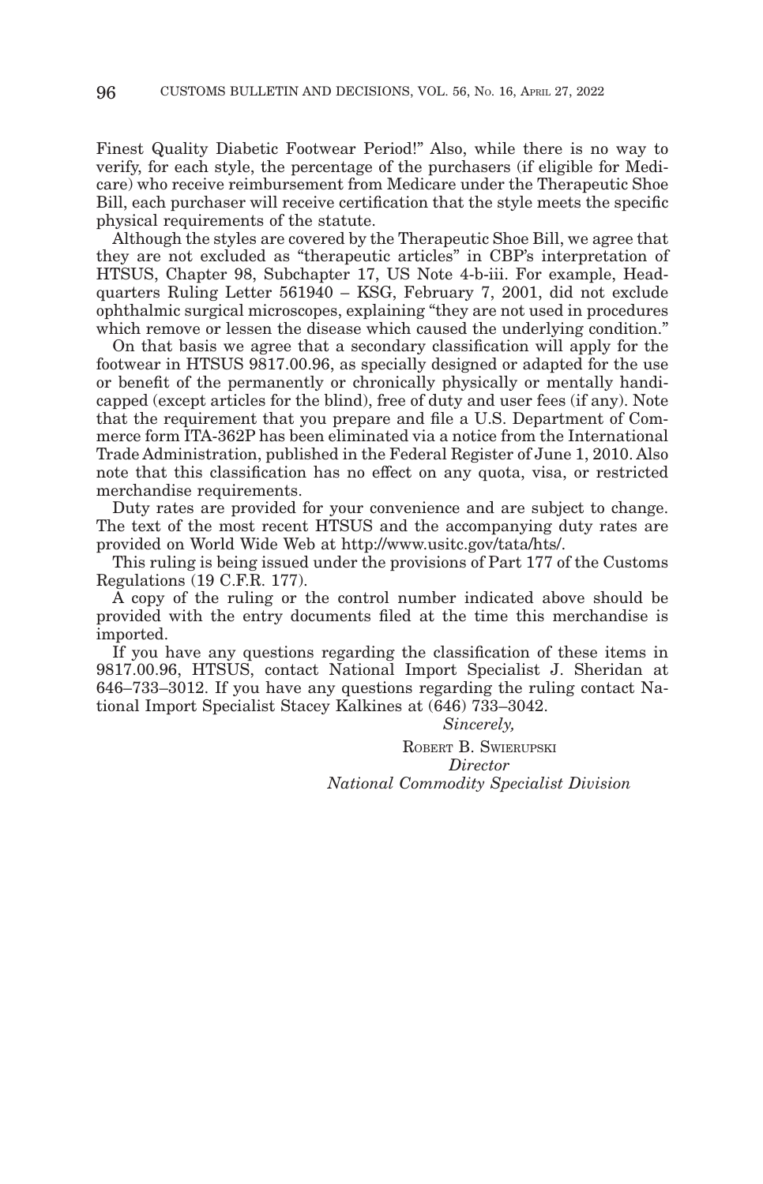Finest Quality Diabetic Footwear Period!" Also, while there is no way to verify, for each style, the percentage of the purchasers (if eligible for Medicare) who receive reimbursement from Medicare under the Therapeutic Shoe Bill, each purchaser will receive certification that the style meets the specific physical requirements of the statute.

Although the styles are covered by the Therapeutic Shoe Bill, we agree that they are not excluded as "therapeutic articles" in CBP's interpretation of HTSUS, Chapter 98, Subchapter 17, US Note 4-b-iii. For example, Headquarters Ruling Letter 561940 – KSG, February 7, 2001, did not exclude ophthalmic surgical microscopes, explaining "they are not used in procedures which remove or lessen the disease which caused the underlying condition."

On that basis we agree that a secondary classification will apply for the footwear in HTSUS 9817.00.96, as specially designed or adapted for the use or benefit of the permanently or chronically physically or mentally handicapped (except articles for the blind), free of duty and user fees (if any). Note that the requirement that you prepare and file a U.S. Department of Commerce form ITA-362P has been eliminated via a notice from the International Trade Administration, published in the Federal Register of June 1, 2010. Also note that this classification has no effect on any quota, visa, or restricted merchandise requirements.

Duty rates are provided for your convenience and are subject to change. The text of the most recent HTSUS and the accompanying duty rates are provided on World Wide Web at http://www.usitc.gov/tata/hts/.

This ruling is being issued under the provisions of Part 177 of the Customs Regulations (19 C.F.R. 177).

A copy of the ruling or the control number indicated above should be provided with the entry documents filed at the time this merchandise is imported.

If you have any questions regarding the classification of these items in 9817.00.96, HTSUS, contact National Import Specialist J. Sheridan at 646–733–3012. If you have any questions regarding the ruling contact National Import Specialist Stacey Kalkines at (646) 733–3042.

*Sincerely,*

ROBERT B. SWIERUPSKI
*Director*
*National Commodity Specialist Division*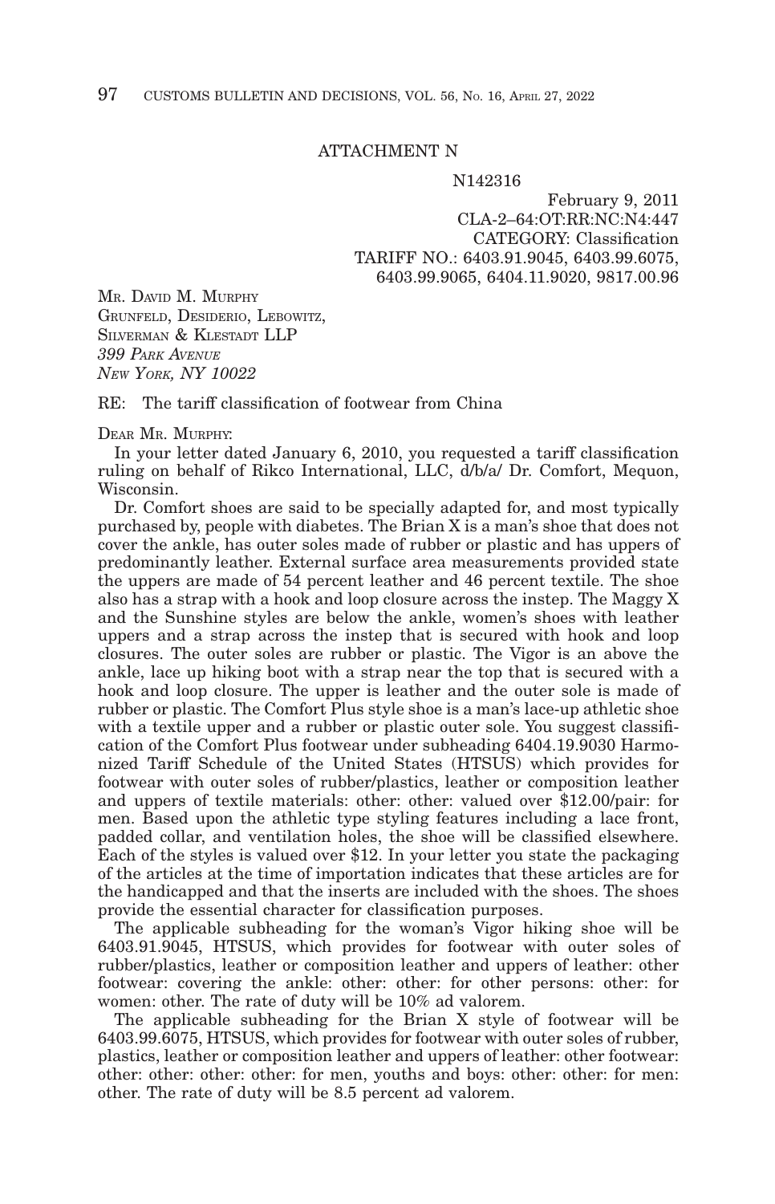ATTACHMENT N

N142316

February 9, 2011
CLA-2–64:OT:RR:NC:N4:447
CATEGORY: Classification
TARIFF NO.: 6403.91.9045, 6403.99.6075, 6403.99.9065, 6404.11.9020, 9817.00.96

MR. DAVID M. MURPHY
GRUNFELD, DESIDERIO, LEBOWITZ, SILVERMAN & KLESTADT LLP
*399 PARK AVENUE*
*NEW YORK, NY 10022*

RE: The tariff classification of footwear from China

DEAR MR. MURPHY:

In your letter dated January 6, 2010, you requested a tariff classification ruling on behalf of Rikco International, LLC, d/b/a/ Dr. Comfort, Mequon, Wisconsin.

Dr. Comfort shoes are said to be specially adapted for, and most typically purchased by, people with diabetes. The Brian X is a man's shoe that does not cover the ankle, has outer soles made of rubber or plastic and has uppers of predominantly leather. External surface area measurements provided state the uppers are made of 54 percent leather and 46 percent textile. The shoe also has a strap with a hook and loop closure across the instep. The Maggy X and the Sunshine styles are below the ankle, women's shoes with leather uppers and a strap across the instep that is secured with hook and loop closures. The outer soles are rubber or plastic. The Vigor is an above the ankle, lace up hiking boot with a strap near the top that is secured with a hook and loop closure. The upper is leather and the outer sole is made of rubber or plastic. The Comfort Plus style shoe is a man's lace-up athletic shoe with a textile upper and a rubber or plastic outer sole. You suggest classification of the Comfort Plus footwear under subheading 6404.19.9030 Harmonized Tariff Schedule of the United States (HTSUS) which provides for footwear with outer soles of rubber/plastics, leather or composition leather and uppers of textile materials: other: other: valued over $12.00/pair: for men. Based upon the athletic type styling features including a lace front, padded collar, and ventilation holes, the shoe will be classified elsewhere. Each of the styles is valued over $12. In your letter you state the packaging of the articles at the time of importation indicates that these articles are for the handicapped and that the inserts are included with the shoes. The shoes provide the essential character for classification purposes.

The applicable subheading for the woman's Vigor hiking shoe will be 6403.91.9045, HTSUS, which provides for footwear with outer soles of rubber/plastics, leather or composition leather and uppers of leather: other footwear: covering the ankle: other: other: for other persons: other: for women: other. The rate of duty will be 10% ad valorem.

The applicable subheading for the Brian X style of footwear will be 6403.99.6075, HTSUS, which provides for footwear with outer soles of rubber, plastics, leather or composition leather and uppers of leather: other footwear: other: other: other: other: for men, youths and boys: other: other: for men: other. The rate of duty will be 8.5 percent ad valorem.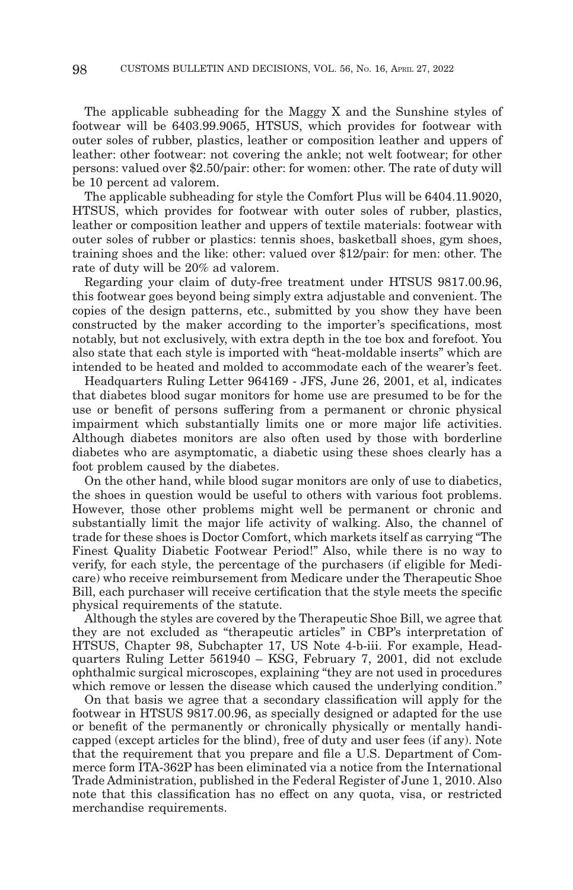The applicable subheading for the Maggy X and the Sunshine styles of footwear will be 6403.99.9065, HTSUS, which provides for footwear with outer soles of rubber, plastics, leather or composition leather and uppers of leather: other footwear: not covering the ankle; not welt footwear; for other persons: valued over $2.50/pair: other: for women: other. The rate of duty will be 10 percent ad valorem.

The applicable subheading for style the Comfort Plus will be 6404.11.9020, HTSUS, which provides for footwear with outer soles of rubber, plastics, leather or composition leather and uppers of textile materials: footwear with outer soles of rubber or plastics: tennis shoes, basketball shoes, gym shoes, training shoes and the like: other: valued over $12/pair: for men: other. The rate of duty will be 20% ad valorem.

Regarding your claim of duty-free treatment under HTSUS 9817.00.96, this footwear goes beyond being simply extra adjustable and convenient. The copies of the design patterns, etc., submitted by you show they have been constructed by the maker according to the importer's specifications, most notably, but not exclusively, with extra depth in the toe box and forefoot. You also state that each style is imported with "heat-moldable inserts" which are intended to be heated and molded to accommodate each of the wearer's feet.

Headquarters Ruling Letter 964169 - JFS, June 26, 2001, et al, indicates that diabetes blood sugar monitors for home use are presumed to be for the use or benefit of persons suffering from a permanent or chronic physical impairment which substantially limits one or more major life activities. Although diabetes monitors are also often used by those with borderline diabetes who are asymptomatic, a diabetic using these shoes clearly has a foot problem caused by the diabetes.

On the other hand, while blood sugar monitors are only of use to diabetics, the shoes in question would be useful to others with various foot problems. However, those other problems might well be permanent or chronic and substantially limit the major life activity of walking. Also, the channel of trade for these shoes is Doctor Comfort, which markets itself as carrying "The Finest Quality Diabetic Footwear Period!" Also, while there is no way to verify, for each style, the percentage of the purchasers (if eligible for Medicare) who receive reimbursement from Medicare under the Therapeutic Shoe Bill, each purchaser will receive certification that the style meets the specific physical requirements of the statute.

Although the styles are covered by the Therapeutic Shoe Bill, we agree that they are not excluded as "therapeutic articles" in CBP's interpretation of HTSUS, Chapter 98, Subchapter 17, US Note 4-b-iii. For example, Headquarters Ruling Letter 561940 – KSG, February 7, 2001, did not exclude ophthalmic surgical microscopes, explaining "they are not used in procedures which remove or lessen the disease which caused the underlying condition."

On that basis we agree that a secondary classification will apply for the footwear in HTSUS 9817.00.96, as specially designed or adapted for the use or benefit of the permanently or chronically physically or mentally handicapped (except articles for the blind), free of duty and user fees (if any). Note that the requirement that you prepare and file a U.S. Department of Commerce form ITA-362P has been eliminated via a notice from the International Trade Administration, published in the Federal Register of June 1, 2010. Also note that this classification has no effect on any quota, visa, or restricted merchandise requirements.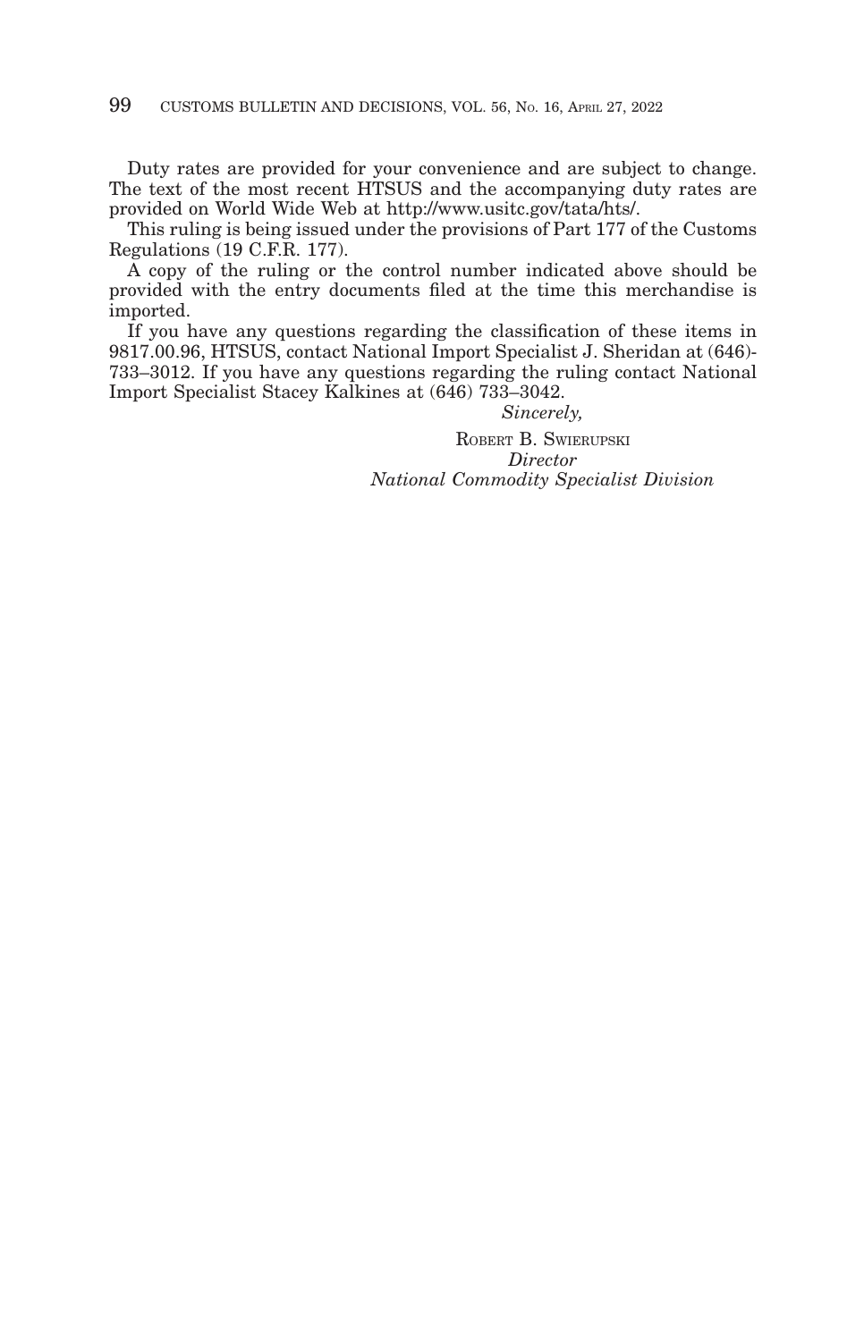Duty rates are provided for your convenience and are subject to change. The text of the most recent HTSUS and the accompanying duty rates are provided on World Wide Web at http://www.usitc.gov/tata/hts/.

This ruling is being issued under the provisions of Part 177 of the Customs Regulations (19 C.F.R. 177).

A copy of the ruling or the control number indicated above should be provided with the entry documents filed at the time this merchandise is imported.

If you have any questions regarding the classification of these items in 9817.00.96, HTSUS, contact National Import Specialist J. Sheridan at (646)-733–3012. If you have any questions regarding the ruling contact National Import Specialist Stacey Kalkines at (646) 733–3042.

*Sincerely,*

ROBERT B. SWIERUPSKI
*Director*
*National Commodity Specialist Division*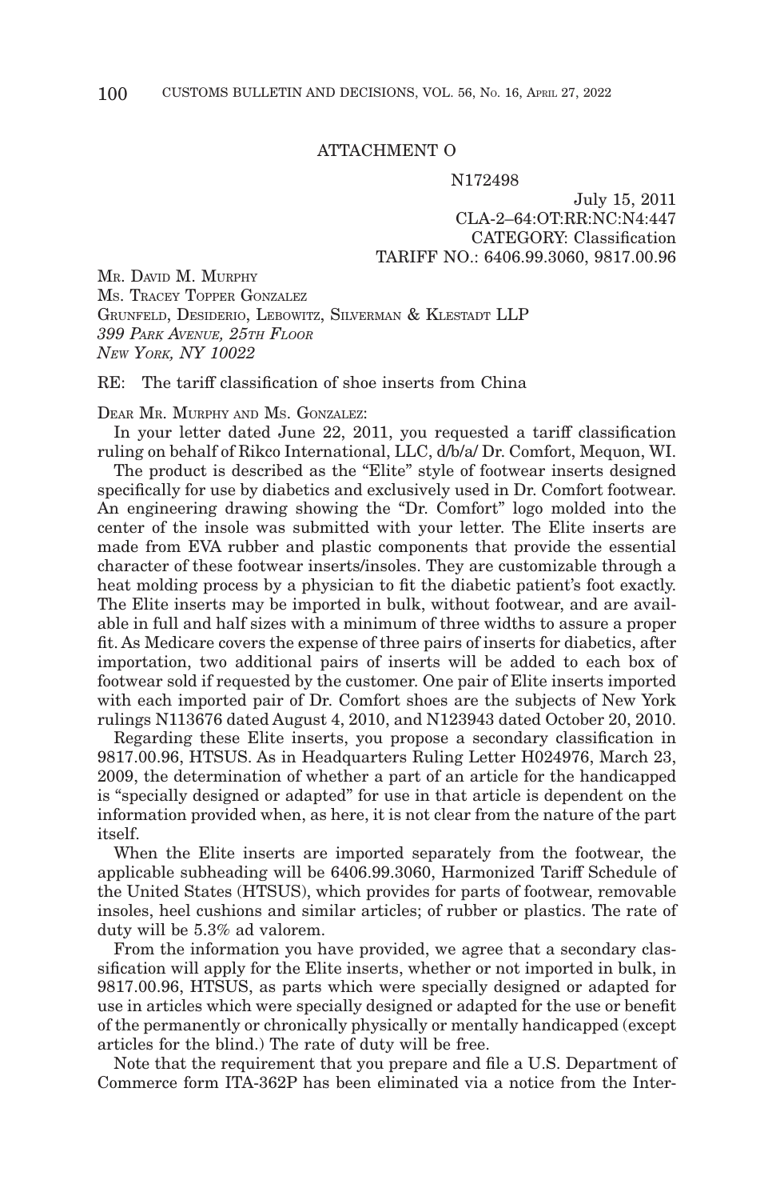ATTACHMENT O

N172498

July 15, 2011
CLA-2–64:OT:RR:NC:N4:447
CATEGORY: Classification
TARIFF NO.: 6406.99.3060, 9817.00.96

MR. DAVID M. MURPHY
MS. TRACEY TOPPER GONZALEZ
GRUNFELD, DESIDERIO, LEBOWITZ, SILVERMAN & KLESTADT LLP
*399 PARK AVENUE, 25TH FLOOR*
*NEW YORK, NY 10022*

RE: The tariff classification of shoe inserts from China

DEAR MR. MURPHY AND MS. GONZALEZ:

In your letter dated June 22, 2011, you requested a tariff classification ruling on behalf of Rikco International, LLC, d/b/a/ Dr. Comfort, Mequon, WI.

The product is described as the "Elite" style of footwear inserts designed specifically for use by diabetics and exclusively used in Dr. Comfort footwear. An engineering drawing showing the "Dr. Comfort" logo molded into the center of the insole was submitted with your letter. The Elite inserts are made from EVA rubber and plastic components that provide the essential character of these footwear inserts/insoles. They are customizable through a heat molding process by a physician to fit the diabetic patient's foot exactly. The Elite inserts may be imported in bulk, without footwear, and are available in full and half sizes with a minimum of three widths to assure a proper fit. As Medicare covers the expense of three pairs of inserts for diabetics, after importation, two additional pairs of inserts will be added to each box of footwear sold if requested by the customer. One pair of Elite inserts imported with each imported pair of Dr. Comfort shoes are the subjects of New York rulings N113676 dated August 4, 2010, and N123943 dated October 20, 2010.

Regarding these Elite inserts, you propose a secondary classification in 9817.00.96, HTSUS. As in Headquarters Ruling Letter H024976, March 23, 2009, the determination of whether a part of an article for the handicapped is "specially designed or adapted" for use in that article is dependent on the information provided when, as here, it is not clear from the nature of the part itself.

When the Elite inserts are imported separately from the footwear, the applicable subheading will be 6406.99.3060, Harmonized Tariff Schedule of the United States (HTSUS), which provides for parts of footwear, removable insoles, heel cushions and similar articles; of rubber or plastics. The rate of duty will be 5.3% ad valorem.

From the information you have provided, we agree that a secondary classification will apply for the Elite inserts, whether or not imported in bulk, in 9817.00.96, HTSUS, as parts which were specially designed or adapted for use in articles which were specially designed or adapted for the use or benefit of the permanently or chronically physically or mentally handicapped (except articles for the blind.) The rate of duty will be free.

Note that the requirement that you prepare and file a U.S. Department of Commerce form ITA-362P has been eliminated via a notice from the Inter-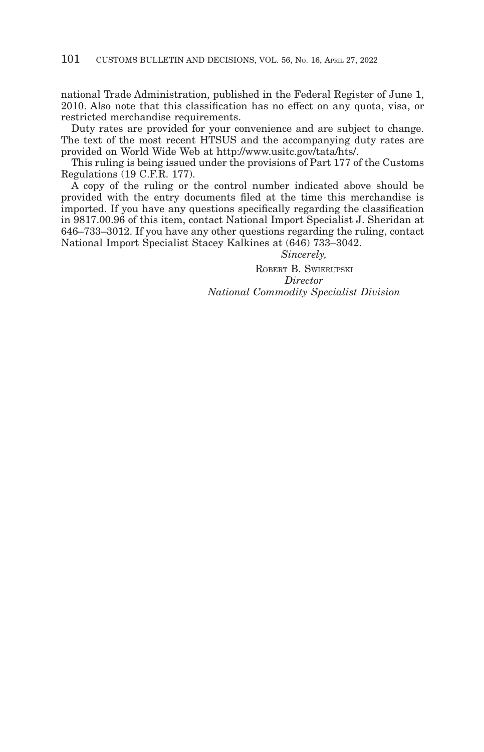national Trade Administration, published in the Federal Register of June 1, 2010. Also note that this classification has no effect on any quota, visa, or restricted merchandise requirements.

Duty rates are provided for your convenience and are subject to change. The text of the most recent HTSUS and the accompanying duty rates are provided on World Wide Web at http://www.usitc.gov/tata/hts/.

This ruling is being issued under the provisions of Part 177 of the Customs Regulations (19 C.F.R. 177).

A copy of the ruling or the control number indicated above should be provided with the entry documents filed at the time this merchandise is imported. If you have any questions specifically regarding the classification in 9817.00.96 of this item, contact National Import Specialist J. Sheridan at 646–733–3012. If you have any other questions regarding the ruling, contact National Import Specialist Stacey Kalkines at (646) 733–3042.

*Sincerely,*

ROBERT B. SWIERUPSKI
*Director*
*National Commodity Specialist Division*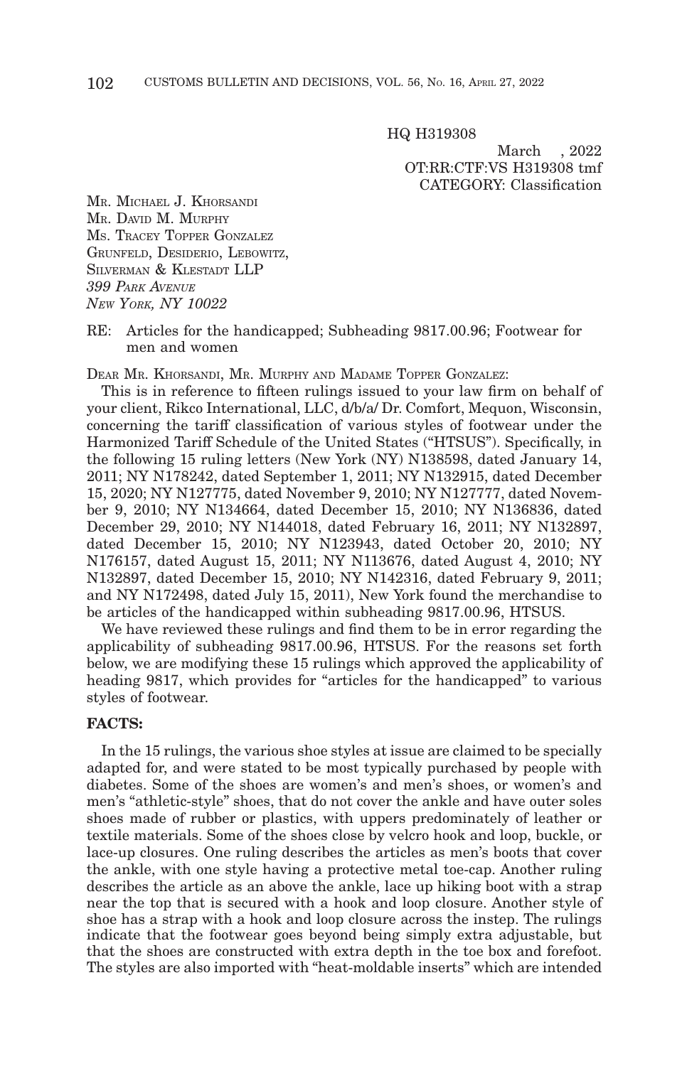HQ H319308

March , 2022

OT:RR:CTF:VS H319308 tmf

CATEGORY: Classification

MR. MICHAEL J. KHORSANDI
MR. DAVID M. MURPHY
MS. TRACEY TOPPER GONZALEZ
GRUNFELD, DESIDERIO, LEBOWITZ,
SILVERMAN & KLESTADT LLP
*399 PARK AVENUE*
*NEW YORK, NY 10022*

RE: Articles for the handicapped; Subheading 9817.00.96; Footwear for men and women

DEAR MR. KHORSANDI, MR. MURPHY AND MADAME TOPPER GONZALEZ:

This is in reference to fifteen rulings issued to your law firm on behalf of your client, Rikco International, LLC, d/b/a/ Dr. Comfort, Mequon, Wisconsin, concerning the tariff classification of various styles of footwear under the Harmonized Tariff Schedule of the United States ("HTSUS"). Specifically, in the following 15 ruling letters (New York (NY) N138598, dated January 14, 2011; NY N178242, dated September 1, 2011; NY N132915, dated December 15, 2020; NY N127775, dated November 9, 2010; NY N127777, dated November 9, 2010; NY N134664, dated December 15, 2010; NY N136836, dated December 29, 2010; NY N144018, dated February 16, 2011; NY N132897, dated December 15, 2010; NY N123943, dated October 20, 2010; NY N176157, dated August 15, 2011; NY N113676, dated August 4, 2010; NY N132897, dated December 15, 2010; NY N142316, dated February 9, 2011; and NY N172498, dated July 15, 2011), New York found the merchandise to be articles of the handicapped within subheading 9817.00.96, HTSUS.

We have reviewed these rulings and find them to be in error regarding the applicability of subheading 9817.00.96, HTSUS. For the reasons set forth below, we are modifying these 15 rulings which approved the applicability of heading 9817, which provides for "articles for the handicapped" to various styles of footwear.

**FACTS:**

In the 15 rulings, the various shoe styles at issue are claimed to be specially adapted for, and were stated to be most typically purchased by people with diabetes. Some of the shoes are women's and men's shoes, or women's and men's "athletic-style" shoes, that do not cover the ankle and have outer soles shoes made of rubber or plastics, with uppers predominately of leather or textile materials. Some of the shoes close by velcro hook and loop, buckle, or lace-up closures. One ruling describes the articles as men's boots that cover the ankle, with one style having a protective metal toe-cap. Another ruling describes the article as an above the ankle, lace up hiking boot with a strap near the top that is secured with a hook and loop closure. Another style of shoe has a strap with a hook and loop closure across the instep. The rulings indicate that the footwear goes beyond being simply extra adjustable, but that the shoes are constructed with extra depth in the toe box and forefoot. The styles are also imported with "heat-moldable inserts" which are intended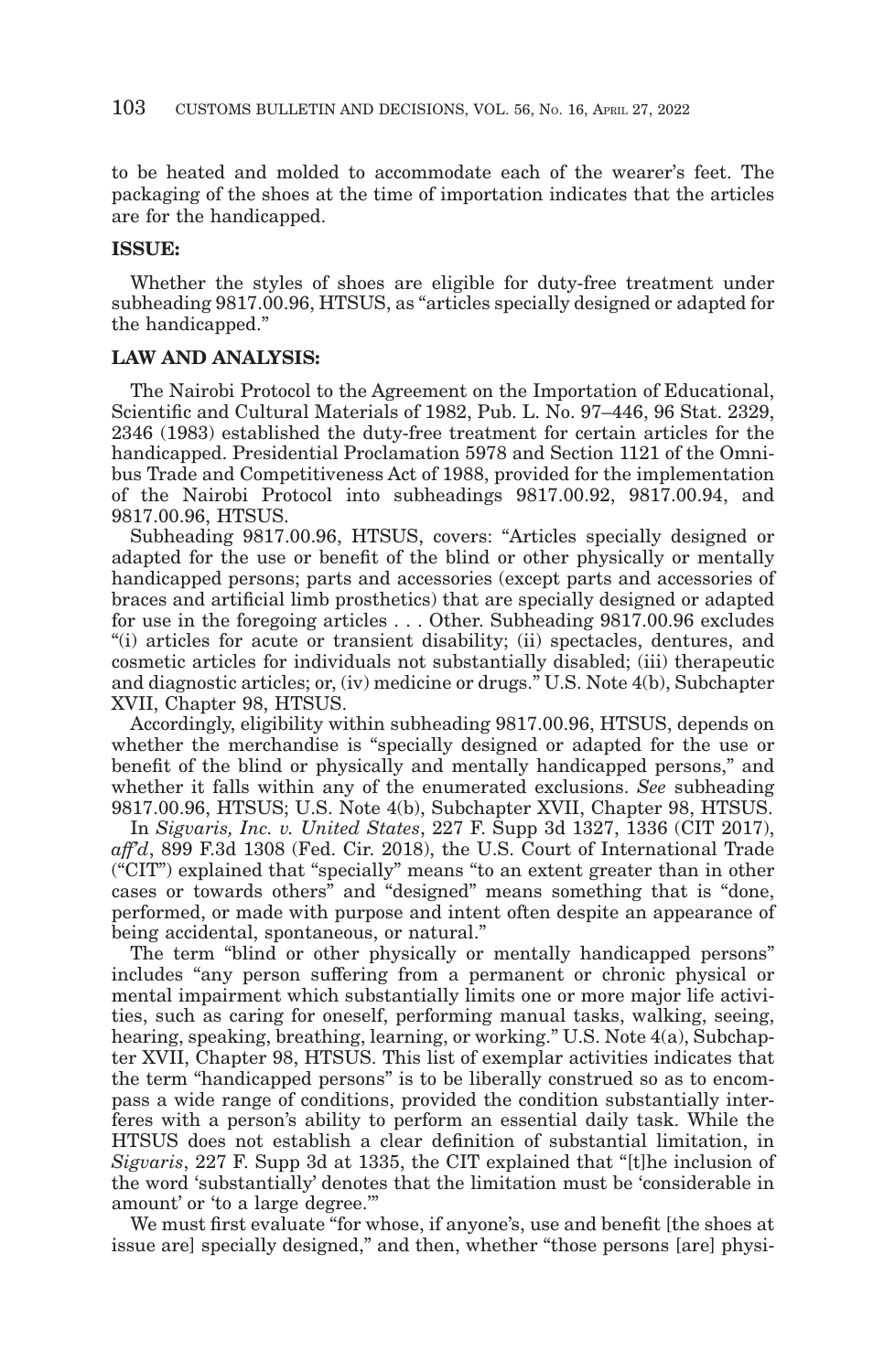to be heated and molded to accommodate each of the wearer's feet. The packaging of the shoes at the time of importation indicates that the articles are for the handicapped.

## ISSUE:

Whether the styles of shoes are eligible for duty-free treatment under subheading 9817.00.96, HTSUS, as "articles specially designed or adapted for the handicapped."

## LAW AND ANALYSIS:

The Nairobi Protocol to the Agreement on the Importation of Educational, Scientific and Cultural Materials of 1982, Pub. L. No. 97–446, 96 Stat. 2329, 2346 (1983) established the duty-free treatment for certain articles for the handicapped. Presidential Proclamation 5978 and Section 1121 of the Omnibus Trade and Competitiveness Act of 1988, provided for the implementation of the Nairobi Protocol into subheadings 9817.00.92, 9817.00.94, and 9817.00.96, HTSUS.

Subheading 9817.00.96, HTSUS, covers: "Articles specially designed or adapted for the use or benefit of the blind or other physically or mentally handicapped persons; parts and accessories (except parts and accessories of braces and artificial limb prosthetics) that are specially designed or adapted for use in the foregoing articles . . . Other. Subheading 9817.00.96 excludes "(i) articles for acute or transient disability; (ii) spectacles, dentures, and cosmetic articles for individuals not substantially disabled; (iii) therapeutic and diagnostic articles; or, (iv) medicine or drugs." U.S. Note 4(b), Subchapter XVII, Chapter 98, HTSUS.

Accordingly, eligibility within subheading 9817.00.96, HTSUS, depends on whether the merchandise is "specially designed or adapted for the use or benefit of the blind or physically and mentally handicapped persons," and whether it falls within any of the enumerated exclusions. *See* subheading 9817.00.96, HTSUS; U.S. Note 4(b), Subchapter XVII, Chapter 98, HTSUS.

In *Sigvaris, Inc. v. United States*, 227 F. Supp 3d 1327, 1336 (CIT 2017), *aff'd*, 899 F.3d 1308 (Fed. Cir. 2018), the U.S. Court of International Trade ("CIT") explained that "specially" means "to an extent greater than in other cases or towards others" and "designed" means something that is "done, performed, or made with purpose and intent often despite an appearance of being accidental, spontaneous, or natural."

The term "blind or other physically or mentally handicapped persons" includes "any person suffering from a permanent or chronic physical or mental impairment which substantially limits one or more major life activities, such as caring for oneself, performing manual tasks, walking, seeing, hearing, speaking, breathing, learning, or working." U.S. Note 4(a), Subchapter XVII, Chapter 98, HTSUS. This list of exemplar activities indicates that the term "handicapped persons" is to be liberally construed so as to encompass a wide range of conditions, provided the condition substantially interferes with a person's ability to perform an essential daily task. While the HTSUS does not establish a clear definition of substantial limitation, in *Sigvaris*, 227 F. Supp 3d at 1335, the CIT explained that "[t]he inclusion of the word 'substantially' denotes that the limitation must be 'considerable in amount' or 'to a large degree.'"

We must first evaluate "for whose, if anyone's, use and benefit [the shoes at issue are] specially designed," and then, whether "those persons [are] physi-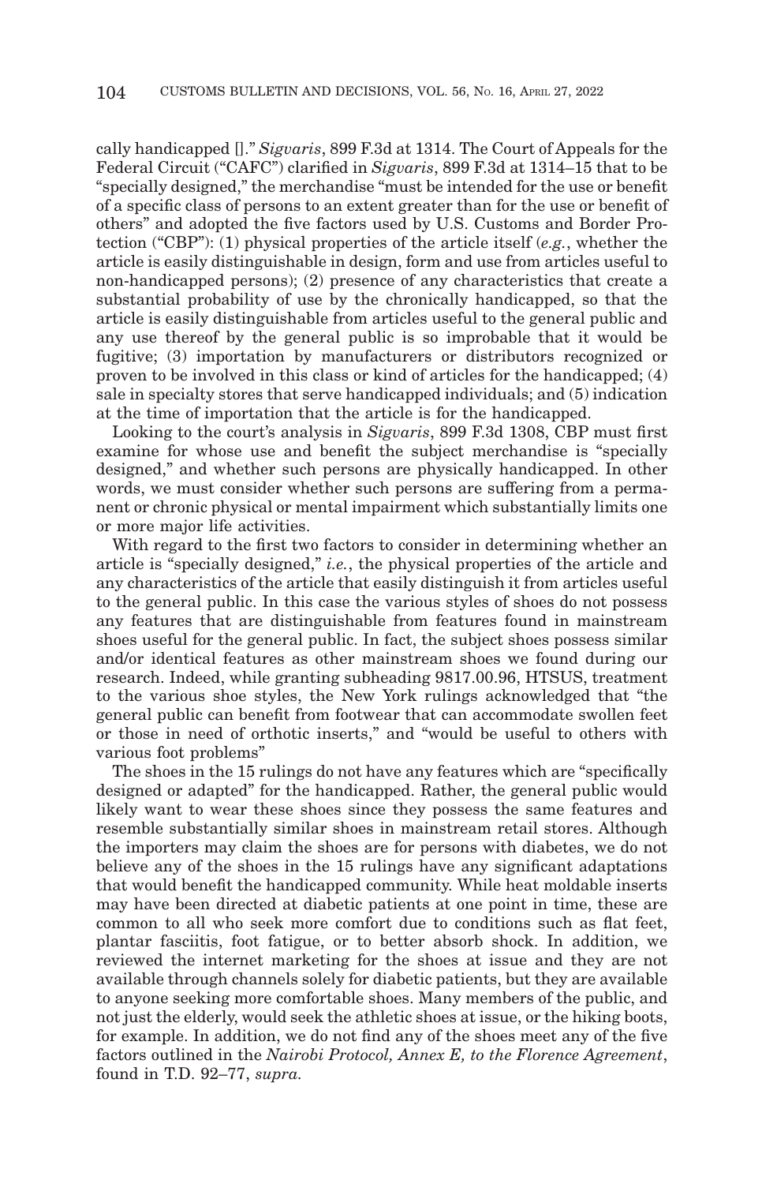cally handicapped [].” *Sigvaris*, 899 F.3d at 1314. The Court of Appeals for the Federal Circuit (“CAFC”) clarified in *Sigvaris*, 899 F.3d at 1314–15 that to be “specially designed,” the merchandise “must be intended for the use or benefit of a specific class of persons to an extent greater than for the use or benefit of others” and adopted the five factors used by U.S. Customs and Border Protection (“CBP”): (1) physical properties of the article itself (*e.g.*, whether the article is easily distinguishable in design, form and use from articles useful to non-handicapped persons); (2) presence of any characteristics that create a substantial probability of use by the chronically handicapped, so that the article is easily distinguishable from articles useful to the general public and any use thereof by the general public is so improbable that it would be fugitive; (3) importation by manufacturers or distributors recognized or proven to be involved in this class or kind of articles for the handicapped; (4) sale in specialty stores that serve handicapped individuals; and (5) indication at the time of importation that the article is for the handicapped.

Looking to the court’s analysis in *Sigvaris*, 899 F.3d 1308, CBP must first examine for whose use and benefit the subject merchandise is “specially designed,” and whether such persons are physically handicapped. In other words, we must consider whether such persons are suffering from a permanent or chronic physical or mental impairment which substantially limits one or more major life activities.

With regard to the first two factors to consider in determining whether an article is “specially designed,” *i.e.*, the physical properties of the article and any characteristics of the article that easily distinguish it from articles useful to the general public. In this case the various styles of shoes do not possess any features that are distinguishable from features found in mainstream shoes useful for the general public. In fact, the subject shoes possess similar and/or identical features as other mainstream shoes we found during our research. Indeed, while granting subheading 9817.00.96, HTSUS, treatment to the various shoe styles, the New York rulings acknowledged that “the general public can benefit from footwear that can accommodate swollen feet or those in need of orthotic inserts,” and “would be useful to others with various foot problems”

The shoes in the 15 rulings do not have any features which are “specifically designed or adapted” for the handicapped. Rather, the general public would likely want to wear these shoes since they possess the same features and resemble substantially similar shoes in mainstream retail stores. Although the importers may claim the shoes are for persons with diabetes, we do not believe any of the shoes in the 15 rulings have any significant adaptations that would benefit the handicapped community. While heat moldable inserts may have been directed at diabetic patients at one point in time, these are common to all who seek more comfort due to conditions such as flat feet, plantar fasciitis, foot fatigue, or to better absorb shock. In addition, we reviewed the internet marketing for the shoes at issue and they are not available through channels solely for diabetic patients, but they are available to anyone seeking more comfortable shoes. Many members of the public, and not just the elderly, would seek the athletic shoes at issue, or the hiking boots, for example. In addition, we do not find any of the shoes meet any of the five factors outlined in the *Nairobi Protocol, Annex E, to the Florence Agreement*, found in T.D. 92–77, *supra*.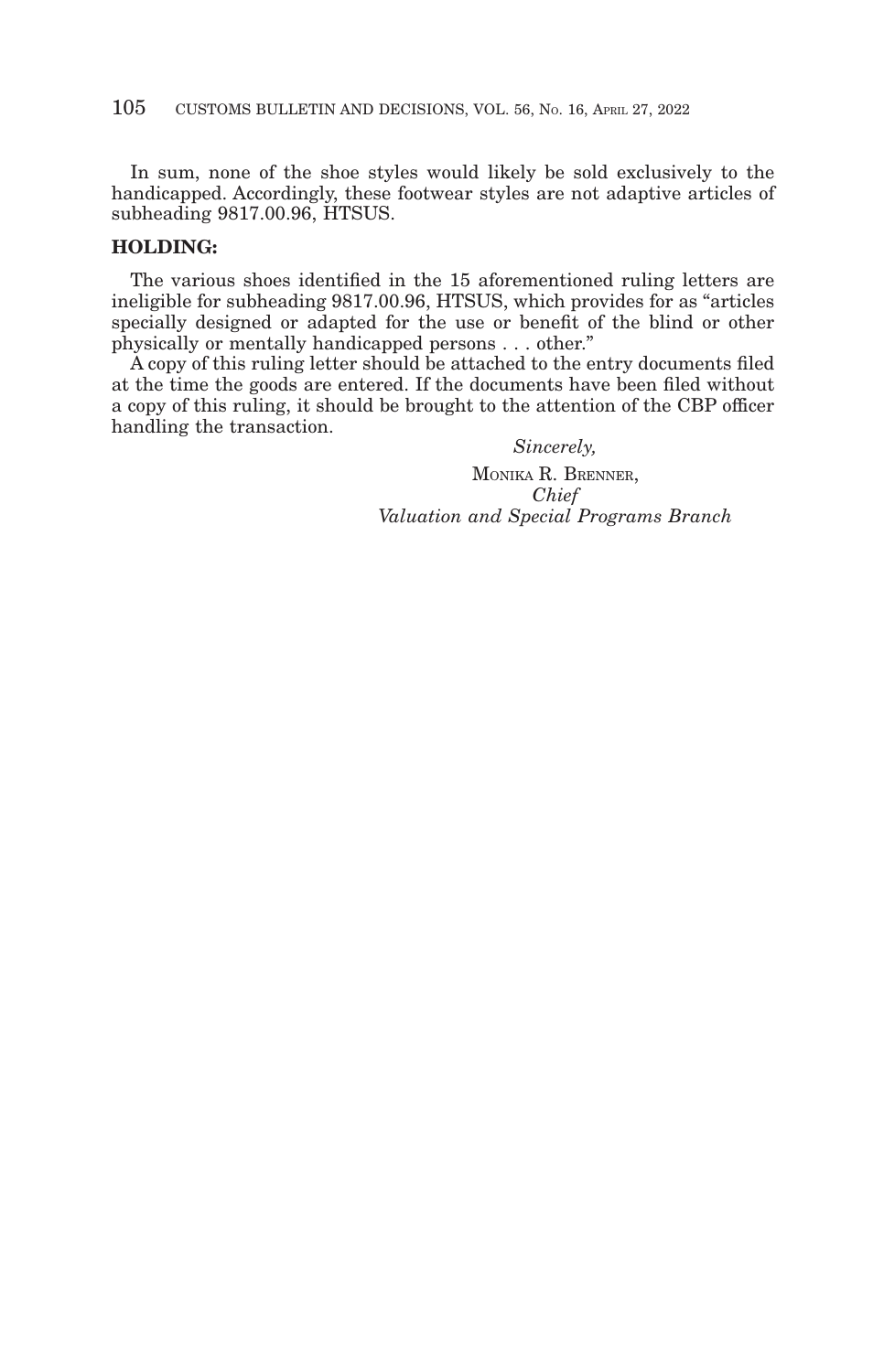In sum, none of the shoe styles would likely be sold exclusively to the handicapped. Accordingly, these footwear styles are not adaptive articles of subheading 9817.00.96, HTSUS.

**HOLDING:**

The various shoes identified in the 15 aforementioned ruling letters are ineligible for subheading 9817.00.96, HTSUS, which provides for as "articles specially designed or adapted for the use or benefit of the blind or other physically or mentally handicapped persons . . . other."

A copy of this ruling letter should be attached to the entry documents filed at the time the goods are entered. If the documents have been filed without a copy of this ruling, it should be brought to the attention of the CBP officer handling the transaction.

*Sincerely,*

MONIKA R. BRENNER,
*Chief*
*Valuation and Special Programs Branch*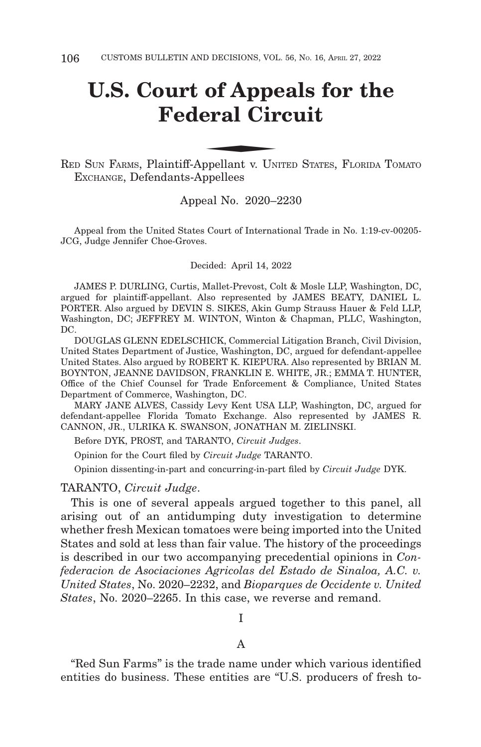# U.S. Court of Appeals for the Federal Circuit

RED SUN FARMS, Plaintiff-Appellant v. UNITED STATES, FLORIDA TOMATO EXCHANGE, Defendants-Appellees

Appeal No. 2020–2230

Appeal from the United States Court of International Trade in No. 1:19-cv-00205-JCG, Judge Jennifer Choe-Groves.

Decided: April 14, 2022

JAMES P. DURLING, Curtis, Mallet-Prevost, Colt & Mosle LLP, Washington, DC, argued for plaintiff-appellant. Also represented by JAMES BEATY, DANIEL L. PORTER. Also argued by DEVIN S. SIKES, Akin Gump Strauss Hauer & Feld LLP, Washington, DC; JEFFREY M. WINTON, Winton & Chapman, PLLC, Washington, DC.

DOUGLAS GLENN EDELSCHICK, Commercial Litigation Branch, Civil Division, United States Department of Justice, Washington, DC, argued for defendant-appellee United States. Also argued by ROBERT K. KIEPURA. Also represented by BRIAN M. BOYNTON, JEANNE DAVIDSON, FRANKLIN E. WHITE, JR.; EMMA T. HUNTER, Office of the Chief Counsel for Trade Enforcement & Compliance, United States Department of Commerce, Washington, DC.

MARY JANE ALVES, Cassidy Levy Kent USA LLP, Washington, DC, argued for defendant-appellee Florida Tomato Exchange. Also represented by JAMES R. CANNON, JR., ULRIKA K. SWANSON, JONATHAN M. ZIELINSKI.

Before DYK, PROST, and TARANTO, *Circuit Judges*.

Opinion for the Court filed by *Circuit Judge* TARANTO.

Opinion dissenting-in-part and concurring-in-part filed by *Circuit Judge* DYK.

TARANTO, *Circuit Judge*.

This is one of several appeals argued together to this panel, all arising out of an antidumping duty investigation to determine whether fresh Mexican tomatoes were being imported into the United States and sold at less than fair value. The history of the proceedings is described in our two accompanying precedential opinions in *Confederacion de Asociaciones Agricolas del Estado de Sinaloa, A.C. v. United States*, No. 2020–2232, and *Bioparques de Occidente v. United States*, No. 2020–2265. In this case, we reverse and remand.

## I

### A

"Red Sun Farms" is the trade name under which various identified entities do business. These entities are "U.S. producers of fresh to-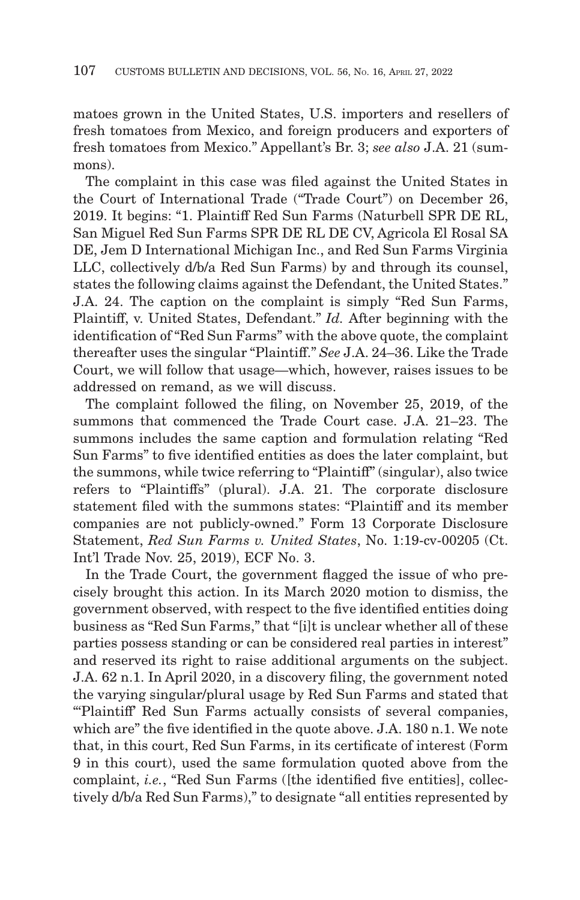matoes grown in the United States, U.S. importers and resellers of fresh tomatoes from Mexico, and foreign producers and exporters of fresh tomatoes from Mexico." Appellant's Br. 3; *see also* J.A. 21 (summons).

The complaint in this case was filed against the United States in the Court of International Trade ("Trade Court") on December 26, 2019. It begins: "1. Plaintiff Red Sun Farms (Naturbell SPR DE RL, San Miguel Red Sun Farms SPR DE RL DE CV, Agricola El Rosal SA DE, Jem D International Michigan Inc., and Red Sun Farms Virginia LLC, collectively d/b/a Red Sun Farms) by and through its counsel, states the following claims against the Defendant, the United States." J.A. 24. The caption on the complaint is simply "Red Sun Farms, Plaintiff, v. United States, Defendant." *Id.* After beginning with the identification of "Red Sun Farms" with the above quote, the complaint thereafter uses the singular "Plaintiff." *See* J.A. 24–36. Like the Trade Court, we will follow that usage—which, however, raises issues to be addressed on remand, as we will discuss.

The complaint followed the filing, on November 25, 2019, of the summons that commenced the Trade Court case. J.A. 21–23. The summons includes the same caption and formulation relating "Red Sun Farms" to five identified entities as does the later complaint, but the summons, while twice referring to "Plaintiff" (singular), also twice refers to "Plaintiffs" (plural). J.A. 21. The corporate disclosure statement filed with the summons states: "Plaintiff and its member companies are not publicly-owned." Form 13 Corporate Disclosure Statement, *Red Sun Farms v. United States*, No. 1:19-cv-00205 (Ct. Int'l Trade Nov. 25, 2019), ECF No. 3.

In the Trade Court, the government flagged the issue of who precisely brought this action. In its March 2020 motion to dismiss, the government observed, with respect to the five identified entities doing business as "Red Sun Farms," that "[i]t is unclear whether all of these parties possess standing or can be considered real parties in interest" and reserved its right to raise additional arguments on the subject. J.A. 62 n.1. In April 2020, in a discovery filing, the government noted the varying singular/plural usage by Red Sun Farms and stated that "'Plaintiff' Red Sun Farms actually consists of several companies, which are" the five identified in the quote above. J.A. 180 n.1. We note that, in this court, Red Sun Farms, in its certificate of interest (Form 9 in this court), used the same formulation quoted above from the complaint, *i.e.*, "Red Sun Farms ([the identified five entities], collectively d/b/a Red Sun Farms)," to designate "all entities represented by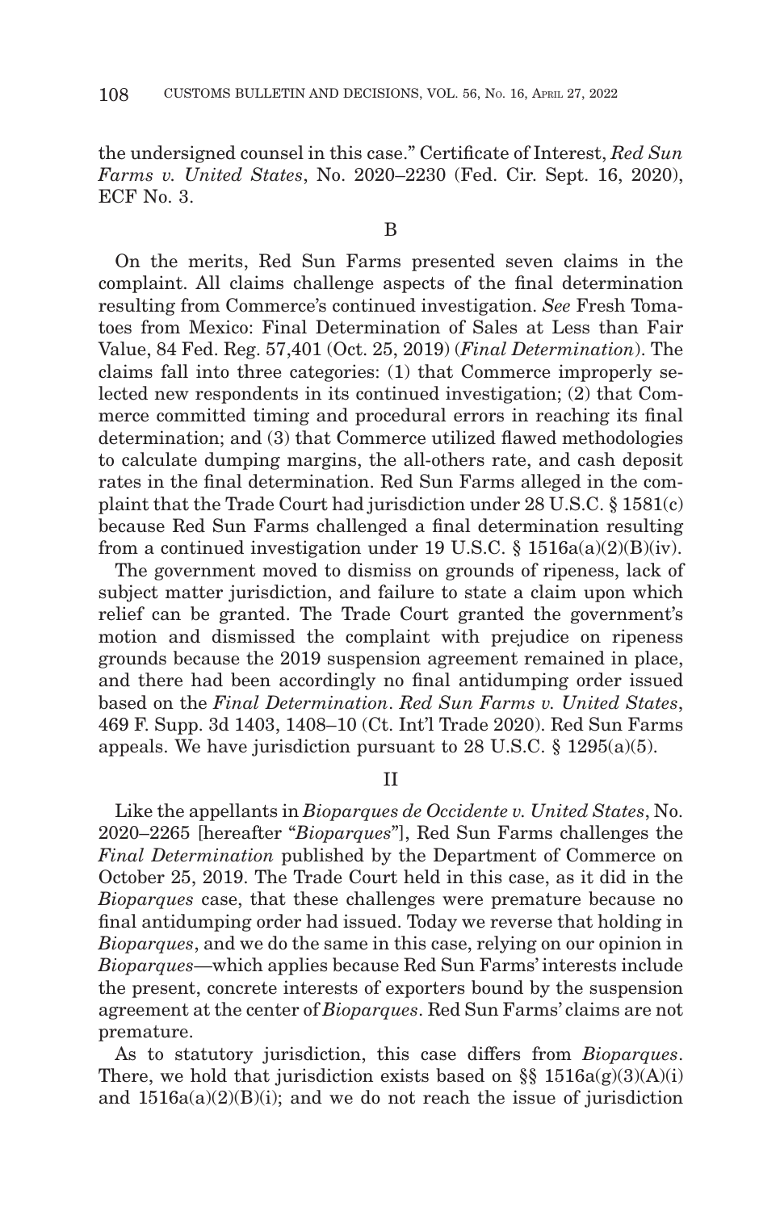the undersigned counsel in this case." Certificate of Interest, *Red Sun Farms v. United States*, No. 2020–2230 (Fed. Cir. Sept. 16, 2020), ECF No. 3.

B

On the merits, Red Sun Farms presented seven claims in the complaint. All claims challenge aspects of the final determination resulting from Commerce's continued investigation. *See* Fresh Tomatoes from Mexico: Final Determination of Sales at Less than Fair Value, 84 Fed. Reg. 57,401 (Oct. 25, 2019) (*Final Determination*). The claims fall into three categories: (1) that Commerce improperly selected new respondents in its continued investigation; (2) that Commerce committed timing and procedural errors in reaching its final determination; and (3) that Commerce utilized flawed methodologies to calculate dumping margins, the all-others rate, and cash deposit rates in the final determination. Red Sun Farms alleged in the complaint that the Trade Court had jurisdiction under 28 U.S.C. § 1581(c) because Red Sun Farms challenged a final determination resulting from a continued investigation under 19 U.S.C. § 1516a(a)(2)(B)(iv).

The government moved to dismiss on grounds of ripeness, lack of subject matter jurisdiction, and failure to state a claim upon which relief can be granted. The Trade Court granted the government's motion and dismissed the complaint with prejudice on ripeness grounds because the 2019 suspension agreement remained in place, and there had been accordingly no final antidumping order issued based on the *Final Determination*. *Red Sun Farms v. United States*, 469 F. Supp. 3d 1403, 1408–10 (Ct. Int'l Trade 2020). Red Sun Farms appeals. We have jurisdiction pursuant to 28 U.S.C. § 1295(a)(5).

II

Like the appellants in *Bioparques de Occidente v. United States*, No. 2020–2265 [hereafter "*Bioparques*"], Red Sun Farms challenges the *Final Determination* published by the Department of Commerce on October 25, 2019. The Trade Court held in this case, as it did in the *Bioparques* case, that these challenges were premature because no final antidumping order had issued. Today we reverse that holding in *Bioparques*, and we do the same in this case, relying on our opinion in *Bioparques*—which applies because Red Sun Farms' interests include the present, concrete interests of exporters bound by the suspension agreement at the center of *Bioparques*. Red Sun Farms' claims are not premature.

As to statutory jurisdiction, this case differs from *Bioparques*. There, we hold that jurisdiction exists based on §§ 1516a(g)(3)(A)(i) and 1516a(a)(2)(B)(i); and we do not reach the issue of jurisdiction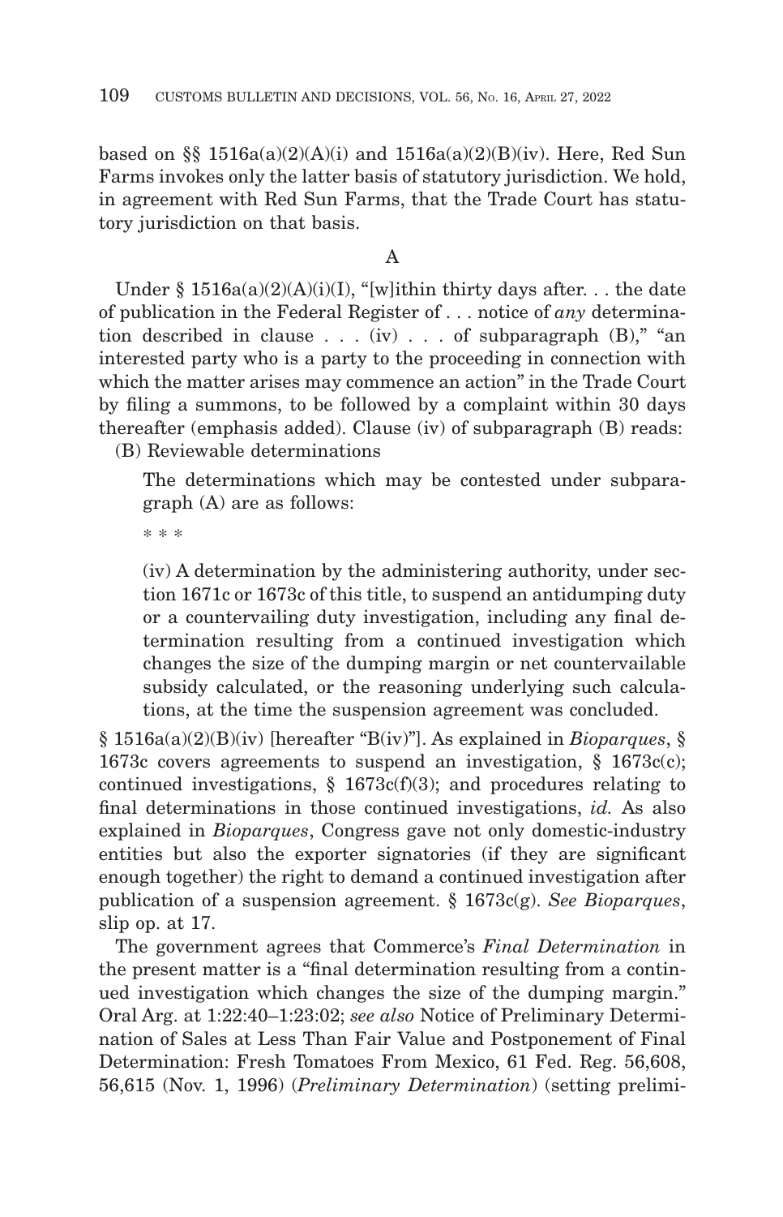based on §§ 1516a(a)(2)(A)(i) and 1516a(a)(2)(B)(iv). Here, Red Sun Farms invokes only the latter basis of statutory jurisdiction. We hold, in agreement with Red Sun Farms, that the Trade Court has statutory jurisdiction on that basis.

A

Under § 1516a(a)(2)(A)(i)(I), "[w]ithin thirty days after. . . the date of publication in the Federal Register of . . . notice of *any* determination described in clause . . . (iv) . . . of subparagraph (B)," "an interested party who is a party to the proceeding in connection with which the matter arises may commence an action" in the Trade Court by filing a summons, to be followed by a complaint within 30 days thereafter (emphasis added). Clause (iv) of subparagraph (B) reads:

> (B) Reviewable determinations
>
> The determinations which may be contested under subparagraph (A) are as follows:
>
> * * *
>
> (iv) A determination by the administering authority, under section 1671c or 1673c of this title, to suspend an antidumping duty or a countervailing duty investigation, including any final determination resulting from a continued investigation which changes the size of the dumping margin or net countervailable subsidy calculated, or the reasoning underlying such calculations, at the time the suspension agreement was concluded.

§ 1516a(a)(2)(B)(iv) [hereafter "B(iv)"]. As explained in *Bioparques*, § 1673c covers agreements to suspend an investigation, § 1673c(c); continued investigations, § 1673c(f)(3); and procedures relating to final determinations in those continued investigations, *id.* As also explained in *Bioparques*, Congress gave not only domestic-industry entities but also the exporter signatories (if they are significant enough together) the right to demand a continued investigation after publication of a suspension agreement. § 1673c(g). *See Bioparques*, slip op. at 17.

The government agrees that Commerce's *Final Determination* in the present matter is a "final determination resulting from a continued investigation which changes the size of the dumping margin." Oral Arg. at 1:22:40–1:23:02; *see also* Notice of Preliminary Determination of Sales at Less Than Fair Value and Postponement of Final Determination: Fresh Tomatoes From Mexico, 61 Fed. Reg. 56,608, 56,615 (Nov. 1, 1996) (*Preliminary Determination*) (setting prelimi-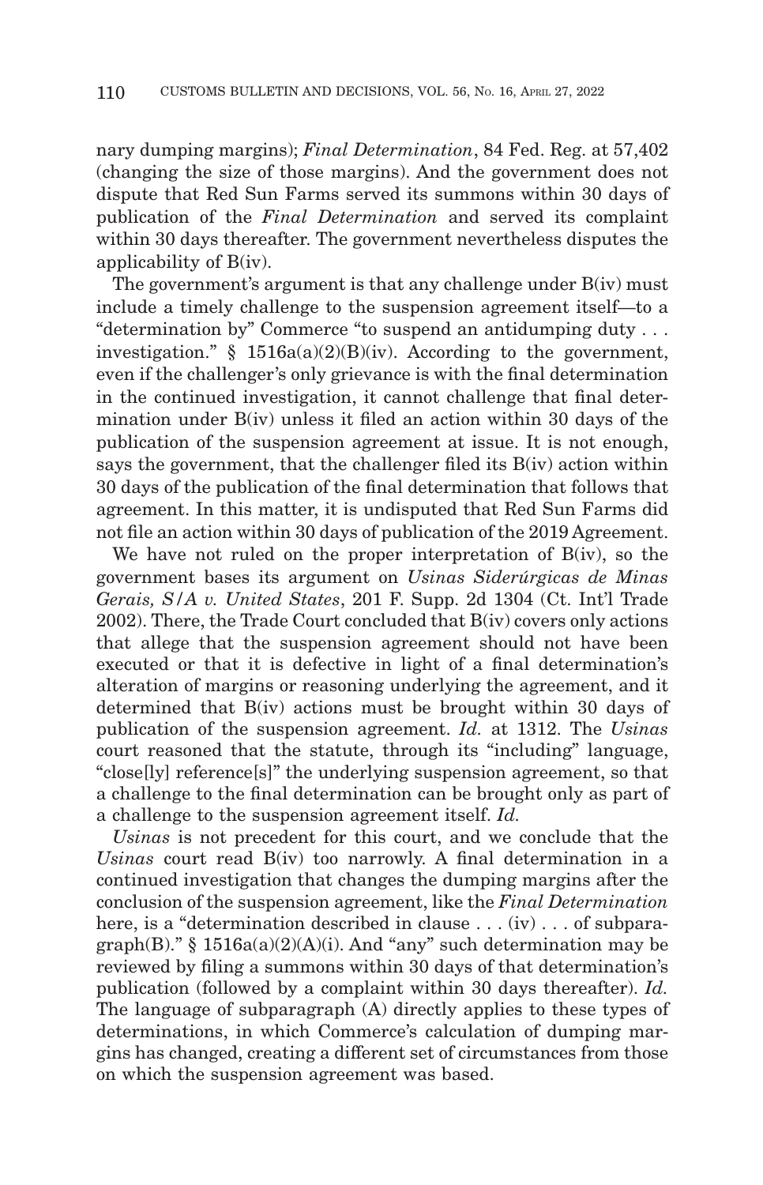nary dumping margins); *Final Determination*, 84 Fed. Reg. at 57,402 (changing the size of those margins). And the government does not dispute that Red Sun Farms served its summons within 30 days of publication of the *Final Determination* and served its complaint within 30 days thereafter. The government nevertheless disputes the applicability of B(iv).

The government's argument is that any challenge under B(iv) must include a timely challenge to the suspension agreement itself—to a "determination by" Commerce "to suspend an antidumping duty . . . investigation." § 1516a(a)(2)(B)(iv). According to the government, even if the challenger's only grievance is with the final determination in the continued investigation, it cannot challenge that final determination under B(iv) unless it filed an action within 30 days of the publication of the suspension agreement at issue. It is not enough, says the government, that the challenger filed its B(iv) action within 30 days of the publication of the final determination that follows that agreement. In this matter, it is undisputed that Red Sun Farms did not file an action within 30 days of publication of the 2019 Agreement.

We have not ruled on the proper interpretation of B(iv), so the government bases its argument on *Usinas Siderúrgicas de Minas Gerais, S/A v. United States*, 201 F. Supp. 2d 1304 (Ct. Int'l Trade 2002). There, the Trade Court concluded that B(iv) covers only actions that allege that the suspension agreement should not have been executed or that it is defective in light of a final determination's alteration of margins or reasoning underlying the agreement, and it determined that B(iv) actions must be brought within 30 days of publication of the suspension agreement. *Id.* at 1312. The *Usinas* court reasoned that the statute, through its "including" language, "close[ly] reference[s]" the underlying suspension agreement, so that a challenge to the final determination can be brought only as part of a challenge to the suspension agreement itself. *Id.*

*Usinas* is not precedent for this court, and we conclude that the *Usinas* court read B(iv) too narrowly. A final determination in a continued investigation that changes the dumping margins after the conclusion of the suspension agreement, like the *Final Determination* here, is a "determination described in clause . . . (iv) . . . of subparagraph(B)." § 1516a(a)(2)(A)(i). And "any" such determination may be reviewed by filing a summons within 30 days of that determination's publication (followed by a complaint within 30 days thereafter). *Id.* The language of subparagraph (A) directly applies to these types of determinations, in which Commerce's calculation of dumping margins has changed, creating a different set of circumstances from those on which the suspension agreement was based.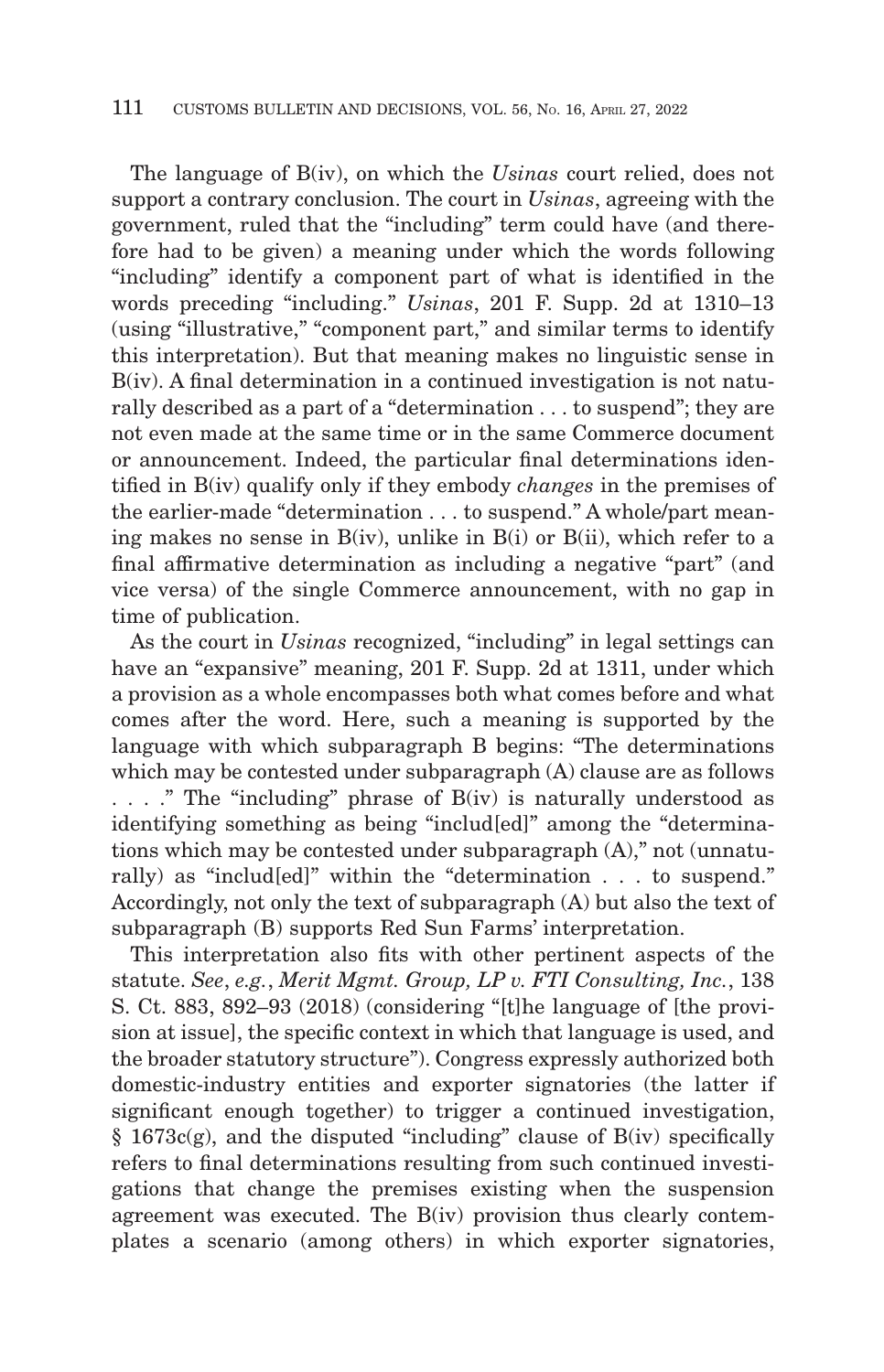The language of B(iv), on which the *Usinas* court relied, does not support a contrary conclusion. The court in *Usinas*, agreeing with the government, ruled that the "including" term could have (and therefore had to be given) a meaning under which the words following "including" identify a component part of what is identified in the words preceding "including." *Usinas*, 201 F. Supp. 2d at 1310–13 (using "illustrative," "component part," and similar terms to identify this interpretation). But that meaning makes no linguistic sense in B(iv). A final determination in a continued investigation is not naturally described as a part of a "determination . . . to suspend"; they are not even made at the same time or in the same Commerce document or announcement. Indeed, the particular final determinations identified in B(iv) qualify only if they embody *changes* in the premises of the earlier-made "determination . . . to suspend." A whole/part meaning makes no sense in B(iv), unlike in B(i) or B(ii), which refer to a final affirmative determination as including a negative "part" (and vice versa) of the single Commerce announcement, with no gap in time of publication.

As the court in *Usinas* recognized, "including" in legal settings can have an "expansive" meaning, 201 F. Supp. 2d at 1311, under which a provision as a whole encompasses both what comes before and what comes after the word. Here, such a meaning is supported by the language with which subparagraph B begins: "The determinations which may be contested under subparagraph (A) clause are as follows . . . ." The "including" phrase of B(iv) is naturally understood as identifying something as being "includ[ed]" among the "determinations which may be contested under subparagraph (A)," not (unnaturally) as "includ[ed]" within the "determination . . . to suspend." Accordingly, not only the text of subparagraph (A) but also the text of subparagraph (B) supports Red Sun Farms' interpretation.

This interpretation also fits with other pertinent aspects of the statute. *See*, *e.g.*, *Merit Mgmt. Group, LP v. FTI Consulting, Inc.*, 138 S. Ct. 883, 892–93 (2018) (considering "[t]he language of [the provision at issue], the specific context in which that language is used, and the broader statutory structure"). Congress expressly authorized both domestic-industry entities and exporter signatories (the latter if significant enough together) to trigger a continued investigation, § 1673c(g), and the disputed "including" clause of B(iv) specifically refers to final determinations resulting from such continued investigations that change the premises existing when the suspension agreement was executed. The B(iv) provision thus clearly contemplates a scenario (among others) in which exporter signatories,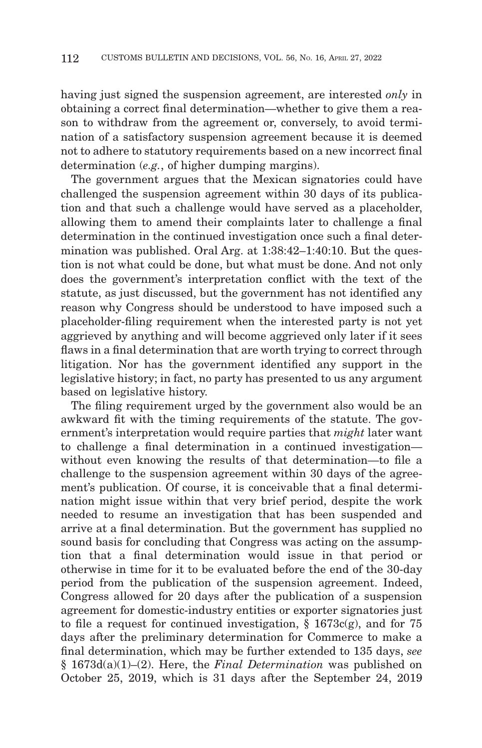having just signed the suspension agreement, are interested *only* in obtaining a correct final determination—whether to give them a reason to withdraw from the agreement or, conversely, to avoid termination of a satisfactory suspension agreement because it is deemed not to adhere to statutory requirements based on a new incorrect final determination (*e.g.*, of higher dumping margins).

The government argues that the Mexican signatories could have challenged the suspension agreement within 30 days of its publication and that such a challenge would have served as a placeholder, allowing them to amend their complaints later to challenge a final determination in the continued investigation once such a final determination was published. Oral Arg. at 1:38:42–1:40:10. But the question is not what could be done, but what must be done. And not only does the government's interpretation conflict with the text of the statute, as just discussed, but the government has not identified any reason why Congress should be understood to have imposed such a placeholder-filing requirement when the interested party is not yet aggrieved by anything and will become aggrieved only later if it sees flaws in a final determination that are worth trying to correct through litigation. Nor has the government identified any support in the legislative history; in fact, no party has presented to us any argument based on legislative history.

The filing requirement urged by the government also would be an awkward fit with the timing requirements of the statute. The government's interpretation would require parties that *might* later want to challenge a final determination in a continued investigation—without even knowing the results of that determination—to file a challenge to the suspension agreement within 30 days of the agreement's publication. Of course, it is conceivable that a final determination might issue within that very brief period, despite the work needed to resume an investigation that has been suspended and arrive at a final determination. But the government has supplied no sound basis for concluding that Congress was acting on the assumption that a final determination would issue in that period or otherwise in time for it to be evaluated before the end of the 30-day period from the publication of the suspension agreement. Indeed, Congress allowed for 20 days after the publication of a suspension agreement for domestic-industry entities or exporter signatories just to file a request for continued investigation, § 1673c(g), and for 75 days after the preliminary determination for Commerce to make a final determination, which may be further extended to 135 days, *see* § 1673d(a)(1)–(2). Here, the *Final Determination* was published on October 25, 2019, which is 31 days after the September 24, 2019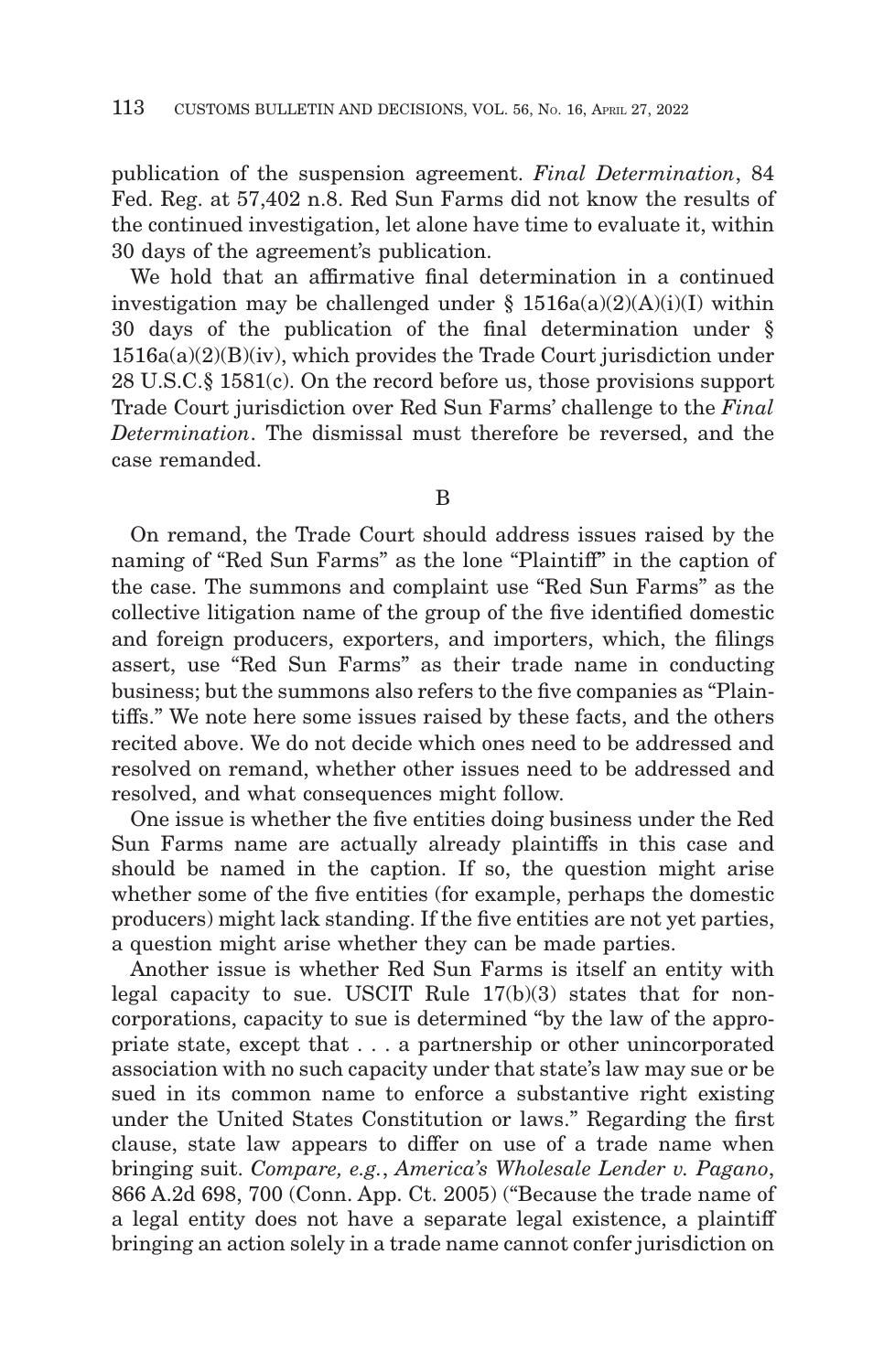publication of the suspension agreement. *Final Determination*, 84 Fed. Reg. at 57,402 n.8. Red Sun Farms did not know the results of the continued investigation, let alone have time to evaluate it, within 30 days of the agreement's publication.

We hold that an affirmative final determination in a continued investigation may be challenged under § 1516a(a)(2)(A)(i)(I) within 30 days of the publication of the final determination under § 1516a(a)(2)(B)(iv), which provides the Trade Court jurisdiction under 28 U.S.C.§ 1581(c). On the record before us, those provisions support Trade Court jurisdiction over Red Sun Farms' challenge to the *Final Determination*. The dismissal must therefore be reversed, and the case remanded.

B

On remand, the Trade Court should address issues raised by the naming of "Red Sun Farms" as the lone "Plaintiff" in the caption of the case. The summons and complaint use "Red Sun Farms" as the collective litigation name of the group of the five identified domestic and foreign producers, exporters, and importers, which, the filings assert, use "Red Sun Farms" as their trade name in conducting business; but the summons also refers to the five companies as "Plaintiffs." We note here some issues raised by these facts, and the others recited above. We do not decide which ones need to be addressed and resolved on remand, whether other issues need to be addressed and resolved, and what consequences might follow.

One issue is whether the five entities doing business under the Red Sun Farms name are actually already plaintiffs in this case and should be named in the caption. If so, the question might arise whether some of the five entities (for example, perhaps the domestic producers) might lack standing. If the five entities are not yet parties, a question might arise whether they can be made parties.

Another issue is whether Red Sun Farms is itself an entity with legal capacity to sue. USCIT Rule 17(b)(3) states that for non-corporations, capacity to sue is determined "by the law of the appropriate state, except that . . . a partnership or other unincorporated association with no such capacity under that state's law may sue or be sued in its common name to enforce a substantive right existing under the United States Constitution or laws." Regarding the first clause, state law appears to differ on use of a trade name when bringing suit. *Compare, e.g.*, *America's Wholesale Lender v. Pagano*, 866 A.2d 698, 700 (Conn. App. Ct. 2005) ("Because the trade name of a legal entity does not have a separate legal existence, a plaintiff bringing an action solely in a trade name cannot confer jurisdiction on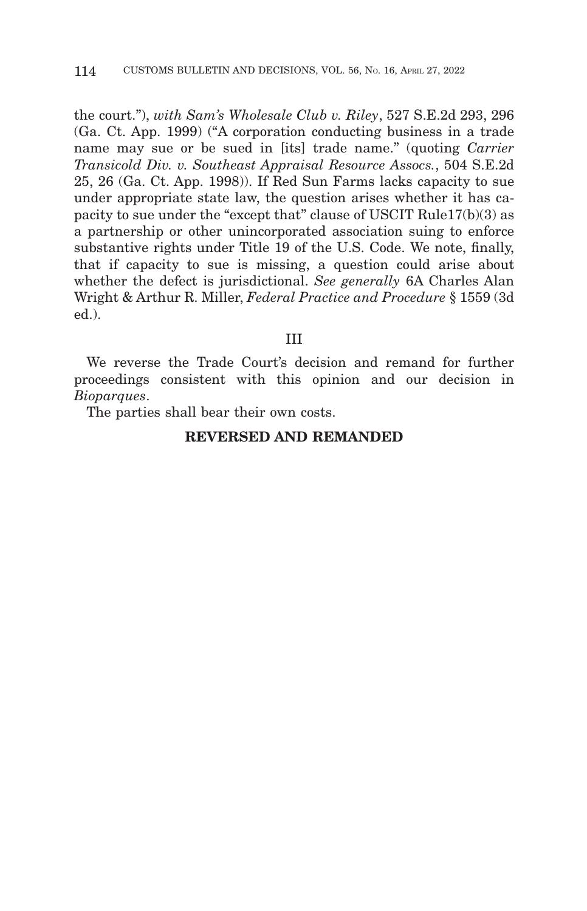the court."), *with Sam's Wholesale Club v. Riley*, 527 S.E.2d 293, 296 (Ga. Ct. App. 1999) ("A corporation conducting business in a trade name may sue or be sued in [its] trade name." (quoting *Carrier Transicold Div. v. Southeast Appraisal Resource Assocs.*, 504 S.E.2d 25, 26 (Ga. Ct. App. 1998)). If Red Sun Farms lacks capacity to sue under appropriate state law, the question arises whether it has capacity to sue under the "except that" clause of USCIT Rule17(b)(3) as a partnership or other unincorporated association suing to enforce substantive rights under Title 19 of the U.S. Code. We note, finally, that if capacity to sue is missing, a question could arise about whether the defect is jurisdictional. *See generally* 6A Charles Alan Wright & Arthur R. Miller, *Federal Practice and Procedure* § 1559 (3d ed.).

III

We reverse the Trade Court's decision and remand for further proceedings consistent with this opinion and our decision in *Bioparques*.

The parties shall bear their own costs.

**REVERSED AND REMANDED**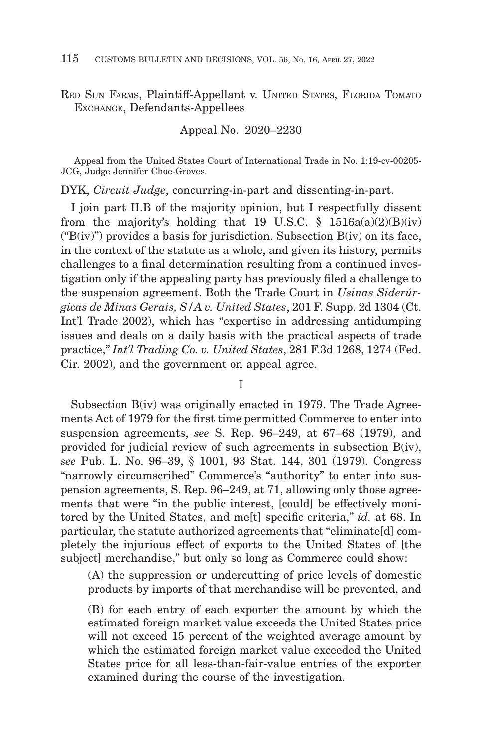RED SUN FARMS, Plaintiff-Appellant v. UNITED STATES, FLORIDA TOMATO EXCHANGE, Defendants-Appellees

Appeal No. 2020–2230

Appeal from the United States Court of International Trade in No. 1:19-cv-00205-JCG, Judge Jennifer Choe-Groves.

DYK, *Circuit Judge*, concurring-in-part and dissenting-in-part.

I join part II.B of the majority opinion, but I respectfully dissent from the majority's holding that 19 U.S.C. § 1516a(a)(2)(B)(iv) ("B(iv)") provides a basis for jurisdiction. Subsection B(iv) on its face, in the context of the statute as a whole, and given its history, permits challenges to a final determination resulting from a continued investigation only if the appealing party has previously filed a challenge to the suspension agreement. Both the Trade Court in *Usinas Siderúrgicas de Minas Gerais, S/A v. United States*, 201 F. Supp. 2d 1304 (Ct. Int'l Trade 2002), which has "expertise in addressing antidumping issues and deals on a daily basis with the practical aspects of trade practice," *Int'l Trading Co. v. United States*, 281 F.3d 1268, 1274 (Fed. Cir. 2002), and the government on appeal agree.

I

Subsection B(iv) was originally enacted in 1979. The Trade Agreements Act of 1979 for the first time permitted Commerce to enter into suspension agreements, *see* S. Rep. 96–249, at 67–68 (1979), and provided for judicial review of such agreements in subsection B(iv), *see* Pub. L. No. 96–39, § 1001, 93 Stat. 144, 301 (1979). Congress "narrowly circumscribed" Commerce's "authority" to enter into suspension agreements, S. Rep. 96–249, at 71, allowing only those agreements that were "in the public interest, [could] be effectively monitored by the United States, and me[t] specific criteria," *id.* at 68. In particular, the statute authorized agreements that "eliminate[d] completely the injurious effect of exports to the United States of [the subject] merchandise," but only so long as Commerce could show:

> (A) the suppression or undercutting of price levels of domestic products by imports of that merchandise will be prevented, and
>
> (B) for each entry of each exporter the amount by which the estimated foreign market value exceeds the United States price will not exceed 15 percent of the weighted average amount by which the estimated foreign market value exceeded the United States price for all less-than-fair-value entries of the exporter examined during the course of the investigation.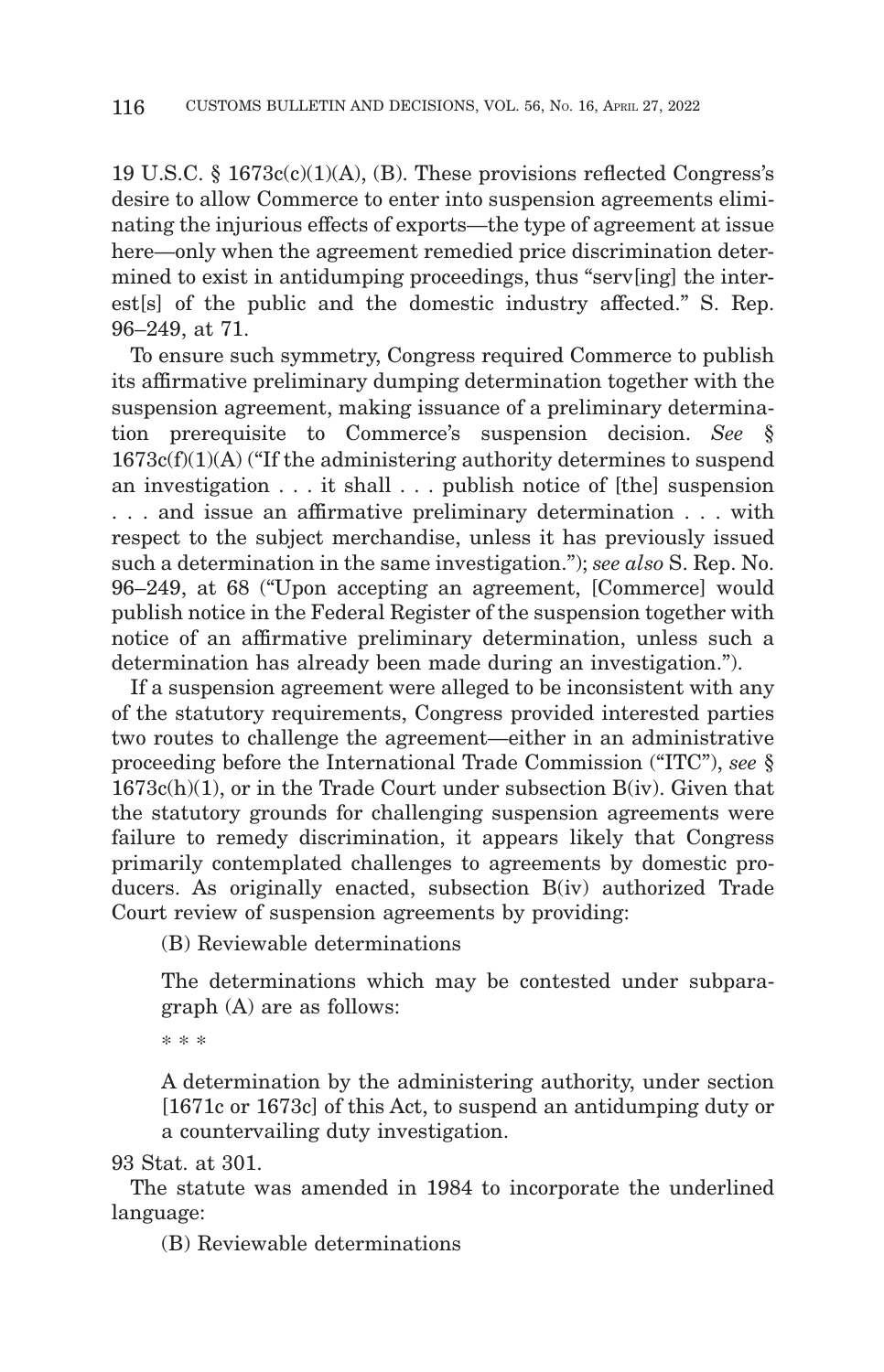19 U.S.C. § 1673c(c)(1)(A), (B). These provisions reflected Congress's desire to allow Commerce to enter into suspension agreements eliminating the injurious effects of exports—the type of agreement at issue here—only when the agreement remedied price discrimination determined to exist in antidumping proceedings, thus "serv[ing] the interest[s] of the public and the domestic industry affected." S. Rep. 96–249, at 71.

To ensure such symmetry, Congress required Commerce to publish its affirmative preliminary dumping determination together with the suspension agreement, making issuance of a preliminary determination prerequisite to Commerce's suspension decision. *See* § 1673c(f)(1)(A) ("If the administering authority determines to suspend an investigation . . . it shall . . . publish notice of [the] suspension . . . and issue an affirmative preliminary determination . . . with respect to the subject merchandise, unless it has previously issued such a determination in the same investigation."); *see also* S. Rep. No. 96–249, at 68 ("Upon accepting an agreement, [Commerce] would publish notice in the Federal Register of the suspension together with notice of an affirmative preliminary determination, unless such a determination has already been made during an investigation.").

If a suspension agreement were alleged to be inconsistent with any of the statutory requirements, Congress provided interested parties two routes to challenge the agreement—either in an administrative proceeding before the International Trade Commission ("ITC"), *see* § 1673c(h)(1), or in the Trade Court under subsection B(iv). Given that the statutory grounds for challenging suspension agreements were failure to remedy discrimination, it appears likely that Congress primarily contemplated challenges to agreements by domestic producers. As originally enacted, subsection B(iv) authorized Trade Court review of suspension agreements by providing:

> (B) Reviewable determinations
>
> The determinations which may be contested under subparagraph (A) are as follows:
>
> \* \* \*
>
> A determination by the administering authority, under section [1671c or 1673c] of this Act, to suspend an antidumping duty or a countervailing duty investigation.

93 Stat. at 301.

The statute was amended in 1984 to incorporate the underlined language:

> (B) Reviewable determinations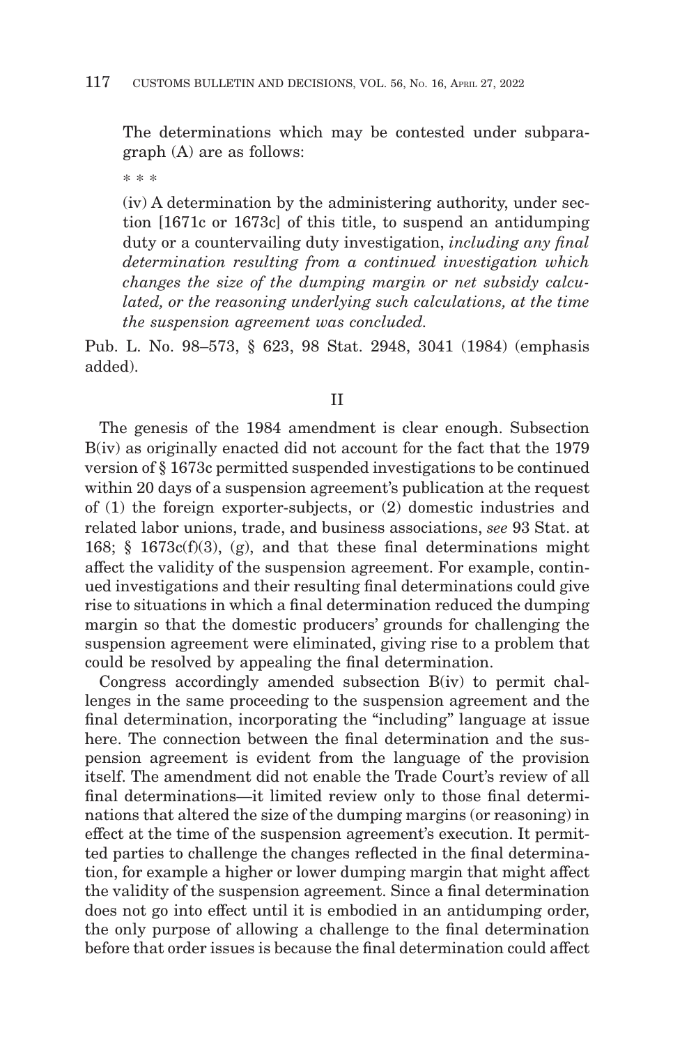The determinations which may be contested under subparagraph (A) are as follows:

* * *

(iv) A determination by the administering authority, under section [1671c or 1673c] of this title, to suspend an antidumping duty or a countervailing duty investigation, *including any final determination resulting from a continued investigation which changes the size of the dumping margin or net subsidy calculated, or the reasoning underlying such calculations, at the time the suspension agreement was concluded.*

Pub. L. No. 98–573, § 623, 98 Stat. 2948, 3041 (1984) (emphasis added).

II

The genesis of the 1984 amendment is clear enough. Subsection B(iv) as originally enacted did not account for the fact that the 1979 version of § 1673c permitted suspended investigations to be continued within 20 days of a suspension agreement's publication at the request of (1) the foreign exporter-subjects, or (2) domestic industries and related labor unions, trade, and business associations, *see* 93 Stat. at 168; § 1673c(f)(3), (g), and that these final determinations might affect the validity of the suspension agreement. For example, continued investigations and their resulting final determinations could give rise to situations in which a final determination reduced the dumping margin so that the domestic producers' grounds for challenging the suspension agreement were eliminated, giving rise to a problem that could be resolved by appealing the final determination.

Congress accordingly amended subsection B(iv) to permit challenges in the same proceeding to the suspension agreement and the final determination, incorporating the "including" language at issue here. The connection between the final determination and the suspension agreement is evident from the language of the provision itself. The amendment did not enable the Trade Court's review of all final determinations—it limited review only to those final determinations that altered the size of the dumping margins (or reasoning) in effect at the time of the suspension agreement's execution. It permitted parties to challenge the changes reflected in the final determination, for example a higher or lower dumping margin that might affect the validity of the suspension agreement. Since a final determination does not go into effect until it is embodied in an antidumping order, the only purpose of allowing a challenge to the final determination before that order issues is because the final determination could affect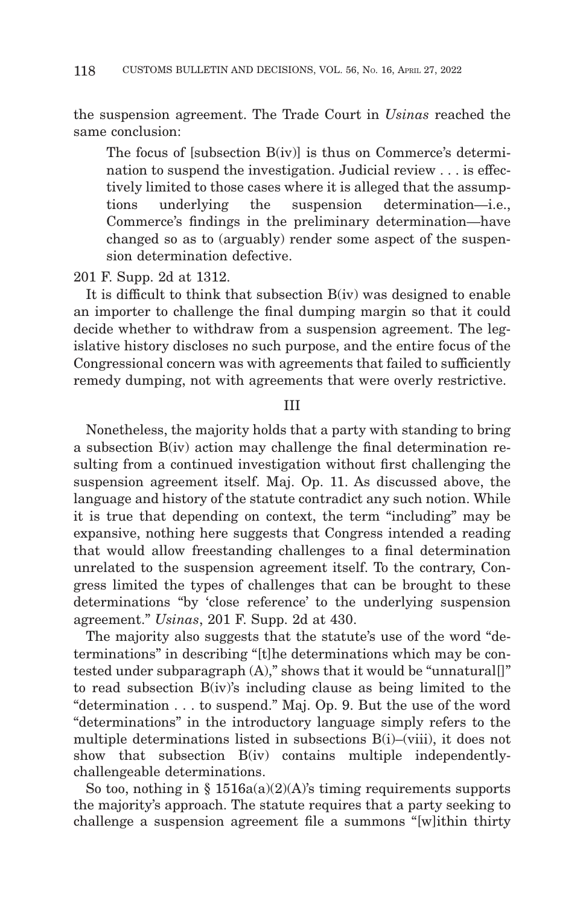the suspension agreement. The Trade Court in *Usinas* reached the same conclusion:

> The focus of [subsection B(iv)] is thus on Commerce's determination to suspend the investigation. Judicial review . . . is effectively limited to those cases where it is alleged that the assumptions underlying the suspension determination—i.e., Commerce's findings in the preliminary determination—have changed so as to (arguably) render some aspect of the suspension determination defective.

201 F. Supp. 2d at 1312.

It is difficult to think that subsection B(iv) was designed to enable an importer to challenge the final dumping margin so that it could decide whether to withdraw from a suspension agreement. The legislative history discloses no such purpose, and the entire focus of the Congressional concern was with agreements that failed to sufficiently remedy dumping, not with agreements that were overly restrictive.

## III

Nonetheless, the majority holds that a party with standing to bring a subsection B(iv) action may challenge the final determination resulting from a continued investigation without first challenging the suspension agreement itself. Maj. Op. 11. As discussed above, the language and history of the statute contradict any such notion. While it is true that depending on context, the term "including" may be expansive, nothing here suggests that Congress intended a reading that would allow freestanding challenges to a final determination unrelated to the suspension agreement itself. To the contrary, Congress limited the types of challenges that can be brought to these determinations "by 'close reference' to the underlying suspension agreement." *Usinas*, 201 F. Supp. 2d at 430.

The majority also suggests that the statute's use of the word "determinations" in describing "[t]he determinations which may be contested under subparagraph (A)," shows that it would be "unnatural[]" to read subsection B(iv)'s including clause as being limited to the "determination . . . to suspend." Maj. Op. 9. But the use of the word "determinations" in the introductory language simply refers to the multiple determinations listed in subsections B(i)–(viii), it does not show that subsection B(iv) contains multiple independently-challengeable determinations.

So too, nothing in § 1516a(a)(2)(A)'s timing requirements supports the majority's approach. The statute requires that a party seeking to challenge a suspension agreement file a summons "[w]ithin thirty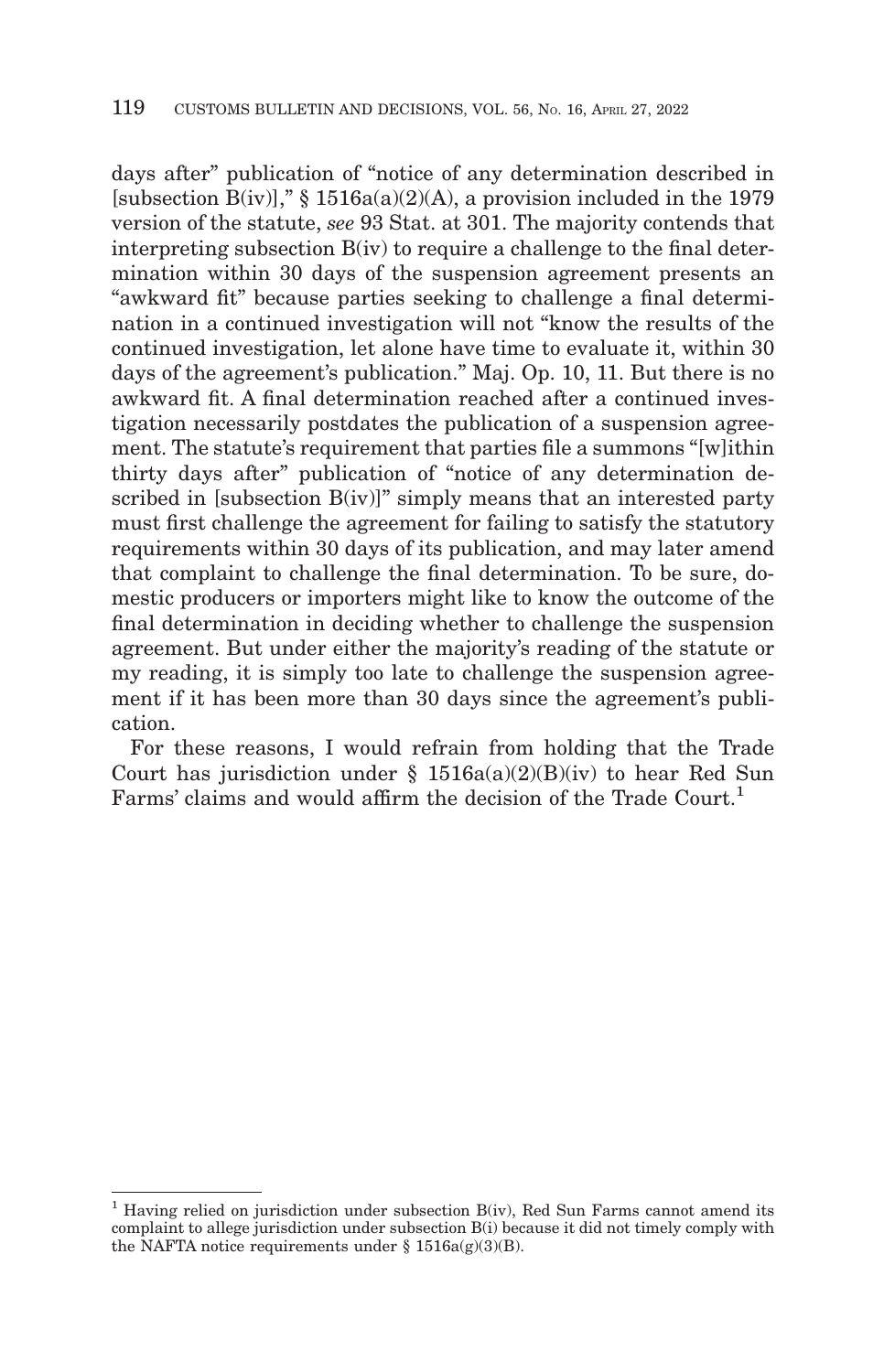days after" publication of "notice of any determination described in [subsection B(iv)]," § 1516a(a)(2)(A), a provision included in the 1979 version of the statute, *see* 93 Stat. at 301. The majority contends that interpreting subsection B(iv) to require a challenge to the final determination within 30 days of the suspension agreement presents an "awkward fit" because parties seeking to challenge a final determination in a continued investigation will not "know the results of the continued investigation, let alone have time to evaluate it, within 30 days of the agreement's publication." Maj. Op. 10, 11. But there is no awkward fit. A final determination reached after a continued investigation necessarily postdates the publication of a suspension agreement. The statute's requirement that parties file a summons "[w]ithin thirty days after" publication of "notice of any determination described in [subsection B(iv)]" simply means that an interested party must first challenge the agreement for failing to satisfy the statutory requirements within 30 days of its publication, and may later amend that complaint to challenge the final determination. To be sure, domestic producers or importers might like to know the outcome of the final determination in deciding whether to challenge the suspension agreement. But under either the majority's reading of the statute or my reading, it is simply too late to challenge the suspension agreement if it has been more than 30 days since the agreement's publication.

For these reasons, I would refrain from holding that the Trade Court has jurisdiction under § 1516a(a)(2)(B)(iv) to hear Red Sun Farms' claims and would affirm the decision of the Trade Court.[1]

[1] Having relied on jurisdiction under subsection B(iv), Red Sun Farms cannot amend its complaint to allege jurisdiction under subsection B(i) because it did not timely comply with the NAFTA notice requirements under § 1516a(g)(3)(B).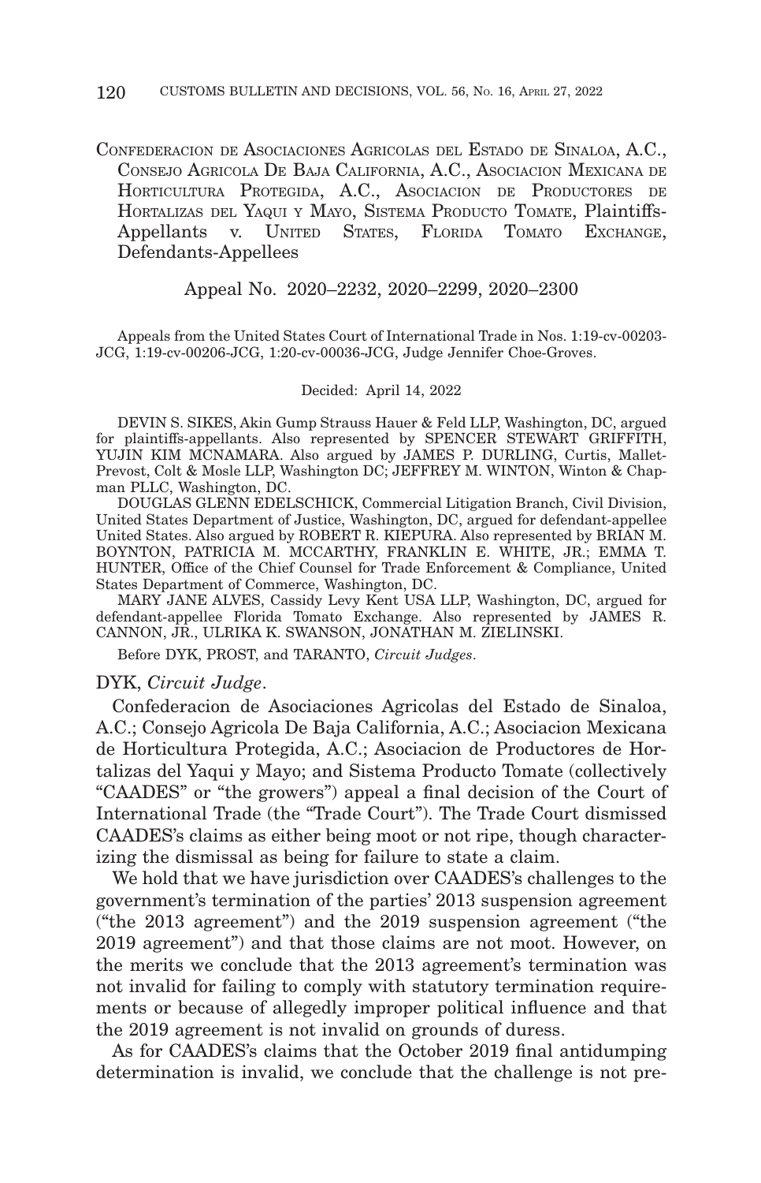CONFEDERACION DE ASOCIACIONES AGRICOLAS DEL ESTADO DE SINALOA, A.C., CONSEJO AGRICOLA DE BAJA CALIFORNIA, A.C., ASOCIACION MEXICANA DE HORTICULTURA PROTEGIDA, A.C., ASOCIACION DE PRODUCTORES DE HORTALIZAS DEL YAQUI Y MAYO, SISTEMA PRODUCTO TOMATE, Plaintiffs-Appellants v. UNITED STATES, FLORIDA TOMATO EXCHANGE, Defendants-Appellees

Appeal No. 2020–2232, 2020–2299, 2020–2300

Appeals from the United States Court of International Trade in Nos. 1:19-cv-00203-JCG, 1:19-cv-00206-JCG, 1:20-cv-00036-JCG, Judge Jennifer Choe-Groves.

Decided: April 14, 2022

DEVIN S. SIKES, Akin Gump Strauss Hauer & Feld LLP, Washington, DC, argued for plaintiffs-appellants. Also represented by SPENCER STEWART GRIFFITH, YUJIN KIM MCNAMARA. Also argued by JAMES P. DURLING, Curtis, Mallet-Prevost, Colt & Mosle LLP, Washington DC; JEFFREY M. WINTON, Winton & Chapman PLLC, Washington, DC.

DOUGLAS GLENN EDELSCHICK, Commercial Litigation Branch, Civil Division, United States Department of Justice, Washington, DC, argued for defendant-appellee United States. Also argued by ROBERT R. KIEPURA. Also represented by BRIAN M. BOYNTON, PATRICIA M. MCCARTHY, FRANKLIN E. WHITE, JR.; EMMA T. HUNTER, Office of the Chief Counsel for Trade Enforcement & Compliance, United States Department of Commerce, Washington, DC.

MARY JANE ALVES, Cassidy Levy Kent USA LLP, Washington, DC, argued for defendant-appellee Florida Tomato Exchange. Also represented by JAMES R. CANNON, JR., ULRIKA K. SWANSON, JONATHAN M. ZIELINSKI.

Before DYK, PROST, and TARANTO, *Circuit Judges*.

DYK, *Circuit Judge*.

Confederacion de Asociaciones Agricolas del Estado de Sinaloa, A.C.; Consejo Agricola De Baja California, A.C.; Asociacion Mexicana de Horticultura Protegida, A.C.; Asociacion de Productores de Hortalizas del Yaqui y Mayo; and Sistema Producto Tomate (collectively "CAADES" or "the growers") appeal a final decision of the Court of International Trade (the "Trade Court"). The Trade Court dismissed CAADES's claims as either being moot or not ripe, though characterizing the dismissal as being for failure to state a claim.

We hold that we have jurisdiction over CAADES's challenges to the government's termination of the parties' 2013 suspension agreement ("the 2013 agreement") and the 2019 suspension agreement ("the 2019 agreement") and that those claims are not moot. However, on the merits we conclude that the 2013 agreement's termination was not invalid for failing to comply with statutory termination requirements or because of allegedly improper political influence and that the 2019 agreement is not invalid on grounds of duress.

As for CAADES's claims that the October 2019 final antidumping determination is invalid, we conclude that the challenge is not pre-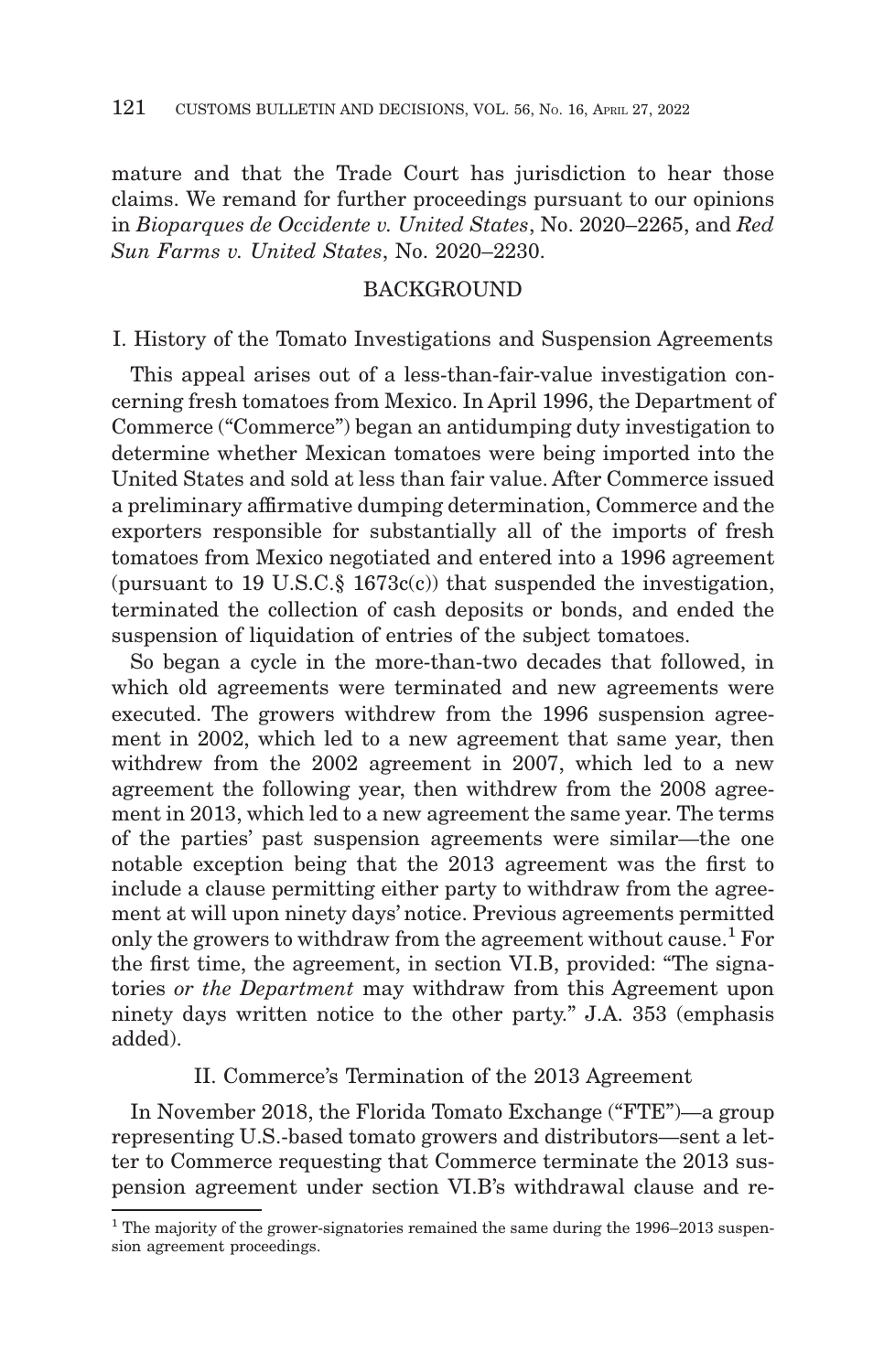mature and that the Trade Court has jurisdiction to hear those claims. We remand for further proceedings pursuant to our opinions in *Bioparques de Occidente v. United States*, No. 2020–2265, and *Red Sun Farms v. United States*, No. 2020–2230.

## BACKGROUND

### I. History of the Tomato Investigations and Suspension Agreements

This appeal arises out of a less-than-fair-value investigation concerning fresh tomatoes from Mexico. In April 1996, the Department of Commerce ("Commerce") began an antidumping duty investigation to determine whether Mexican tomatoes were being imported into the United States and sold at less than fair value. After Commerce issued a preliminary affirmative dumping determination, Commerce and the exporters responsible for substantially all of the imports of fresh tomatoes from Mexico negotiated and entered into a 1996 agreement (pursuant to 19 U.S.C.§ 1673c(c)) that suspended the investigation, terminated the collection of cash deposits or bonds, and ended the suspension of liquidation of entries of the subject tomatoes.

So began a cycle in the more-than-two decades that followed, in which old agreements were terminated and new agreements were executed. The growers withdrew from the 1996 suspension agreement in 2002, which led to a new agreement that same year, then withdrew from the 2002 agreement in 2007, which led to a new agreement the following year, then withdrew from the 2008 agreement in 2013, which led to a new agreement the same year. The terms of the parties' past suspension agreements were similar—the one notable exception being that the 2013 agreement was the first to include a clause permitting either party to withdraw from the agreement at will upon ninety days' notice. Previous agreements permitted only the growers to withdraw from the agreement without cause.[1] For the first time, the agreement, in section VI.B, provided: "The signatories *or the Department* may withdraw from this Agreement upon ninety days written notice to the other party." J.A. 353 (emphasis added).

### II. Commerce's Termination of the 2013 Agreement

In November 2018, the Florida Tomato Exchange ("FTE")—a group representing U.S.-based tomato growers and distributors—sent a letter to Commerce requesting that Commerce terminate the 2013 suspension agreement under section VI.B's withdrawal clause and re-

[1] The majority of the grower-signatories remained the same during the 1996–2013 suspension agreement proceedings.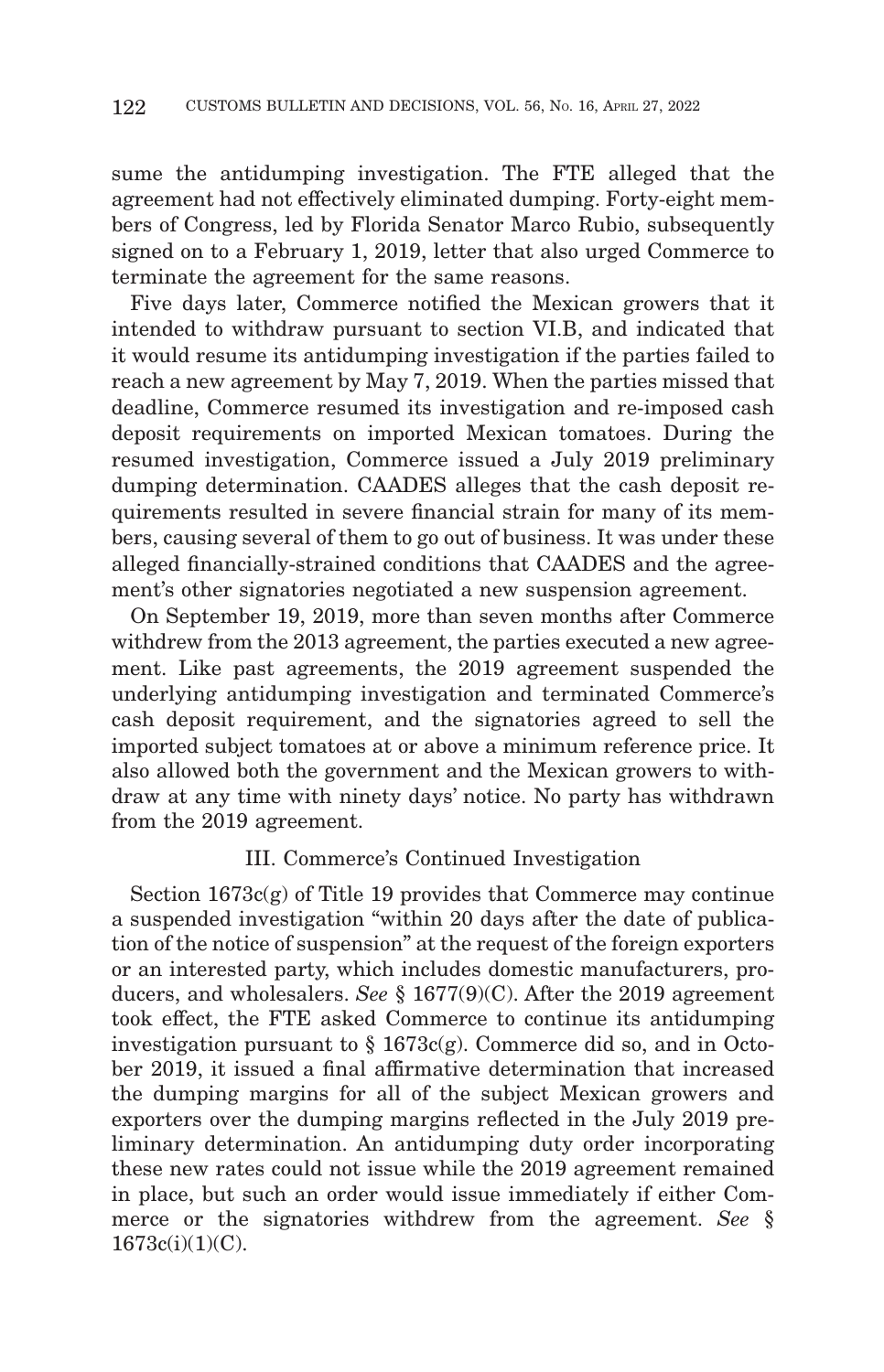sume the antidumping investigation. The FTE alleged that the agreement had not effectively eliminated dumping. Forty-eight members of Congress, led by Florida Senator Marco Rubio, subsequently signed on to a February 1, 2019, letter that also urged Commerce to terminate the agreement for the same reasons.

Five days later, Commerce notified the Mexican growers that it intended to withdraw pursuant to section VI.B, and indicated that it would resume its antidumping investigation if the parties failed to reach a new agreement by May 7, 2019. When the parties missed that deadline, Commerce resumed its investigation and re-imposed cash deposit requirements on imported Mexican tomatoes. During the resumed investigation, Commerce issued a July 2019 preliminary dumping determination. CAADES alleges that the cash deposit requirements resulted in severe financial strain for many of its members, causing several of them to go out of business. It was under these alleged financially-strained conditions that CAADES and the agreement's other signatories negotiated a new suspension agreement.

On September 19, 2019, more than seven months after Commerce withdrew from the 2013 agreement, the parties executed a new agreement. Like past agreements, the 2019 agreement suspended the underlying antidumping investigation and terminated Commerce's cash deposit requirement, and the signatories agreed to sell the imported subject tomatoes at or above a minimum reference price. It also allowed both the government and the Mexican growers to withdraw at any time with ninety days' notice. No party has withdrawn from the 2019 agreement.

### III. Commerce's Continued Investigation

Section 1673c(g) of Title 19 provides that Commerce may continue a suspended investigation "within 20 days after the date of publication of the notice of suspension" at the request of the foreign exporters or an interested party, which includes domestic manufacturers, producers, and wholesalers. *See* § 1677(9)(C). After the 2019 agreement took effect, the FTE asked Commerce to continue its antidumping investigation pursuant to § 1673c(g). Commerce did so, and in October 2019, it issued a final affirmative determination that increased the dumping margins for all of the subject Mexican growers and exporters over the dumping margins reflected in the July 2019 preliminary determination. An antidumping duty order incorporating these new rates could not issue while the 2019 agreement remained in place, but such an order would issue immediately if either Commerce or the signatories withdrew from the agreement. *See* § 1673c(i)(1)(C).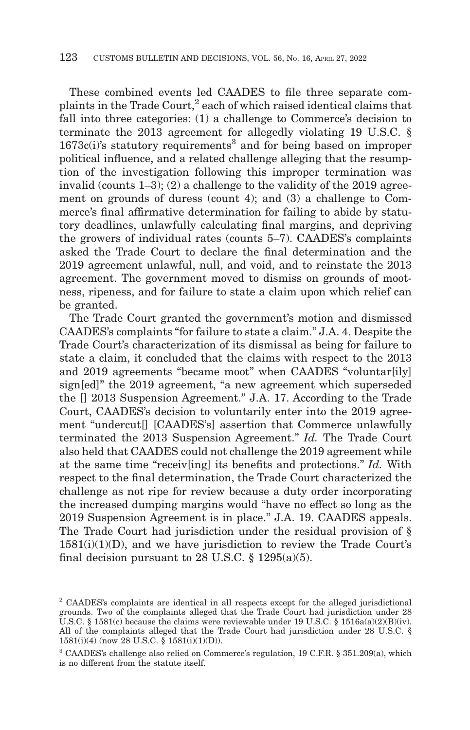These combined events led CAADES to file three separate complaints in the Trade Court,[2] each of which raised identical claims that fall into three categories: (1) a challenge to Commerce's decision to terminate the 2013 agreement for allegedly violating 19 U.S.C. § 1673c(i)'s statutory requirements[3] and for being based on improper political influence, and a related challenge alleging that the resumption of the investigation following this improper termination was invalid (counts 1–3); (2) a challenge to the validity of the 2019 agreement on grounds of duress (count 4); and (3) a challenge to Commerce's final affirmative determination for failing to abide by statutory deadlines, unlawfully calculating final margins, and depriving the growers of individual rates (counts 5–7). CAADES's complaints asked the Trade Court to declare the final determination and the 2019 agreement unlawful, null, and void, and to reinstate the 2013 agreement. The government moved to dismiss on grounds of mootness, ripeness, and for failure to state a claim upon which relief can be granted.

The Trade Court granted the government's motion and dismissed CAADES's complaints "for failure to state a claim." J.A. 4. Despite the Trade Court's characterization of its dismissal as being for failure to state a claim, it concluded that the claims with respect to the 2013 and 2019 agreements "became moot" when CAADES "voluntar[ily] sign[ed]" the 2019 agreement, "a new agreement which superseded the [] 2013 Suspension Agreement." J.A. 17. According to the Trade Court, CAADES's decision to voluntarily enter into the 2019 agreement "undercut[] [CAADES's] assertion that Commerce unlawfully terminated the 2013 Suspension Agreement." *Id.* The Trade Court also held that CAADES could not challenge the 2019 agreement while at the same time "receiv[ing] its benefits and protections." *Id.* With respect to the final determination, the Trade Court characterized the challenge as not ripe for review because a duty order incorporating the increased dumping margins would "have no effect so long as the 2019 Suspension Agreement is in place." J.A. 19. CAADES appeals. The Trade Court had jurisdiction under the residual provision of § 1581(i)(1)(D), and we have jurisdiction to review the Trade Court's final decision pursuant to 28 U.S.C. § 1295(a)(5).

---

[2] CAADES's complaints are identical in all respects except for the alleged jurisdictional grounds. Two of the complaints alleged that the Trade Court had jurisdiction under 28 U.S.C. § 1581(c) because the claims were reviewable under 19 U.S.C. § 1516a(a)(2)(B)(iv). All of the complaints alleged that the Trade Court had jurisdiction under 28 U.S.C. § 1581(i)(4) (now 28 U.S.C. § 1581(i)(1)(D)).

[3] CAADES's challenge also relied on Commerce's regulation, 19 C.F.R. § 351.209(a), which is no different from the statute itself.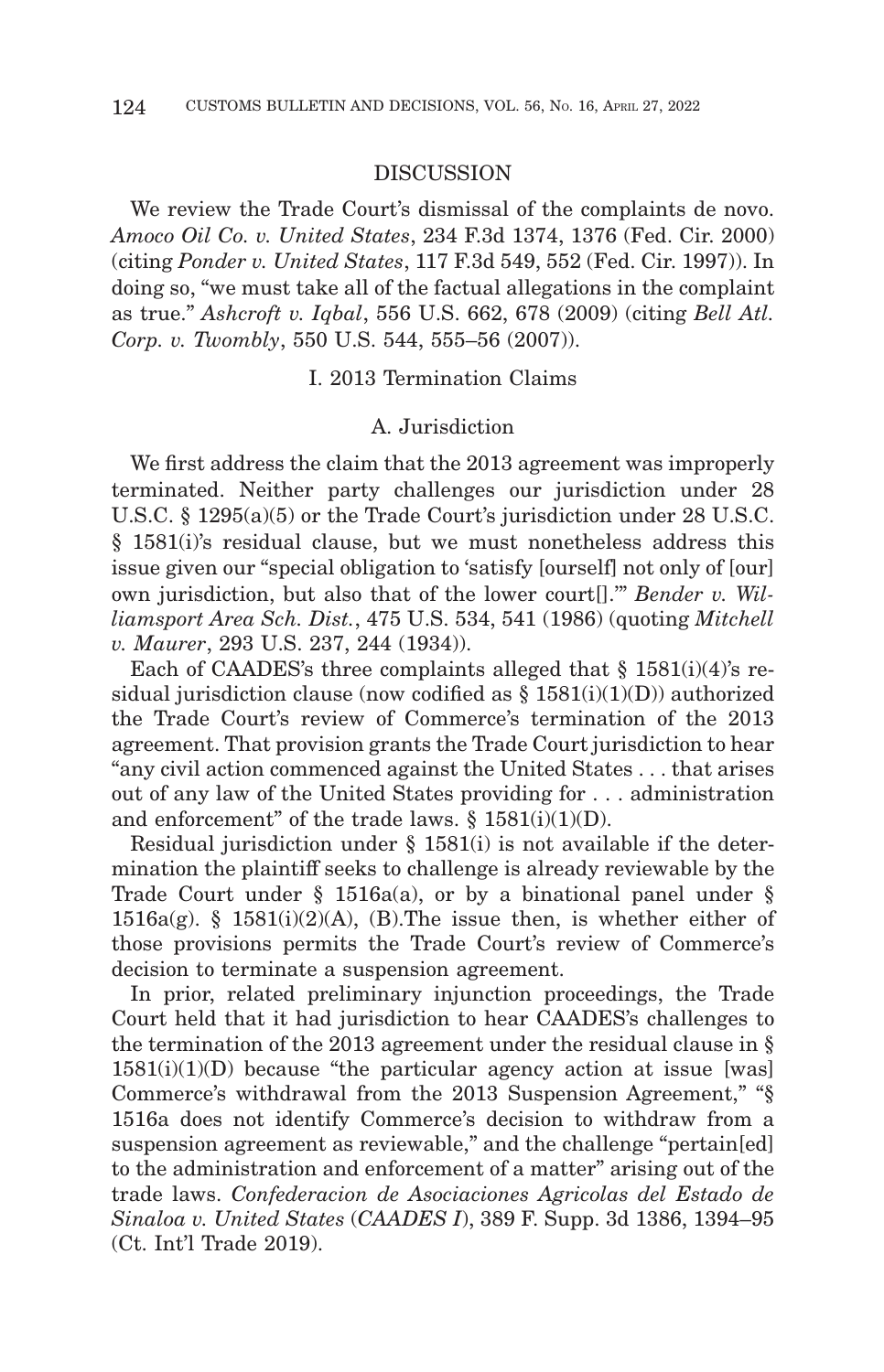## DISCUSSION

We review the Trade Court's dismissal of the complaints de novo. *Amoco Oil Co. v. United States*, 234 F.3d 1374, 1376 (Fed. Cir. 2000) (citing *Ponder v. United States*, 117 F.3d 549, 552 (Fed. Cir. 1997)). In doing so, "we must take all of the factual allegations in the complaint as true." *Ashcroft v. Iqbal*, 556 U.S. 662, 678 (2009) (citing *Bell Atl. Corp. v. Twombly*, 550 U.S. 544, 555–56 (2007)).

### I. 2013 Termination Claims

#### A. Jurisdiction

We first address the claim that the 2013 agreement was improperly terminated. Neither party challenges our jurisdiction under 28 U.S.C. § 1295(a)(5) or the Trade Court's jurisdiction under 28 U.S.C. § 1581(i)'s residual clause, but we must nonetheless address this issue given our "special obligation to 'satisfy [ourself] not only of [our] own jurisdiction, but also that of the lower court[].'" *Bender v. Williamsport Area Sch. Dist.*, 475 U.S. 534, 541 (1986) (quoting *Mitchell v. Maurer*, 293 U.S. 237, 244 (1934)).

Each of CAADES's three complaints alleged that § 1581(i)(4)'s residual jurisdiction clause (now codified as § 1581(i)(1)(D)) authorized the Trade Court's review of Commerce's termination of the 2013 agreement. That provision grants the Trade Court jurisdiction to hear "any civil action commenced against the United States . . . that arises out of any law of the United States providing for . . . administration and enforcement" of the trade laws. § 1581(i)(1)(D).

Residual jurisdiction under § 1581(i) is not available if the determination the plaintiff seeks to challenge is already reviewable by the Trade Court under § 1516a(a), or by a binational panel under § 1516a(g). § 1581(i)(2)(A), (B).The issue then, is whether either of those provisions permits the Trade Court's review of Commerce's decision to terminate a suspension agreement.

In prior, related preliminary injunction proceedings, the Trade Court held that it had jurisdiction to hear CAADES's challenges to the termination of the 2013 agreement under the residual clause in § 1581(i)(1)(D) because "the particular agency action at issue [was] Commerce's withdrawal from the 2013 Suspension Agreement," "§ 1516a does not identify Commerce's decision to withdraw from a suspension agreement as reviewable," and the challenge "pertain[ed] to the administration and enforcement of a matter" arising out of the trade laws. *Confederacion de Asociaciones Agricolas del Estado de Sinaloa v. United States* (*CAADES I*), 389 F. Supp. 3d 1386, 1394–95 (Ct. Int'l Trade 2019).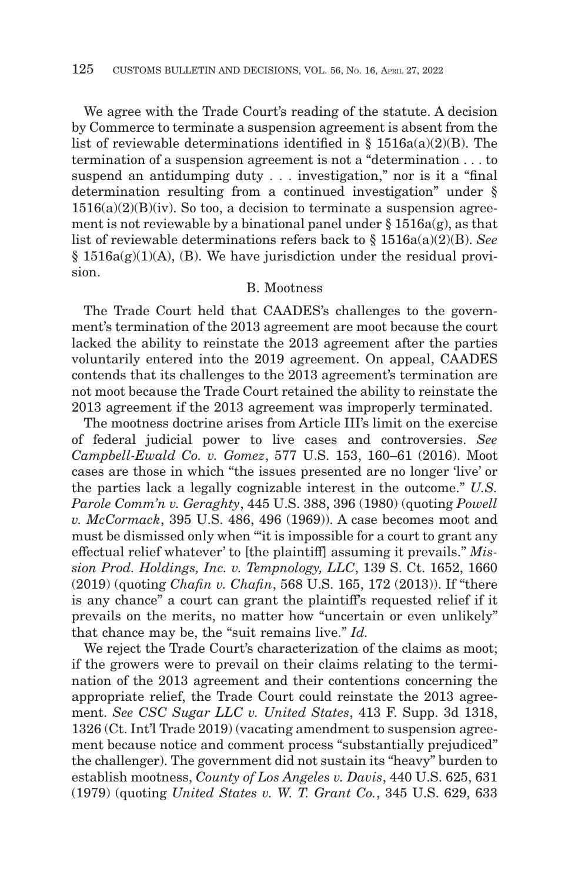We agree with the Trade Court's reading of the statute. A decision by Commerce to terminate a suspension agreement is absent from the list of reviewable determinations identified in § 1516a(a)(2)(B). The termination of a suspension agreement is not a "determination . . . to suspend an antidumping duty . . . investigation," nor is it a "final determination resulting from a continued investigation" under § 1516(a)(2)(B)(iv). So too, a decision to terminate a suspension agreement is not reviewable by a binational panel under § 1516a(g), as that list of reviewable determinations refers back to § 1516a(a)(2)(B). *See* § 1516a(g)(1)(A), (B). We have jurisdiction under the residual provision.

B. Mootness

The Trade Court held that CAADES's challenges to the government's termination of the 2013 agreement are moot because the court lacked the ability to reinstate the 2013 agreement after the parties voluntarily entered into the 2019 agreement. On appeal, CAADES contends that its challenges to the 2013 agreement's termination are not moot because the Trade Court retained the ability to reinstate the 2013 agreement if the 2013 agreement was improperly terminated.

The mootness doctrine arises from Article III's limit on the exercise of federal judicial power to live cases and controversies. *See Campbell-Ewald Co. v. Gomez*, 577 U.S. 153, 160–61 (2016). Moot cases are those in which "the issues presented are no longer 'live' or the parties lack a legally cognizable interest in the outcome." *U.S. Parole Comm'n v. Geraghty*, 445 U.S. 388, 396 (1980) (quoting *Powell v. McCormack*, 395 U.S. 486, 496 (1969)). A case becomes moot and must be dismissed only when "'it is impossible for a court to grant any effectual relief whatever' to [the plaintiff] assuming it prevails." *Mission Prod. Holdings, Inc. v. Tempnology, LLC*, 139 S. Ct. 1652, 1660 (2019) (quoting *Chafin v. Chafin*, 568 U.S. 165, 172 (2013)). If "there is any chance" a court can grant the plaintiff's requested relief if it prevails on the merits, no matter how "uncertain or even unlikely" that chance may be, the "suit remains live." *Id.*

We reject the Trade Court's characterization of the claims as moot; if the growers were to prevail on their claims relating to the termination of the 2013 agreement and their contentions concerning the appropriate relief, the Trade Court could reinstate the 2013 agreement. *See CSC Sugar LLC v. United States*, 413 F. Supp. 3d 1318, 1326 (Ct. Int'l Trade 2019) (vacating amendment to suspension agreement because notice and comment process "substantially prejudiced" the challenger). The government did not sustain its "heavy" burden to establish mootness, *County of Los Angeles v. Davis*, 440 U.S. 625, 631 (1979) (quoting *United States v. W. T. Grant Co.*, 345 U.S. 629, 633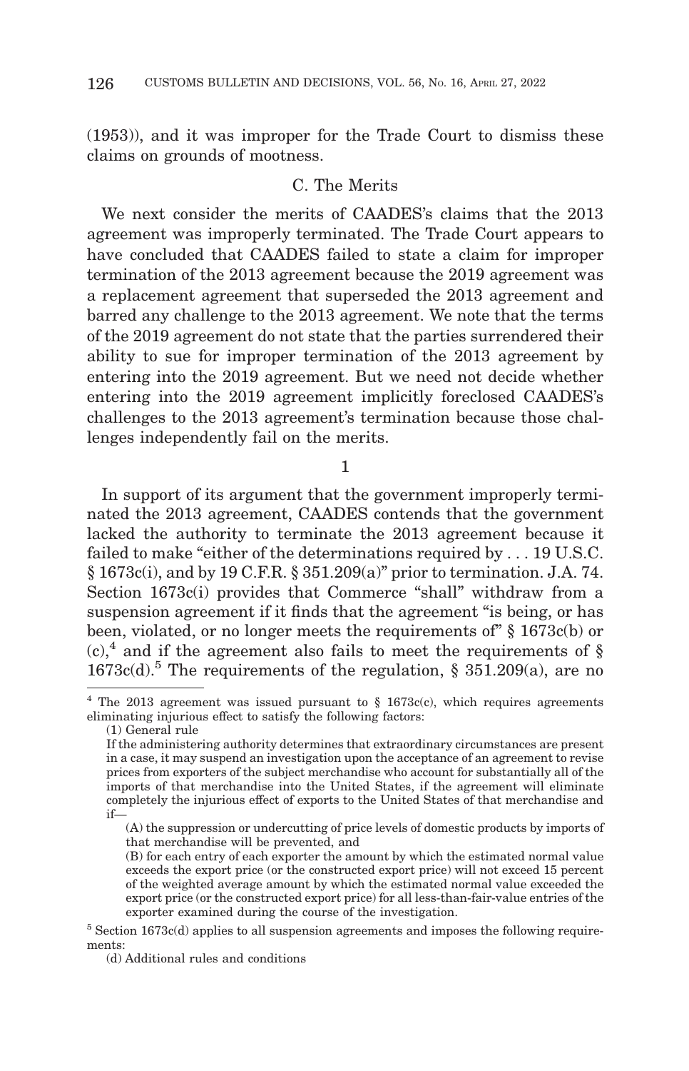(1953)), and it was improper for the Trade Court to dismiss these claims on grounds of mootness.

### C. The Merits

We next consider the merits of CAADES's claims that the 2013 agreement was improperly terminated. The Trade Court appears to have concluded that CAADES failed to state a claim for improper termination of the 2013 agreement because the 2019 agreement was a replacement agreement that superseded the 2013 agreement and barred any challenge to the 2013 agreement. We note that the terms of the 2019 agreement do not state that the parties surrendered their ability to sue for improper termination of the 2013 agreement by entering into the 2019 agreement. But we need not decide whether entering into the 2019 agreement implicitly foreclosed CAADES's challenges to the 2013 agreement's termination because those challenges independently fail on the merits.

1

In support of its argument that the government improperly terminated the 2013 agreement, CAADES contends that the government lacked the authority to terminate the 2013 agreement because it failed to make "either of the determinations required by . . . 19 U.S.C. § 1673c(i), and by 19 C.F.R. § 351.209(a)" prior to termination. J.A. 74. Section 1673c(i) provides that Commerce "shall" withdraw from a suspension agreement if it finds that the agreement "is being, or has been, violated, or no longer meets the requirements of" § 1673c(b) or (c),[4] and if the agreement also fails to meet the requirements of § 1673c(d).[5] The requirements of the regulation, § 351.209(a), are no

---

[4] The 2013 agreement was issued pursuant to § 1673c(c), which requires agreements eliminating injurious effect to satisfy the following factors:

(1) General rule

If the administering authority determines that extraordinary circumstances are present in a case, it may suspend an investigation upon the acceptance of an agreement to revise prices from exporters of the subject merchandise who account for substantially all of the imports of that merchandise into the United States, if the agreement will eliminate completely the injurious effect of exports to the United States of that merchandise and if—

> (A) the suppression or undercutting of price levels of domestic products by imports of that merchandise will be prevented, and
>
> (B) for each entry of each exporter the amount by which the estimated normal value exceeds the export price (or the constructed export price) will not exceed 15 percent of the weighted average amount by which the estimated normal value exceeded the export price (or the constructed export price) for all less-than-fair-value entries of the exporter examined during the course of the investigation.

[5] Section 1673c(d) applies to all suspension agreements and imposes the following requirements:

(d) Additional rules and conditions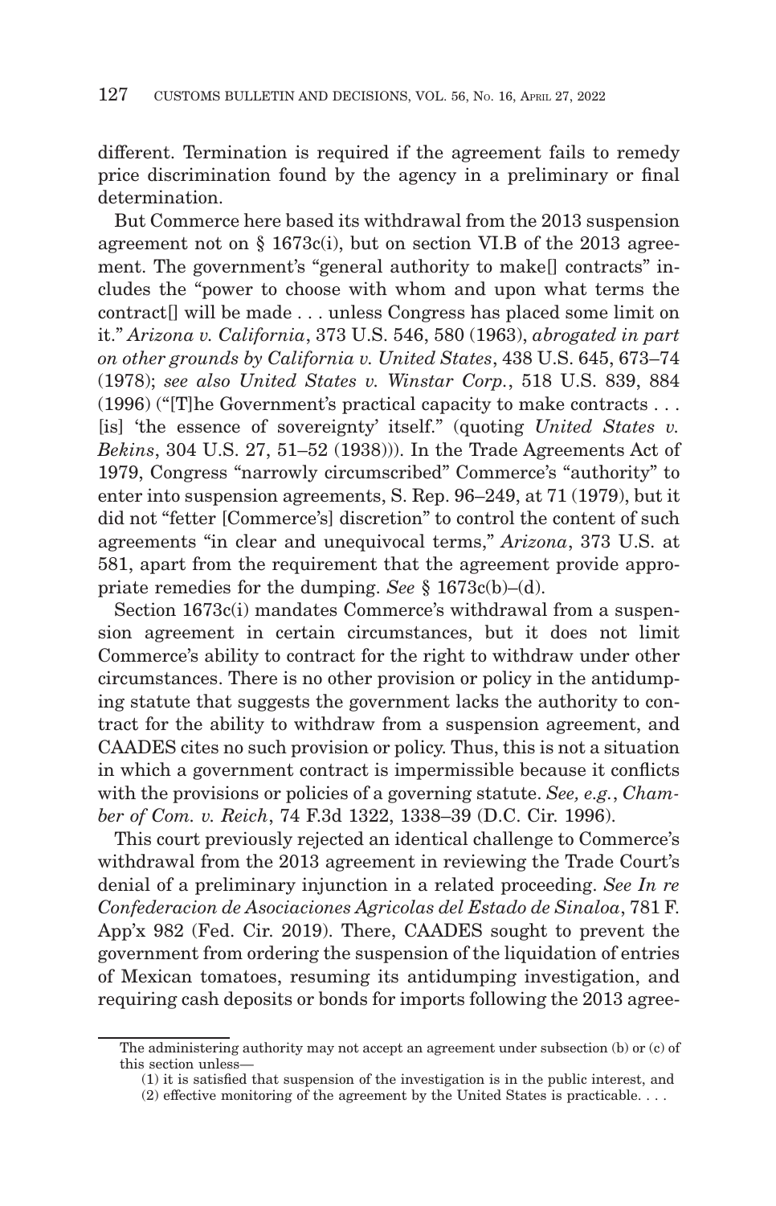different. Termination is required if the agreement fails to remedy price discrimination found by the agency in a preliminary or final determination.

But Commerce here based its withdrawal from the 2013 suspension agreement not on § 1673c(i), but on section VI.B of the 2013 agreement. The government's "general authority to make[] contracts" includes the "power to choose with whom and upon what terms the contract[] will be made . . . unless Congress has placed some limit on it." *Arizona v. California*, 373 U.S. 546, 580 (1963), *abrogated in part on other grounds by California v. United States*, 438 U.S. 645, 673–74 (1978); *see also United States v. Winstar Corp.*, 518 U.S. 839, 884 (1996) ("[T]he Government's practical capacity to make contracts . . . [is] 'the essence of sovereignty' itself." (quoting *United States v. Bekins*, 304 U.S. 27, 51–52 (1938))). In the Trade Agreements Act of 1979, Congress "narrowly circumscribed" Commerce's "authority" to enter into suspension agreements, S. Rep. 96–249, at 71 (1979), but it did not "fetter [Commerce's] discretion" to control the content of such agreements "in clear and unequivocal terms," *Arizona*, 373 U.S. at 581, apart from the requirement that the agreement provide appropriate remedies for the dumping. *See* § 1673c(b)–(d).

Section 1673c(i) mandates Commerce's withdrawal from a suspension agreement in certain circumstances, but it does not limit Commerce's ability to contract for the right to withdraw under other circumstances. There is no other provision or policy in the antidumping statute that suggests the government lacks the authority to contract for the ability to withdraw from a suspension agreement, and CAADES cites no such provision or policy. Thus, this is not a situation in which a government contract is impermissible because it conflicts with the provisions or policies of a governing statute. *See, e.g.*, *Chamber of Com. v. Reich*, 74 F.3d 1322, 1338–39 (D.C. Cir. 1996).

This court previously rejected an identical challenge to Commerce's withdrawal from the 2013 agreement in reviewing the Trade Court's denial of a preliminary injunction in a related proceeding. *See In re Confederacion de Asociaciones Agricolas del Estado de Sinaloa*, 781 F. App'x 982 (Fed. Cir. 2019). There, CAADES sought to prevent the government from ordering the suspension of the liquidation of entries of Mexican tomatoes, resuming its antidumping investigation, and requiring cash deposits or bonds for imports following the 2013 agree-

---

The administering authority may not accept an agreement under subsection (b) or (c) of this section unless—

(1) it is satisfied that suspension of the investigation is in the public interest, and

(2) effective monitoring of the agreement by the United States is practicable. . . .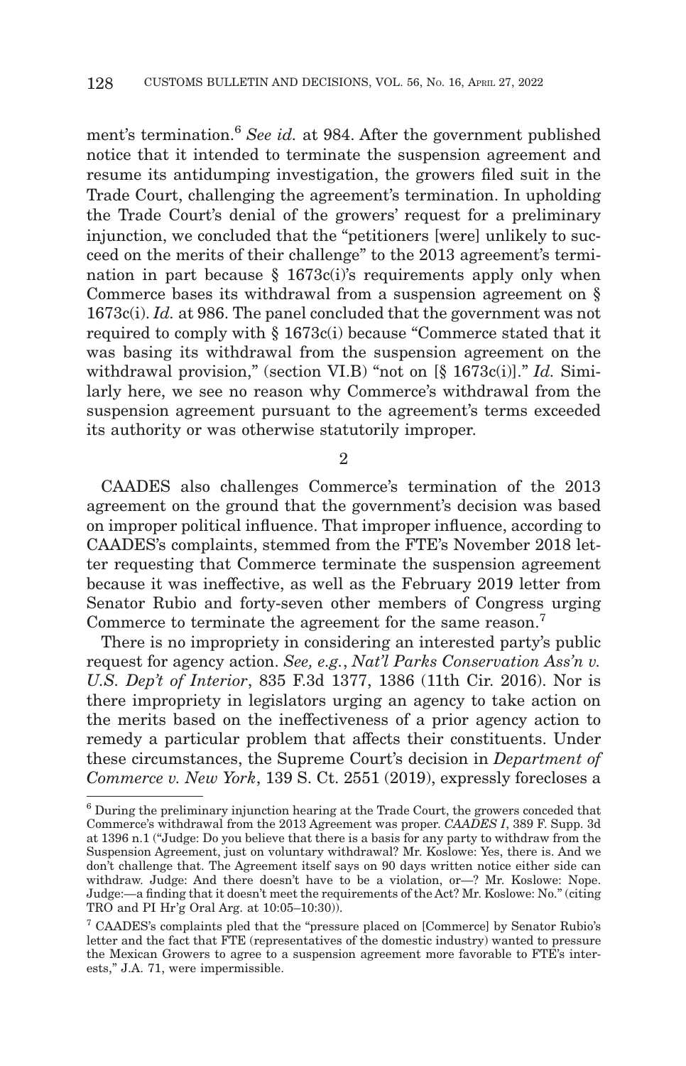ment's termination.[6] *See id.* at 984. After the government published notice that it intended to terminate the suspension agreement and resume its antidumping investigation, the growers filed suit in the Trade Court, challenging the agreement's termination. In upholding the Trade Court's denial of the growers' request for a preliminary injunction, we concluded that the "petitioners [were] unlikely to succeed on the merits of their challenge" to the 2013 agreement's termination in part because § 1673c(i)'s requirements apply only when Commerce bases its withdrawal from a suspension agreement on § 1673c(i). *Id.* at 986. The panel concluded that the government was not required to comply with § 1673c(i) because "Commerce stated that it was basing its withdrawal from the suspension agreement on the withdrawal provision," (section VI.B) "not on [§ 1673c(i)]." *Id.* Similarly here, we see no reason why Commerce's withdrawal from the suspension agreement pursuant to the agreement's terms exceeded its authority or was otherwise statutorily improper.

2

CAADES also challenges Commerce's termination of the 2013 agreement on the ground that the government's decision was based on improper political influence. That improper influence, according to CAADES's complaints, stemmed from the FTE's November 2018 letter requesting that Commerce terminate the suspension agreement because it was ineffective, as well as the February 2019 letter from Senator Rubio and forty-seven other members of Congress urging Commerce to terminate the agreement for the same reason.[7]

There is no impropriety in considering an interested party's public request for agency action. *See, e.g.*, *Nat'l Parks Conservation Ass'n v. U.S. Dep't of Interior*, 835 F.3d 1377, 1386 (11th Cir. 2016). Nor is there impropriety in legislators urging an agency to take action on the merits based on the ineffectiveness of a prior agency action to remedy a particular problem that affects their constituents. Under these circumstances, the Supreme Court's decision in *Department of Commerce v. New York*, 139 S. Ct. 2551 (2019), expressly forecloses a

---

[6] During the preliminary injunction hearing at the Trade Court, the growers conceded that Commerce's withdrawal from the 2013 Agreement was proper. *CAADES I*, 389 F. Supp. 3d at 1396 n.1 ("Judge: Do you believe that there is a basis for any party to withdraw from the Suspension Agreement, just on voluntary withdrawal? Mr. Koslowe: Yes, there is. And we don't challenge that. The Agreement itself says on 90 days written notice either side can withdraw. Judge: And there doesn't have to be a violation, or—? Mr. Koslowe: Nope. Judge:—a finding that it doesn't meet the requirements of the Act? Mr. Koslowe: No." (citing TRO and PI Hr'g Oral Arg. at 10:05–10:30)).

[7] CAADES's complaints pled that the "pressure placed on [Commerce] by Senator Rubio's letter and the fact that FTE (representatives of the domestic industry) wanted to pressure the Mexican Growers to agree to a suspension agreement more favorable to FTE's interests," J.A. 71, were impermissible.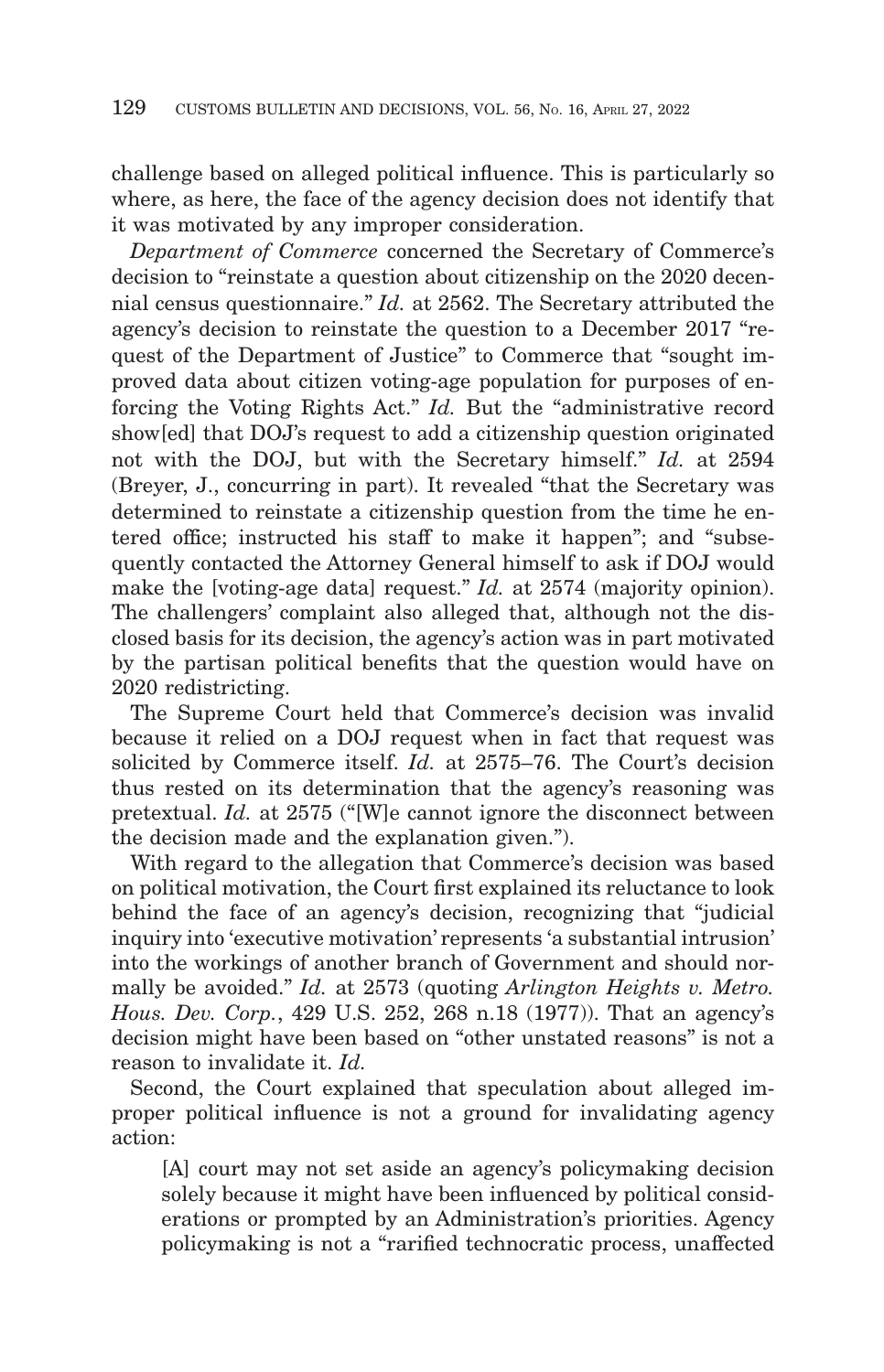challenge based on alleged political influence. This is particularly so where, as here, the face of the agency decision does not identify that it was motivated by any improper consideration.

*Department of Commerce* concerned the Secretary of Commerce's decision to "reinstate a question about citizenship on the 2020 decennial census questionnaire." *Id.* at 2562. The Secretary attributed the agency's decision to reinstate the question to a December 2017 "request of the Department of Justice" to Commerce that "sought improved data about citizen voting-age population for purposes of enforcing the Voting Rights Act." *Id.* But the "administrative record show[ed] that DOJ's request to add a citizenship question originated not with the DOJ, but with the Secretary himself." *Id.* at 2594 (Breyer, J., concurring in part). It revealed "that the Secretary was determined to reinstate a citizenship question from the time he entered office; instructed his staff to make it happen"; and "subsequently contacted the Attorney General himself to ask if DOJ would make the [voting-age data] request." *Id.* at 2574 (majority opinion). The challengers' complaint also alleged that, although not the disclosed basis for its decision, the agency's action was in part motivated by the partisan political benefits that the question would have on 2020 redistricting.

The Supreme Court held that Commerce's decision was invalid because it relied on a DOJ request when in fact that request was solicited by Commerce itself. *Id.* at 2575–76. The Court's decision thus rested on its determination that the agency's reasoning was pretextual. *Id.* at 2575 ("[W]e cannot ignore the disconnect between the decision made and the explanation given.").

With regard to the allegation that Commerce's decision was based on political motivation, the Court first explained its reluctance to look behind the face of an agency's decision, recognizing that "judicial inquiry into 'executive motivation' represents 'a substantial intrusion' into the workings of another branch of Government and should normally be avoided." *Id.* at 2573 (quoting *Arlington Heights v. Metro. Hous. Dev. Corp.*, 429 U.S. 252, 268 n.18 (1977)). That an agency's decision might have been based on "other unstated reasons" is not a reason to invalidate it. *Id.*

Second, the Court explained that speculation about alleged improper political influence is not a ground for invalidating agency action:

> [A] court may not set aside an agency's policymaking decision solely because it might have been influenced by political considerations or prompted by an Administration's priorities. Agency policymaking is not a "rarified technocratic process, unaffected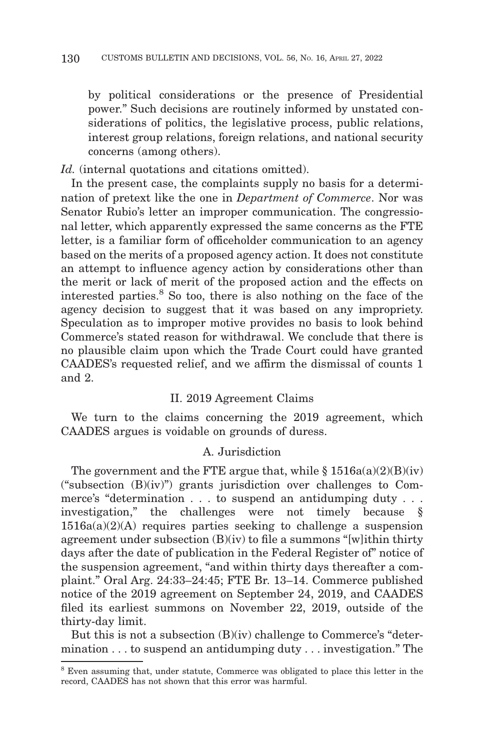> by political considerations or the presence of Presidential power." Such decisions are routinely informed by unstated considerations of politics, the legislative process, public relations, interest group relations, foreign relations, and national security concerns (among others).

*Id.* (internal quotations and citations omitted).

In the present case, the complaints supply no basis for a determination of pretext like the one in *Department of Commerce*. Nor was Senator Rubio's letter an improper communication. The congressional letter, which apparently expressed the same concerns as the FTE letter, is a familiar form of officeholder communication to an agency based on the merits of a proposed agency action. It does not constitute an attempt to influence agency action by considerations other than the merit or lack of merit of the proposed action and the effects on interested parties.[8] So too, there is also nothing on the face of the agency decision to suggest that it was based on any impropriety. Speculation as to improper motive provides no basis to look behind Commerce's stated reason for withdrawal. We conclude that there is no plausible claim upon which the Trade Court could have granted CAADES's requested relief, and we affirm the dismissal of counts 1 and 2.

## II. 2019 Agreement Claims

We turn to the claims concerning the 2019 agreement, which CAADES argues is voidable on grounds of duress.

### A. Jurisdiction

The government and the FTE argue that, while § 1516a(a)(2)(B)(iv) ("subsection (B)(iv)") grants jurisdiction over challenges to Commerce's "determination . . . to suspend an antidumping duty . . . investigation," the challenges were not timely because § 1516a(a)(2)(A) requires parties seeking to challenge a suspension agreement under subsection (B)(iv) to file a summons "[w]ithin thirty days after the date of publication in the Federal Register of" notice of the suspension agreement, "and within thirty days thereafter a complaint." Oral Arg. 24:33–24:45; FTE Br. 13–14. Commerce published notice of the 2019 agreement on September 24, 2019, and CAADES filed its earliest summons on November 22, 2019, outside of the thirty-day limit.

But this is not a subsection (B)(iv) challenge to Commerce's "determination . . . to suspend an antidumping duty . . . investigation." The

[8] Even assuming that, under statute, Commerce was obligated to place this letter in the record, CAADES has not shown that this error was harmful.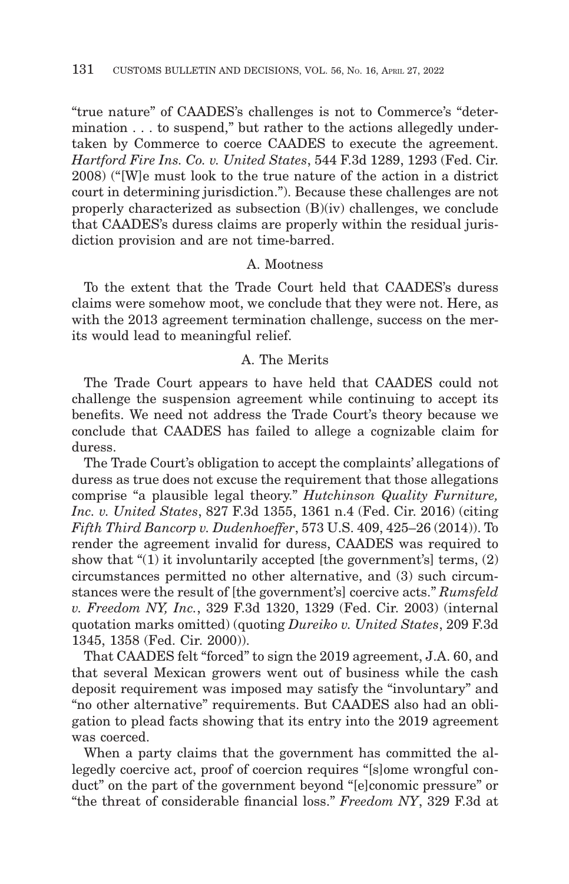"true nature" of CAADES's challenges is not to Commerce's "determination . . . to suspend," but rather to the actions allegedly undertaken by Commerce to coerce CAADES to execute the agreement. *Hartford Fire Ins. Co. v. United States*, 544 F.3d 1289, 1293 (Fed. Cir. 2008) ("[W]e must look to the true nature of the action in a district court in determining jurisdiction."). Because these challenges are not properly characterized as subsection (B)(iv) challenges, we conclude that CAADES's duress claims are properly within the residual jurisdiction provision and are not time-barred.

### A. Mootness

To the extent that the Trade Court held that CAADES's duress claims were somehow moot, we conclude that they were not. Here, as with the 2013 agreement termination challenge, success on the merits would lead to meaningful relief.

### A. The Merits

The Trade Court appears to have held that CAADES could not challenge the suspension agreement while continuing to accept its benefits. We need not address the Trade Court's theory because we conclude that CAADES has failed to allege a cognizable claim for duress.

The Trade Court's obligation to accept the complaints' allegations of duress as true does not excuse the requirement that those allegations comprise "a plausible legal theory." *Hutchinson Quality Furniture, Inc. v. United States*, 827 F.3d 1355, 1361 n.4 (Fed. Cir. 2016) (citing *Fifth Third Bancorp v. Dudenhoeffer*, 573 U.S. 409, 425–26 (2014)). To render the agreement invalid for duress, CAADES was required to show that "(1) it involuntarily accepted [the government's] terms, (2) circumstances permitted no other alternative, and (3) such circumstances were the result of [the government's] coercive acts." *Rumsfeld v. Freedom NY, Inc.*, 329 F.3d 1320, 1329 (Fed. Cir. 2003) (internal quotation marks omitted) (quoting *Dureiko v. United States*, 209 F.3d 1345, 1358 (Fed. Cir. 2000)).

That CAADES felt "forced" to sign the 2019 agreement, J.A. 60, and that several Mexican growers went out of business while the cash deposit requirement was imposed may satisfy the "involuntary" and "no other alternative" requirements. But CAADES also had an obligation to plead facts showing that its entry into the 2019 agreement was coerced.

When a party claims that the government has committed the allegedly coercive act, proof of coercion requires "[s]ome wrongful conduct" on the part of the government beyond "[e]conomic pressure" or "the threat of considerable financial loss." *Freedom NY*, 329 F.3d at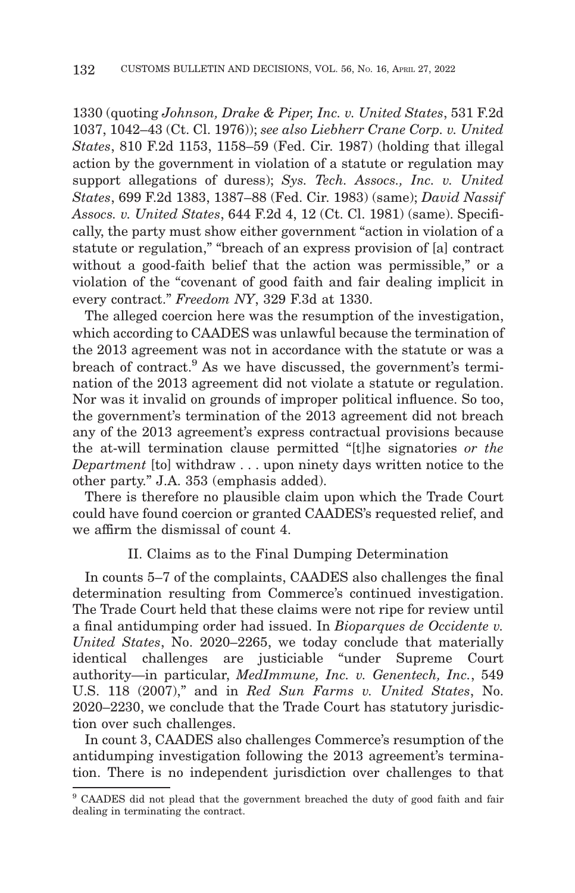1330 (quoting *Johnson, Drake & Piper, Inc. v. United States*, 531 F.2d 1037, 1042–43 (Ct. Cl. 1976)); *see also Liebherr Crane Corp. v. United States*, 810 F.2d 1153, 1158–59 (Fed. Cir. 1987) (holding that illegal action by the government in violation of a statute or regulation may support allegations of duress); *Sys. Tech. Assocs., Inc. v. United States*, 699 F.2d 1383, 1387–88 (Fed. Cir. 1983) (same); *David Nassif Assocs. v. United States*, 644 F.2d 4, 12 (Ct. Cl. 1981) (same). Specifically, the party must show either government "action in violation of a statute or regulation," "breach of an express provision of [a] contract without a good-faith belief that the action was permissible," or a violation of the "covenant of good faith and fair dealing implicit in every contract." *Freedom NY*, 329 F.3d at 1330.

The alleged coercion here was the resumption of the investigation, which according to CAADES was unlawful because the termination of the 2013 agreement was not in accordance with the statute or was a breach of contract.[9] As we have discussed, the government's termination of the 2013 agreement did not violate a statute or regulation. Nor was it invalid on grounds of improper political influence. So too, the government's termination of the 2013 agreement did not breach any of the 2013 agreement's express contractual provisions because the at-will termination clause permitted "[t]he signatories *or the Department* [to] withdraw . . . upon ninety days written notice to the other party." J.A. 353 (emphasis added).

There is therefore no plausible claim upon which the Trade Court could have found coercion or granted CAADES's requested relief, and we affirm the dismissal of count 4.

## II. Claims as to the Final Dumping Determination

In counts 5–7 of the complaints, CAADES also challenges the final determination resulting from Commerce's continued investigation. The Trade Court held that these claims were not ripe for review until a final antidumping order had issued. In *Bioparques de Occidente v. United States*, No. 2020–2265, we today conclude that materially identical challenges are justiciable "under Supreme Court authority—in particular, *MedImmune, Inc. v. Genentech, Inc.*, 549 U.S. 118 (2007)," and in *Red Sun Farms v. United States*, No. 2020–2230, we conclude that the Trade Court has statutory jurisdiction over such challenges.

In count 3, CAADES also challenges Commerce's resumption of the antidumping investigation following the 2013 agreement's termination. There is no independent jurisdiction over challenges to that

[9] CAADES did not plead that the government breached the duty of good faith and fair dealing in terminating the contract.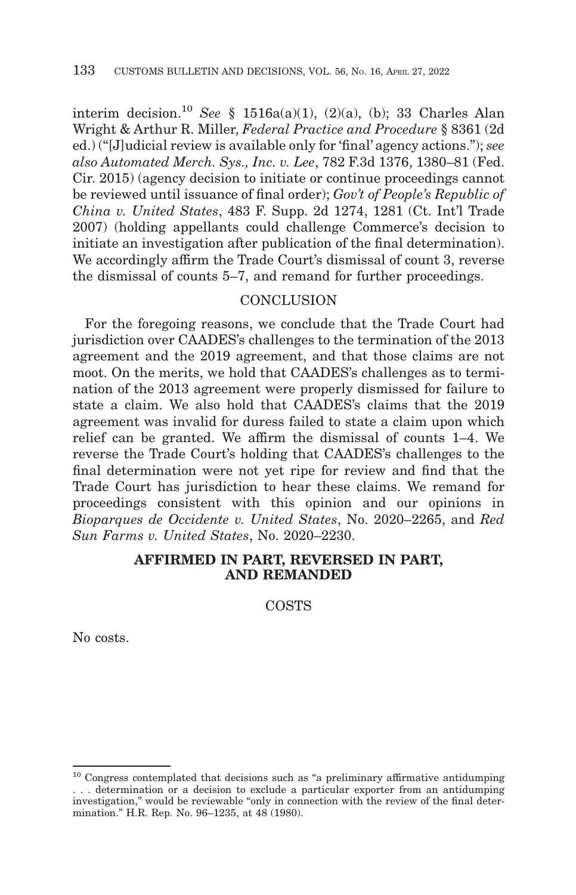interim decision.[10] *See* § 1516a(a)(1), (2)(a), (b); 33 Charles Alan Wright & Arthur R. Miller, *Federal Practice and Procedure* § 8361 (2d ed.) ("[J]udicial review is available only for 'final' agency actions."); *see also Automated Merch. Sys., Inc. v. Lee*, 782 F.3d 1376, 1380–81 (Fed. Cir. 2015) (agency decision to initiate or continue proceedings cannot be reviewed until issuance of final order); *Gov't of People's Republic of China v. United States*, 483 F. Supp. 2d 1274, 1281 (Ct. Int'l Trade 2007) (holding appellants could challenge Commerce's decision to initiate an investigation after publication of the final determination). We accordingly affirm the Trade Court's dismissal of count 3, reverse the dismissal of counts 5–7, and remand for further proceedings.

## CONCLUSION

For the foregoing reasons, we conclude that the Trade Court had jurisdiction over CAADES's challenges to the termination of the 2013 agreement and the 2019 agreement, and that those claims are not moot. On the merits, we hold that CAADES's challenges as to termination of the 2013 agreement were properly dismissed for failure to state a claim. We also hold that CAADES's claims that the 2019 agreement was invalid for duress failed to state a claim upon which relief can be granted. We affirm the dismissal of counts 1–4. We reverse the Trade Court's holding that CAADES's challenges to the final determination were not yet ripe for review and find that the Trade Court has jurisdiction to hear these claims. We remand for proceedings consistent with this opinion and our opinions in *Bioparques de Occidente v. United States*, No. 2020–2265, and *Red Sun Farms v. United States*, No. 2020–2230.

**AFFIRMED IN PART, REVERSED IN PART, AND REMANDED**

COSTS

No costs.

---

[10] Congress contemplated that decisions such as "a preliminary affirmative antidumping . . . determination or a decision to exclude a particular exporter from an antidumping investigation," would be reviewable "only in connection with the review of the final determination." H.R. Rep. No. 96–1235, at 48 (1980).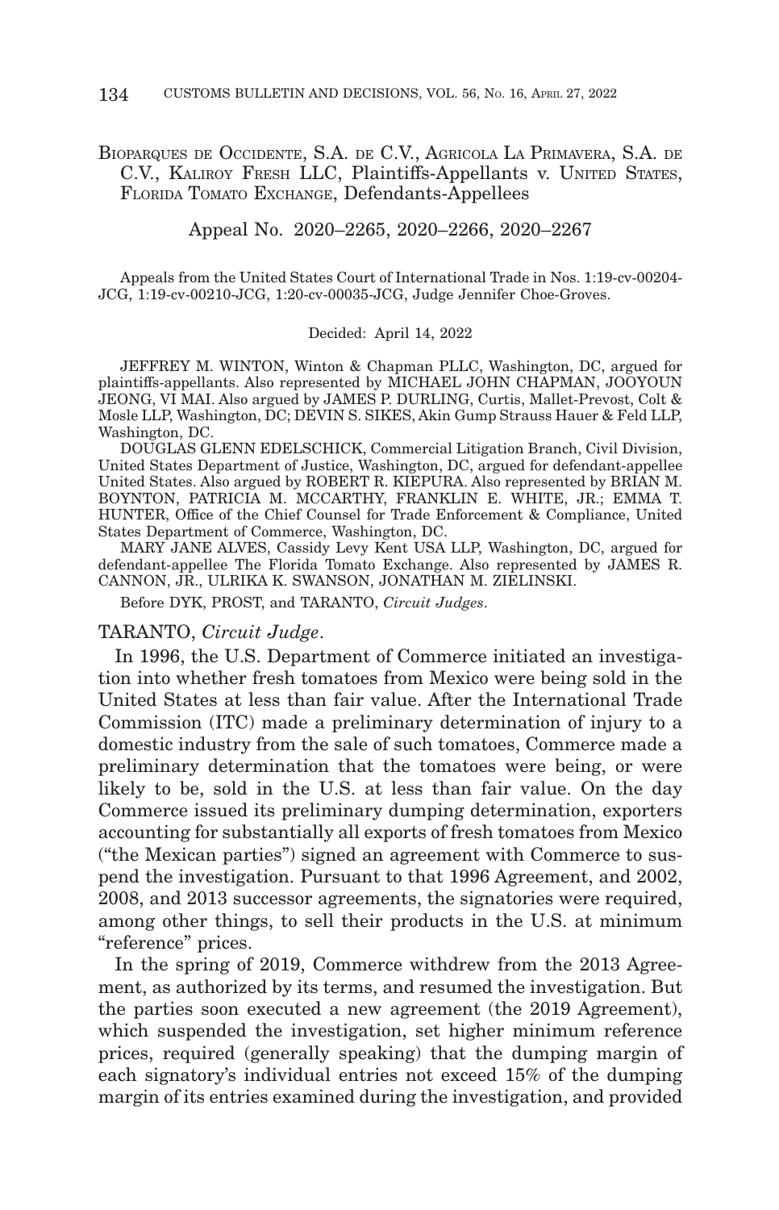BIOPARQUES DE OCCIDENTE, S.A. DE C.V., AGRICOLA LA PRIMAVERA, S.A. DE C.V., KALIROY FRESH LLC, Plaintiffs-Appellants v. UNITED STATES, FLORIDA TOMATO EXCHANGE, Defendants-Appellees

Appeal No. 2020–2265, 2020–2266, 2020–2267

Appeals from the United States Court of International Trade in Nos. 1:19-cv-00204-JCG, 1:19-cv-00210-JCG, 1:20-cv-00035-JCG, Judge Jennifer Choe-Groves.

Decided: April 14, 2022

JEFFREY M. WINTON, Winton & Chapman PLLC, Washington, DC, argued for plaintiffs-appellants. Also represented by MICHAEL JOHN CHAPMAN, JOOYOUN JEONG, VI MAI. Also argued by JAMES P. DURLING, Curtis, Mallet-Prevost, Colt & Mosle LLP, Washington, DC; DEVIN S. SIKES, Akin Gump Strauss Hauer & Feld LLP, Washington, DC.

DOUGLAS GLENN EDELSCHICK, Commercial Litigation Branch, Civil Division, United States Department of Justice, Washington, DC, argued for defendant-appellee United States. Also argued by ROBERT R. KIEPURA. Also represented by BRIAN M. BOYNTON, PATRICIA M. MCCARTHY, FRANKLIN E. WHITE, JR.; EMMA T. HUNTER, Office of the Chief Counsel for Trade Enforcement & Compliance, United States Department of Commerce, Washington, DC.

MARY JANE ALVES, Cassidy Levy Kent USA LLP, Washington, DC, argued for defendant-appellee The Florida Tomato Exchange. Also represented by JAMES R. CANNON, JR., ULRIKA K. SWANSON, JONATHAN M. ZIELINSKI.

Before DYK, PROST, and TARANTO, *Circuit Judges*.

TARANTO, *Circuit Judge*.

In 1996, the U.S. Department of Commerce initiated an investigation into whether fresh tomatoes from Mexico were being sold in the United States at less than fair value. After the International Trade Commission (ITC) made a preliminary determination of injury to a domestic industry from the sale of such tomatoes, Commerce made a preliminary determination that the tomatoes were being, or were likely to be, sold in the U.S. at less than fair value. On the day Commerce issued its preliminary dumping determination, exporters accounting for substantially all exports of fresh tomatoes from Mexico ("the Mexican parties") signed an agreement with Commerce to suspend the investigation. Pursuant to that 1996 Agreement, and 2002, 2008, and 2013 successor agreements, the signatories were required, among other things, to sell their products in the U.S. at minimum "reference" prices.

In the spring of 2019, Commerce withdrew from the 2013 Agreement, as authorized by its terms, and resumed the investigation. But the parties soon executed a new agreement (the 2019 Agreement), which suspended the investigation, set higher minimum reference prices, required (generally speaking) that the dumping margin of each signatory's individual entries not exceed 15% of the dumping margin of its entries examined during the investigation, and provided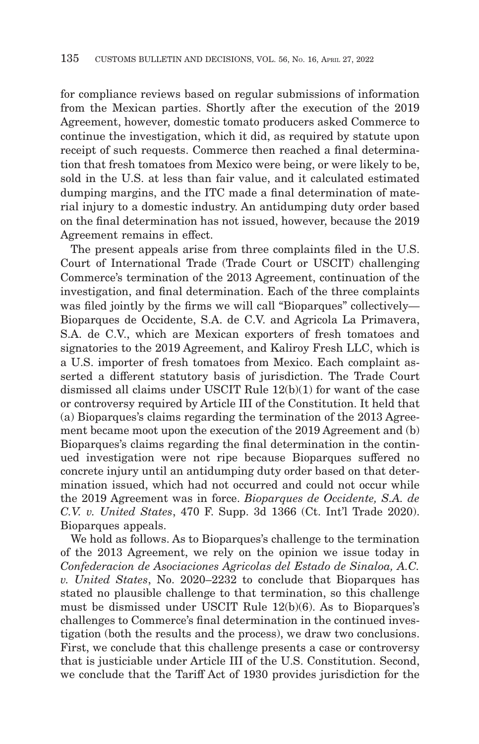for compliance reviews based on regular submissions of information from the Mexican parties. Shortly after the execution of the 2019 Agreement, however, domestic tomato producers asked Commerce to continue the investigation, which it did, as required by statute upon receipt of such requests. Commerce then reached a final determination that fresh tomatoes from Mexico were being, or were likely to be, sold in the U.S. at less than fair value, and it calculated estimated dumping margins, and the ITC made a final determination of material injury to a domestic industry. An antidumping duty order based on the final determination has not issued, however, because the 2019 Agreement remains in effect.

The present appeals arise from three complaints filed in the U.S. Court of International Trade (Trade Court or USCIT) challenging Commerce's termination of the 2013 Agreement, continuation of the investigation, and final determination. Each of the three complaints was filed jointly by the firms we will call "Bioparques" collectively—Bioparques de Occidente, S.A. de C.V. and Agricola La Primavera, S.A. de C.V., which are Mexican exporters of fresh tomatoes and signatories to the 2019 Agreement, and Kaliroy Fresh LLC, which is a U.S. importer of fresh tomatoes from Mexico. Each complaint asserted a different statutory basis of jurisdiction. The Trade Court dismissed all claims under USCIT Rule 12(b)(1) for want of the case or controversy required by Article III of the Constitution. It held that (a) Bioparques's claims regarding the termination of the 2013 Agreement became moot upon the execution of the 2019 Agreement and (b) Bioparques's claims regarding the final determination in the continued investigation were not ripe because Bioparques suffered no concrete injury until an antidumping duty order based on that determination issued, which had not occurred and could not occur while the 2019 Agreement was in force. *Bioparques de Occidente, S.A. de C.V. v. United States*, 470 F. Supp. 3d 1366 (Ct. Int'l Trade 2020). Bioparques appeals.

We hold as follows. As to Bioparques's challenge to the termination of the 2013 Agreement, we rely on the opinion we issue today in *Confederacion de Asociaciones Agricolas del Estado de Sinaloa, A.C. v. United States*, No. 2020–2232 to conclude that Bioparques has stated no plausible challenge to that termination, so this challenge must be dismissed under USCIT Rule 12(b)(6). As to Bioparques's challenges to Commerce's final determination in the continued investigation (both the results and the process), we draw two conclusions. First, we conclude that this challenge presents a case or controversy that is justiciable under Article III of the U.S. Constitution. Second, we conclude that the Tariff Act of 1930 provides jurisdiction for the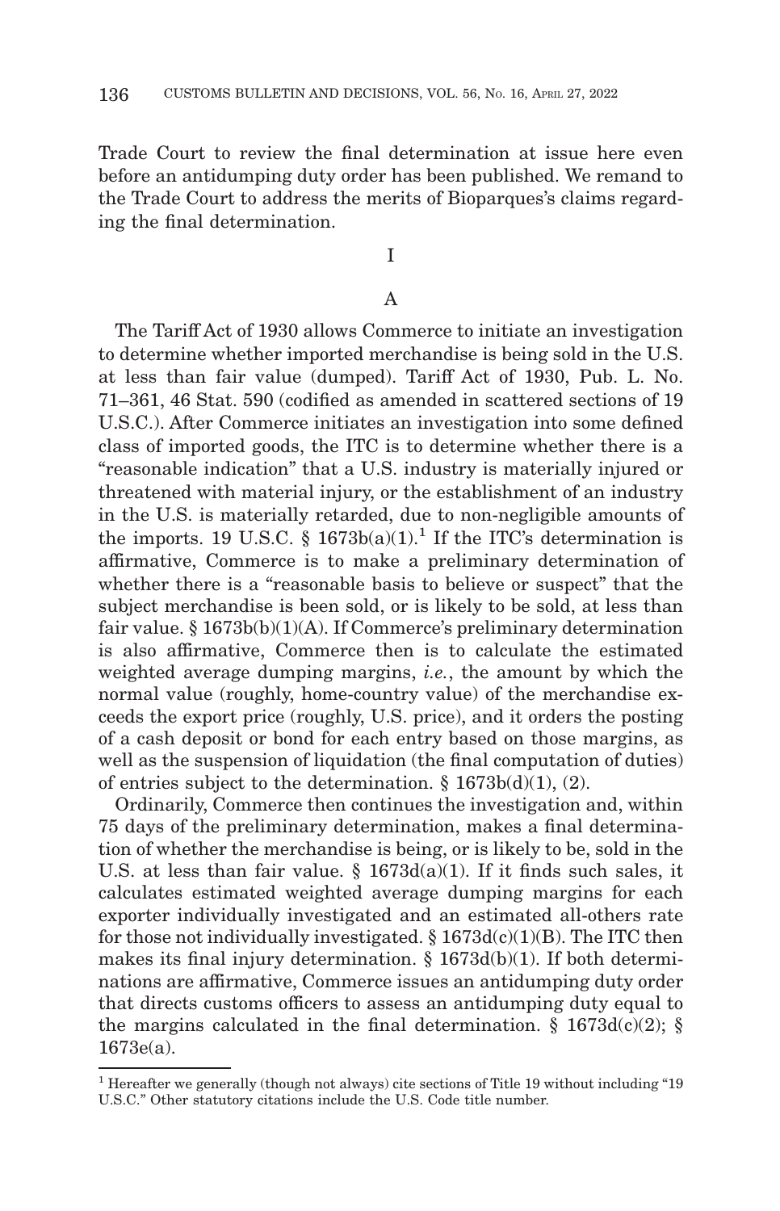Trade Court to review the final determination at issue here even before an antidumping duty order has been published. We remand to the Trade Court to address the merits of Bioparques's claims regarding the final determination.

I

A

The Tariff Act of 1930 allows Commerce to initiate an investigation to determine whether imported merchandise is being sold in the U.S. at less than fair value (dumped). Tariff Act of 1930, Pub. L. No. 71–361, 46 Stat. 590 (codified as amended in scattered sections of 19 U.S.C.). After Commerce initiates an investigation into some defined class of imported goods, the ITC is to determine whether there is a "reasonable indication" that a U.S. industry is materially injured or threatened with material injury, or the establishment of an industry in the U.S. is materially retarded, due to non-negligible amounts of the imports. 19 U.S.C. § 1673b(a)(1).[1] If the ITC's determination is affirmative, Commerce is to make a preliminary determination of whether there is a "reasonable basis to believe or suspect" that the subject merchandise is been sold, or is likely to be sold, at less than fair value. § 1673b(b)(1)(A). If Commerce's preliminary determination is also affirmative, Commerce then is to calculate the estimated weighted average dumping margins, *i.e.*, the amount by which the normal value (roughly, home-country value) of the merchandise exceeds the export price (roughly, U.S. price), and it orders the posting of a cash deposit or bond for each entry based on those margins, as well as the suspension of liquidation (the final computation of duties) of entries subject to the determination. § 1673b(d)(1), (2).

Ordinarily, Commerce then continues the investigation and, within 75 days of the preliminary determination, makes a final determination of whether the merchandise is being, or is likely to be, sold in the U.S. at less than fair value. § 1673d(a)(1). If it finds such sales, it calculates estimated weighted average dumping margins for each exporter individually investigated and an estimated all-others rate for those not individually investigated. § 1673d(c)(1)(B). The ITC then makes its final injury determination. § 1673d(b)(1). If both determinations are affirmative, Commerce issues an antidumping duty order that directs customs officers to assess an antidumping duty equal to the margins calculated in the final determination. § 1673d(c)(2); § 1673e(a).

---

[1] Hereafter we generally (though not always) cite sections of Title 19 without including "19 U.S.C." Other statutory citations include the U.S. Code title number.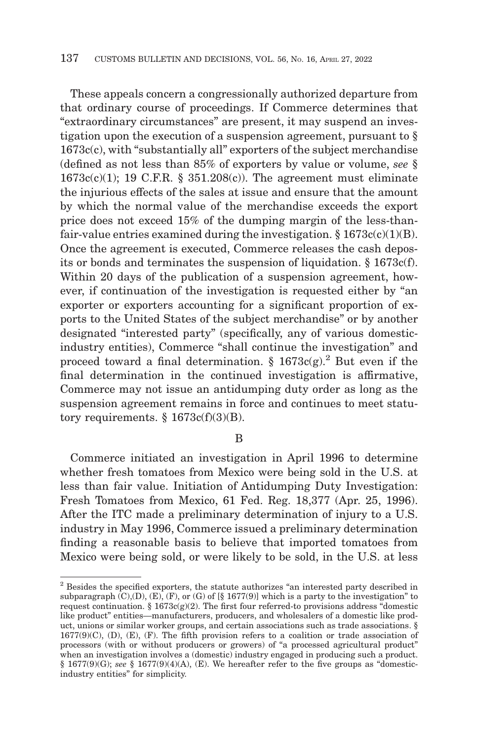These appeals concern a congressionally authorized departure from that ordinary course of proceedings. If Commerce determines that "extraordinary circumstances" are present, it may suspend an investigation upon the execution of a suspension agreement, pursuant to § 1673c(c), with "substantially all" exporters of the subject merchandise (defined as not less than 85% of exporters by value or volume, *see* § 1673c(c)(1); 19 C.F.R. § 351.208(c)). The agreement must eliminate the injurious effects of the sales at issue and ensure that the amount by which the normal value of the merchandise exceeds the export price does not exceed 15% of the dumping margin of the less-than-fair-value entries examined during the investigation. § 1673c(c)(1)(B). Once the agreement is executed, Commerce releases the cash deposits or bonds and terminates the suspension of liquidation. § 1673c(f). Within 20 days of the publication of a suspension agreement, however, if continuation of the investigation is requested either by "an exporter or exporters accounting for a significant proportion of exports to the United States of the subject merchandise" or by another designated "interested party" (specifically, any of various domestic-industry entities), Commerce "shall continue the investigation" and proceed toward a final determination. § 1673c(g).[2] But even if the final determination in the continued investigation is affirmative, Commerce may not issue an antidumping duty order as long as the suspension agreement remains in force and continues to meet statutory requirements. § 1673c(f)(3)(B).

B

Commerce initiated an investigation in April 1996 to determine whether fresh tomatoes from Mexico were being sold in the U.S. at less than fair value. Initiation of Antidumping Duty Investigation: Fresh Tomatoes from Mexico, 61 Fed. Reg. 18,377 (Apr. 25, 1996). After the ITC made a preliminary determination of injury to a U.S. industry in May 1996, Commerce issued a preliminary determination finding a reasonable basis to believe that imported tomatoes from Mexico were being sold, or were likely to be sold, in the U.S. at less

[2] Besides the specified exporters, the statute authorizes "an interested party described in subparagraph (C),(D), (E), (F), or (G) of [§ 1677(9)] which is a party to the investigation" to request continuation. § 1673c(g)(2). The first four referred-to provisions address "domestic like product" entities—manufacturers, producers, and wholesalers of a domestic like product, unions or similar worker groups, and certain associations such as trade associations. § 1677(9)(C), (D), (E), (F). The fifth provision refers to a coalition or trade association of processors (with or without producers or growers) of "a processed agricultural product" when an investigation involves a (domestic) industry engaged in producing such a product. § 1677(9)(G); *see* § 1677(9)(4)(A), (E). We hereafter refer to the five groups as "domestic-industry entities" for simplicity.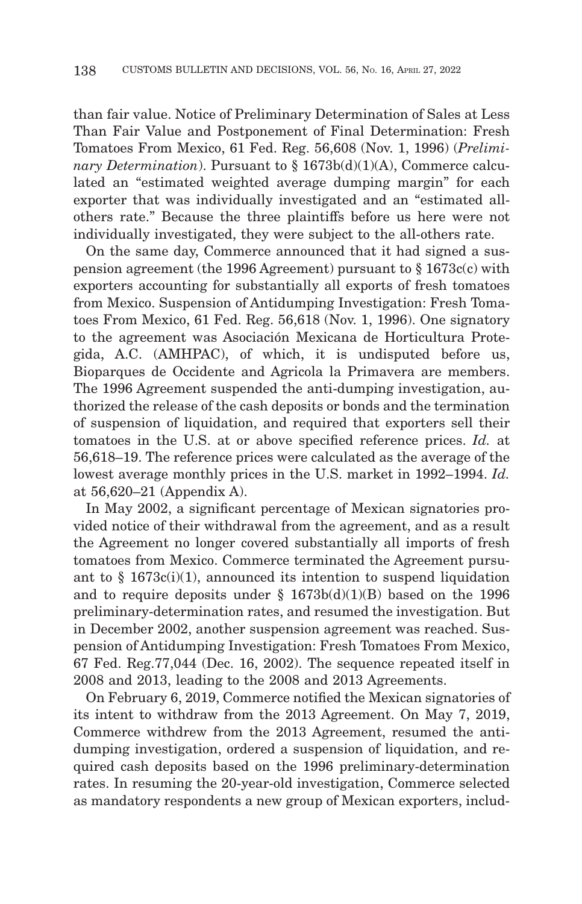than fair value. Notice of Preliminary Determination of Sales at Less Than Fair Value and Postponement of Final Determination: Fresh Tomatoes From Mexico, 61 Fed. Reg. 56,608 (Nov. 1, 1996) (*Preliminary Determination*). Pursuant to § 1673b(d)(1)(A), Commerce calculated an "estimated weighted average dumping margin" for each exporter that was individually investigated and an "estimated all-others rate." Because the three plaintiffs before us here were not individually investigated, they were subject to the all-others rate.

On the same day, Commerce announced that it had signed a suspension agreement (the 1996 Agreement) pursuant to § 1673c(c) with exporters accounting for substantially all exports of fresh tomatoes from Mexico. Suspension of Antidumping Investigation: Fresh Tomatoes From Mexico, 61 Fed. Reg. 56,618 (Nov. 1, 1996). One signatory to the agreement was Asociación Mexicana de Horticultura Protegida, A.C. (AMHPAC), of which, it is undisputed before us, Bioparques de Occidente and Agricola la Primavera are members. The 1996 Agreement suspended the anti-dumping investigation, authorized the release of the cash deposits or bonds and the termination of suspension of liquidation, and required that exporters sell their tomatoes in the U.S. at or above specified reference prices. *Id.* at 56,618–19. The reference prices were calculated as the average of the lowest average monthly prices in the U.S. market in 1992–1994. *Id.* at 56,620–21 (Appendix A).

In May 2002, a significant percentage of Mexican signatories provided notice of their withdrawal from the agreement, and as a result the Agreement no longer covered substantially all imports of fresh tomatoes from Mexico. Commerce terminated the Agreement pursuant to § 1673c(i)(1), announced its intention to suspend liquidation and to require deposits under § 1673b(d)(1)(B) based on the 1996 preliminary-determination rates, and resumed the investigation. But in December 2002, another suspension agreement was reached. Suspension of Antidumping Investigation: Fresh Tomatoes From Mexico, 67 Fed. Reg.77,044 (Dec. 16, 2002). The sequence repeated itself in 2008 and 2013, leading to the 2008 and 2013 Agreements.

On February 6, 2019, Commerce notified the Mexican signatories of its intent to withdraw from the 2013 Agreement. On May 7, 2019, Commerce withdrew from the 2013 Agreement, resumed the anti-dumping investigation, ordered a suspension of liquidation, and required cash deposits based on the 1996 preliminary-determination rates. In resuming the 20-year-old investigation, Commerce selected as mandatory respondents a new group of Mexican exporters, includ-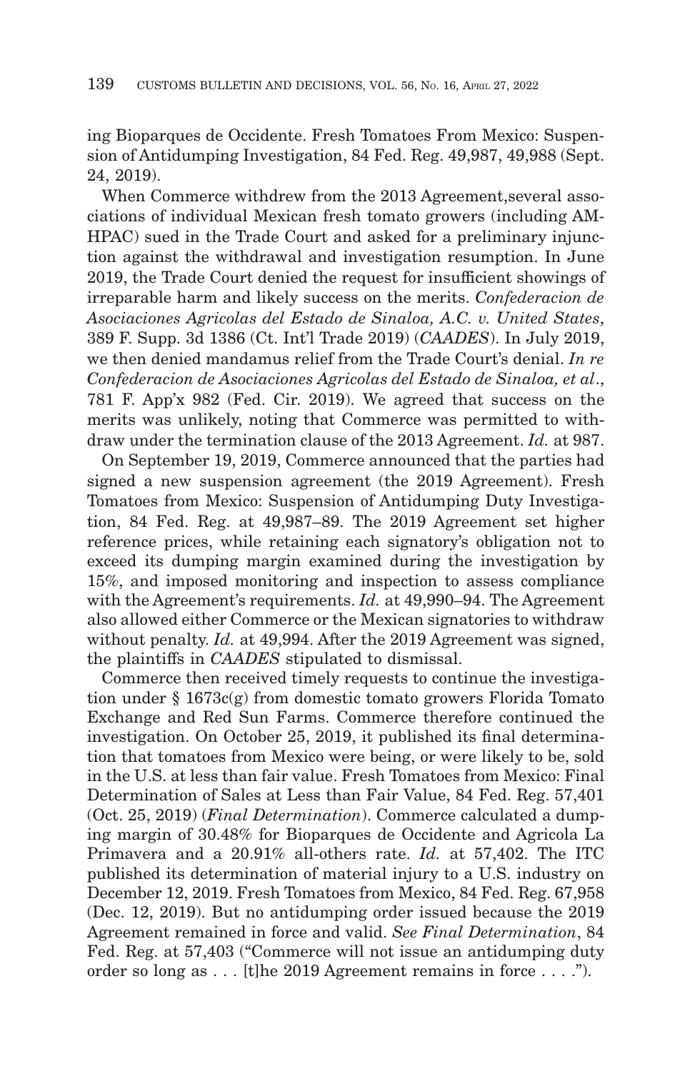ing Bioparques de Occidente. Fresh Tomatoes From Mexico: Suspension of Antidumping Investigation, 84 Fed. Reg. 49,987, 49,988 (Sept. 24, 2019).

When Commerce withdrew from the 2013 Agreement,several associations of individual Mexican fresh tomato growers (including AMHPAC) sued in the Trade Court and asked for a preliminary injunction against the withdrawal and investigation resumption. In June 2019, the Trade Court denied the request for insufficient showings of irreparable harm and likely success on the merits. *Confederacion de Asociaciones Agricolas del Estado de Sinaloa, A.C. v. United States*, 389 F. Supp. 3d 1386 (Ct. Int'l Trade 2019) (*CAADES*). In July 2019, we then denied mandamus relief from the Trade Court's denial. *In re Confederacion de Asociaciones Agricolas del Estado de Sinaloa, et al*., 781 F. App'x 982 (Fed. Cir. 2019). We agreed that success on the merits was unlikely, noting that Commerce was permitted to withdraw under the termination clause of the 2013 Agreement. *Id.* at 987.

On September 19, 2019, Commerce announced that the parties had signed a new suspension agreement (the 2019 Agreement). Fresh Tomatoes from Mexico: Suspension of Antidumping Duty Investigation, 84 Fed. Reg. at 49,987–89. The 2019 Agreement set higher reference prices, while retaining each signatory's obligation not to exceed its dumping margin examined during the investigation by 15%, and imposed monitoring and inspection to assess compliance with the Agreement's requirements. *Id.* at 49,990–94. The Agreement also allowed either Commerce or the Mexican signatories to withdraw without penalty. *Id.* at 49,994. After the 2019 Agreement was signed, the plaintiffs in *CAADES* stipulated to dismissal.

Commerce then received timely requests to continue the investigation under § 1673c(g) from domestic tomato growers Florida Tomato Exchange and Red Sun Farms. Commerce therefore continued the investigation. On October 25, 2019, it published its final determination that tomatoes from Mexico were being, or were likely to be, sold in the U.S. at less than fair value. Fresh Tomatoes from Mexico: Final Determination of Sales at Less than Fair Value, 84 Fed. Reg. 57,401 (Oct. 25, 2019) (*Final Determination*). Commerce calculated a dumping margin of 30.48% for Bioparques de Occidente and Agricola La Primavera and a 20.91% all-others rate. *Id.* at 57,402. The ITC published its determination of material injury to a U.S. industry on December 12, 2019. Fresh Tomatoes from Mexico, 84 Fed. Reg. 67,958 (Dec. 12, 2019). But no antidumping order issued because the 2019 Agreement remained in force and valid. *See Final Determination*, 84 Fed. Reg. at 57,403 ("Commerce will not issue an antidumping duty order so long as . . . [t]he 2019 Agreement remains in force . . . .").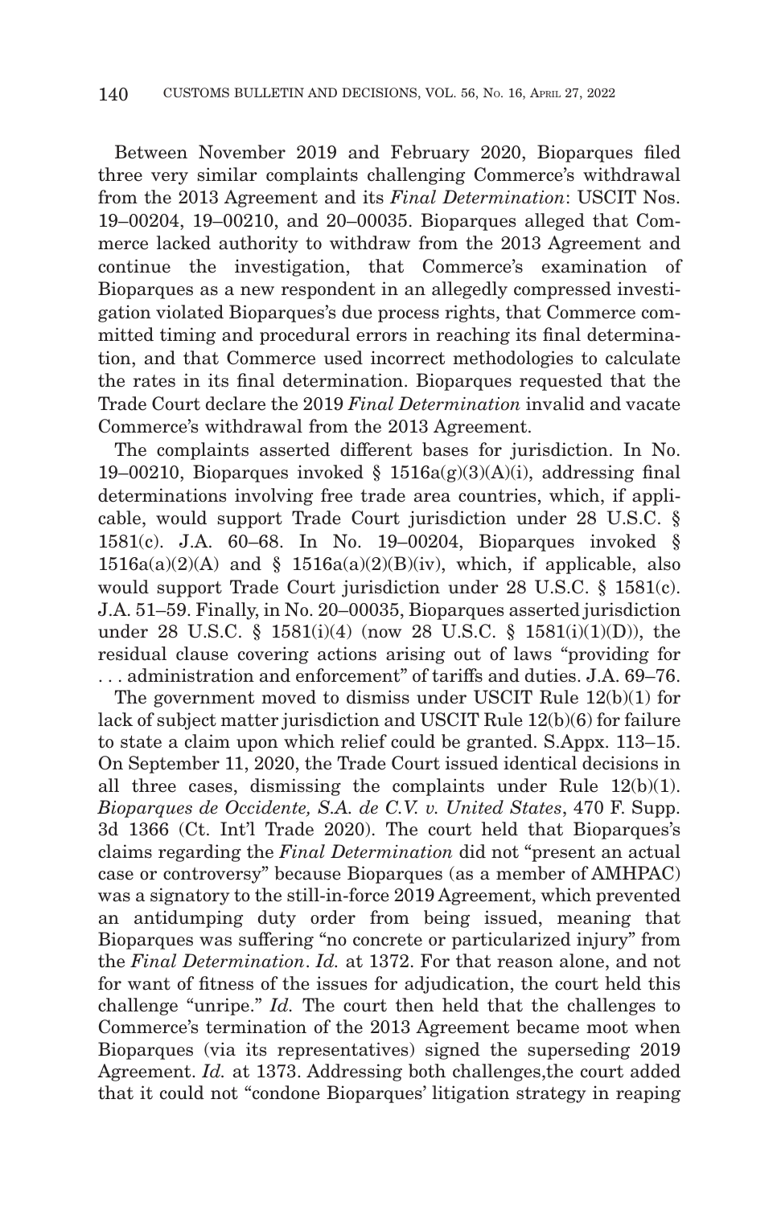Between November 2019 and February 2020, Bioparques filed three very similar complaints challenging Commerce's withdrawal from the 2013 Agreement and its *Final Determination*: USCIT Nos. 19–00204, 19–00210, and 20–00035. Bioparques alleged that Commerce lacked authority to withdraw from the 2013 Agreement and continue the investigation, that Commerce's examination of Bioparques as a new respondent in an allegedly compressed investigation violated Bioparques's due process rights, that Commerce committed timing and procedural errors in reaching its final determination, and that Commerce used incorrect methodologies to calculate the rates in its final determination. Bioparques requested that the Trade Court declare the 2019 *Final Determination* invalid and vacate Commerce's withdrawal from the 2013 Agreement.

The complaints asserted different bases for jurisdiction. In No. 19–00210, Bioparques invoked § 1516a(g)(3)(A)(i), addressing final determinations involving free trade area countries, which, if applicable, would support Trade Court jurisdiction under 28 U.S.C. § 1581(c). J.A. 60–68. In No. 19–00204, Bioparques invoked § 1516a(a)(2)(A) and § 1516a(a)(2)(B)(iv), which, if applicable, also would support Trade Court jurisdiction under 28 U.S.C. § 1581(c). J.A. 51–59. Finally, in No. 20–00035, Bioparques asserted jurisdiction under 28 U.S.C. § 1581(i)(4) (now 28 U.S.C. § 1581(i)(1)(D)), the residual clause covering actions arising out of laws "providing for . . . administration and enforcement" of tariffs and duties. J.A. 69–76.

The government moved to dismiss under USCIT Rule 12(b)(1) for lack of subject matter jurisdiction and USCIT Rule 12(b)(6) for failure to state a claim upon which relief could be granted. S.Appx. 113–15. On September 11, 2020, the Trade Court issued identical decisions in all three cases, dismissing the complaints under Rule 12(b)(1). *Bioparques de Occidente, S.A. de C.V. v. United States*, 470 F. Supp. 3d 1366 (Ct. Int'l Trade 2020). The court held that Bioparques's claims regarding the *Final Determination* did not "present an actual case or controversy" because Bioparques (as a member of AMHPAC) was a signatory to the still-in-force 2019 Agreement, which prevented an antidumping duty order from being issued, meaning that Bioparques was suffering "no concrete or particularized injury" from the *Final Determination*. *Id.* at 1372. For that reason alone, and not for want of fitness of the issues for adjudication, the court held this challenge "unripe." *Id.* The court then held that the challenges to Commerce's termination of the 2013 Agreement became moot when Bioparques (via its representatives) signed the superseding 2019 Agreement. *Id.* at 1373. Addressing both challenges,the court added that it could not "condone Bioparques' litigation strategy in reaping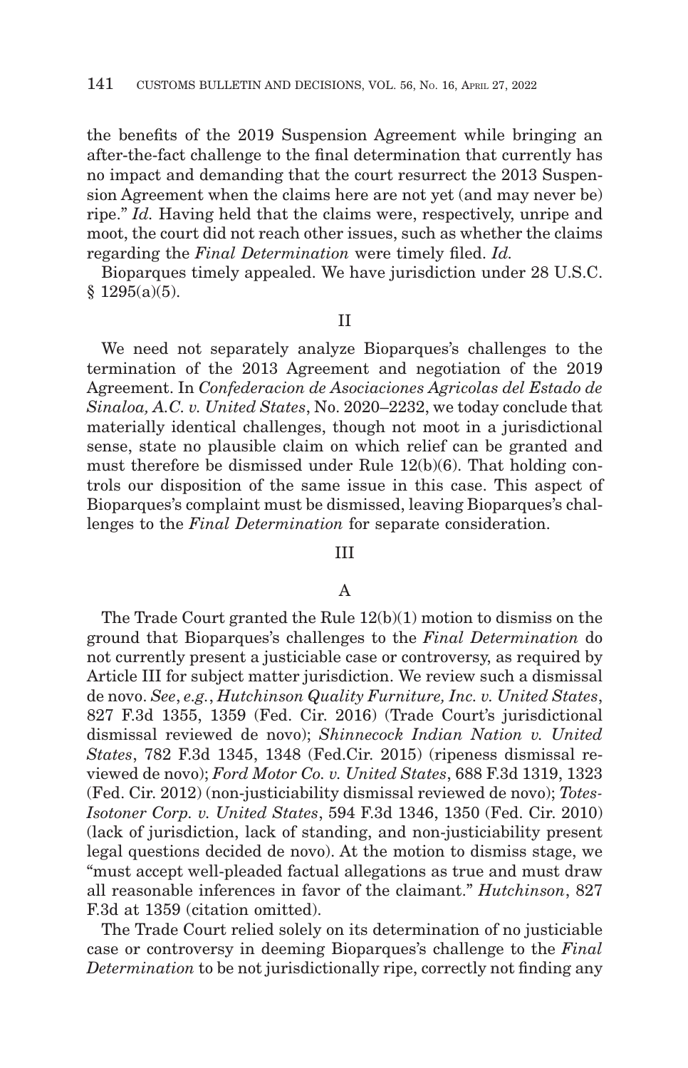the benefits of the 2019 Suspension Agreement while bringing an after-the-fact challenge to the final determination that currently has no impact and demanding that the court resurrect the 2013 Suspension Agreement when the claims here are not yet (and may never be) ripe." *Id.* Having held that the claims were, respectively, unripe and moot, the court did not reach other issues, such as whether the claims regarding the *Final Determination* were timely filed. *Id.*

Bioparques timely appealed. We have jurisdiction under 28 U.S.C. § 1295(a)(5).

## II

We need not separately analyze Bioparques's challenges to the termination of the 2013 Agreement and negotiation of the 2019 Agreement. In *Confederacion de Asociaciones Agricolas del Estado de Sinaloa, A.C. v. United States*, No. 2020–2232, we today conclude that materially identical challenges, though not moot in a jurisdictional sense, state no plausible claim on which relief can be granted and must therefore be dismissed under Rule 12(b)(6). That holding controls our disposition of the same issue in this case. This aspect of Bioparques's complaint must be dismissed, leaving Bioparques's challenges to the *Final Determination* for separate consideration.

## III

### A

The Trade Court granted the Rule 12(b)(1) motion to dismiss on the ground that Bioparques's challenges to the *Final Determination* do not currently present a justiciable case or controversy, as required by Article III for subject matter jurisdiction. We review such a dismissal de novo. *See*, *e.g.*, *Hutchinson Quality Furniture, Inc. v. United States*, 827 F.3d 1355, 1359 (Fed. Cir. 2016) (Trade Court's jurisdictional dismissal reviewed de novo); *Shinnecock Indian Nation v. United States*, 782 F.3d 1345, 1348 (Fed.Cir. 2015) (ripeness dismissal reviewed de novo); *Ford Motor Co. v. United States*, 688 F.3d 1319, 1323 (Fed. Cir. 2012) (non-justiciability dismissal reviewed de novo); *Totes-Isotoner Corp. v. United States*, 594 F.3d 1346, 1350 (Fed. Cir. 2010) (lack of jurisdiction, lack of standing, and non-justiciability present legal questions decided de novo). At the motion to dismiss stage, we "must accept well-pleaded factual allegations as true and must draw all reasonable inferences in favor of the claimant." *Hutchinson*, 827 F.3d at 1359 (citation omitted).

The Trade Court relied solely on its determination of no justiciable case or controversy in deeming Bioparques's challenge to the *Final Determination* to be not jurisdictionally ripe, correctly not finding any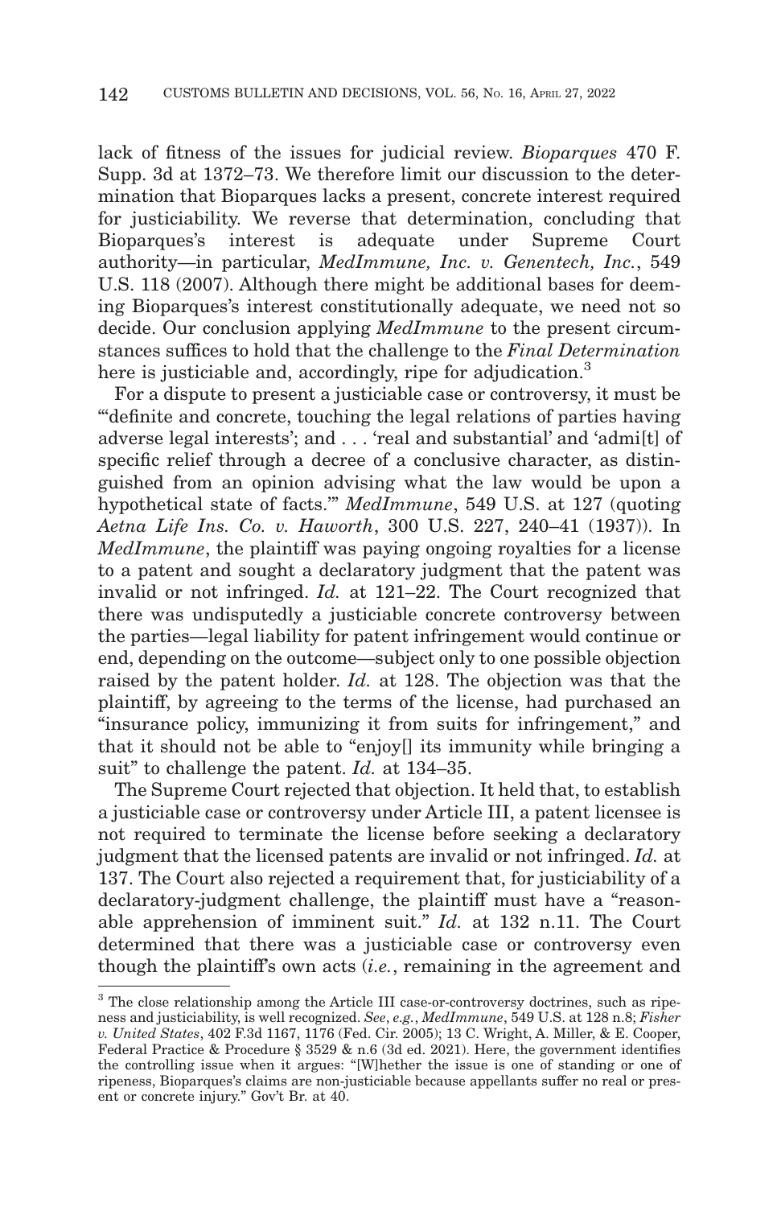lack of fitness of the issues for judicial review. *Bioparques* 470 F. Supp. 3d at 1372–73. We therefore limit our discussion to the determination that Bioparques lacks a present, concrete interest required for justiciability. We reverse that determination, concluding that Bioparques's interest is adequate under Supreme Court authority—in particular, *MedImmune, Inc. v. Genentech, Inc.*, 549 U.S. 118 (2007). Although there might be additional bases for deeming Bioparques's interest constitutionally adequate, we need not so decide. Our conclusion applying *MedImmune* to the present circumstances suffices to hold that the challenge to the *Final Determination* here is justiciable and, accordingly, ripe for adjudication.[3]

For a dispute to present a justiciable case or controversy, it must be "'definite and concrete, touching the legal relations of parties having adverse legal interests'; and . . . 'real and substantial' and 'admi[t] of specific relief through a decree of a conclusive character, as distinguished from an opinion advising what the law would be upon a hypothetical state of facts.'" *MedImmune*, 549 U.S. at 127 (quoting *Aetna Life Ins. Co. v. Haworth*, 300 U.S. 227, 240–41 (1937)). In *MedImmune*, the plaintiff was paying ongoing royalties for a license to a patent and sought a declaratory judgment that the patent was invalid or not infringed. *Id.* at 121–22. The Court recognized that there was undisputedly a justiciable concrete controversy between the parties—legal liability for patent infringement would continue or end, depending on the outcome—subject only to one possible objection raised by the patent holder. *Id.* at 128. The objection was that the plaintiff, by agreeing to the terms of the license, had purchased an "insurance policy, immunizing it from suits for infringement," and that it should not be able to "enjoy[] its immunity while bringing a suit" to challenge the patent. *Id.* at 134–35.

The Supreme Court rejected that objection. It held that, to establish a justiciable case or controversy under Article III, a patent licensee is not required to terminate the license before seeking a declaratory judgment that the licensed patents are invalid or not infringed. *Id.* at 137. The Court also rejected a requirement that, for justiciability of a declaratory-judgment challenge, the plaintiff must have a "reasonable apprehension of imminent suit." *Id.* at 132 n.11. The Court determined that there was a justiciable case or controversy even though the plaintiff's own acts (*i.e.*, remaining in the agreement and

[3] The close relationship among the Article III case-or-controversy doctrines, such as ripeness and justiciability, is well recognized. *See*, *e.g.*, *MedImmune*, 549 U.S. at 128 n.8; *Fisher v. United States*, 402 F.3d 1167, 1176 (Fed. Cir. 2005); 13 C. Wright, A. Miller, & E. Cooper, Federal Practice & Procedure § 3529 & n.6 (3d ed. 2021). Here, the government identifies the controlling issue when it argues: "[W]hether the issue is one of standing or one of ripeness, Bioparques's claims are non-justiciable because appellants suffer no real or present or concrete injury." Gov't Br. at 40.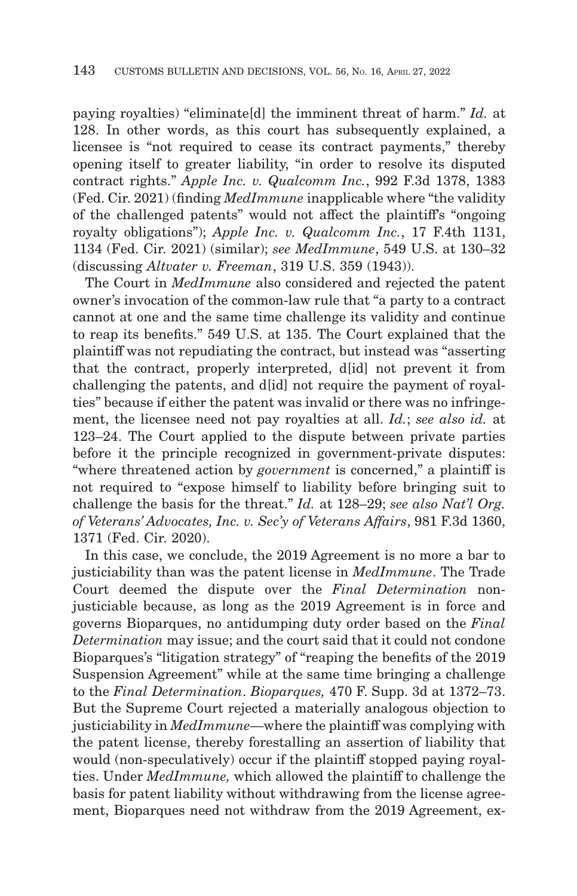paying royalties) "eliminate[d] the imminent threat of harm." *Id.* at 128. In other words, as this court has subsequently explained, a licensee is "not required to cease its contract payments," thereby opening itself to greater liability, "in order to resolve its disputed contract rights." *Apple Inc. v. Qualcomm Inc.*, 992 F.3d 1378, 1383 (Fed. Cir. 2021) (finding *MedImmune* inapplicable where "the validity of the challenged patents" would not affect the plaintiff's "ongoing royalty obligations"); *Apple Inc. v. Qualcomm Inc.*, 17 F.4th 1131, 1134 (Fed. Cir. 2021) (similar); *see MedImmune*, 549 U.S. at 130–32 (discussing *Altvater v. Freeman*, 319 U.S. 359 (1943)).

The Court in *MedImmune* also considered and rejected the patent owner's invocation of the common-law rule that "a party to a contract cannot at one and the same time challenge its validity and continue to reap its benefits." 549 U.S. at 135. The Court explained that the plaintiff was not repudiating the contract, but instead was "asserting that the contract, properly interpreted, d[id] not prevent it from challenging the patents, and d[id] not require the payment of royalties" because if either the patent was invalid or there was no infringement, the licensee need not pay royalties at all. *Id.*; *see also id.* at 123–24. The Court applied to the dispute between private parties before it the principle recognized in government-private disputes: "where threatened action by *government* is concerned," a plaintiff is not required to "expose himself to liability before bringing suit to challenge the basis for the threat." *Id.* at 128–29; *see also Nat'l Org. of Veterans' Advocates, Inc. v. Sec'y of Veterans Affairs*, 981 F.3d 1360, 1371 (Fed. Cir. 2020).

In this case, we conclude, the 2019 Agreement is no more a bar to justiciability than was the patent license in *MedImmune*. The Trade Court deemed the dispute over the *Final Determination* non-justiciable because, as long as the 2019 Agreement is in force and governs Bioparques, no antidumping duty order based on the *Final Determination* may issue; and the court said that it could not condone Bioparques's "litigation strategy" of "reaping the benefits of the 2019 Suspension Agreement" while at the same time bringing a challenge to the *Final Determination*. *Bioparques,* 470 F. Supp. 3d at 1372–73. But the Supreme Court rejected a materially analogous objection to justiciability in *MedImmune*—where the plaintiff was complying with the patent license, thereby forestalling an assertion of liability that would (non-speculatively) occur if the plaintiff stopped paying royalties. Under *MedImmune,* which allowed the plaintiff to challenge the basis for patent liability without withdrawing from the license agreement, Bioparques need not withdraw from the 2019 Agreement, ex-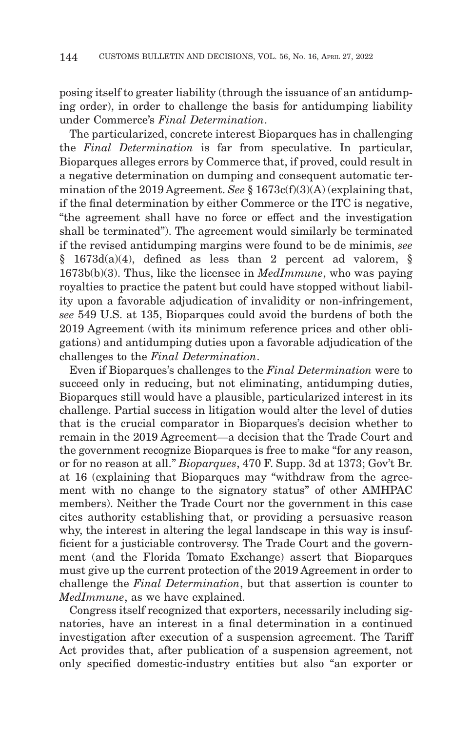posing itself to greater liability (through the issuance of an antidumping order), in order to challenge the basis for antidumping liability under Commerce's *Final Determination*.

The particularized, concrete interest Bioparques has in challenging the *Final Determination* is far from speculative. In particular, Bioparques alleges errors by Commerce that, if proved, could result in a negative determination on dumping and consequent automatic termination of the 2019 Agreement. *See* § 1673c(f)(3)(A) (explaining that, if the final determination by either Commerce or the ITC is negative, "the agreement shall have no force or effect and the investigation shall be terminated"). The agreement would similarly be terminated if the revised antidumping margins were found to be de minimis, *see* § 1673d(a)(4), defined as less than 2 percent ad valorem, § 1673b(b)(3). Thus, like the licensee in *MedImmune*, who was paying royalties to practice the patent but could have stopped without liability upon a favorable adjudication of invalidity or non-infringement, *see* 549 U.S. at 135, Bioparques could avoid the burdens of both the 2019 Agreement (with its minimum reference prices and other obligations) and antidumping duties upon a favorable adjudication of the challenges to the *Final Determination*.

Even if Bioparques's challenges to the *Final Determination* were to succeed only in reducing, but not eliminating, antidumping duties, Bioparques still would have a plausible, particularized interest in its challenge. Partial success in litigation would alter the level of duties that is the crucial comparator in Bioparques's decision whether to remain in the 2019 Agreement—a decision that the Trade Court and the government recognize Bioparques is free to make "for any reason, or for no reason at all." *Bioparques*, 470 F. Supp. 3d at 1373; Gov't Br. at 16 (explaining that Bioparques may "withdraw from the agreement with no change to the signatory status" of other AMHPAC members). Neither the Trade Court nor the government in this case cites authority establishing that, or providing a persuasive reason why, the interest in altering the legal landscape in this way is insufficient for a justiciable controversy. The Trade Court and the government (and the Florida Tomato Exchange) assert that Bioparques must give up the current protection of the 2019 Agreement in order to challenge the *Final Determination*, but that assertion is counter to *MedImmune*, as we have explained.

Congress itself recognized that exporters, necessarily including signatories, have an interest in a final determination in a continued investigation after execution of a suspension agreement. The Tariff Act provides that, after publication of a suspension agreement, not only specified domestic-industry entities but also "an exporter or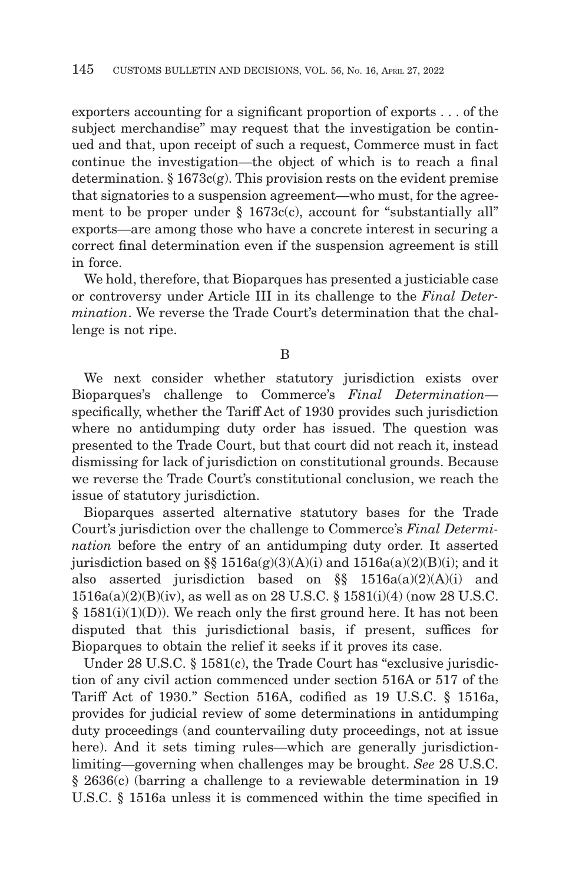exporters accounting for a significant proportion of exports . . . of the subject merchandise" may request that the investigation be continued and that, upon receipt of such a request, Commerce must in fact continue the investigation—the object of which is to reach a final determination. § 1673c(g). This provision rests on the evident premise that signatories to a suspension agreement—who must, for the agreement to be proper under § 1673c(c), account for "substantially all" exports—are among those who have a concrete interest in securing a correct final determination even if the suspension agreement is still in force.

We hold, therefore, that Bioparques has presented a justiciable case or controversy under Article III in its challenge to the *Final Determination*. We reverse the Trade Court's determination that the challenge is not ripe.

B

We next consider whether statutory jurisdiction exists over Bioparques's challenge to Commerce's *Final Determination*—specifically, whether the Tariff Act of 1930 provides such jurisdiction where no antidumping duty order has issued. The question was presented to the Trade Court, but that court did not reach it, instead dismissing for lack of jurisdiction on constitutional grounds. Because we reverse the Trade Court's constitutional conclusion, we reach the issue of statutory jurisdiction.

Bioparques asserted alternative statutory bases for the Trade Court's jurisdiction over the challenge to Commerce's *Final Determination* before the entry of an antidumping duty order. It asserted jurisdiction based on §§ 1516a(g)(3)(A)(i) and 1516a(a)(2)(B)(i); and it also asserted jurisdiction based on §§ 1516a(a)(2)(A)(i) and 1516a(a)(2)(B)(iv), as well as on 28 U.S.C. § 1581(i)(4) (now 28 U.S.C. § 1581(i)(1)(D)). We reach only the first ground here. It has not been disputed that this jurisdictional basis, if present, suffices for Bioparques to obtain the relief it seeks if it proves its case.

Under 28 U.S.C. § 1581(c), the Trade Court has "exclusive jurisdiction of any civil action commenced under section 516A or 517 of the Tariff Act of 1930." Section 516A, codified as 19 U.S.C. § 1516a, provides for judicial review of some determinations in antidumping duty proceedings (and countervailing duty proceedings, not at issue here). And it sets timing rules—which are generally jurisdiction-limiting—governing when challenges may be brought. *See* 28 U.S.C. § 2636(c) (barring a challenge to a reviewable determination in 19 U.S.C. § 1516a unless it is commenced within the time specified in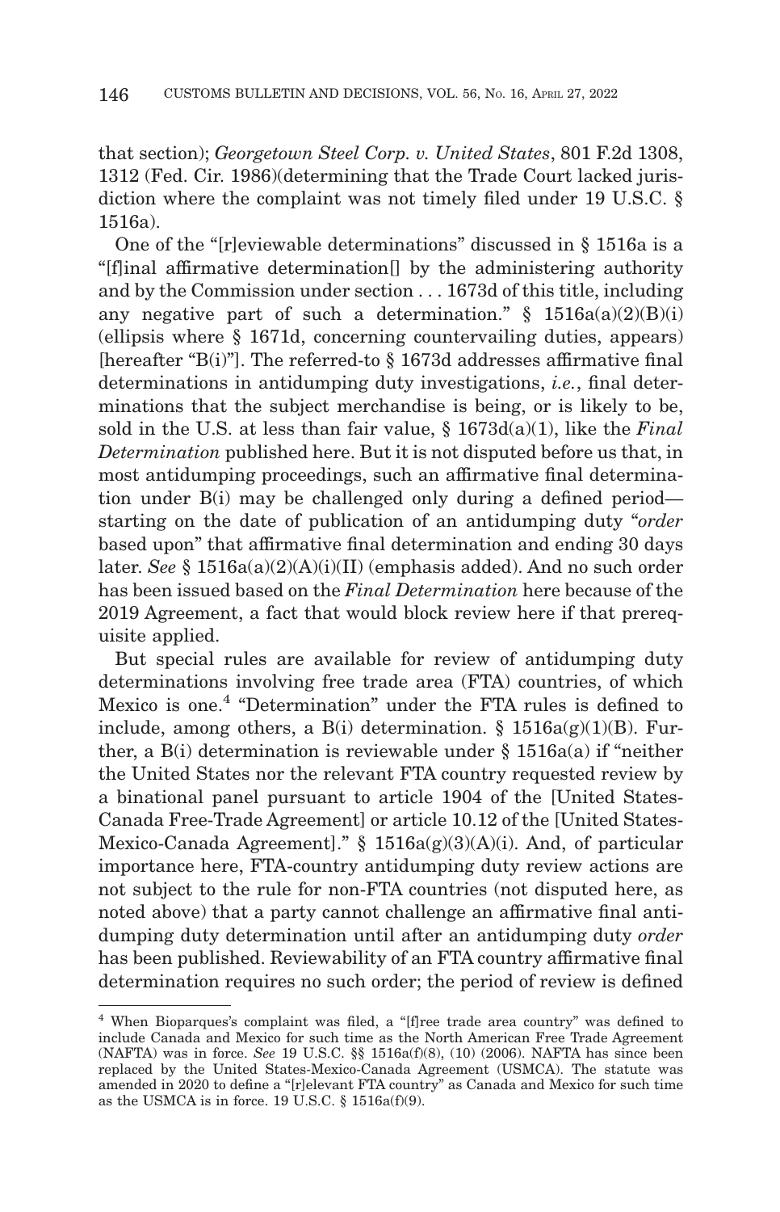that section); *Georgetown Steel Corp. v. United States*, 801 F.2d 1308, 1312 (Fed. Cir. 1986)(determining that the Trade Court lacked jurisdiction where the complaint was not timely filed under 19 U.S.C. § 1516a).

One of the "[r]eviewable determinations" discussed in § 1516a is a "[f]inal affirmative determination[] by the administering authority and by the Commission under section . . . 1673d of this title, including any negative part of such a determination." § 1516a(a)(2)(B)(i) (ellipsis where § 1671d, concerning countervailing duties, appears) [hereafter "B(i)"]. The referred-to § 1673d addresses affirmative final determinations in antidumping duty investigations, *i.e.*, final determinations that the subject merchandise is being, or is likely to be, sold in the U.S. at less than fair value, § 1673d(a)(1), like the *Final Determination* published here. But it is not disputed before us that, in most antidumping proceedings, such an affirmative final determination under B(i) may be challenged only during a defined period—starting on the date of publication of an antidumping duty "*order* based upon" that affirmative final determination and ending 30 days later. *See* § 1516a(a)(2)(A)(i)(II) (emphasis added). And no such order has been issued based on the *Final Determination* here because of the 2019 Agreement, a fact that would block review here if that prerequisite applied.

But special rules are available for review of antidumping duty determinations involving free trade area (FTA) countries, of which Mexico is one.[4] "Determination" under the FTA rules is defined to include, among others, a B(i) determination. § 1516a(g)(1)(B). Further, a B(i) determination is reviewable under § 1516a(a) if "neither the United States nor the relevant FTA country requested review by a binational panel pursuant to article 1904 of the [United States-Canada Free-Trade Agreement] or article 10.12 of the [United States-Mexico-Canada Agreement]." § 1516a(g)(3)(A)(i). And, of particular importance here, FTA-country antidumping duty review actions are not subject to the rule for non-FTA countries (not disputed here, as noted above) that a party cannot challenge an affirmative final antidumping duty determination until after an antidumping duty *order* has been published. Reviewability of an FTA country affirmative final determination requires no such order; the period of review is defined

[4] When Bioparques's complaint was filed, a "[f]ree trade area country" was defined to include Canada and Mexico for such time as the North American Free Trade Agreement (NAFTA) was in force. *See* 19 U.S.C. §§ 1516a(f)(8), (10) (2006). NAFTA has since been replaced by the United States-Mexico-Canada Agreement (USMCA). The statute was amended in 2020 to define a "[r]elevant FTA country" as Canada and Mexico for such time as the USMCA is in force. 19 U.S.C. § 1516a(f)(9).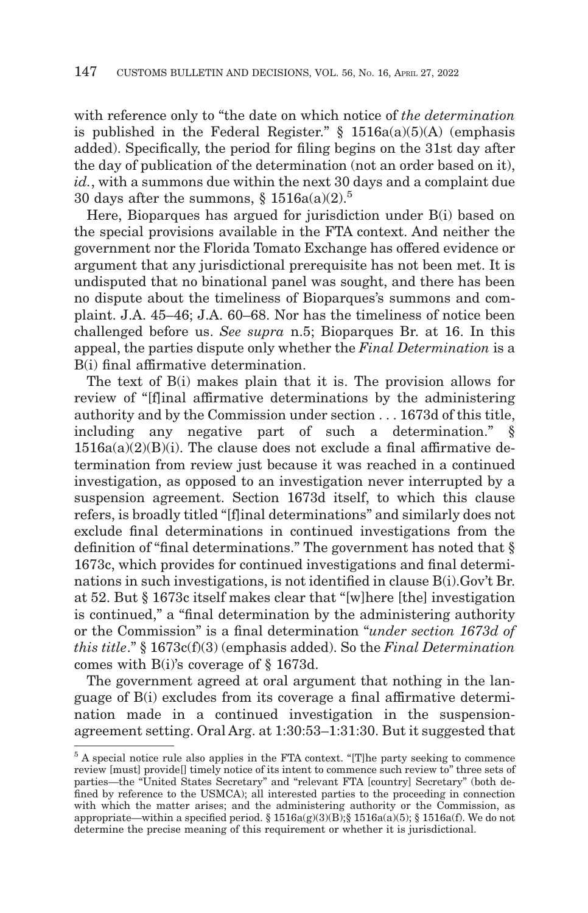with reference only to "the date on which notice of *the determination* is published in the Federal Register." § 1516a(a)(5)(A) (emphasis added). Specifically, the period for filing begins on the 31st day after the day of publication of the determination (not an order based on it), *id.*, with a summons due within the next 30 days and a complaint due 30 days after the summons, § 1516a(a)(2).[5]

Here, Bioparques has argued for jurisdiction under B(i) based on the special provisions available in the FTA context. And neither the government nor the Florida Tomato Exchange has offered evidence or argument that any jurisdictional prerequisite has not been met. It is undisputed that no binational panel was sought, and there has been no dispute about the timeliness of Bioparques's summons and complaint. J.A. 45–46; J.A. 60–68. Nor has the timeliness of notice been challenged before us. *See supra* n.5; Bioparques Br. at 16. In this appeal, the parties dispute only whether the *Final Determination* is a B(i) final affirmative determination.

The text of B(i) makes plain that it is. The provision allows for review of "[f]inal affirmative determinations by the administering authority and by the Commission under section . . . 1673d of this title, including any negative part of such a determination." § 1516a(a)(2)(B)(i). The clause does not exclude a final affirmative determination from review just because it was reached in a continued investigation, as opposed to an investigation never interrupted by a suspension agreement. Section 1673d itself, to which this clause refers, is broadly titled "[f]inal determinations" and similarly does not exclude final determinations in continued investigations from the definition of "final determinations." The government has noted that § 1673c, which provides for continued investigations and final determinations in such investigations, is not identified in clause B(i).Gov't Br. at 52. But § 1673c itself makes clear that "[w]here [the] investigation is continued," a "final determination by the administering authority or the Commission" is a final determination "*under section 1673d of this title*." § 1673c(f)(3) (emphasis added). So the *Final Determination* comes with B(i)'s coverage of § 1673d.

The government agreed at oral argument that nothing in the language of B(i) excludes from its coverage a final affirmative determination made in a continued investigation in the suspension-agreement setting. Oral Arg. at 1:30:53–1:31:30. But it suggested that

---

[5] A special notice rule also applies in the FTA context. "[T]he party seeking to commence review [must] provide[] timely notice of its intent to commence such review to" three sets of parties—the "United States Secretary" and "relevant FTA [country] Secretary" (both defined by reference to the USMCA); all interested parties to the proceeding in connection with which the matter arises; and the administering authority or the Commission, as appropriate—within a specified period. § 1516a(g)(3)(B);§ 1516a(a)(5); § 1516a(f). We do not determine the precise meaning of this requirement or whether it is jurisdictional.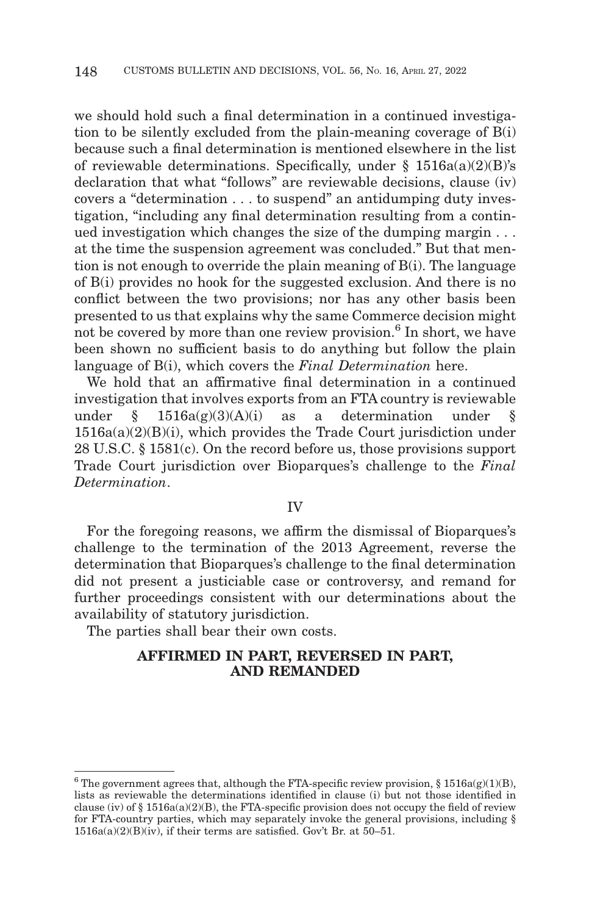we should hold such a final determination in a continued investigation to be silently excluded from the plain-meaning coverage of B(i) because such a final determination is mentioned elsewhere in the list of reviewable determinations. Specifically, under § 1516a(a)(2)(B)'s declaration that what "follows" are reviewable decisions, clause (iv) covers a "determination . . . to suspend" an antidumping duty investigation, "including any final determination resulting from a continued investigation which changes the size of the dumping margin . . . at the time the suspension agreement was concluded." But that mention is not enough to override the plain meaning of B(i). The language of B(i) provides no hook for the suggested exclusion. And there is no conflict between the two provisions; nor has any other basis been presented to us that explains why the same Commerce decision might not be covered by more than one review provision.[6] In short, we have been shown no sufficient basis to do anything but follow the plain language of B(i), which covers the *Final Determination* here.

We hold that an affirmative final determination in a continued investigation that involves exports from an FTA country is reviewable under § 1516a(g)(3)(A)(i) as a determination under § 1516a(a)(2)(B)(i), which provides the Trade Court jurisdiction under 28 U.S.C. § 1581(c). On the record before us, those provisions support Trade Court jurisdiction over Bioparques's challenge to the *Final Determination*.

## IV

For the foregoing reasons, we affirm the dismissal of Bioparques's challenge to the termination of the 2013 Agreement, reverse the determination that Bioparques's challenge to the final determination did not present a justiciable case or controversy, and remand for further proceedings consistent with our determinations about the availability of statutory jurisdiction.

The parties shall bear their own costs.

**AFFIRMED IN PART, REVERSED IN PART, AND REMANDED**

---

[6] The government agrees that, although the FTA-specific review provision, § 1516a(g)(1)(B), lists as reviewable the determinations identified in clause (i) but not those identified in clause (iv) of § 1516a(a)(2)(B), the FTA-specific provision does not occupy the field of review for FTA-country parties, which may separately invoke the general provisions, including § 1516a(a)(2)(B)(iv), if their terms are satisfied. Gov't Br. at 50–51.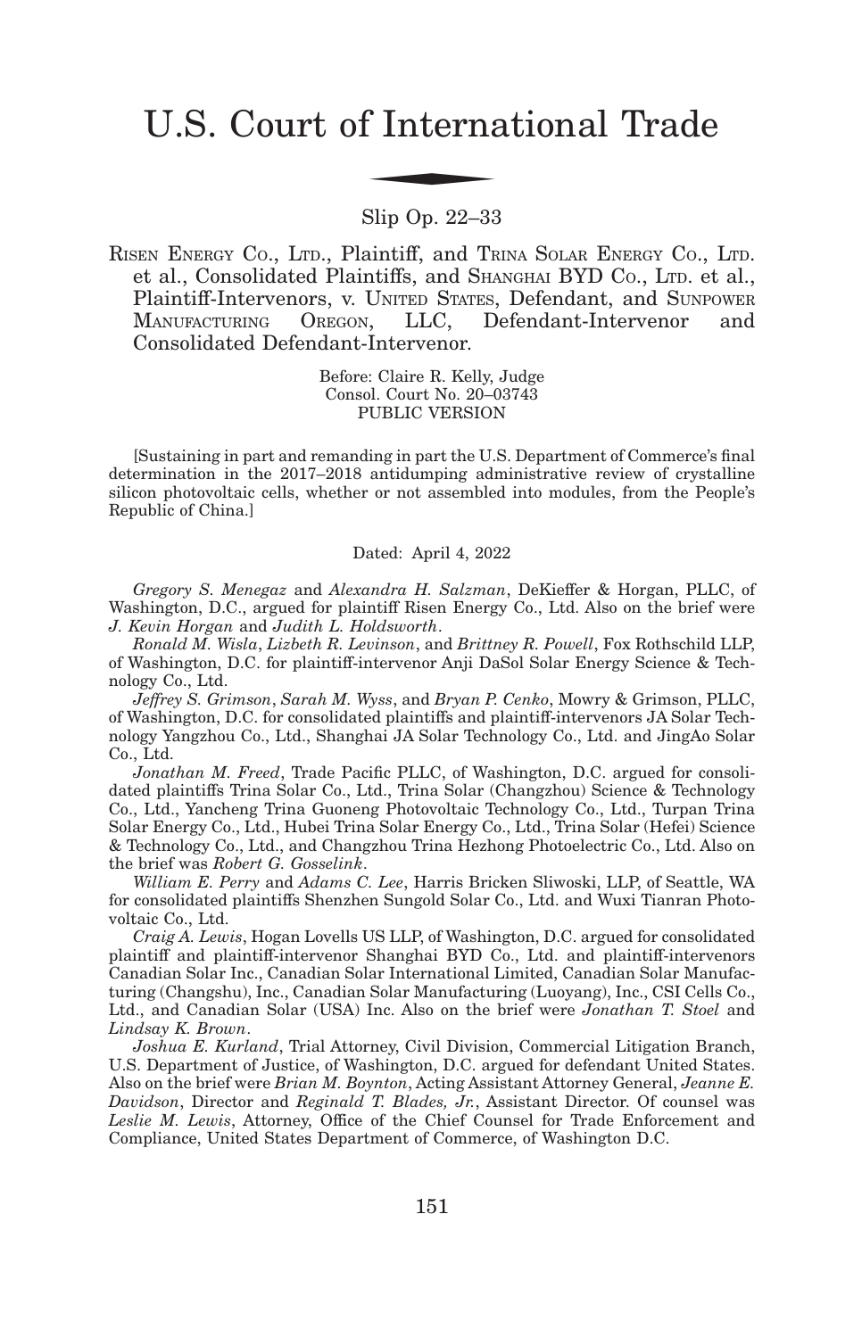# U.S. Court of International Trade

Slip Op. 22–33

RISEN ENERGY CO., LTD., Plaintiff, and TRINA SOLAR ENERGY CO., LTD. et al., Consolidated Plaintiffs, and SHANGHAI BYD CO., LTD. et al., Plaintiff-Intervenors, v. UNITED STATES, Defendant, and SUNPOWER MANUFACTURING OREGON, LLC, Defendant-Intervenor and Consolidated Defendant-Intervenor.

Before: Claire R. Kelly, Judge
Consol. Court No. 20–03743
PUBLIC VERSION

[Sustaining in part and remanding in part the U.S. Department of Commerce's final determination in the 2017–2018 antidumping administrative review of crystalline silicon photovoltaic cells, whether or not assembled into modules, from the People's Republic of China.]

Dated: April 4, 2022

*Gregory S. Menegaz* and *Alexandra H. Salzman*, DeKieffer & Horgan, PLLC, of Washington, D.C., argued for plaintiff Risen Energy Co., Ltd. Also on the brief were *J. Kevin Horgan* and *Judith L. Holdsworth*.

*Ronald M. Wisla*, *Lizbeth R. Levinson*, and *Brittney R. Powell*, Fox Rothschild LLP, of Washington, D.C. for plaintiff-intervenor Anji DaSol Solar Energy Science & Technology Co., Ltd.

*Jeffrey S. Grimson*, *Sarah M. Wyss*, and *Bryan P. Cenko*, Mowry & Grimson, PLLC, of Washington, D.C. for consolidated plaintiffs and plaintiff-intervenors JA Solar Technology Yangzhou Co., Ltd., Shanghai JA Solar Technology Co., Ltd. and JingAo Solar Co., Ltd.

*Jonathan M. Freed*, Trade Pacific PLLC, of Washington, D.C. argued for consolidated plaintiffs Trina Solar Co., Ltd., Trina Solar (Changzhou) Science & Technology Co., Ltd., Yancheng Trina Guoneng Photovoltaic Technology Co., Ltd., Turpan Trina Solar Energy Co., Ltd., Hubei Trina Solar Energy Co., Ltd., Trina Solar (Hefei) Science & Technology Co., Ltd., and Changzhou Trina Hezhong Photoelectric Co., Ltd. Also on the brief was *Robert G. Gosselink*.

*William E. Perry* and *Adams C. Lee*, Harris Bricken Sliwoski, LLP, of Seattle, WA for consolidated plaintiffs Shenzhen Sungold Solar Co., Ltd. and Wuxi Tianran Photovoltaic Co., Ltd.

*Craig A. Lewis*, Hogan Lovells US LLP, of Washington, D.C. argued for consolidated plaintiff and plaintiff-intervenor Shanghai BYD Co., Ltd. and plaintiff-intervenors Canadian Solar Inc., Canadian Solar International Limited, Canadian Solar Manufacturing (Changshu), Inc., Canadian Solar Manufacturing (Luoyang), Inc., CSI Cells Co., Ltd., and Canadian Solar (USA) Inc. Also on the brief were *Jonathan T. Stoel* and *Lindsay K. Brown*.

*Joshua E. Kurland*, Trial Attorney, Civil Division, Commercial Litigation Branch, U.S. Department of Justice, of Washington, D.C. argued for defendant United States. Also on the brief were *Brian M. Boynton*, Acting Assistant Attorney General, *Jeanne E. Davidson*, Director and *Reginald T. Blades, Jr.*, Assistant Director. Of counsel was *Leslie M. Lewis*, Attorney, Office of the Chief Counsel for Trade Enforcement and Compliance, United States Department of Commerce, of Washington D.C.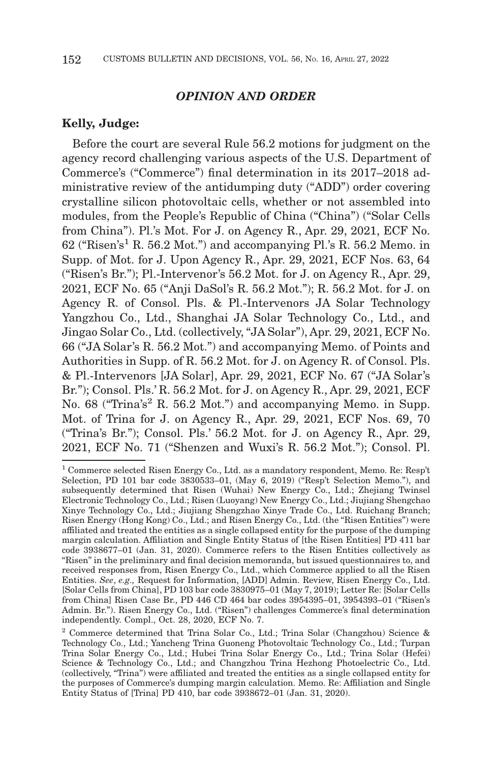## *OPINION AND ORDER*

**Kelly, Judge:**

Before the court are several Rule 56.2 motions for judgment on the agency record challenging various aspects of the U.S. Department of Commerce's ("Commerce") final determination in its 2017–2018 administrative review of the antidumping duty ("ADD") order covering crystalline silicon photovoltaic cells, whether or not assembled into modules, from the People's Republic of China ("China") ("Solar Cells from China"). Pl.'s Mot. For J. on Agency R., Apr. 29, 2021, ECF No. 62 ("Risen's[1] R. 56.2 Mot.") and accompanying Pl.'s R. 56.2 Memo. in Supp. of Mot. for J. Upon Agency R., Apr. 29, 2021, ECF Nos. 63, 64 ("Risen's Br."); Pl.-Intervenor's 56.2 Mot. for J. on Agency R., Apr. 29, 2021, ECF No. 65 ("Anji DaSol's R. 56.2 Mot."); R. 56.2 Mot. for J. on Agency R. of Consol. Pls. & Pl.-Intervenors JA Solar Technology Yangzhou Co., Ltd., Shanghai JA Solar Technology Co., Ltd., and Jingao Solar Co., Ltd. (collectively, "JA Solar"), Apr. 29, 2021, ECF No. 66 ("JA Solar's R. 56.2 Mot.") and accompanying Memo. of Points and Authorities in Supp. of R. 56.2 Mot. for J. on Agency R. of Consol. Pls. & Pl.-Intervenors [JA Solar], Apr. 29, 2021, ECF No. 67 ("JA Solar's Br."); Consol. Pls.' R. 56.2 Mot. for J. on Agency R., Apr. 29, 2021, ECF No. 68 ("Trina's[2] R. 56.2 Mot.") and accompanying Memo. in Supp. Mot. of Trina for J. on Agency R., Apr. 29, 2021, ECF Nos. 69, 70 ("Trina's Br."); Consol. Pls.' 56.2 Mot. for J. on Agency R., Apr. 29, 2021, ECF No. 71 ("Shenzen and Wuxi's R. 56.2 Mot."); Consol. Pl.

---

[1] Commerce selected Risen Energy Co., Ltd. as a mandatory respondent, Memo. Re: Resp't Selection, PD 101 bar code 3830533–01, (May 6, 2019) ("Resp't Selection Memo."), and subsequently determined that Risen (Wuhai) New Energy Co., Ltd.; Zhejiang Twinsel Electronic Technology Co., Ltd.; Risen (Luoyang) New Energy Co., Ltd.; Jiujiang Shengchao Xinye Technology Co., Ltd.; Jiujiang Shengzhao Xinye Trade Co., Ltd. Ruichang Branch; Risen Energy (Hong Kong) Co., Ltd.; and Risen Energy Co., Ltd. (the "Risen Entities") were affiliated and treated the entities as a single collapsed entity for the purpose of the dumping margin calculation. Affiliation and Single Entity Status of [the Risen Entities] PD 411 bar code 3938677–01 (Jan. 31, 2020). Commerce refers to the Risen Entities collectively as "Risen" in the preliminary and final decision memoranda, but issued questionnaires to, and received responses from, Risen Energy Co., Ltd., which Commerce applied to all the Risen Entities. *See*, *e.g.,* Request for Information, [ADD] Admin. Review, Risen Energy Co., Ltd. [Solar Cells from China], PD 103 bar code 3830975–01 (May 7, 2019); Letter Re: [Solar Cells from China] Risen Case Br., PD 446 CD 464 bar codes 3954395–01, 3954393–01 ("Risen's Admin. Br."). Risen Energy Co., Ltd. ("Risen") challenges Commerce's final determination independently. Compl., Oct. 28, 2020, ECF No. 7.

[2] Commerce determined that Trina Solar Co., Ltd.; Trina Solar (Changzhou) Science & Technology Co., Ltd.; Yancheng Trina Guoneng Photovoltaic Technology Co., Ltd.; Turpan Trina Solar Energy Co., Ltd.; Hubei Trina Solar Energy Co., Ltd.; Trina Solar (Hefei) Science & Technology Co., Ltd.; and Changzhou Trina Hezhong Photoelectric Co., Ltd. (collectively, "Trina") were affiliated and treated the entities as a single collapsed entity for the purposes of Commerce's dumping margin calculation. Memo. Re: Affiliation and Single Entity Status of [Trina] PD 410, bar code 3938672–01 (Jan. 31, 2020).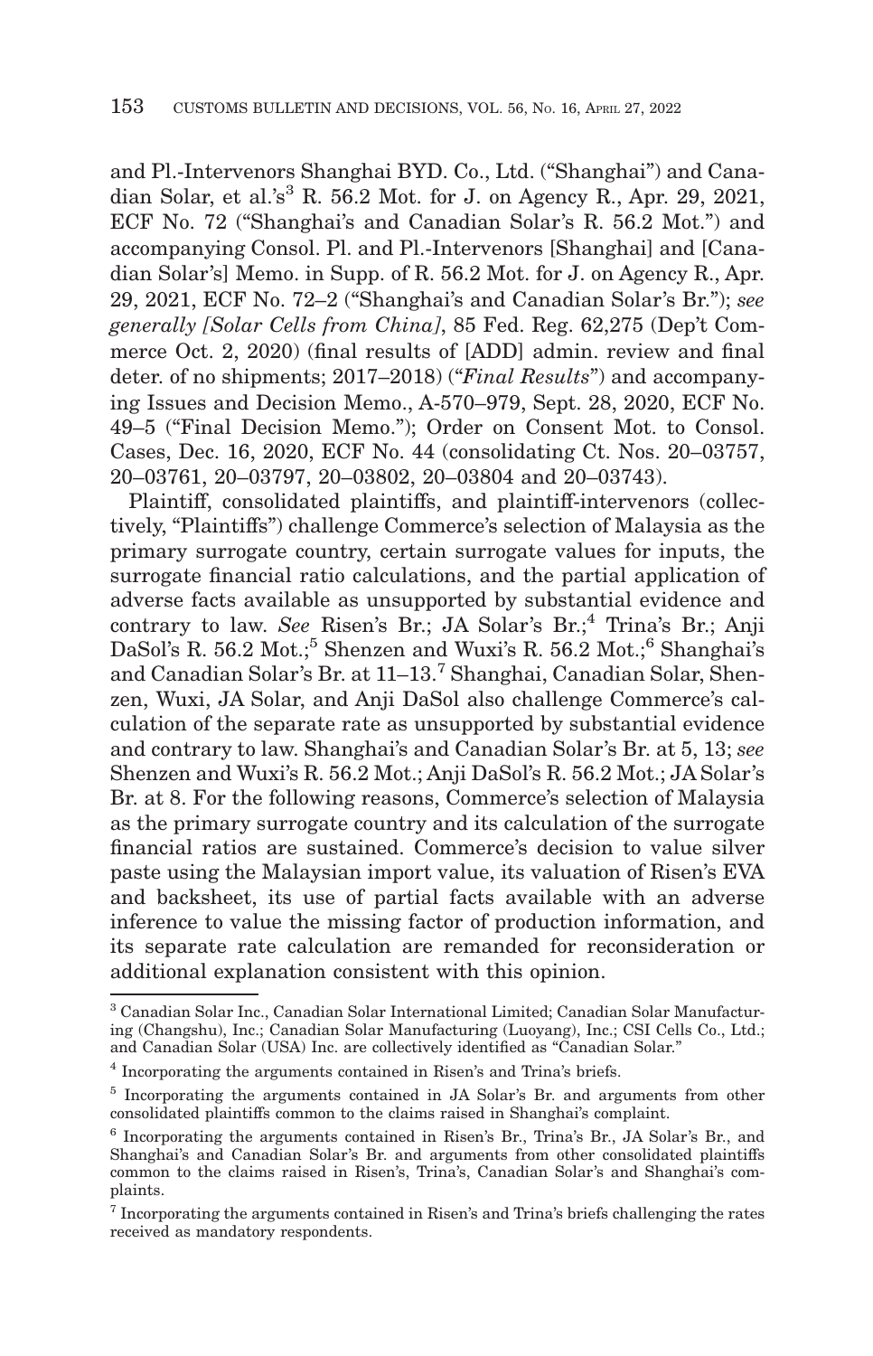and Pl.-Intervenors Shanghai BYD. Co., Ltd. ("Shanghai") and Canadian Solar, et al.'s[3] R. 56.2 Mot. for J. on Agency R., Apr. 29, 2021, ECF No. 72 ("Shanghai's and Canadian Solar's R. 56.2 Mot.") and accompanying Consol. Pl. and Pl.-Intervenors [Shanghai] and [Canadian Solar's] Memo. in Supp. of R. 56.2 Mot. for J. on Agency R., Apr. 29, 2021, ECF No. 72–2 ("Shanghai's and Canadian Solar's Br."); *see generally [Solar Cells from China]*, 85 Fed. Reg. 62,275 (Dep't Commerce Oct. 2, 2020) (final results of [ADD] admin. review and final deter. of no shipments; 2017–2018) ("*Final Results*") and accompanying Issues and Decision Memo., A-570–979, Sept. 28, 2020, ECF No. 49–5 ("Final Decision Memo."); Order on Consent Mot. to Consol. Cases, Dec. 16, 2020, ECF No. 44 (consolidating Ct. Nos. 20–03757, 20–03761, 20–03797, 20–03802, 20–03804 and 20–03743).

Plaintiff, consolidated plaintiffs, and plaintiff-intervenors (collectively, "Plaintiffs") challenge Commerce's selection of Malaysia as the primary surrogate country, certain surrogate values for inputs, the surrogate financial ratio calculations, and the partial application of adverse facts available as unsupported by substantial evidence and contrary to law. *See* Risen's Br.; JA Solar's Br.;[4] Trina's Br.; Anji DaSol's R. 56.2 Mot.;[5] Shenzen and Wuxi's R. 56.2 Mot.;[6] Shanghai's and Canadian Solar's Br. at 11–13.[7] Shanghai, Canadian Solar, Shenzen, Wuxi, JA Solar, and Anji DaSol also challenge Commerce's calculation of the separate rate as unsupported by substantial evidence and contrary to law. Shanghai's and Canadian Solar's Br. at 5, 13; *see* Shenzen and Wuxi's R. 56.2 Mot.; Anji DaSol's R. 56.2 Mot.; JA Solar's Br. at 8. For the following reasons, Commerce's selection of Malaysia as the primary surrogate country and its calculation of the surrogate financial ratios are sustained. Commerce's decision to value silver paste using the Malaysian import value, its valuation of Risen's EVA and backsheet, its use of partial facts available with an adverse inference to value the missing factor of production information, and its separate rate calculation are remanded for reconsideration or additional explanation consistent with this opinion.

---

[3] Canadian Solar Inc., Canadian Solar International Limited; Canadian Solar Manufacturing (Changshu), Inc.; Canadian Solar Manufacturing (Luoyang), Inc.; CSI Cells Co., Ltd.; and Canadian Solar (USA) Inc. are collectively identified as "Canadian Solar."

[4] Incorporating the arguments contained in Risen's and Trina's briefs.

[5] Incorporating the arguments contained in JA Solar's Br. and arguments from other consolidated plaintiffs common to the claims raised in Shanghai's complaint.

[6] Incorporating the arguments contained in Risen's Br., Trina's Br., JA Solar's Br., and Shanghai's and Canadian Solar's Br. and arguments from other consolidated plaintiffs common to the claims raised in Risen's, Trina's, Canadian Solar's and Shanghai's complaints.

[7] Incorporating the arguments contained in Risen's and Trina's briefs challenging the rates received as mandatory respondents.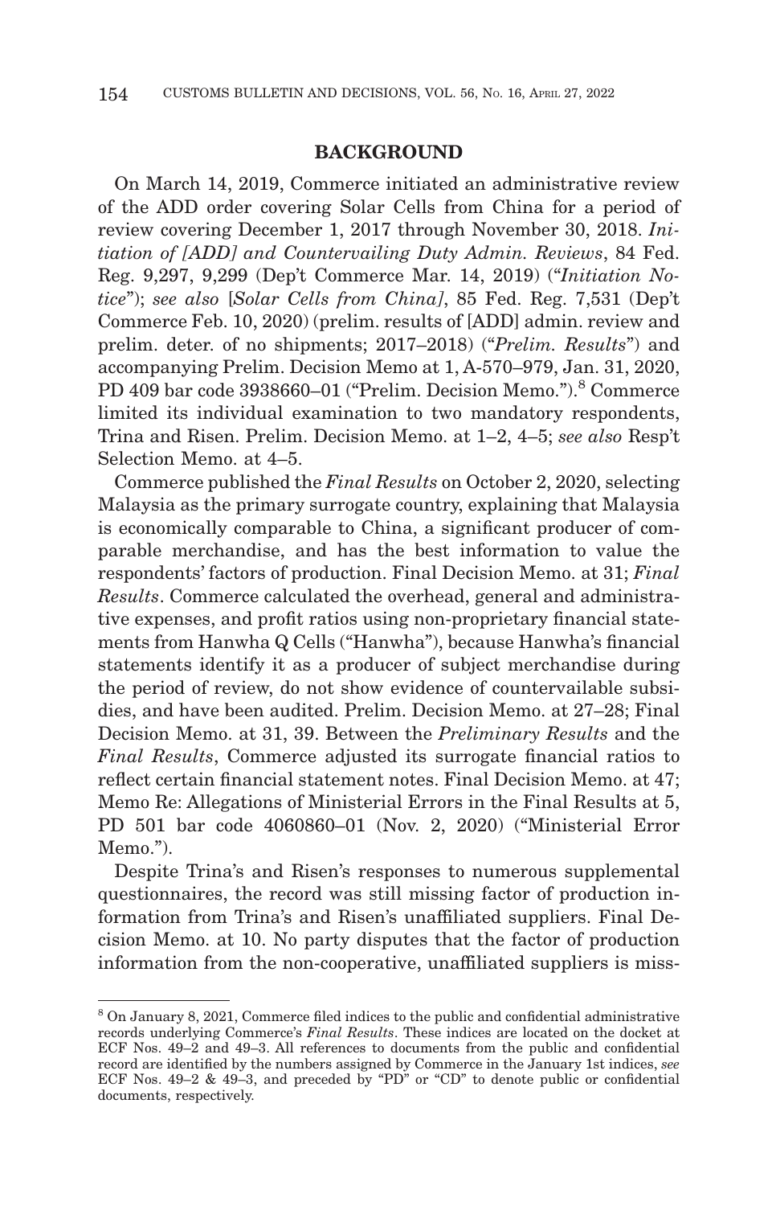## BACKGROUND

On March 14, 2019, Commerce initiated an administrative review of the ADD order covering Solar Cells from China for a period of review covering December 1, 2017 through November 30, 2018. *Initiation of [ADD] and Countervailing Duty Admin. Reviews*, 84 Fed. Reg. 9,297, 9,299 (Dep't Commerce Mar. 14, 2019) ("*Initiation Notice*"); *see also* [*Solar Cells from China]*, 85 Fed. Reg. 7,531 (Dep't Commerce Feb. 10, 2020) (prelim. results of [ADD] admin. review and prelim. deter. of no shipments; 2017–2018) ("*Prelim. Results*") and accompanying Prelim. Decision Memo at 1, A-570–979, Jan. 31, 2020, PD 409 bar code 3938660–01 ("Prelim. Decision Memo.").[8] Commerce limited its individual examination to two mandatory respondents, Trina and Risen. Prelim. Decision Memo. at 1–2, 4–5; *see also* Resp't Selection Memo. at 4–5.

Commerce published the *Final Results* on October 2, 2020, selecting Malaysia as the primary surrogate country, explaining that Malaysia is economically comparable to China, a significant producer of comparable merchandise, and has the best information to value the respondents' factors of production. Final Decision Memo. at 31; *Final Results*. Commerce calculated the overhead, general and administrative expenses, and profit ratios using non-proprietary financial statements from Hanwha Q Cells ("Hanwha"), because Hanwha's financial statements identify it as a producer of subject merchandise during the period of review, do not show evidence of countervailable subsidies, and have been audited. Prelim. Decision Memo. at 27–28; Final Decision Memo. at 31, 39. Between the *Preliminary Results* and the *Final Results*, Commerce adjusted its surrogate financial ratios to reflect certain financial statement notes. Final Decision Memo. at 47; Memo Re: Allegations of Ministerial Errors in the Final Results at 5, PD 501 bar code 4060860–01 (Nov. 2, 2020) ("Ministerial Error Memo.").

Despite Trina's and Risen's responses to numerous supplemental questionnaires, the record was still missing factor of production information from Trina's and Risen's unaffiliated suppliers. Final Decision Memo. at 10. No party disputes that the factor of production information from the non-cooperative, unaffiliated suppliers is miss-

---

[8] On January 8, 2021, Commerce filed indices to the public and confidential administrative records underlying Commerce's *Final Results*. These indices are located on the docket at ECF Nos. 49–2 and 49–3. All references to documents from the public and confidential record are identified by the numbers assigned by Commerce in the January 1st indices, *see* ECF Nos. 49–2 & 49–3, and preceded by "PD" or "CD" to denote public or confidential documents, respectively.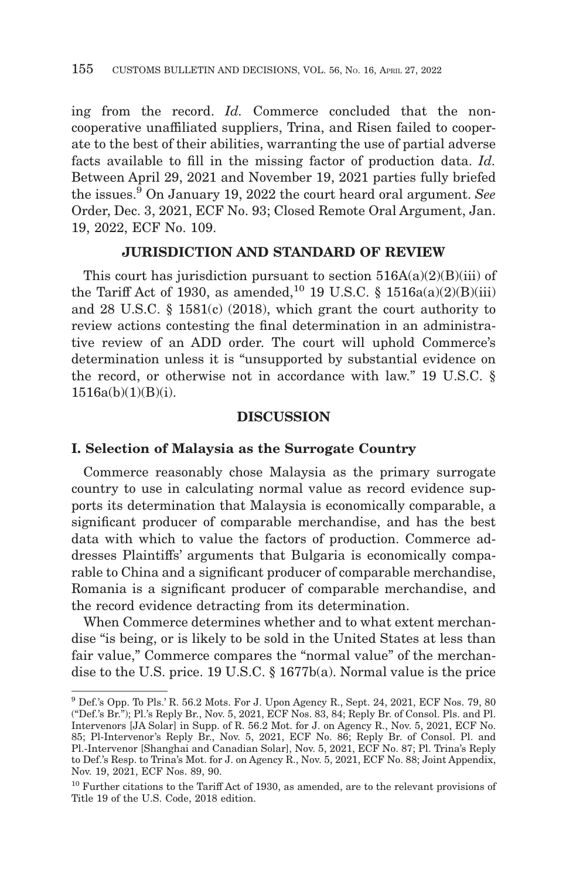ing from the record. *Id.* Commerce concluded that the non-cooperative unaffiliated suppliers, Trina, and Risen failed to cooperate to the best of their abilities, warranting the use of partial adverse facts available to fill in the missing factor of production data. *Id.* Between April 29, 2021 and November 19, 2021 parties fully briefed the issues.[9] On January 19, 2022 the court heard oral argument. *See* Order, Dec. 3, 2021, ECF No. 93; Closed Remote Oral Argument, Jan. 19, 2022, ECF No. 109.

## JURISDICTION AND STANDARD OF REVIEW

This court has jurisdiction pursuant to section 516A(a)(2)(B)(iii) of the Tariff Act of 1930, as amended,[10] 19 U.S.C. § 1516a(a)(2)(B)(iii) and 28 U.S.C. § 1581(c) (2018), which grant the court authority to review actions contesting the final determination in an administrative review of an ADD order. The court will uphold Commerce's determination unless it is "unsupported by substantial evidence on the record, or otherwise not in accordance with law." 19 U.S.C. § 1516a(b)(1)(B)(i).

## DISCUSSION

### I. Selection of Malaysia as the Surrogate Country

Commerce reasonably chose Malaysia as the primary surrogate country to use in calculating normal value as record evidence supports its determination that Malaysia is economically comparable, a significant producer of comparable merchandise, and has the best data with which to value the factors of production. Commerce addresses Plaintiffs' arguments that Bulgaria is economically comparable to China and a significant producer of comparable merchandise, Romania is a significant producer of comparable merchandise, and the record evidence detracting from its determination.

When Commerce determines whether and to what extent merchandise "is being, or is likely to be sold in the United States at less than fair value," Commerce compares the "normal value" of the merchandise to the U.S. price. 19 U.S.C. § 1677b(a). Normal value is the price

---

[9] Def.'s Opp. To Pls.' R. 56.2 Mots. For J. Upon Agency R., Sept. 24, 2021, ECF Nos. 79, 80 ("Def.'s Br."); Pl.'s Reply Br., Nov. 5, 2021, ECF Nos. 83, 84; Reply Br. of Consol. Pls. and Pl. Intervenors [JA Solar] in Supp. of R. 56.2 Mot. for J. on Agency R., Nov. 5, 2021, ECF No. 85; Pl-Intervenor's Reply Br., Nov. 5, 2021, ECF No. 86; Reply Br. of Consol. Pl. and Pl.-Intervenor [Shanghai and Canadian Solar], Nov. 5, 2021, ECF No. 87; Pl. Trina's Reply to Def.'s Resp. to Trina's Mot. for J. on Agency R., Nov. 5, 2021, ECF No. 88; Joint Appendix, Nov. 19, 2021, ECF Nos. 89, 90.

[10] Further citations to the Tariff Act of 1930, as amended, are to the relevant provisions of Title 19 of the U.S. Code, 2018 edition.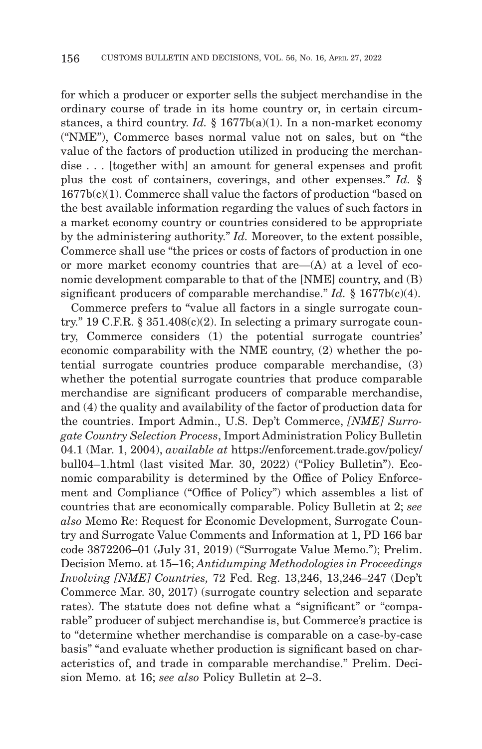for which a producer or exporter sells the subject merchandise in the ordinary course of trade in its home country or, in certain circumstances, a third country. *Id.* § 1677b(a)(1). In a non-market economy ("NME"), Commerce bases normal value not on sales, but on "the value of the factors of production utilized in producing the merchandise . . . [together with] an amount for general expenses and profit plus the cost of containers, coverings, and other expenses." *Id.* § 1677b(c)(1). Commerce shall value the factors of production "based on the best available information regarding the values of such factors in a market economy country or countries considered to be appropriate by the administering authority." *Id.* Moreover, to the extent possible, Commerce shall use "the prices or costs of factors of production in one or more market economy countries that are—(A) at a level of economic development comparable to that of the [NME] country, and (B) significant producers of comparable merchandise." *Id.* § 1677b(c)(4).

Commerce prefers to "value all factors in a single surrogate country." 19 C.F.R. § 351.408(c)(2). In selecting a primary surrogate country, Commerce considers (1) the potential surrogate countries' economic comparability with the NME country, (2) whether the potential surrogate countries produce comparable merchandise, (3) whether the potential surrogate countries that produce comparable merchandise are significant producers of comparable merchandise, and (4) the quality and availability of the factor of production data for the countries. Import Admin., U.S. Dep't Commerce, *[NME] Surrogate Country Selection Process*, Import Administration Policy Bulletin 04.1 (Mar. 1, 2004), *available at* https://enforcement.trade.gov/policy/bull04–1.html (last visited Mar. 30, 2022) ("Policy Bulletin"). Economic comparability is determined by the Office of Policy Enforcement and Compliance ("Office of Policy") which assembles a list of countries that are economically comparable. Policy Bulletin at 2; *see also* Memo Re: Request for Economic Development, Surrogate Country and Surrogate Value Comments and Information at 1, PD 166 bar code 3872206–01 (July 31, 2019) ("Surrogate Value Memo."); Prelim. Decision Memo. at 15–16; *Antidumping Methodologies in Proceedings Involving [NME] Countries,* 72 Fed. Reg. 13,246, 13,246–247 (Dep't Commerce Mar. 30, 2017) (surrogate country selection and separate rates). The statute does not define what a "significant" or "comparable" producer of subject merchandise is, but Commerce's practice is to "determine whether merchandise is comparable on a case-by-case basis" "and evaluate whether production is significant based on characteristics of, and trade in comparable merchandise." Prelim. Decision Memo. at 16; *see also* Policy Bulletin at 2–3.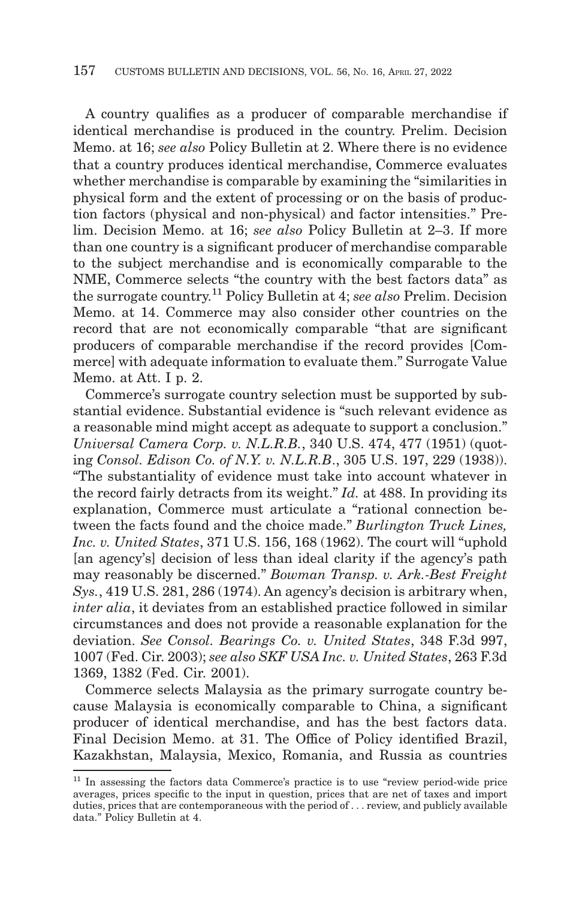A country qualifies as a producer of comparable merchandise if identical merchandise is produced in the country. Prelim. Decision Memo. at 16; *see also* Policy Bulletin at 2. Where there is no evidence that a country produces identical merchandise, Commerce evaluates whether merchandise is comparable by examining the "similarities in physical form and the extent of processing or on the basis of production factors (physical and non-physical) and factor intensities." Prelim. Decision Memo. at 16; *see also* Policy Bulletin at 2–3. If more than one country is a significant producer of merchandise comparable to the subject merchandise and is economically comparable to the NME, Commerce selects "the country with the best factors data" as the surrogate country.[11] Policy Bulletin at 4; *see also* Prelim. Decision Memo. at 14. Commerce may also consider other countries on the record that are not economically comparable "that are significant producers of comparable merchandise if the record provides [Commerce] with adequate information to evaluate them." Surrogate Value Memo. at Att. I p. 2.

Commerce's surrogate country selection must be supported by substantial evidence. Substantial evidence is "such relevant evidence as a reasonable mind might accept as adequate to support a conclusion." *Universal Camera Corp. v. N.L.R.B.*, 340 U.S. 474, 477 (1951) (quoting *Consol. Edison Co. of N.Y. v. N.L.R.B.*, 305 U.S. 197, 229 (1938)). "The substantiality of evidence must take into account whatever in the record fairly detracts from its weight." *Id.* at 488. In providing its explanation, Commerce must articulate a "rational connection between the facts found and the choice made." *Burlington Truck Lines, Inc. v. United States*, 371 U.S. 156, 168 (1962). The court will "uphold [an agency's] decision of less than ideal clarity if the agency's path may reasonably be discerned." *Bowman Transp. v. Ark.-Best Freight Sys.*, 419 U.S. 281, 286 (1974). An agency's decision is arbitrary when, *inter alia*, it deviates from an established practice followed in similar circumstances and does not provide a reasonable explanation for the deviation. *See Consol. Bearings Co. v. United States*, 348 F.3d 997, 1007 (Fed. Cir. 2003); *see also SKF USA Inc. v. United States*, 263 F.3d 1369, 1382 (Fed. Cir. 2001).

Commerce selects Malaysia as the primary surrogate country because Malaysia is economically comparable to China, a significant producer of identical merchandise, and has the best factors data. Final Decision Memo. at 31. The Office of Policy identified Brazil, Kazakhstan, Malaysia, Mexico, Romania, and Russia as countries

[11] In assessing the factors data Commerce's practice is to use "review period-wide price averages, prices specific to the input in question, prices that are net of taxes and import duties, prices that are contemporaneous with the period of . . . review, and publicly available data." Policy Bulletin at 4.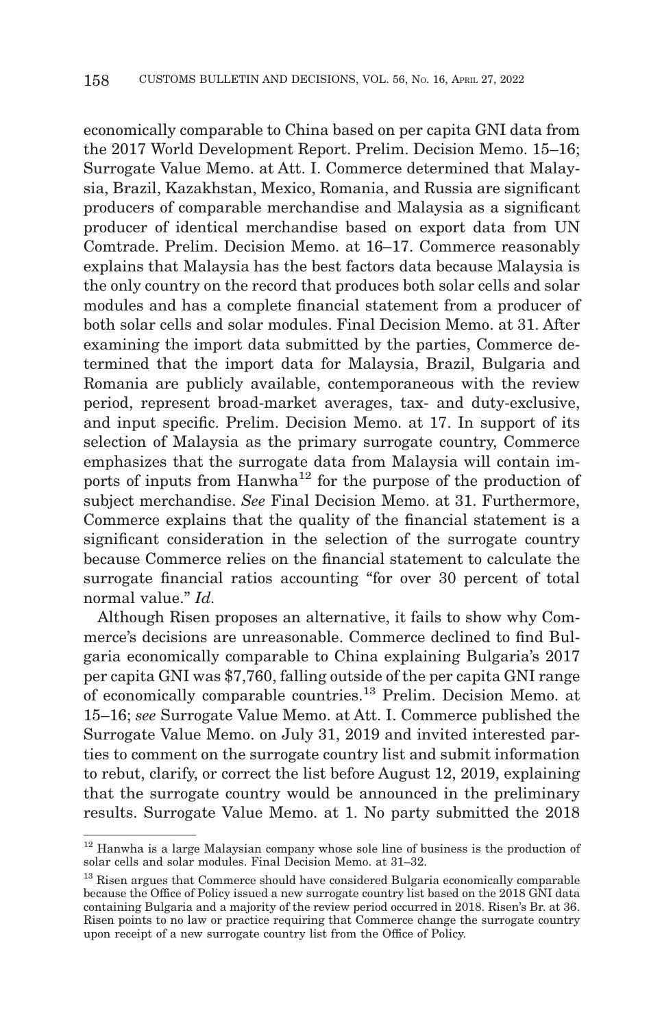economically comparable to China based on per capita GNI data from the 2017 World Development Report. Prelim. Decision Memo. 15–16; Surrogate Value Memo. at Att. I. Commerce determined that Malaysia, Brazil, Kazakhstan, Mexico, Romania, and Russia are significant producers of comparable merchandise and Malaysia as a significant producer of identical merchandise based on export data from UN Comtrade. Prelim. Decision Memo. at 16–17. Commerce reasonably explains that Malaysia has the best factors data because Malaysia is the only country on the record that produces both solar cells and solar modules and has a complete financial statement from a producer of both solar cells and solar modules. Final Decision Memo. at 31. After examining the import data submitted by the parties, Commerce determined that the import data for Malaysia, Brazil, Bulgaria and Romania are publicly available, contemporaneous with the review period, represent broad-market averages, tax- and duty-exclusive, and input specific. Prelim. Decision Memo. at 17. In support of its selection of Malaysia as the primary surrogate country, Commerce emphasizes that the surrogate data from Malaysia will contain imports of inputs from Hanwha[12] for the purpose of the production of subject merchandise. *See* Final Decision Memo. at 31. Furthermore, Commerce explains that the quality of the financial statement is a significant consideration in the selection of the surrogate country because Commerce relies on the financial statement to calculate the surrogate financial ratios accounting "for over 30 percent of total normal value." *Id.*

Although Risen proposes an alternative, it fails to show why Commerce's decisions are unreasonable. Commerce declined to find Bulgaria economically comparable to China explaining Bulgaria's 2017 per capita GNI was $7,760, falling outside of the per capita GNI range of economically comparable countries.[13] Prelim. Decision Memo. at 15–16; *see* Surrogate Value Memo. at Att. I. Commerce published the Surrogate Value Memo. on July 31, 2019 and invited interested parties to comment on the surrogate country list and submit information to rebut, clarify, or correct the list before August 12, 2019, explaining that the surrogate country would be announced in the preliminary results. Surrogate Value Memo. at 1. No party submitted the 2018

---

[12] Hanwha is a large Malaysian company whose sole line of business is the production of solar cells and solar modules. Final Decision Memo. at 31–32.

[13] Risen argues that Commerce should have considered Bulgaria economically comparable because the Office of Policy issued a new surrogate country list based on the 2018 GNI data containing Bulgaria and a majority of the review period occurred in 2018. Risen's Br. at 36. Risen points to no law or practice requiring that Commerce change the surrogate country upon receipt of a new surrogate country list from the Office of Policy.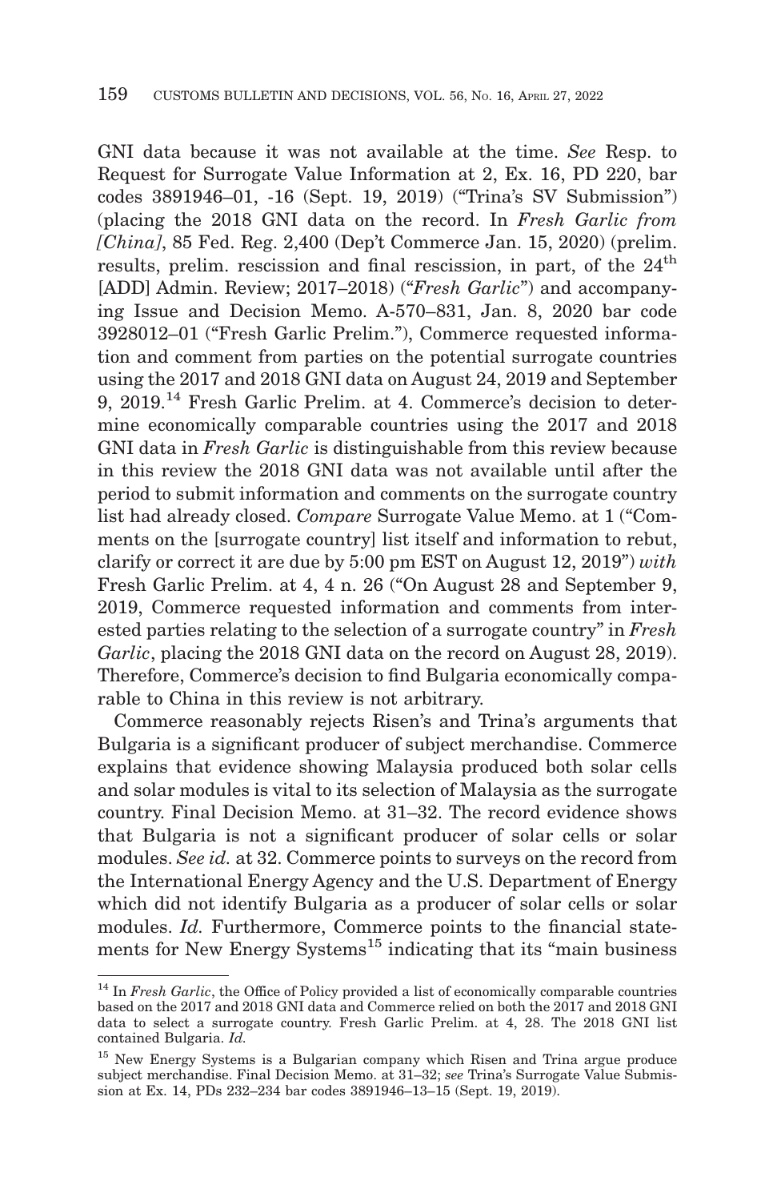GNI data because it was not available at the time. *See* Resp. to Request for Surrogate Value Information at 2, Ex. 16, PD 220, bar codes 3891946–01, -16 (Sept. 19, 2019) ("Trina's SV Submission") (placing the 2018 GNI data on the record. In *Fresh Garlic from [China]*, 85 Fed. Reg. 2,400 (Dep't Commerce Jan. 15, 2020) (prelim. results, prelim. rescission and final rescission, in part, of the 24th [ADD] Admin. Review; 2017–2018) ("*Fresh Garlic*") and accompanying Issue and Decision Memo. A-570–831, Jan. 8, 2020 bar code 3928012–01 ("Fresh Garlic Prelim."), Commerce requested information and comment from parties on the potential surrogate countries using the 2017 and 2018 GNI data on August 24, 2019 and September 9, 2019.[14] Fresh Garlic Prelim. at 4. Commerce's decision to determine economically comparable countries using the 2017 and 2018 GNI data in *Fresh Garlic* is distinguishable from this review because in this review the 2018 GNI data was not available until after the period to submit information and comments on the surrogate country list had already closed. *Compare* Surrogate Value Memo. at 1 ("Comments on the [surrogate country] list itself and information to rebut, clarify or correct it are due by 5:00 pm EST on August 12, 2019") *with* Fresh Garlic Prelim. at 4, 4 n. 26 ("On August 28 and September 9, 2019, Commerce requested information and comments from interested parties relating to the selection of a surrogate country" in *Fresh Garlic*, placing the 2018 GNI data on the record on August 28, 2019). Therefore, Commerce's decision to find Bulgaria economically comparable to China in this review is not arbitrary.

Commerce reasonably rejects Risen's and Trina's arguments that Bulgaria is a significant producer of subject merchandise. Commerce explains that evidence showing Malaysia produced both solar cells and solar modules is vital to its selection of Malaysia as the surrogate country. Final Decision Memo. at 31–32. The record evidence shows that Bulgaria is not a significant producer of solar cells or solar modules. *See id.* at 32. Commerce points to surveys on the record from the International Energy Agency and the U.S. Department of Energy which did not identify Bulgaria as a producer of solar cells or solar modules. *Id.* Furthermore, Commerce points to the financial statements for New Energy Systems[15] indicating that its "main business

---

[14] In *Fresh Garlic*, the Office of Policy provided a list of economically comparable countries based on the 2017 and 2018 GNI data and Commerce relied on both the 2017 and 2018 GNI data to select a surrogate country. Fresh Garlic Prelim. at 4, 28. The 2018 GNI list contained Bulgaria. *Id.*

[15] New Energy Systems is a Bulgarian company which Risen and Trina argue produce subject merchandise. Final Decision Memo. at 31–32; *see* Trina's Surrogate Value Submission at Ex. 14, PDs 232–234 bar codes 3891946–13–15 (Sept. 19, 2019).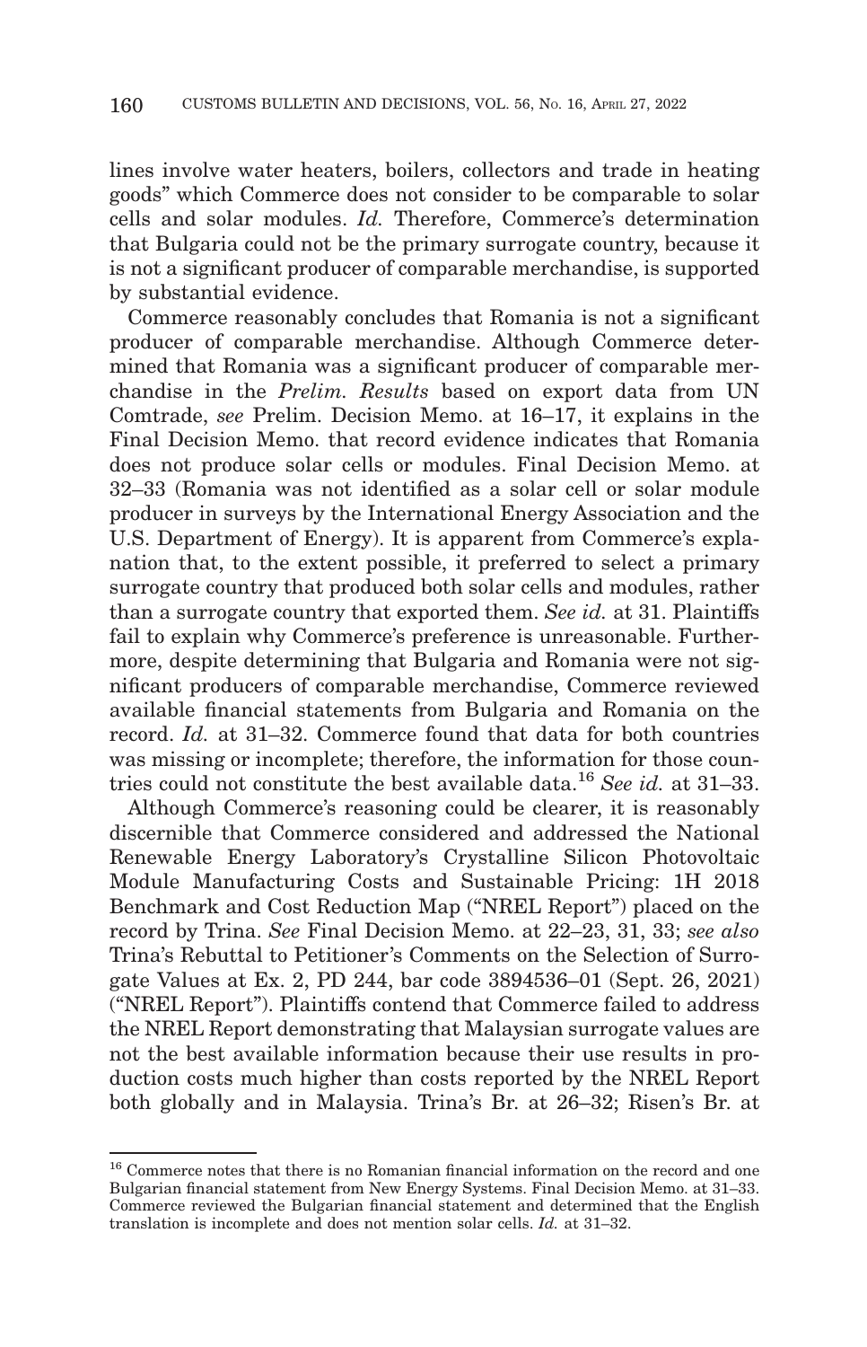lines involve water heaters, boilers, collectors and trade in heating goods" which Commerce does not consider to be comparable to solar cells and solar modules. *Id.* Therefore, Commerce's determination that Bulgaria could not be the primary surrogate country, because it is not a significant producer of comparable merchandise, is supported by substantial evidence.

Commerce reasonably concludes that Romania is not a significant producer of comparable merchandise. Although Commerce determined that Romania was a significant producer of comparable merchandise in the *Prelim. Results* based on export data from UN Comtrade, *see* Prelim. Decision Memo. at 16–17, it explains in the Final Decision Memo. that record evidence indicates that Romania does not produce solar cells or modules. Final Decision Memo. at 32–33 (Romania was not identified as a solar cell or solar module producer in surveys by the International Energy Association and the U.S. Department of Energy). It is apparent from Commerce's explanation that, to the extent possible, it preferred to select a primary surrogate country that produced both solar cells and modules, rather than a surrogate country that exported them. *See id.* at 31. Plaintiffs fail to explain why Commerce's preference is unreasonable. Furthermore, despite determining that Bulgaria and Romania were not significant producers of comparable merchandise, Commerce reviewed available financial statements from Bulgaria and Romania on the record. *Id.* at 31–32. Commerce found that data for both countries was missing or incomplete; therefore, the information for those countries could not constitute the best available data.[16] *See id.* at 31–33.

Although Commerce's reasoning could be clearer, it is reasonably discernible that Commerce considered and addressed the National Renewable Energy Laboratory's Crystalline Silicon Photovoltaic Module Manufacturing Costs and Sustainable Pricing: 1H 2018 Benchmark and Cost Reduction Map ("NREL Report") placed on the record by Trina. *See* Final Decision Memo. at 22–23, 31, 33; *see also* Trina's Rebuttal to Petitioner's Comments on the Selection of Surrogate Values at Ex. 2, PD 244, bar code 3894536–01 (Sept. 26, 2021) ("NREL Report"). Plaintiffs contend that Commerce failed to address the NREL Report demonstrating that Malaysian surrogate values are not the best available information because their use results in production costs much higher than costs reported by the NREL Report both globally and in Malaysia. Trina's Br. at 26–32; Risen's Br. at

[16] Commerce notes that there is no Romanian financial information on the record and one Bulgarian financial statement from New Energy Systems. Final Decision Memo. at 31–33. Commerce reviewed the Bulgarian financial statement and determined that the English translation is incomplete and does not mention solar cells. *Id.* at 31–32.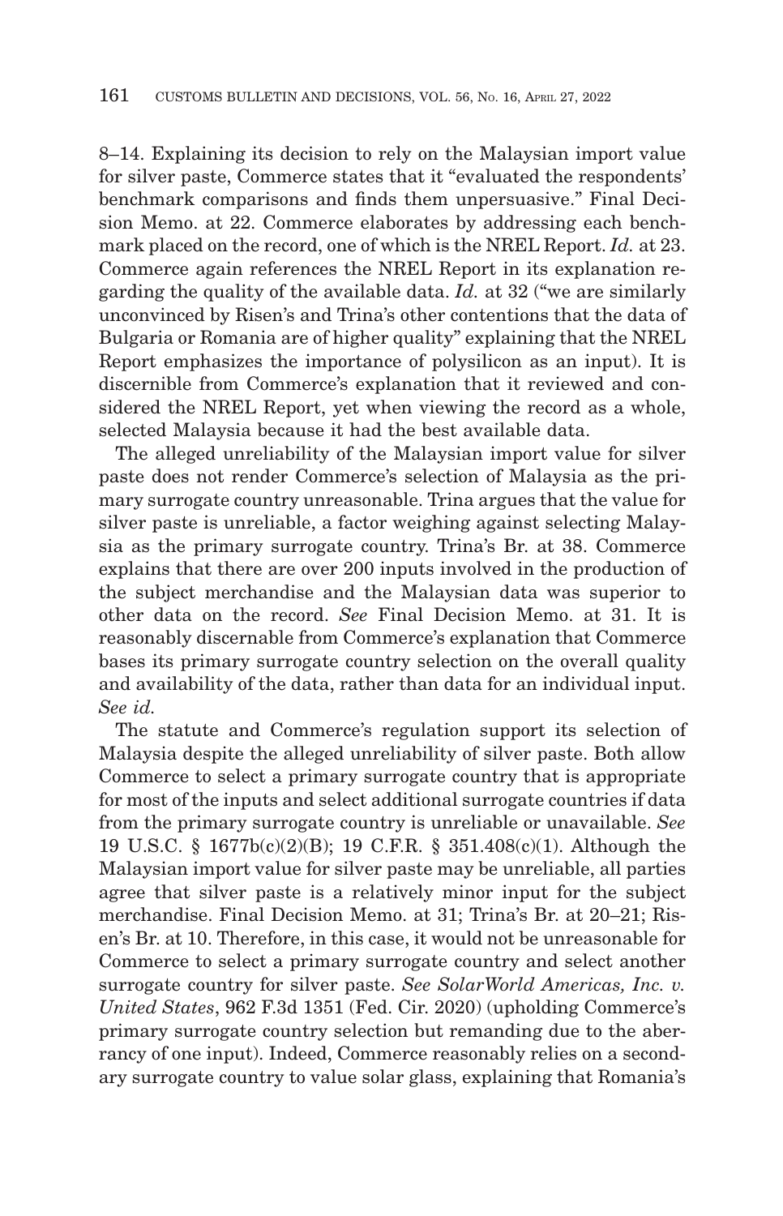8–14. Explaining its decision to rely on the Malaysian import value for silver paste, Commerce states that it "evaluated the respondents' benchmark comparisons and finds them unpersuasive." Final Decision Memo. at 22. Commerce elaborates by addressing each benchmark placed on the record, one of which is the NREL Report. *Id.* at 23. Commerce again references the NREL Report in its explanation regarding the quality of the available data. *Id.* at 32 ("we are similarly unconvinced by Risen's and Trina's other contentions that the data of Bulgaria or Romania are of higher quality" explaining that the NREL Report emphasizes the importance of polysilicon as an input). It is discernible from Commerce's explanation that it reviewed and considered the NREL Report, yet when viewing the record as a whole, selected Malaysia because it had the best available data.

The alleged unreliability of the Malaysian import value for silver paste does not render Commerce's selection of Malaysia as the primary surrogate country unreasonable. Trina argues that the value for silver paste is unreliable, a factor weighing against selecting Malaysia as the primary surrogate country. Trina's Br. at 38. Commerce explains that there are over 200 inputs involved in the production of the subject merchandise and the Malaysian data was superior to other data on the record. *See* Final Decision Memo. at 31. It is reasonably discernable from Commerce's explanation that Commerce bases its primary surrogate country selection on the overall quality and availability of the data, rather than data for an individual input. *See id.*

The statute and Commerce's regulation support its selection of Malaysia despite the alleged unreliability of silver paste. Both allow Commerce to select a primary surrogate country that is appropriate for most of the inputs and select additional surrogate countries if data from the primary surrogate country is unreliable or unavailable. *See* 19 U.S.C. § 1677b(c)(2)(B); 19 C.F.R. § 351.408(c)(1). Although the Malaysian import value for silver paste may be unreliable, all parties agree that silver paste is a relatively minor input for the subject merchandise. Final Decision Memo. at 31; Trina's Br. at 20–21; Risen's Br. at 10. Therefore, in this case, it would not be unreasonable for Commerce to select a primary surrogate country and select another surrogate country for silver paste. *See SolarWorld Americas, Inc. v. United States*, 962 F.3d 1351 (Fed. Cir. 2020) (upholding Commerce's primary surrogate country selection but remanding due to the aberrancy of one input). Indeed, Commerce reasonably relies on a secondary surrogate country to value solar glass, explaining that Romania's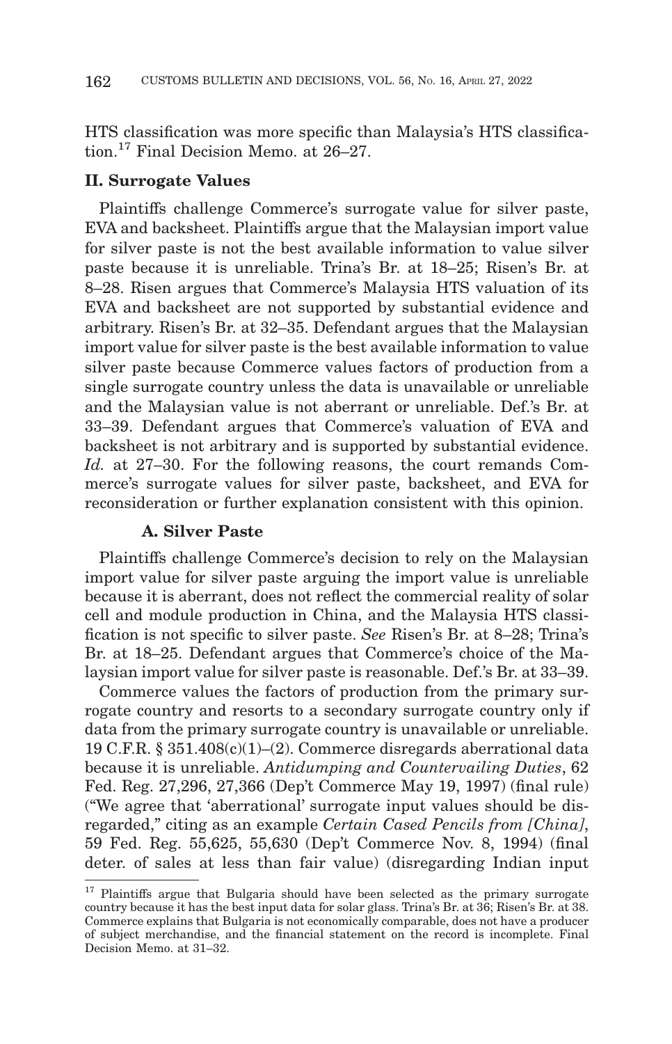HTS classification was more specific than Malaysia's HTS classification.[17] Final Decision Memo. at 26–27.

## II. Surrogate Values

Plaintiffs challenge Commerce's surrogate value for silver paste, EVA and backsheet. Plaintiffs argue that the Malaysian import value for silver paste is not the best available information to value silver paste because it is unreliable. Trina's Br. at 18–25; Risen's Br. at 8–28. Risen argues that Commerce's Malaysia HTS valuation of its EVA and backsheet are not supported by substantial evidence and arbitrary. Risen's Br. at 32–35. Defendant argues that the Malaysian import value for silver paste is the best available information to value silver paste because Commerce values factors of production from a single surrogate country unless the data is unavailable or unreliable and the Malaysian value is not aberrant or unreliable. Def.'s Br. at 33–39. Defendant argues that Commerce's valuation of EVA and backsheet is not arbitrary and is supported by substantial evidence. *Id.* at 27–30. For the following reasons, the court remands Commerce's surrogate values for silver paste, backsheet, and EVA for reconsideration or further explanation consistent with this opinion.

### A. Silver Paste

Plaintiffs challenge Commerce's decision to rely on the Malaysian import value for silver paste arguing the import value is unreliable because it is aberrant, does not reflect the commercial reality of solar cell and module production in China, and the Malaysia HTS classification is not specific to silver paste. *See* Risen's Br. at 8–28; Trina's Br. at 18–25. Defendant argues that Commerce's choice of the Malaysian import value for silver paste is reasonable. Def.'s Br. at 33–39.

Commerce values the factors of production from the primary surrogate country and resorts to a secondary surrogate country only if data from the primary surrogate country is unavailable or unreliable. 19 C.F.R. § 351.408(c)(1)–(2). Commerce disregards aberrational data because it is unreliable. *Antidumping and Countervailing Duties*, 62 Fed. Reg. 27,296, 27,366 (Dep't Commerce May 19, 1997) (final rule) ("We agree that 'aberrational' surrogate input values should be disregarded," citing as an example *Certain Cased Pencils from [China]*, 59 Fed. Reg. 55,625, 55,630 (Dep't Commerce Nov. 8, 1994) (final deter. of sales at less than fair value) (disregarding Indian input

---

[17] Plaintiffs argue that Bulgaria should have been selected as the primary surrogate country because it has the best input data for solar glass. Trina's Br. at 36; Risen's Br. at 38. Commerce explains that Bulgaria is not economically comparable, does not have a producer of subject merchandise, and the financial statement on the record is incomplete. Final Decision Memo. at 31–32.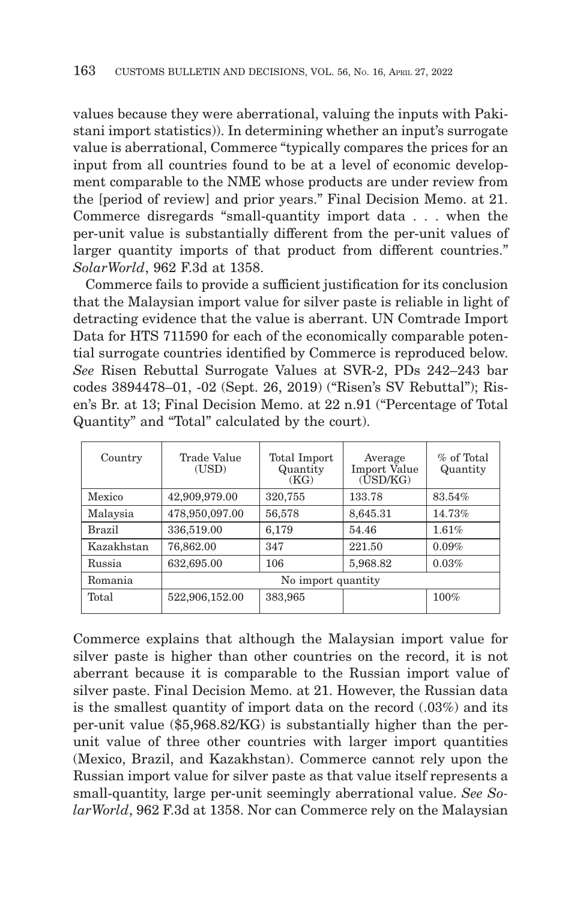values because they were aberrational, valuing the inputs with Pakistani import statistics)). In determining whether an input's surrogate value is aberrational, Commerce "typically compares the prices for an input from all countries found to be at a level of economic development comparable to the NME whose products are under review from the [period of review] and prior years." Final Decision Memo. at 21. Commerce disregards "small-quantity import data . . . when the per-unit value is substantially different from the per-unit values of larger quantity imports of that product from different countries." *SolarWorld*, 962 F.3d at 1358.

Commerce fails to provide a sufficient justification for its conclusion that the Malaysian import value for silver paste is reliable in light of detracting evidence that the value is aberrant. UN Comtrade Import Data for HTS 711590 for each of the economically comparable potential surrogate countries identified by Commerce is reproduced below. *See* Risen Rebuttal Surrogate Values at SVR-2, PDs 242–243 bar codes 3894478–01, -02 (Sept. 26, 2019) ("Risen's SV Rebuttal"); Risen's Br. at 13; Final Decision Memo. at 22 n.91 ("Percentage of Total Quantity" and "Total" calculated by the court).

| Country | Trade Value (USD) | Total Import Quantity (KG) | Average Import Value (USD/KG) | % of Total Quantity |
|---|---|---|---|---|
| Mexico | 42,909,979.00 | 320,755 | 133.78 | 83.54% |
| Malaysia | 478,950,097.00 | 56,578 | 8,645.31 | 14.73% |
| Brazil | 336,519.00 | 6,179 | 54.46 | 1.61% |
| Kazakhstan | 76,862.00 | 347 | 221.50 | 0.09% |
| Russia | 632,695.00 | 106 | 5,968.82 | 0.03% |
| Romania | No import quantity | | | |
| Total | 522,906,152.00 | 383,965 | | 100% |

Commerce explains that although the Malaysian import value for silver paste is higher than other countries on the record, it is not aberrant because it is comparable to the Russian import value of silver paste. Final Decision Memo. at 21. However, the Russian data is the smallest quantity of import data on the record (.03%) and its per-unit value ($5,968.82/KG) is substantially higher than the per-unit value of three other countries with larger import quantities (Mexico, Brazil, and Kazakhstan). Commerce cannot rely upon the Russian import value for silver paste as that value itself represents a small-quantity, large per-unit seemingly aberrational value. *See SolarWorld*, 962 F.3d at 1358. Nor can Commerce rely on the Malaysian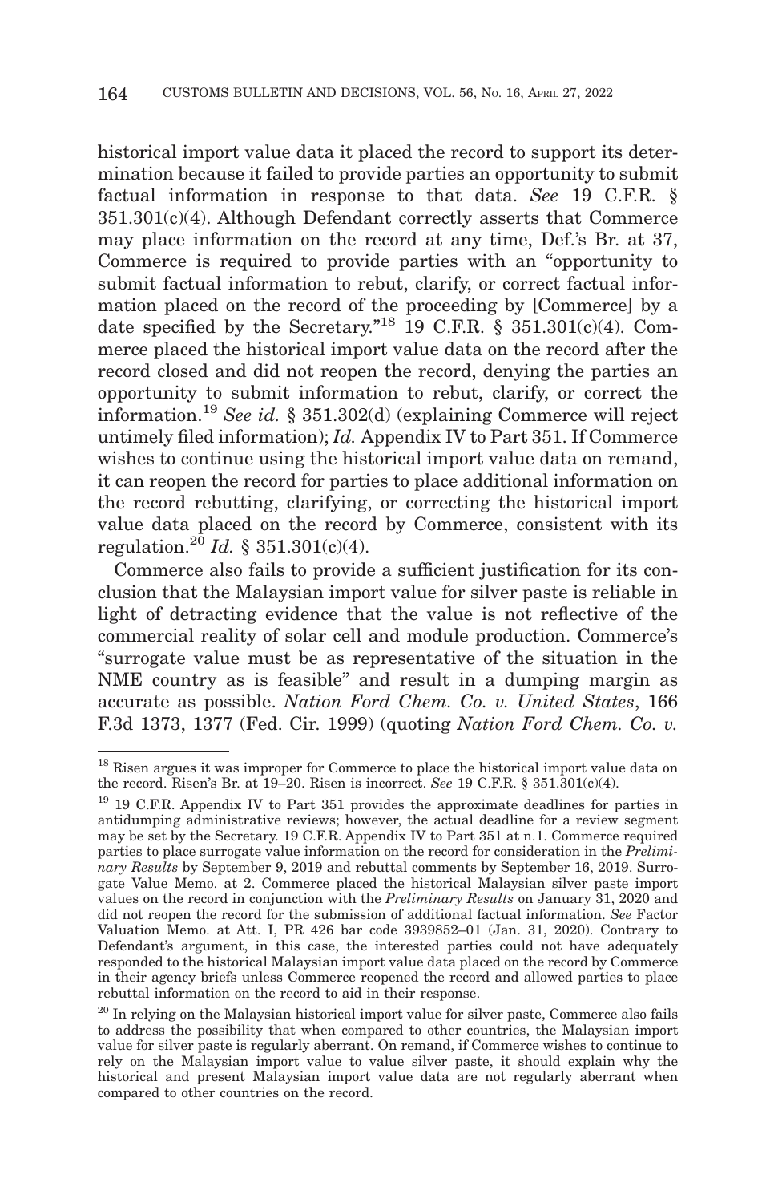historical import value data it placed the record to support its determination because it failed to provide parties an opportunity to submit factual information in response to that data. *See* 19 C.F.R. § 351.301(c)(4). Although Defendant correctly asserts that Commerce may place information on the record at any time, Def.'s Br. at 37, Commerce is required to provide parties with an "opportunity to submit factual information to rebut, clarify, or correct factual information placed on the record of the proceeding by [Commerce] by a date specified by the Secretary."[18] 19 C.F.R. § 351.301(c)(4). Commerce placed the historical import value data on the record after the record closed and did not reopen the record, denying the parties an opportunity to submit information to rebut, clarify, or correct the information.[19] *See id.* § 351.302(d) (explaining Commerce will reject untimely filed information); *Id.* Appendix IV to Part 351. If Commerce wishes to continue using the historical import value data on remand, it can reopen the record for parties to place additional information on the record rebutting, clarifying, or correcting the historical import value data placed on the record by Commerce, consistent with its regulation.[20] *Id.* § 351.301(c)(4).

Commerce also fails to provide a sufficient justification for its conclusion that the Malaysian import value for silver paste is reliable in light of detracting evidence that the value is not reflective of the commercial reality of solar cell and module production. Commerce's "surrogate value must be as representative of the situation in the NME country as is feasible" and result in a dumping margin as accurate as possible. *Nation Ford Chem. Co. v. United States*, 166 F.3d 1373, 1377 (Fed. Cir. 1999) (quoting *Nation Ford Chem. Co. v.*

---

[18] Risen argues it was improper for Commerce to place the historical import value data on the record. Risen's Br. at 19–20. Risen is incorrect. *See* 19 C.F.R. § 351.301(c)(4).

[19] 19 C.F.R. Appendix IV to Part 351 provides the approximate deadlines for parties in antidumping administrative reviews; however, the actual deadline for a review segment may be set by the Secretary. 19 C.F.R. Appendix IV to Part 351 at n.1. Commerce required parties to place surrogate value information on the record for consideration in the *Preliminary Results* by September 9, 2019 and rebuttal comments by September 16, 2019. Surrogate Value Memo. at 2. Commerce placed the historical Malaysian silver paste import values on the record in conjunction with the *Preliminary Results* on January 31, 2020 and did not reopen the record for the submission of additional factual information. *See* Factor Valuation Memo. at Att. I, PR 426 bar code 3939852–01 (Jan. 31, 2020). Contrary to Defendant's argument, in this case, the interested parties could not have adequately responded to the historical Malaysian import value data placed on the record by Commerce in their agency briefs unless Commerce reopened the record and allowed parties to place rebuttal information on the record to aid in their response.

[20] In relying on the Malaysian historical import value for silver paste, Commerce also fails to address the possibility that when compared to other countries, the Malaysian import value for silver paste is regularly aberrant. On remand, if Commerce wishes to continue to rely on the Malaysian import value to value silver paste, it should explain why the historical and present Malaysian import value data are not regularly aberrant when compared to other countries on the record.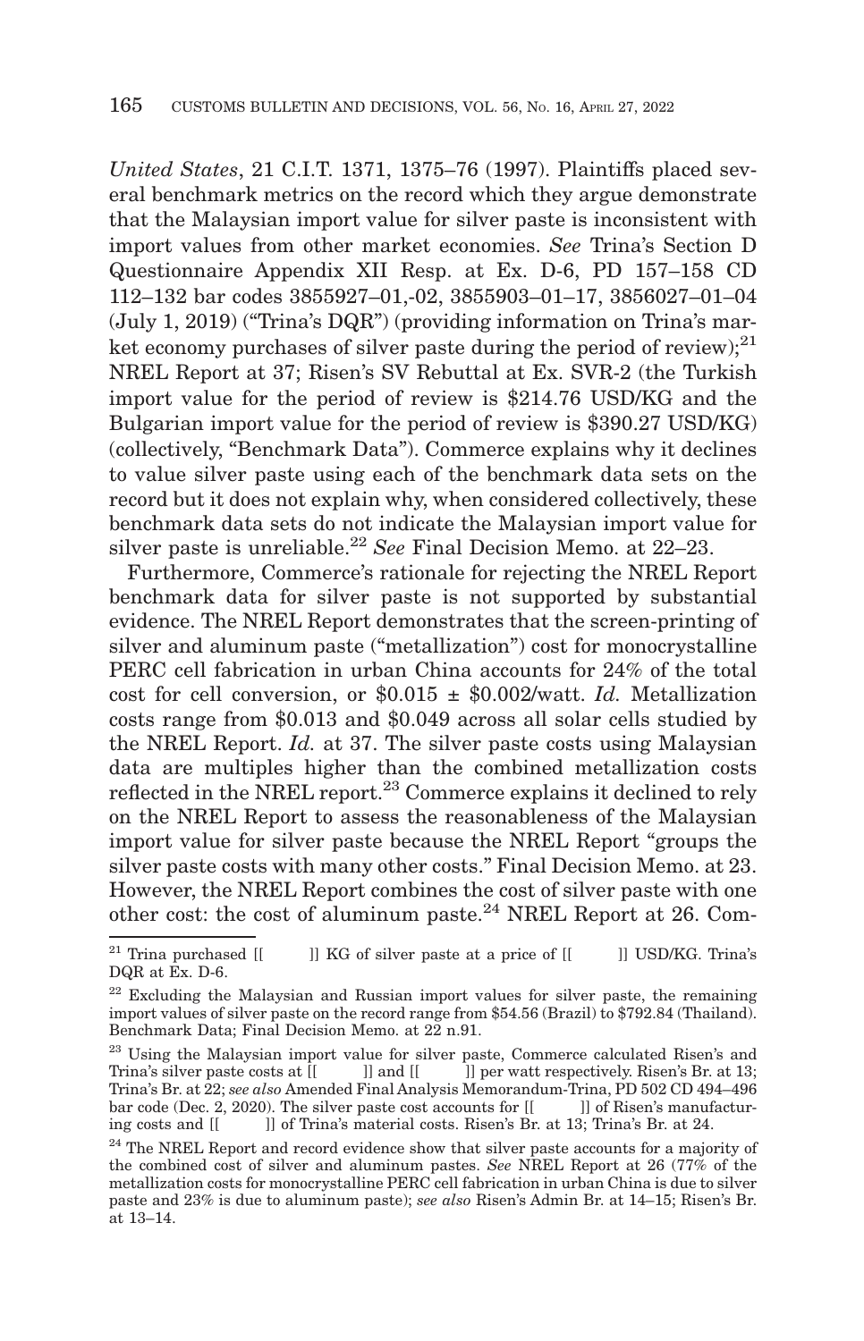*United States*, 21 C.I.T. 1371, 1375–76 (1997). Plaintiffs placed several benchmark metrics on the record which they argue demonstrate that the Malaysian import value for silver paste is inconsistent with import values from other market economies. *See* Trina's Section D Questionnaire Appendix XII Resp. at Ex. D-6, PD 157–158 CD 112–132 bar codes 3855927–01,-02, 3855903–01–17, 3856027–01–04 (July 1, 2019) ("Trina's DQR") (providing information on Trina's market economy purchases of silver paste during the period of review);[21] NREL Report at 37; Risen's SV Rebuttal at Ex. SVR-2 (the Turkish import value for the period of review is $214.76 USD/KG and the Bulgarian import value for the period of review is $390.27 USD/KG) (collectively, "Benchmark Data"). Commerce explains why it declines to value silver paste using each of the benchmark data sets on the record but it does not explain why, when considered collectively, these benchmark data sets do not indicate the Malaysian import value for silver paste is unreliable.[22] *See* Final Decision Memo. at 22–23.

Furthermore, Commerce's rationale for rejecting the NREL Report benchmark data for silver paste is not supported by substantial evidence. The NREL Report demonstrates that the screen-printing of silver and aluminum paste ("metallization") cost for monocrystalline PERC cell fabrication in urban China accounts for 24% of the total cost for cell conversion, or $0.015 ± $0.002/watt. *Id.* Metallization costs range from $0.013 and $0.049 across all solar cells studied by the NREL Report. *Id.* at 37. The silver paste costs using Malaysian data are multiples higher than the combined metallization costs reflected in the NREL report.[23] Commerce explains it declined to rely on the NREL Report to assess the reasonableness of the Malaysian import value for silver paste because the NREL Report "groups the silver paste costs with many other costs." Final Decision Memo. at 23. However, the NREL Report combines the cost of silver paste with one other cost: the cost of aluminum paste.[24] NREL Report at 26. Com-

---

[21] Trina purchased [[ ]] KG of silver paste at a price of [[ ]] USD/KG. Trina's DQR at Ex. D-6.

[22] Excluding the Malaysian and Russian import values for silver paste, the remaining import values of silver paste on the record range from $54.56 (Brazil) to $792.84 (Thailand). Benchmark Data; Final Decision Memo. at 22 n.91.

[23] Using the Malaysian import value for silver paste, Commerce calculated Risen's and Trina's silver paste costs at [[ ]] and [[ ]] per watt respectively. Risen's Br. at 13; Trina's Br. at 22; *see also* Amended Final Analysis Memorandum-Trina, PD 502 CD 494–496 bar code (Dec. 2, 2020). The silver paste cost accounts for [[ ]] of Risen's manufacturing costs and [[ ]] of Trina's material costs. Risen's Br. at 13; Trina's Br. at 24.

[24] The NREL Report and record evidence show that silver paste accounts for a majority of the combined cost of silver and aluminum pastes. *See* NREL Report at 26 (77% of the metallization costs for monocrystalline PERC cell fabrication in urban China is due to silver paste and 23% is due to aluminum paste); *see also* Risen's Admin Br. at 14–15; Risen's Br. at 13–14.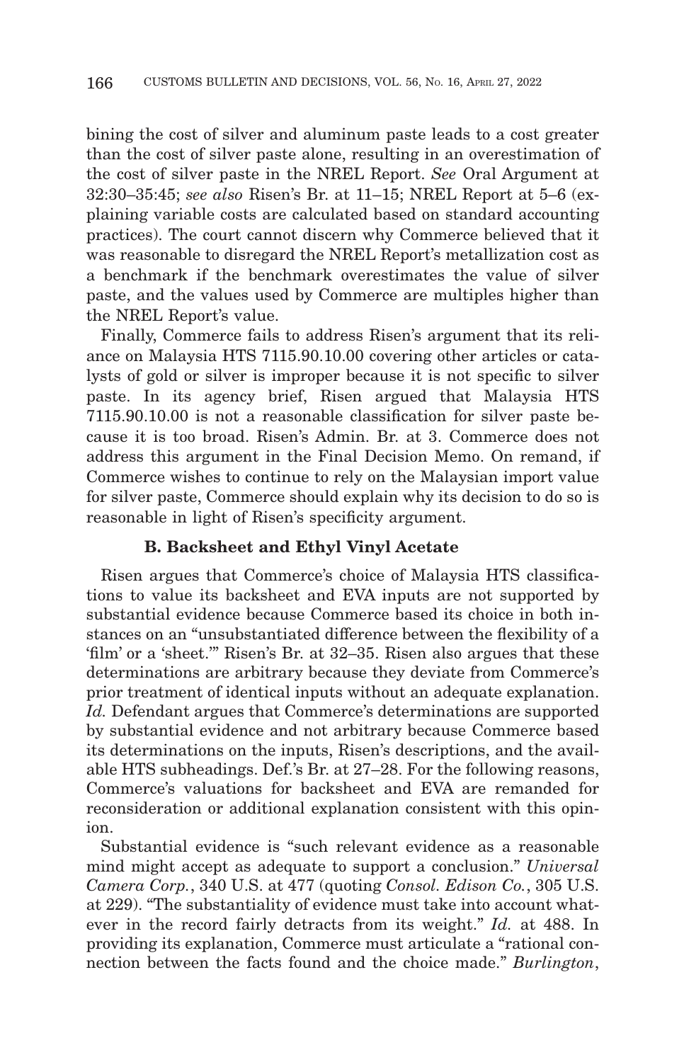bining the cost of silver and aluminum paste leads to a cost greater than the cost of silver paste alone, resulting in an overestimation of the cost of silver paste in the NREL Report. *See* Oral Argument at 32:30–35:45; *see also* Risen's Br. at 11–15; NREL Report at 5–6 (explaining variable costs are calculated based on standard accounting practices). The court cannot discern why Commerce believed that it was reasonable to disregard the NREL Report's metallization cost as a benchmark if the benchmark overestimates the value of silver paste, and the values used by Commerce are multiples higher than the NREL Report's value.

Finally, Commerce fails to address Risen's argument that its reliance on Malaysia HTS 7115.90.10.00 covering other articles or catalysts of gold or silver is improper because it is not specific to silver paste. In its agency brief, Risen argued that Malaysia HTS 7115.90.10.00 is not a reasonable classification for silver paste because it is too broad. Risen's Admin. Br. at 3. Commerce does not address this argument in the Final Decision Memo. On remand, if Commerce wishes to continue to rely on the Malaysian import value for silver paste, Commerce should explain why its decision to do so is reasonable in light of Risen's specificity argument.

### B. Backsheet and Ethyl Vinyl Acetate

Risen argues that Commerce's choice of Malaysia HTS classifications to value its backsheet and EVA inputs are not supported by substantial evidence because Commerce based its choice in both instances on an "unsubstantiated difference between the flexibility of a 'film' or a 'sheet.'" Risen's Br. at 32–35. Risen also argues that these determinations are arbitrary because they deviate from Commerce's prior treatment of identical inputs without an adequate explanation. *Id.* Defendant argues that Commerce's determinations are supported by substantial evidence and not arbitrary because Commerce based its determinations on the inputs, Risen's descriptions, and the available HTS subheadings. Def.'s Br. at 27–28. For the following reasons, Commerce's valuations for backsheet and EVA are remanded for reconsideration or additional explanation consistent with this opinion.

Substantial evidence is "such relevant evidence as a reasonable mind might accept as adequate to support a conclusion." *Universal Camera Corp.*, 340 U.S. at 477 (quoting *Consol. Edison Co.*, 305 U.S. at 229). "The substantiality of evidence must take into account whatever in the record fairly detracts from its weight." *Id.* at 488. In providing its explanation, Commerce must articulate a "rational connection between the facts found and the choice made." *Burlington*,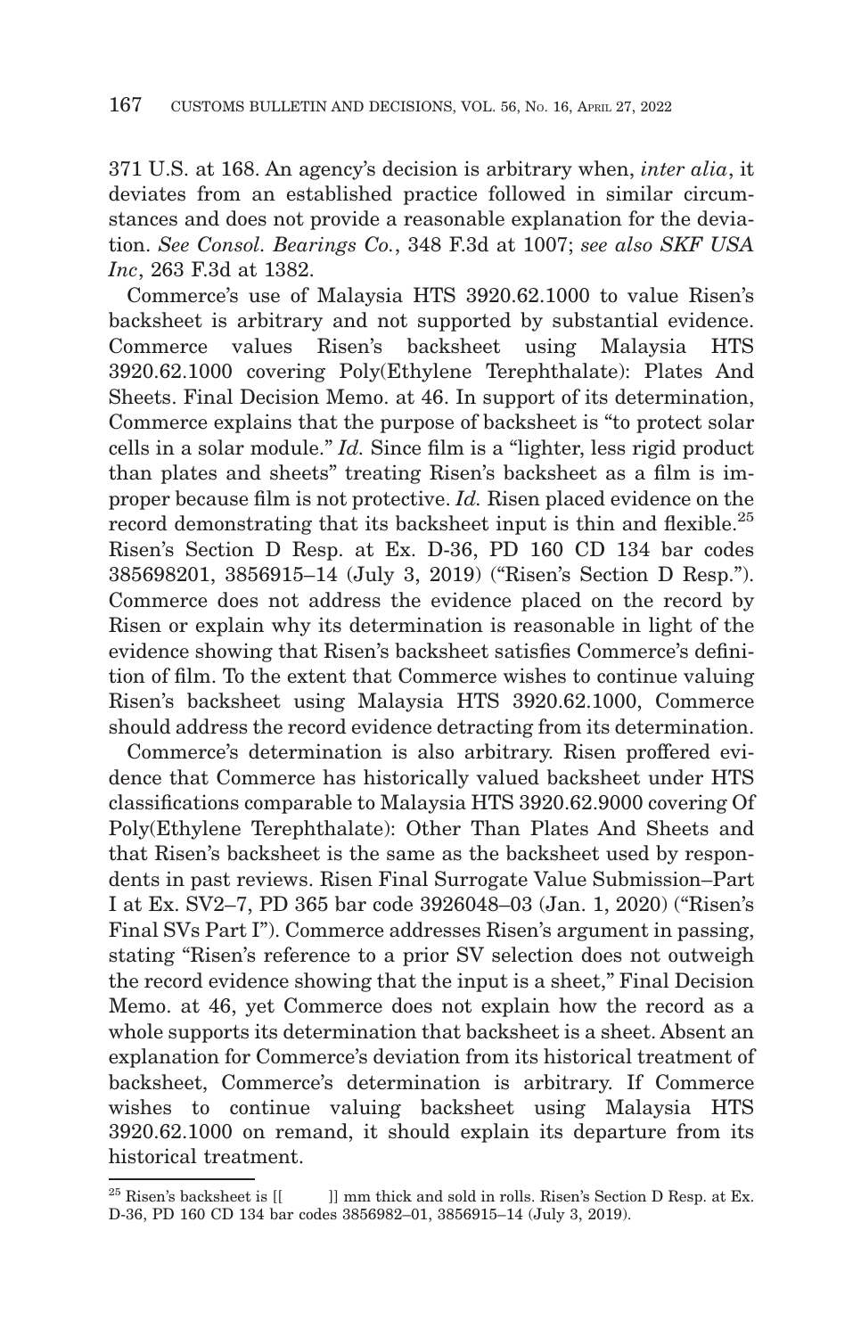371 U.S. at 168. An agency's decision is arbitrary when, *inter alia*, it deviates from an established practice followed in similar circumstances and does not provide a reasonable explanation for the deviation. *See Consol. Bearings Co.*, 348 F.3d at 1007; *see also SKF USA Inc*, 263 F.3d at 1382.

Commerce's use of Malaysia HTS 3920.62.1000 to value Risen's backsheet is arbitrary and not supported by substantial evidence. Commerce values Risen's backsheet using Malaysia HTS 3920.62.1000 covering Poly(Ethylene Terephthalate): Plates And Sheets. Final Decision Memo. at 46. In support of its determination, Commerce explains that the purpose of backsheet is "to protect solar cells in a solar module." *Id.* Since film is a "lighter, less rigid product than plates and sheets" treating Risen's backsheet as a film is improper because film is not protective. *Id.* Risen placed evidence on the record demonstrating that its backsheet input is thin and flexible.[25] Risen's Section D Resp. at Ex. D-36, PD 160 CD 134 bar codes 385698201, 3856915–14 (July 3, 2019) ("Risen's Section D Resp."). Commerce does not address the evidence placed on the record by Risen or explain why its determination is reasonable in light of the evidence showing that Risen's backsheet satisfies Commerce's definition of film. To the extent that Commerce wishes to continue valuing Risen's backsheet using Malaysia HTS 3920.62.1000, Commerce should address the record evidence detracting from its determination.

Commerce's determination is also arbitrary. Risen proffered evidence that Commerce has historically valued backsheet under HTS classifications comparable to Malaysia HTS 3920.62.9000 covering Of Poly(Ethylene Terephthalate): Other Than Plates And Sheets and that Risen's backsheet is the same as the backsheet used by respondents in past reviews. Risen Final Surrogate Value Submission–Part I at Ex. SV2–7, PD 365 bar code 3926048–03 (Jan. 1, 2020) ("Risen's Final SVs Part I"). Commerce addresses Risen's argument in passing, stating "Risen's reference to a prior SV selection does not outweigh the record evidence showing that the input is a sheet," Final Decision Memo. at 46, yet Commerce does not explain how the record as a whole supports its determination that backsheet is a sheet. Absent an explanation for Commerce's deviation from its historical treatment of backsheet, Commerce's determination is arbitrary. If Commerce wishes to continue valuing backsheet using Malaysia HTS 3920.62.1000 on remand, it should explain its departure from its historical treatment.

[25] Risen's backsheet is [[ ]] mm thick and sold in rolls. Risen's Section D Resp. at Ex. D-36, PD 160 CD 134 bar codes 3856982–01, 3856915–14 (July 3, 2019).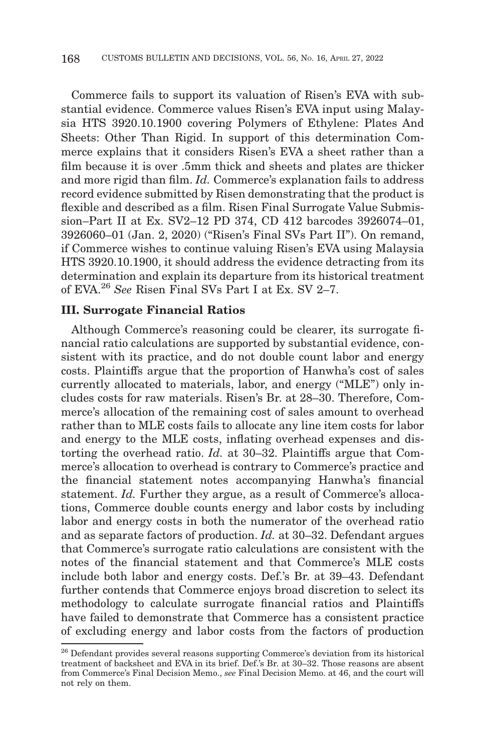Commerce fails to support its valuation of Risen's EVA with substantial evidence. Commerce values Risen's EVA input using Malaysia HTS 3920.10.1900 covering Polymers of Ethylene: Plates And Sheets: Other Than Rigid. In support of this determination Commerce explains that it considers Risen's EVA a sheet rather than a film because it is over .5mm thick and sheets and plates are thicker and more rigid than film. *Id.* Commerce's explanation fails to address record evidence submitted by Risen demonstrating that the product is flexible and described as a film. Risen Final Surrogate Value Submission–Part II at Ex. SV2–12 PD 374, CD 412 barcodes 3926074–01, 3926060–01 (Jan. 2, 2020) ("Risen's Final SVs Part II"). On remand, if Commerce wishes to continue valuing Risen's EVA using Malaysia HTS 3920.10.1900, it should address the evidence detracting from its determination and explain its departure from its historical treatment of EVA.[26] *See* Risen Final SVs Part I at Ex. SV 2–7.

## III. Surrogate Financial Ratios

Although Commerce's reasoning could be clearer, its surrogate financial ratio calculations are supported by substantial evidence, consistent with its practice, and do not double count labor and energy costs. Plaintiffs argue that the proportion of Hanwha's cost of sales currently allocated to materials, labor, and energy ("MLE") only includes costs for raw materials. Risen's Br. at 28–30. Therefore, Commerce's allocation of the remaining cost of sales amount to overhead rather than to MLE costs fails to allocate any line item costs for labor and energy to the MLE costs, inflating overhead expenses and distorting the overhead ratio. *Id.* at 30–32. Plaintiffs argue that Commerce's allocation to overhead is contrary to Commerce's practice and the financial statement notes accompanying Hanwha's financial statement. *Id.* Further they argue, as a result of Commerce's allocations, Commerce double counts energy and labor costs by including labor and energy costs in both the numerator of the overhead ratio and as separate factors of production. *Id.* at 30–32. Defendant argues that Commerce's surrogate ratio calculations are consistent with the notes of the financial statement and that Commerce's MLE costs include both labor and energy costs. Def.'s Br. at 39–43. Defendant further contends that Commerce enjoys broad discretion to select its methodology to calculate surrogate financial ratios and Plaintiffs have failed to demonstrate that Commerce has a consistent practice of excluding energy and labor costs from the factors of production

---

[26] Defendant provides several reasons supporting Commerce's deviation from its historical treatment of backsheet and EVA in its brief. Def.'s Br. at 30–32. Those reasons are absent from Commerce's Final Decision Memo., *see* Final Decision Memo. at 46, and the court will not rely on them.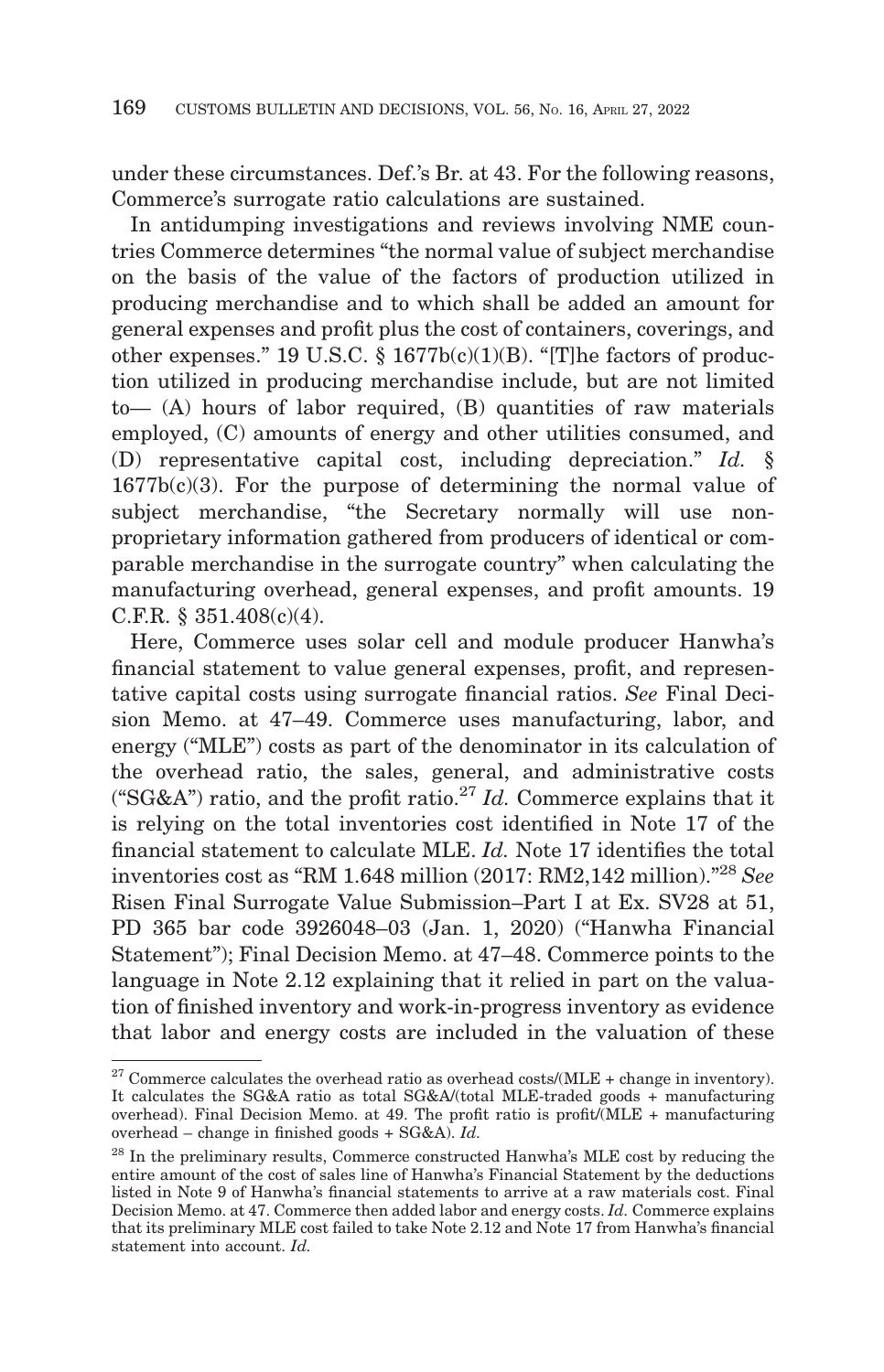under these circumstances. Def.'s Br. at 43. For the following reasons, Commerce's surrogate ratio calculations are sustained.

In antidumping investigations and reviews involving NME countries Commerce determines "the normal value of subject merchandise on the basis of the value of the factors of production utilized in producing merchandise and to which shall be added an amount for general expenses and profit plus the cost of containers, coverings, and other expenses." 19 U.S.C. § 1677b(c)(1)(B). "[T]he factors of production utilized in producing merchandise include, but are not limited to— (A) hours of labor required, (B) quantities of raw materials employed, (C) amounts of energy and other utilities consumed, and (D) representative capital cost, including depreciation." *Id.* § 1677b(c)(3). For the purpose of determining the normal value of subject merchandise, "the Secretary normally will use non-proprietary information gathered from producers of identical or comparable merchandise in the surrogate country" when calculating the manufacturing overhead, general expenses, and profit amounts. 19 C.F.R. § 351.408(c)(4).

Here, Commerce uses solar cell and module producer Hanwha's financial statement to value general expenses, profit, and representative capital costs using surrogate financial ratios. *See* Final Decision Memo. at 47–49. Commerce uses manufacturing, labor, and energy ("MLE") costs as part of the denominator in its calculation of the overhead ratio, the sales, general, and administrative costs ("SG&A") ratio, and the profit ratio.[27] *Id.* Commerce explains that it is relying on the total inventories cost identified in Note 17 of the financial statement to calculate MLE. *Id.* Note 17 identifies the total inventories cost as "RM 1.648 million (2017: RM2,142 million)."[28] *See* Risen Final Surrogate Value Submission–Part I at Ex. SV28 at 51, PD 365 bar code 3926048–03 (Jan. 1, 2020) ("Hanwha Financial Statement"); Final Decision Memo. at 47–48. Commerce points to the language in Note 2.12 explaining that it relied in part on the valuation of finished inventory and work-in-progress inventory as evidence that labor and energy costs are included in the valuation of these

[27] Commerce calculates the overhead ratio as overhead costs/(MLE + change in inventory). It calculates the SG&A ratio as total SG&A/(total MLE-traded goods + manufacturing overhead). Final Decision Memo. at 49. The profit ratio is profit/(MLE + manufacturing overhead – change in finished goods + SG&A). *Id.*

[28] In the preliminary results, Commerce constructed Hanwha's MLE cost by reducing the entire amount of the cost of sales line of Hanwha's Financial Statement by the deductions listed in Note 9 of Hanwha's financial statements to arrive at a raw materials cost. Final Decision Memo. at 47. Commerce then added labor and energy costs. *Id.* Commerce explains that its preliminary MLE cost failed to take Note 2.12 and Note 17 from Hanwha's financial statement into account. *Id.*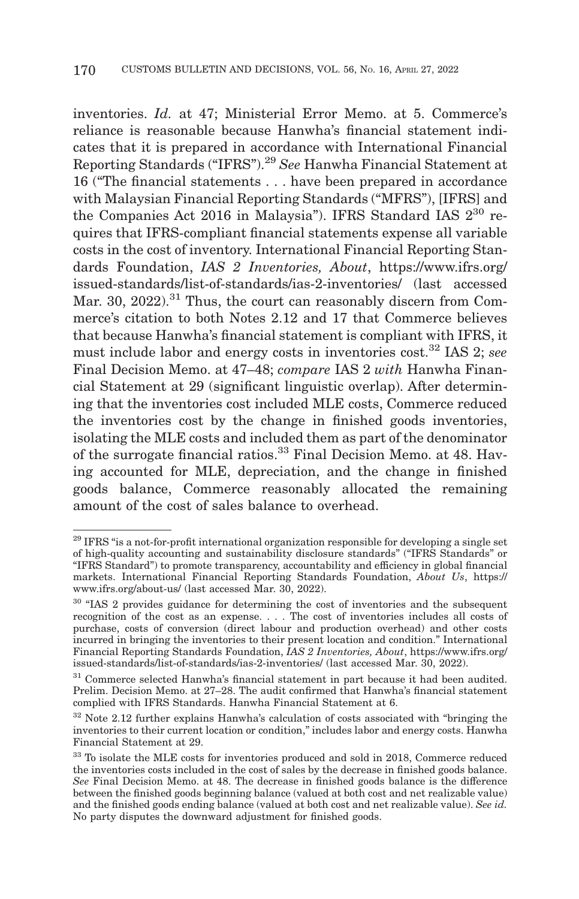inventories. *Id.* at 47; Ministerial Error Memo. at 5. Commerce's reliance is reasonable because Hanwha's financial statement indicates that it is prepared in accordance with International Financial Reporting Standards ("IFRS").[29] *See* Hanwha Financial Statement at 16 ("The financial statements . . . have been prepared in accordance with Malaysian Financial Reporting Standards ("MFRS"), [IFRS] and the Companies Act 2016 in Malaysia"). IFRS Standard IAS 2[30] requires that IFRS-compliant financial statements expense all variable costs in the cost of inventory. International Financial Reporting Standards Foundation, *IAS 2 Inventories, About*, https://www.ifrs.org/issued-standards/list-of-standards/ias-2-inventories/ (last accessed Mar. 30, 2022).[31] Thus, the court can reasonably discern from Commerce's citation to both Notes 2.12 and 17 that Commerce believes that because Hanwha's financial statement is compliant with IFRS, it must include labor and energy costs in inventories cost.[32] IAS 2; *see* Final Decision Memo. at 47–48; *compare* IAS 2 *with* Hanwha Financial Statement at 29 (significant linguistic overlap). After determining that the inventories cost included MLE costs, Commerce reduced the inventories cost by the change in finished goods inventories, isolating the MLE costs and included them as part of the denominator of the surrogate financial ratios.[33] Final Decision Memo. at 48. Having accounted for MLE, depreciation, and the change in finished goods balance, Commerce reasonably allocated the remaining amount of the cost of sales balance to overhead.

---

[29] IFRS "is a not-for-profit international organization responsible for developing a single set of high-quality accounting and sustainability disclosure standards" ("IFRS Standards" or "IFRS Standard") to promote transparency, accountability and efficiency in global financial markets. International Financial Reporting Standards Foundation, *About Us*, https://www.ifrs.org/about-us/ (last accessed Mar. 30, 2022).

[30] "IAS 2 provides guidance for determining the cost of inventories and the subsequent recognition of the cost as an expense. . . . The cost of inventories includes all costs of purchase, costs of conversion (direct labour and production overhead) and other costs incurred in bringing the inventories to their present location and condition." International Financial Reporting Standards Foundation, *IAS 2 Inventories, About*, https://www.ifrs.org/issued-standards/list-of-standards/ias-2-inventories/ (last accessed Mar. 30, 2022).

[31] Commerce selected Hanwha's financial statement in part because it had been audited. Prelim. Decision Memo. at 27–28. The audit confirmed that Hanwha's financial statement complied with IFRS Standards. Hanwha Financial Statement at 6.

[32] Note 2.12 further explains Hanwha's calculation of costs associated with "bringing the inventories to their current location or condition," includes labor and energy costs. Hanwha Financial Statement at 29.

[33] To isolate the MLE costs for inventories produced and sold in 2018, Commerce reduced the inventories costs included in the cost of sales by the decrease in finished goods balance. *See* Final Decision Memo. at 48. The decrease in finished goods balance is the difference between the finished goods beginning balance (valued at both cost and net realizable value) and the finished goods ending balance (valued at both cost and net realizable value). *See id.* No party disputes the downward adjustment for finished goods.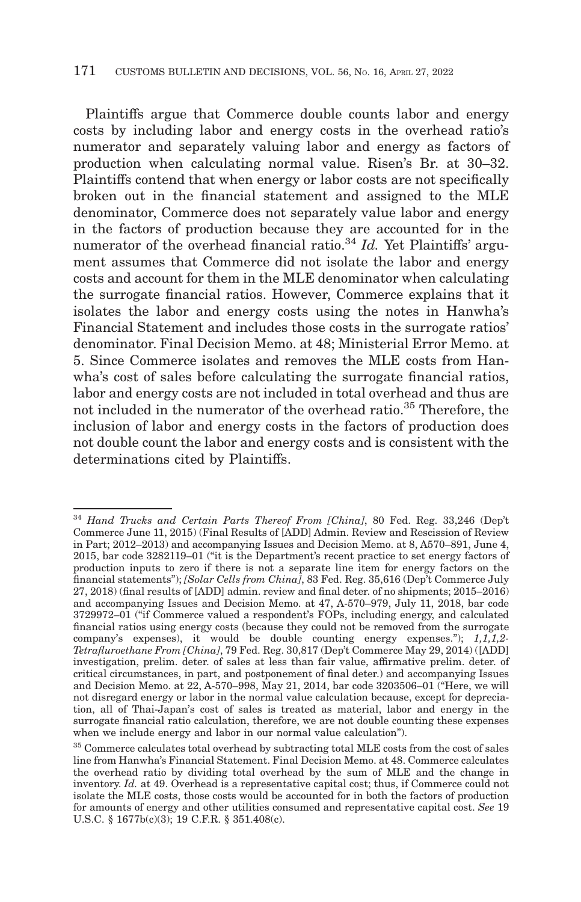Plaintiffs argue that Commerce double counts labor and energy costs by including labor and energy costs in the overhead ratio's numerator and separately valuing labor and energy as factors of production when calculating normal value. Risen's Br. at 30–32. Plaintiffs contend that when energy or labor costs are not specifically broken out in the financial statement and assigned to the MLE denominator, Commerce does not separately value labor and energy in the factors of production because they are accounted for in the numerator of the overhead financial ratio.[34] *Id.* Yet Plaintiffs' argument assumes that Commerce did not isolate the labor and energy costs and account for them in the MLE denominator when calculating the surrogate financial ratios. However, Commerce explains that it isolates the labor and energy costs using the notes in Hanwha's Financial Statement and includes those costs in the surrogate ratios' denominator. Final Decision Memo. at 48; Ministerial Error Memo. at 5. Since Commerce isolates and removes the MLE costs from Hanwha's cost of sales before calculating the surrogate financial ratios, labor and energy costs are not included in total overhead and thus are not included in the numerator of the overhead ratio.[35] Therefore, the inclusion of labor and energy costs in the factors of production does not double count the labor and energy costs and is consistent with the determinations cited by Plaintiffs.

---

[34] *Hand Trucks and Certain Parts Thereof From [China]*, 80 Fed. Reg. 33,246 (Dep't Commerce June 11, 2015) (Final Results of [ADD] Admin. Review and Rescission of Review in Part; 2012–2013) and accompanying Issues and Decision Memo. at 8, A570–891, June 4, 2015, bar code 3282119–01 ("it is the Department's recent practice to set energy factors of production inputs to zero if there is not a separate line item for energy factors on the financial statements"); *[Solar Cells from China]*, 83 Fed. Reg. 35,616 (Dep't Commerce July 27, 2018) (final results of [ADD] admin. review and final deter. of no shipments; 2015–2016) and accompanying Issues and Decision Memo. at 47, A-570–979, July 11, 2018, bar code 3729972–01 ("if Commerce valued a respondent's FOPs, including energy, and calculated financial ratios using energy costs (because they could not be removed from the surrogate company's expenses), it would be double counting energy expenses."); *1,1,1,2-Tetrafluroethane From [China]*, 79 Fed. Reg. 30,817 (Dep't Commerce May 29, 2014) ([ADD] investigation, prelim. deter. of sales at less than fair value, affirmative prelim. deter. of critical circumstances, in part, and postponement of final deter.) and accompanying Issues and Decision Memo. at 22, A-570–998, May 21, 2014, bar code 3203506–01 ("Here, we will not disregard energy or labor in the normal value calculation because, except for depreciation, all of Thai-Japan's cost of sales is treated as material, labor and energy in the surrogate financial ratio calculation, therefore, we are not double counting these expenses when we include energy and labor in our normal value calculation").

[35] Commerce calculates total overhead by subtracting total MLE costs from the cost of sales line from Hanwha's Financial Statement. Final Decision Memo. at 48. Commerce calculates the overhead ratio by dividing total overhead by the sum of MLE and the change in inventory. *Id.* at 49. Overhead is a representative capital cost; thus, if Commerce could not isolate the MLE costs, those costs would be accounted for in both the factors of production for amounts of energy and other utilities consumed and representative capital cost. *See* 19 U.S.C. § 1677b(c)(3); 19 C.F.R. § 351.408(c).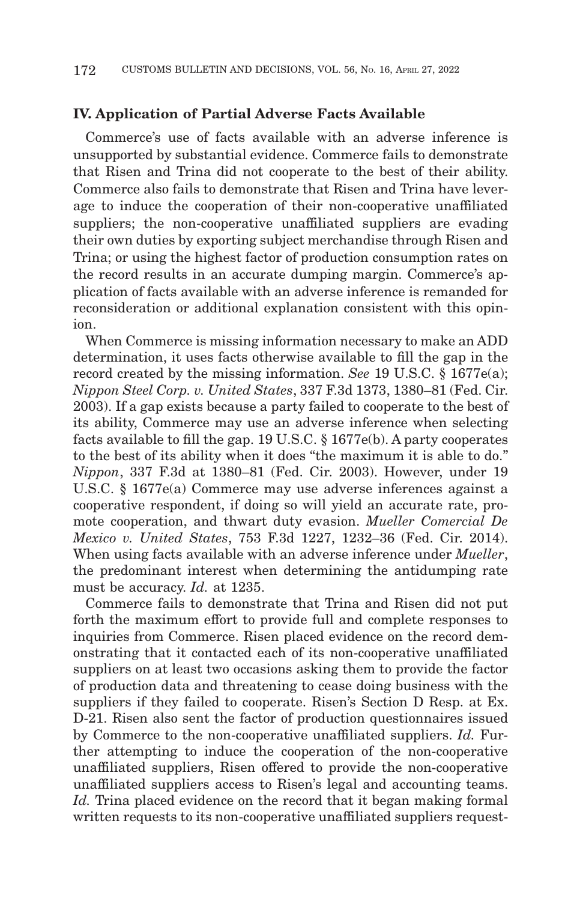## IV. Application of Partial Adverse Facts Available

Commerce's use of facts available with an adverse inference is unsupported by substantial evidence. Commerce fails to demonstrate that Risen and Trina did not cooperate to the best of their ability. Commerce also fails to demonstrate that Risen and Trina have leverage to induce the cooperation of their non-cooperative unaffiliated suppliers; the non-cooperative unaffiliated suppliers are evading their own duties by exporting subject merchandise through Risen and Trina; or using the highest factor of production consumption rates on the record results in an accurate dumping margin. Commerce's application of facts available with an adverse inference is remanded for reconsideration or additional explanation consistent with this opinion.

When Commerce is missing information necessary to make an ADD determination, it uses facts otherwise available to fill the gap in the record created by the missing information. *See* 19 U.S.C. § 1677e(a); *Nippon Steel Corp. v. United States*, 337 F.3d 1373, 1380–81 (Fed. Cir. 2003). If a gap exists because a party failed to cooperate to the best of its ability, Commerce may use an adverse inference when selecting facts available to fill the gap. 19 U.S.C. § 1677e(b). A party cooperates to the best of its ability when it does "the maximum it is able to do." *Nippon*, 337 F.3d at 1380–81 (Fed. Cir. 2003). However, under 19 U.S.C. § 1677e(a) Commerce may use adverse inferences against a cooperative respondent, if doing so will yield an accurate rate, promote cooperation, and thwart duty evasion. *Mueller Comercial De Mexico v. United States*, 753 F.3d 1227, 1232–36 (Fed. Cir. 2014). When using facts available with an adverse inference under *Mueller*, the predominant interest when determining the antidumping rate must be accuracy. *Id.* at 1235.

Commerce fails to demonstrate that Trina and Risen did not put forth the maximum effort to provide full and complete responses to inquiries from Commerce. Risen placed evidence on the record demonstrating that it contacted each of its non-cooperative unaffiliated suppliers on at least two occasions asking them to provide the factor of production data and threatening to cease doing business with the suppliers if they failed to cooperate. Risen's Section D Resp. at Ex. D-21. Risen also sent the factor of production questionnaires issued by Commerce to the non-cooperative unaffiliated suppliers. *Id.* Further attempting to induce the cooperation of the non-cooperative unaffiliated suppliers, Risen offered to provide the non-cooperative unaffiliated suppliers access to Risen's legal and accounting teams. *Id.* Trina placed evidence on the record that it began making formal written requests to its non-cooperative unaffiliated suppliers request-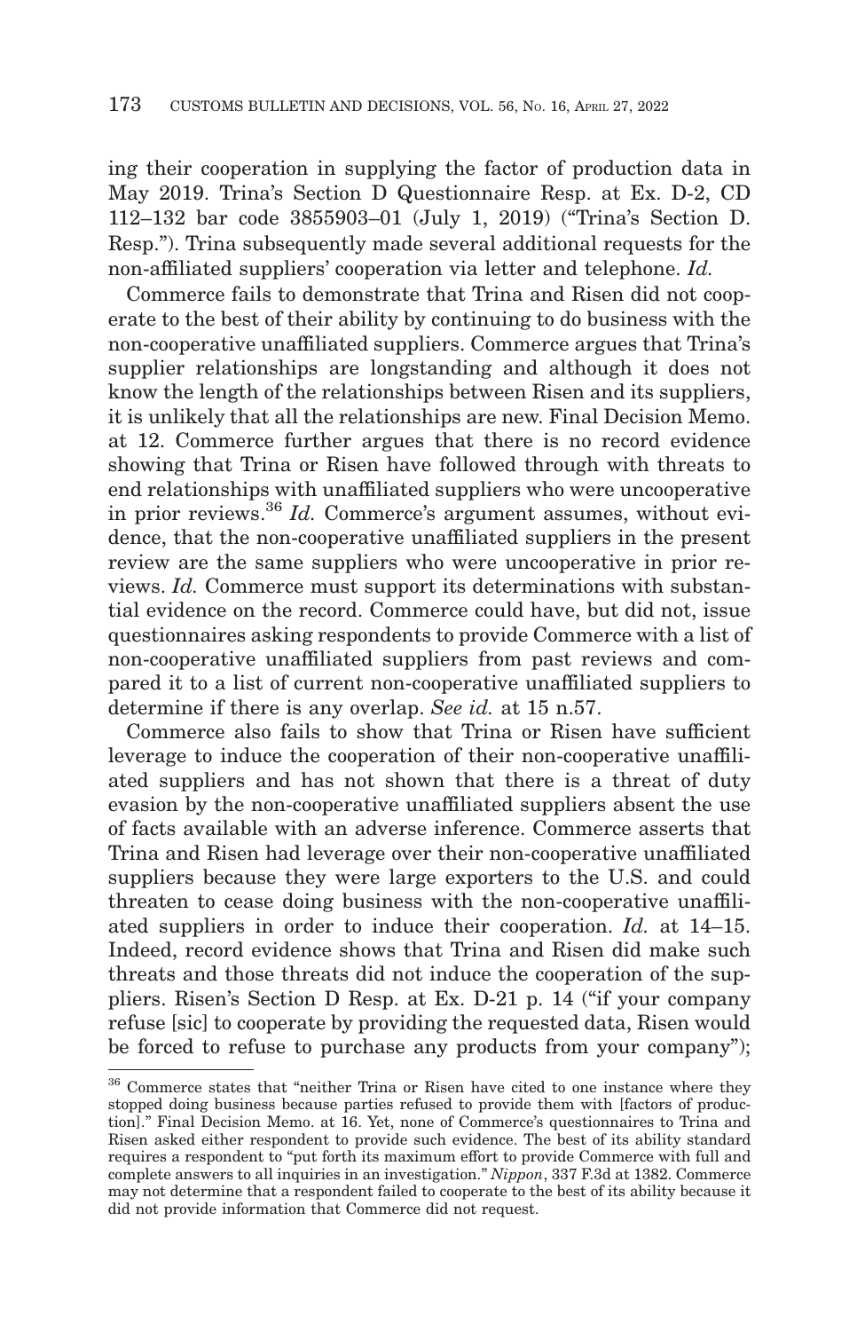ing their cooperation in supplying the factor of production data in May 2019. Trina's Section D Questionnaire Resp. at Ex. D-2, CD 112–132 bar code 3855903–01 (July 1, 2019) ("Trina's Section D. Resp."). Trina subsequently made several additional requests for the non-affiliated suppliers' cooperation via letter and telephone. *Id.*

Commerce fails to demonstrate that Trina and Risen did not cooperate to the best of their ability by continuing to do business with the non-cooperative unaffiliated suppliers. Commerce argues that Trina's supplier relationships are longstanding and although it does not know the length of the relationships between Risen and its suppliers, it is unlikely that all the relationships are new. Final Decision Memo. at 12. Commerce further argues that there is no record evidence showing that Trina or Risen have followed through with threats to end relationships with unaffiliated suppliers who were uncooperative in prior reviews.[36] *Id.* Commerce's argument assumes, without evidence, that the non-cooperative unaffiliated suppliers in the present review are the same suppliers who were uncooperative in prior reviews. *Id.* Commerce must support its determinations with substantial evidence on the record. Commerce could have, but did not, issue questionnaires asking respondents to provide Commerce with a list of non-cooperative unaffiliated suppliers from past reviews and compared it to a list of current non-cooperative unaffiliated suppliers to determine if there is any overlap. *See id.* at 15 n.57.

Commerce also fails to show that Trina or Risen have sufficient leverage to induce the cooperation of their non-cooperative unaffiliated suppliers and has not shown that there is a threat of duty evasion by the non-cooperative unaffiliated suppliers absent the use of facts available with an adverse inference. Commerce asserts that Trina and Risen had leverage over their non-cooperative unaffiliated suppliers because they were large exporters to the U.S. and could threaten to cease doing business with the non-cooperative unaffiliated suppliers in order to induce their cooperation. *Id.* at 14–15. Indeed, record evidence shows that Trina and Risen did make such threats and those threats did not induce the cooperation of the suppliers. Risen's Section D Resp. at Ex. D-21 p. 14 ("if your company refuse [sic] to cooperate by providing the requested data, Risen would be forced to refuse to purchase any products from your company");

---

[36] Commerce states that "neither Trina or Risen have cited to one instance where they stopped doing business because parties refused to provide them with [factors of production]." Final Decision Memo. at 16. Yet, none of Commerce's questionnaires to Trina and Risen asked either respondent to provide such evidence. The best of its ability standard requires a respondent to "put forth its maximum effort to provide Commerce with full and complete answers to all inquiries in an investigation." *Nippon*, 337 F.3d at 1382. Commerce may not determine that a respondent failed to cooperate to the best of its ability because it did not provide information that Commerce did not request.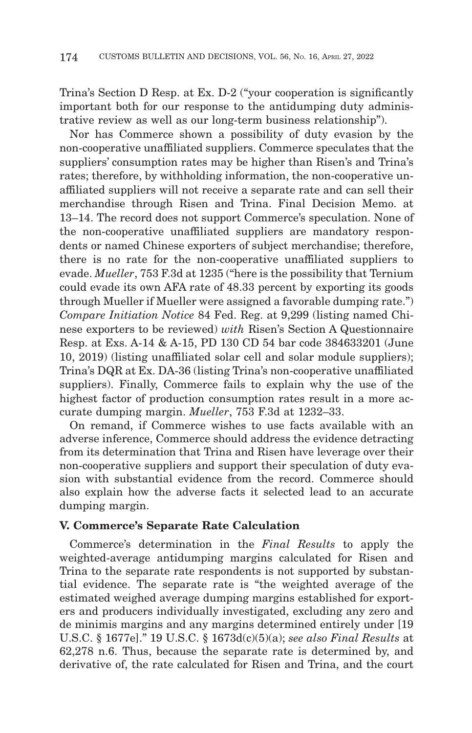Trina's Section D Resp. at Ex. D-2 ("your cooperation is significantly important both for our response to the antidumping duty administrative review as well as our long-term business relationship").

Nor has Commerce shown a possibility of duty evasion by the non-cooperative unaffiliated suppliers. Commerce speculates that the suppliers' consumption rates may be higher than Risen's and Trina's rates; therefore, by withholding information, the non-cooperative unaffiliated suppliers will not receive a separate rate and can sell their merchandise through Risen and Trina. Final Decision Memo. at 13–14. The record does not support Commerce's speculation. None of the non-cooperative unaffiliated suppliers are mandatory respondents or named Chinese exporters of subject merchandise; therefore, there is no rate for the non-cooperative unaffiliated suppliers to evade. *Mueller*, 753 F.3d at 1235 ("here is the possibility that Ternium could evade its own AFA rate of 48.33 percent by exporting its goods through Mueller if Mueller were assigned a favorable dumping rate.") *Compare Initiation Notice* 84 Fed. Reg. at 9,299 (listing named Chinese exporters to be reviewed) *with* Risen's Section A Questionnaire Resp. at Exs. A-14 & A-15, PD 130 CD 54 bar code 384633201 (June 10, 2019) (listing unaffiliated solar cell and solar module suppliers); Trina's DQR at Ex. DA-36 (listing Trina's non-cooperative unaffiliated suppliers). Finally, Commerce fails to explain why the use of the highest factor of production consumption rates result in a more accurate dumping margin. *Mueller*, 753 F.3d at 1232–33.

On remand, if Commerce wishes to use facts available with an adverse inference, Commerce should address the evidence detracting from its determination that Trina and Risen have leverage over their non-cooperative suppliers and support their speculation of duty evasion with substantial evidence from the record. Commerce should also explain how the adverse facts it selected lead to an accurate dumping margin.

### V. Commerce's Separate Rate Calculation

Commerce's determination in the *Final Results* to apply the weighted-average antidumping margins calculated for Risen and Trina to the separate rate respondents is not supported by substantial evidence. The separate rate is "the weighted average of the estimated weighed average dumping margins established for exporters and producers individually investigated, excluding any zero and de minimis margins and any margins determined entirely under [19 U.S.C. § 1677e]." 19 U.S.C. § 1673d(c)(5)(a); *see also Final Results* at 62,278 n.6. Thus, because the separate rate is determined by, and derivative of, the rate calculated for Risen and Trina, and the court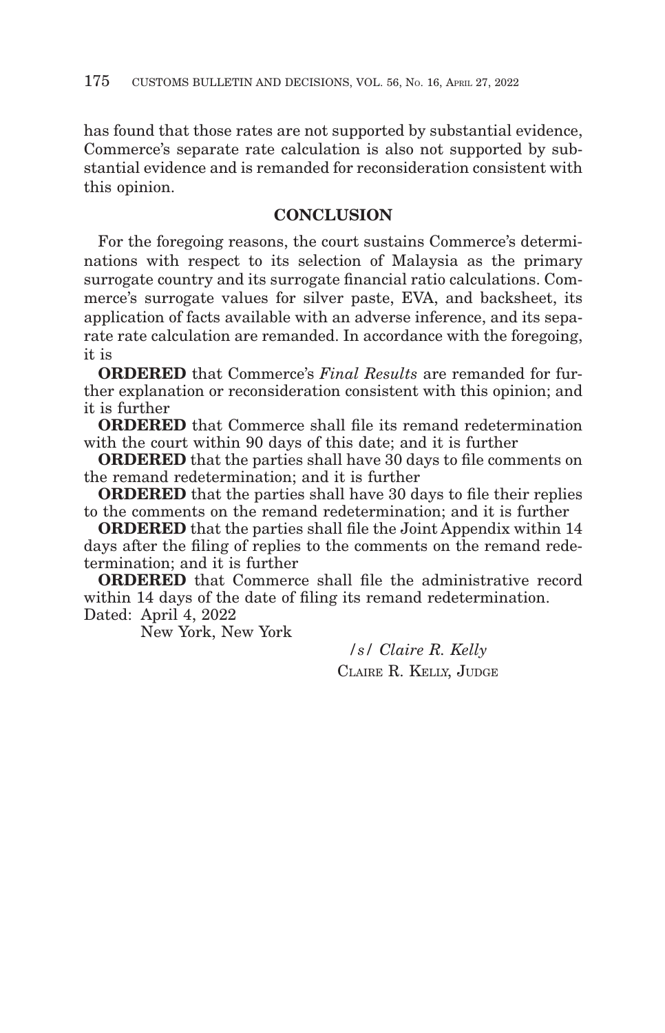has found that those rates are not supported by substantial evidence, Commerce's separate rate calculation is also not supported by substantial evidence and is remanded for reconsideration consistent with this opinion.

## CONCLUSION

For the foregoing reasons, the court sustains Commerce's determinations with respect to its selection of Malaysia as the primary surrogate country and its surrogate financial ratio calculations. Commerce's surrogate values for silver paste, EVA, and backsheet, its application of facts available with an adverse inference, and its separate rate calculation are remanded. In accordance with the foregoing, it is

**ORDERED** that Commerce's *Final Results* are remanded for further explanation or reconsideration consistent with this opinion; and it is further

**ORDERED** that Commerce shall file its remand redetermination with the court within 90 days of this date; and it is further

**ORDERED** that the parties shall have 30 days to file comments on the remand redetermination; and it is further

**ORDERED** that the parties shall have 30 days to file their replies to the comments on the remand redetermination; and it is further

**ORDERED** that the parties shall file the Joint Appendix within 14 days after the filing of replies to the comments on the remand redetermination; and it is further

**ORDERED** that Commerce shall file the administrative record within 14 days of the date of filing its remand redetermination.

Dated: April 4, 2022
New York, New York

/s/ *Claire R. Kelly*
CLAIRE R. KELLY, JUDGE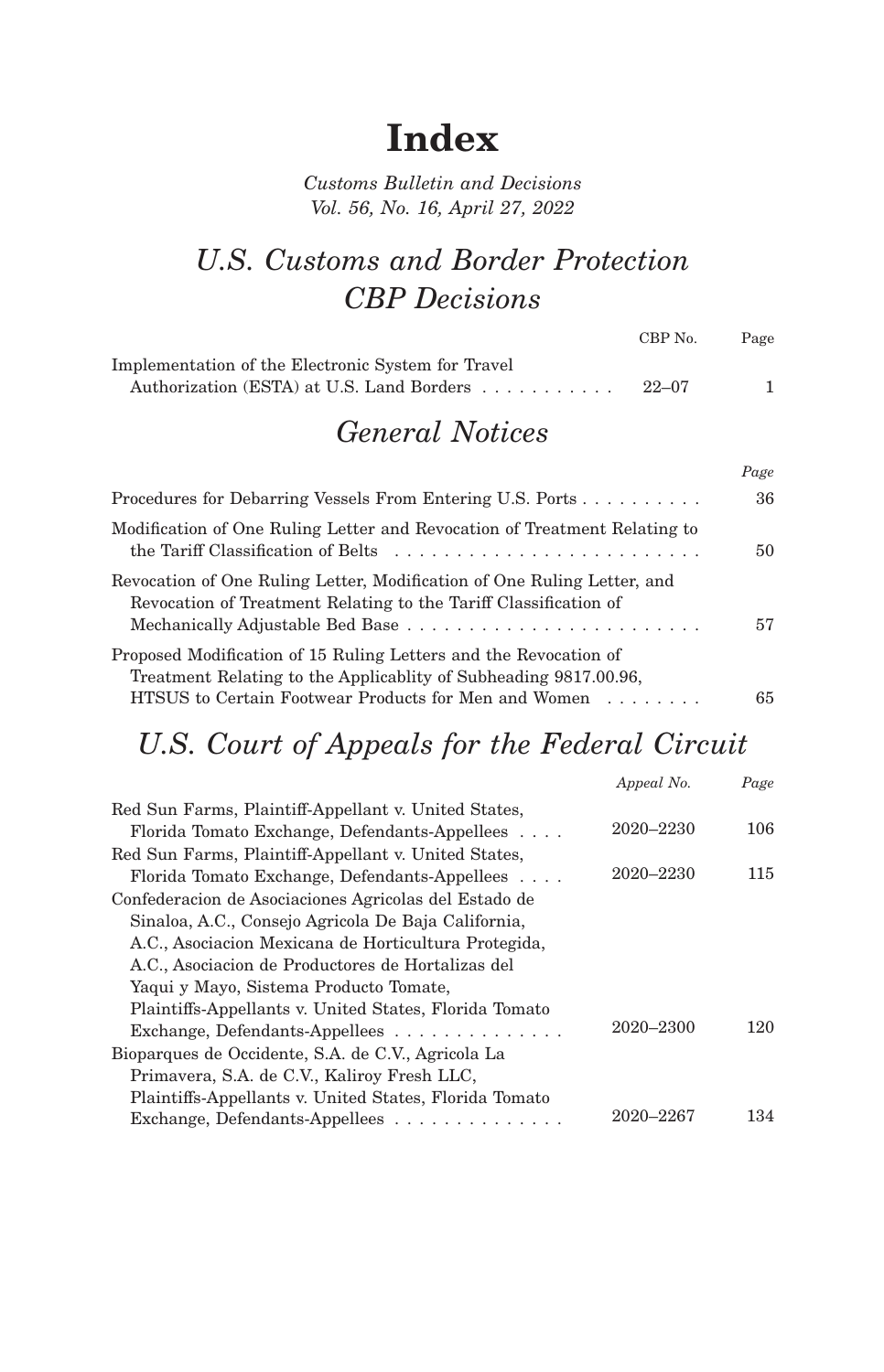# Index

*Customs Bulletin and Decisions*
*Vol. 56, No. 16, April 27, 2022*

## *U.S. Customs and Border Protection*
## *CBP Decisions*

| | CBP No. | Page |
|---|---|---|
| Implementation of the Electronic System for Travel Authorization (ESTA) at U.S. Land Borders | 22–07 | 1 |

## *General Notices*

| | *Page* |
|---|---|
| Procedures for Debarring Vessels From Entering U.S. Ports | 36 |
| Modification of One Ruling Letter and Revocation of Treatment Relating to the Tariff Classification of Belts | 50 |
| Revocation of One Ruling Letter, Modification of One Ruling Letter, and Revocation of Treatment Relating to the Tariff Classification of Mechanically Adjustable Bed Base | 57 |
| Proposed Modification of 15 Ruling Letters and the Revocation of Treatment Relating to the Applicablity of Subheading 9817.00.96, HTSUS to Certain Footwear Products for Men and Women | 65 |

## *U.S. Court of Appeals for the Federal Circuit*

| | *Appeal No.* | *Page* |
|---|---|---|
| Red Sun Farms, Plaintiff-Appellant v. United States, Florida Tomato Exchange, Defendants-Appellees | 2020–2230 | 106 |
| Red Sun Farms, Plaintiff-Appellant v. United States, Florida Tomato Exchange, Defendants-Appellees | 2020–2230 | 115 |
| Confederacion de Asociaciones Agricolas del Estado de Sinaloa, A.C., Consejo Agricola De Baja California, A.C., Asociacion Mexicana de Horticultura Protegida, A.C., Asociacion de Productores de Hortalizas del Yaqui y Mayo, Sistema Producto Tomate, Plaintiffs-Appellants v. United States, Florida Tomato Exchange, Defendants-Appellees | 2020–2300 | 120 |
| Bioparques de Occidente, S.A. de C.V., Agricola La Primavera, S.A. de C.V., Kaliroy Fresh LLC, Plaintiffs-Appellants v. United States, Florida Tomato Exchange, Defendants-Appellees | 2020–2267 | 134 |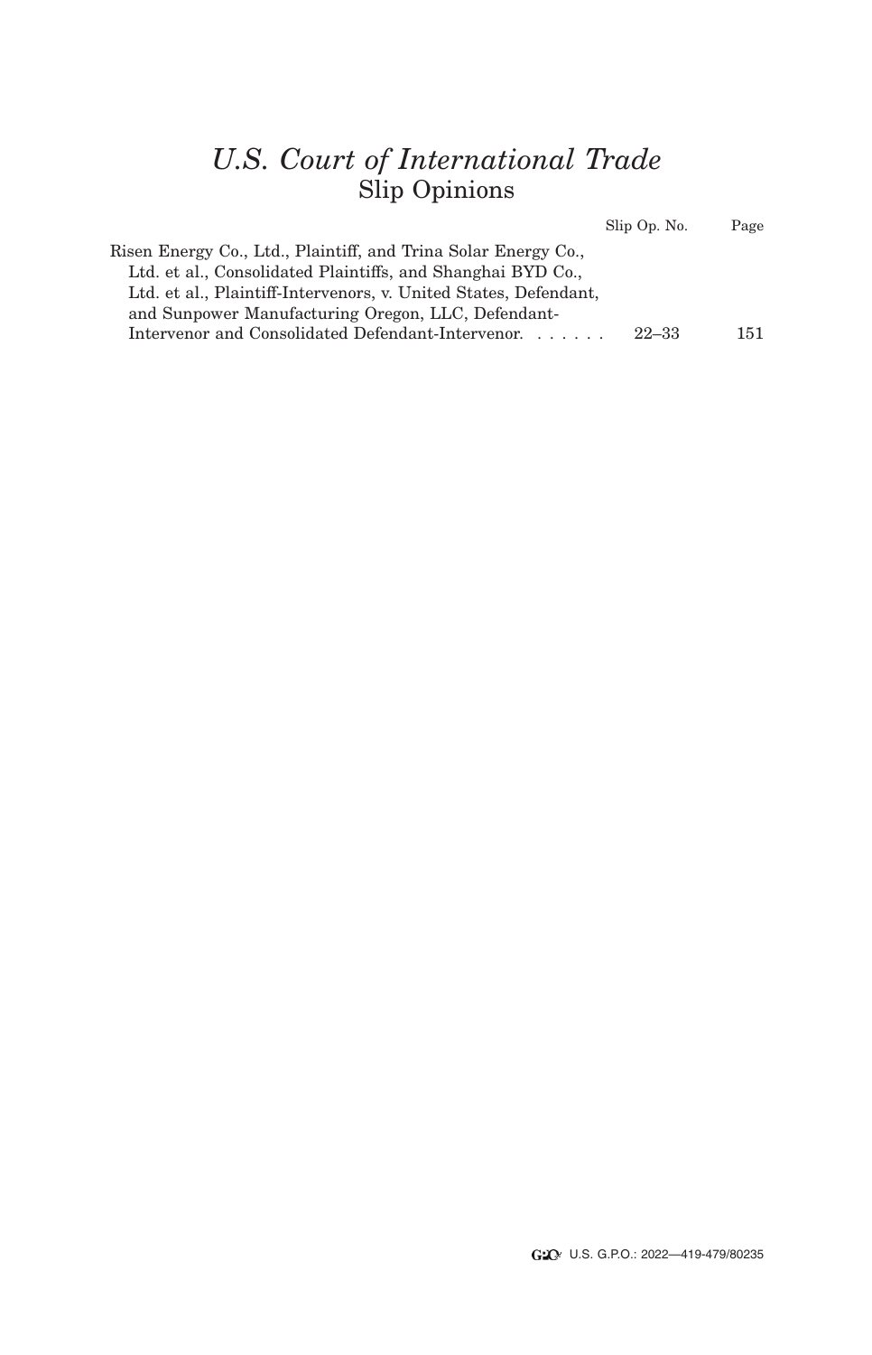# *U.S. Court of International Trade*
## Slip Opinions

| | Slip Op. No. | Page |
|---|---|---|
| Risen Energy Co., Ltd., Plaintiff, and Trina Solar Energy Co., Ltd. et al., Consolidated Plaintiffs, and Shanghai BYD Co., Ltd. et al., Plaintiff-Intervenors, v. United States, Defendant, and Sunpower Manufacturing Oregon, LLC, Defendant-Intervenor and Consolidated Defendant-Intervenor. | 22–33 | 151 |

U.S. G.P.O.: 2022—419-479/80235